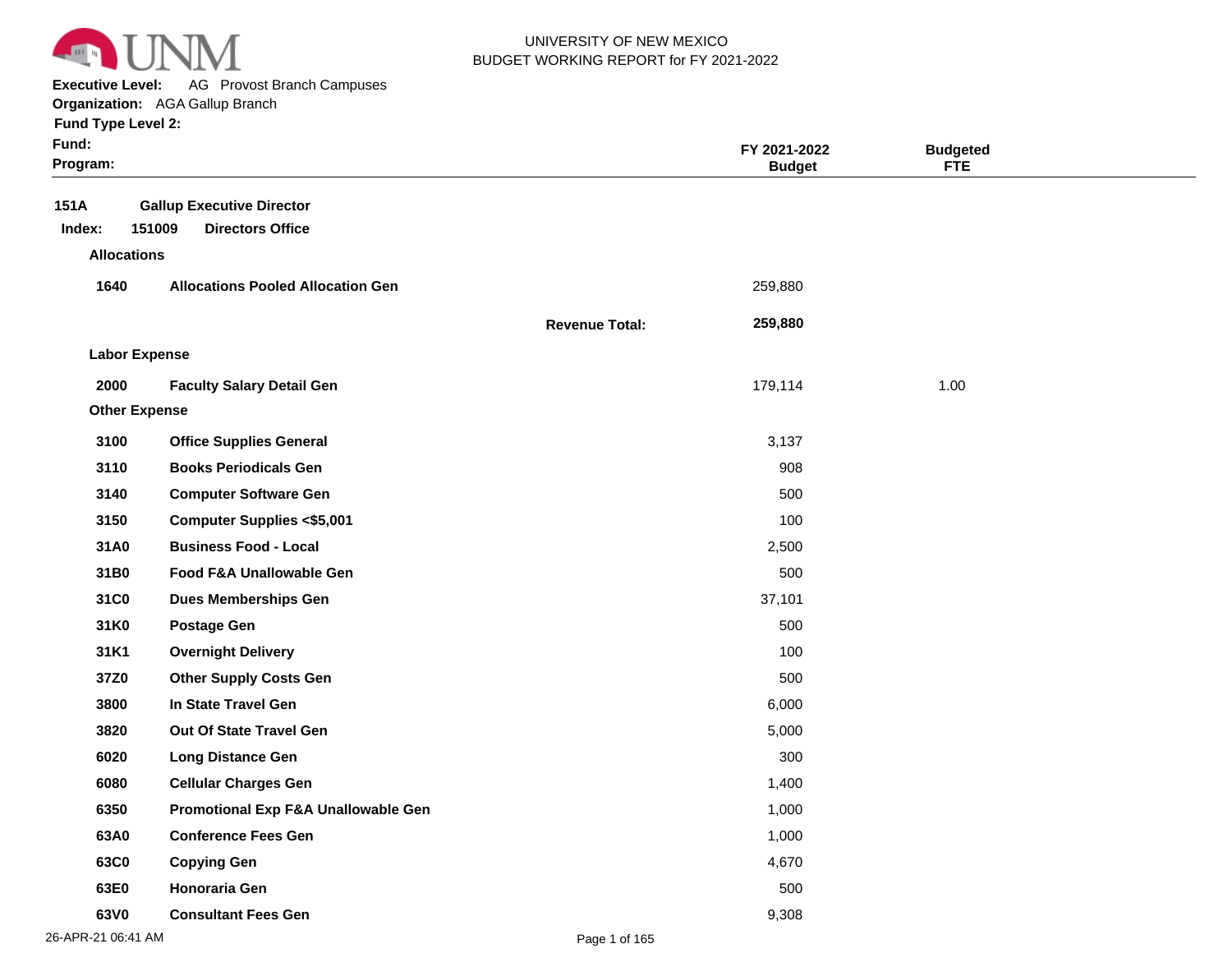UNIVERSITY OF NEW MEXICO
BUDGET WORKING REPORT for FY 2021-2022

**Executive Level:** AG Provost Branch Campuses
**Organization:** AGA Gallup Branch
**Fund Type Level 2:**
**Fund:**
**Program:**

| | | FY 2021-2022 Budget | Budgeted FTE |
|---|---|---|---|
| **151A** | **Gallup Executive Director** | | |
| **Index: 151009** | **Directors Office** | | |
| **Allocations** | | | |
| **1640** | **Allocations Pooled Allocation Gen** | 259,880 | |
| | **Revenue Total:** | **259,880** | |
| **Labor Expense** | | | |
| **2000** | **Faculty Salary Detail Gen** | 179,114 | 1.00 |
| **Other Expense** | | | |
| **3100** | **Office Supplies General** | 3,137 | |
| **3110** | **Books Periodicals Gen** | 908 | |
| **3140** | **Computer Software Gen** | 500 | |
| **3150** | **Computer Supplies <$5,001** | 100 | |
| **31A0** | **Business Food - Local** | 2,500 | |
| **31B0** | **Food F&A Unallowable Gen** | 500 | |
| **31C0** | **Dues Memberships Gen** | 37,101 | |
| **31K0** | **Postage Gen** | 500 | |
| **31K1** | **Overnight Delivery** | 100 | |
| **37Z0** | **Other Supply Costs Gen** | 500 | |
| **3800** | **In State Travel Gen** | 6,000 | |
| **3820** | **Out Of State Travel Gen** | 5,000 | |
| **6020** | **Long Distance Gen** | 300 | |
| **6080** | **Cellular Charges Gen** | 1,400 | |
| **6350** | **Promotional Exp F&A Unallowable Gen** | 1,000 | |
| **63A0** | **Conference Fees Gen** | 1,000 | |
| **63C0** | **Copying Gen** | 4,670 | |
| **63E0** | **Honoraria Gen** | 500 | |
| **63V0** | **Consultant Fees Gen** | 9,308 | |

26-APR-21 06:41 AM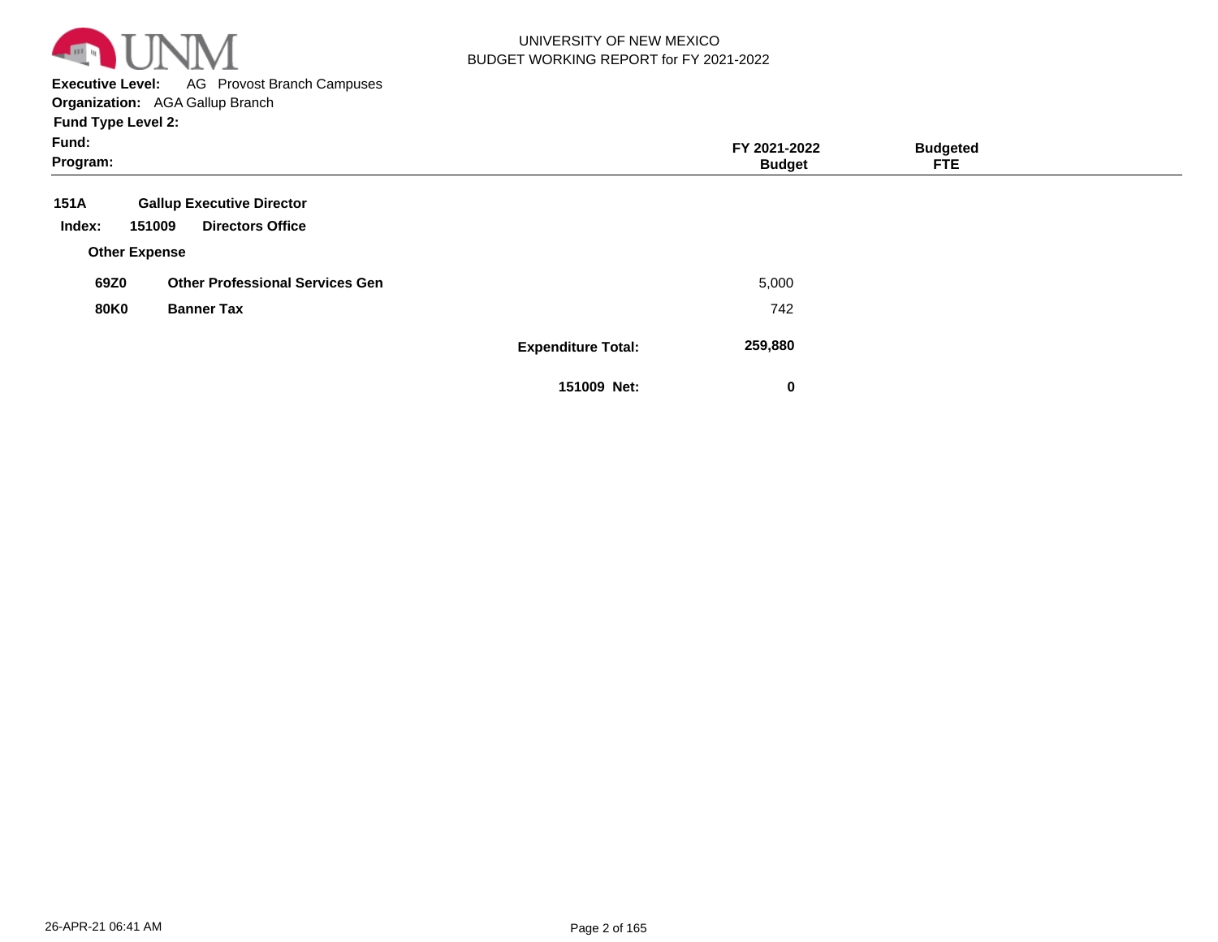UNIVERSITY OF NEW MEXICO
BUDGET WORKING REPORT for FY 2021-2022

**Executive Level:** AG Provost Branch Campuses
**Organization:** AGA Gallup Branch
**Fund Type Level 2:**
**Fund:**
**Program:**

| | | FY 2021-2022 Budget | Budgeted FTE |
|---|---|---|---|
| **151A** | **Gallup Executive Director** | | |
| **Index: 151009** | **Directors Office** | | |
| **Other Expense** | | | |
| **69Z0** | **Other Professional Services Gen** | 5,000 | |
| **80K0** | **Banner Tax** | 742 | |
| | **Expenditure Total:** | **259,880** | |
| | **151009 Net:** | **0** | |

26-APR-21 06:41 AM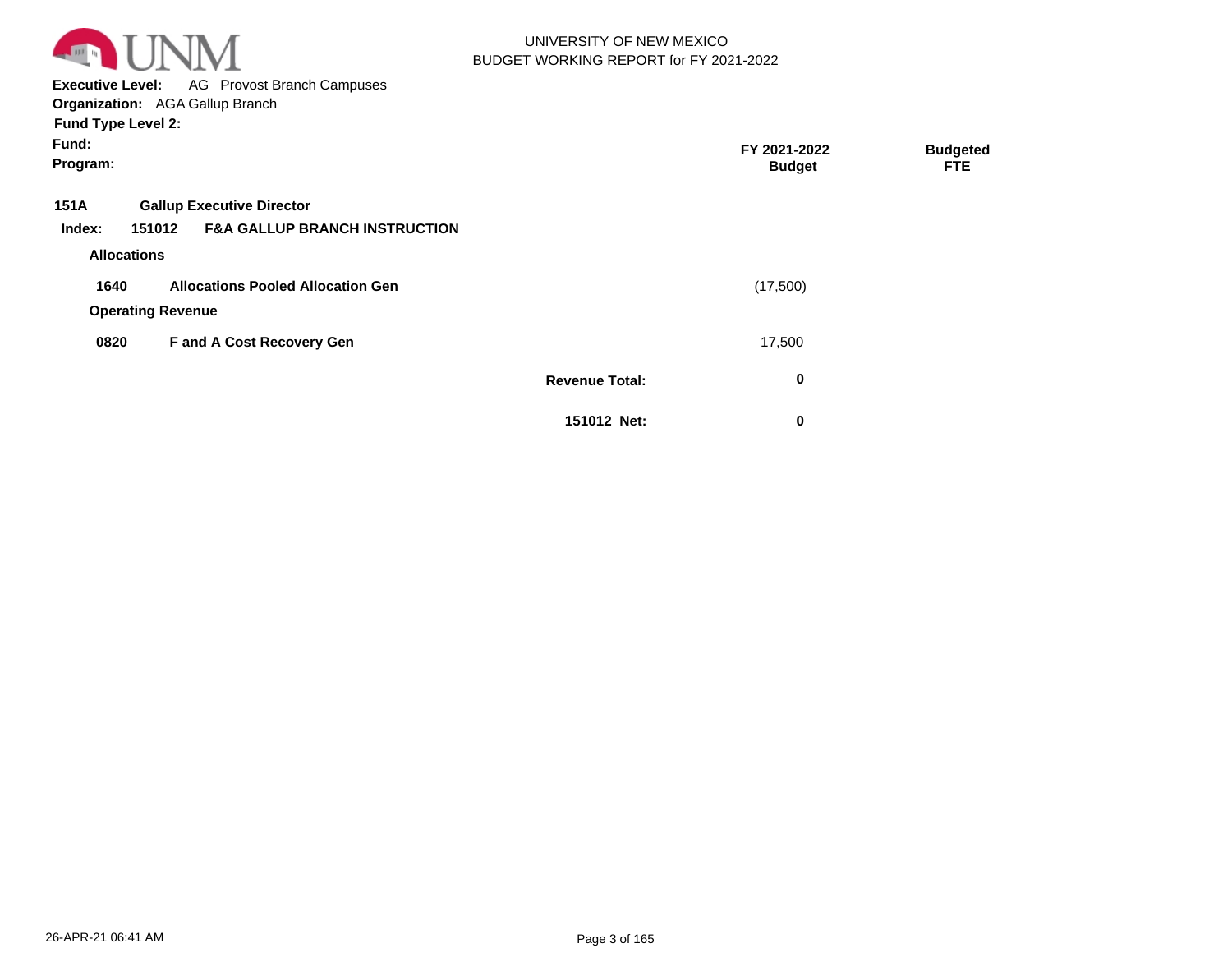UNIVERSITY OF NEW MEXICO
BUDGET WORKING REPORT for FY 2021-2022

**Executive Level:** AG Provost Branch Campuses
**Organization:** AGA Gallup Branch
**Fund Type Level 2:**
**Fund:**
**Program:**

| | | FY 2021-2022 Budget | Budgeted FTE |
|---|---|---|---|
| **151A** | **Gallup Executive Director** | | |
| **Index: 151012** | **F&A GALLUP BRANCH INSTRUCTION** | | |
| **Allocations** | | | |
| **1640** | **Allocations Pooled Allocation Gen** | (17,500) | |
| **Operating Revenue** | | | |
| **0820** | **F and A Cost Recovery Gen** | 17,500 | |
| | **Revenue Total:** | **0** | |
| | **151012 Net:** | **0** | |

26-APR-21 06:41 AM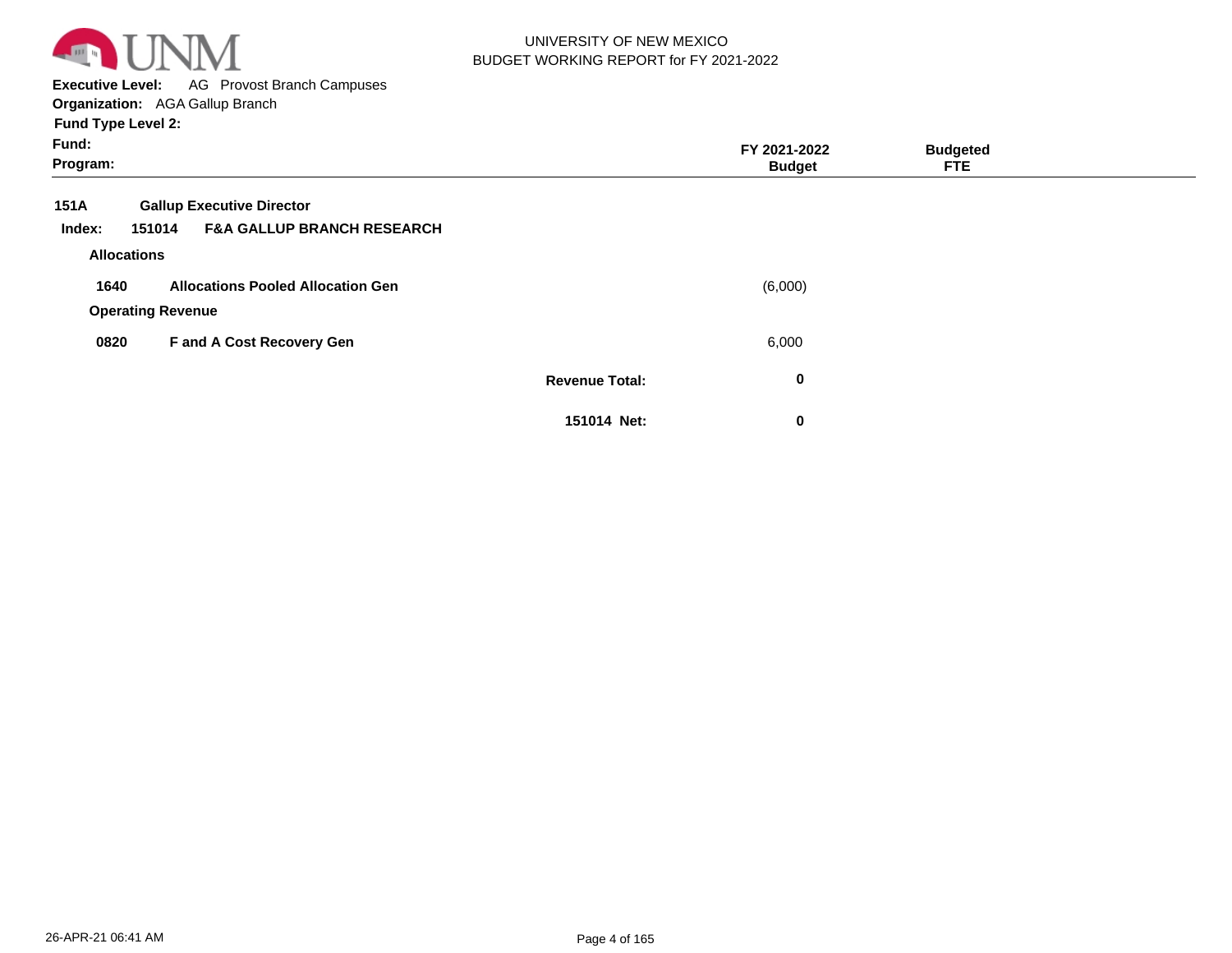UNIVERSITY OF NEW MEXICO
BUDGET WORKING REPORT for FY 2021-2022

**Executive Level:** AG Provost Branch Campuses
**Organization:** AGA Gallup Branch
**Fund Type Level 2:**
**Fund:**
**Program:**

| | | | FY 2021-2022 Budget | Budgeted FTE |
|---|---|---|---|---|
| **151A** | **Gallup Executive Director** | | | |
| **Index: 151014** | **F&A GALLUP BRANCH RESEARCH** | | | |
| **Allocations** | | | | |
| **1640** | **Allocations Pooled Allocation Gen** | | (6,000) | |
| **Operating Revenue** | | | | |
| **0820** | **F and A Cost Recovery Gen** | | 6,000 | |
| | | **Revenue Total:** | **0** | |
| | | **151014 Net:** | **0** | |

26-APR-21 06:41 AM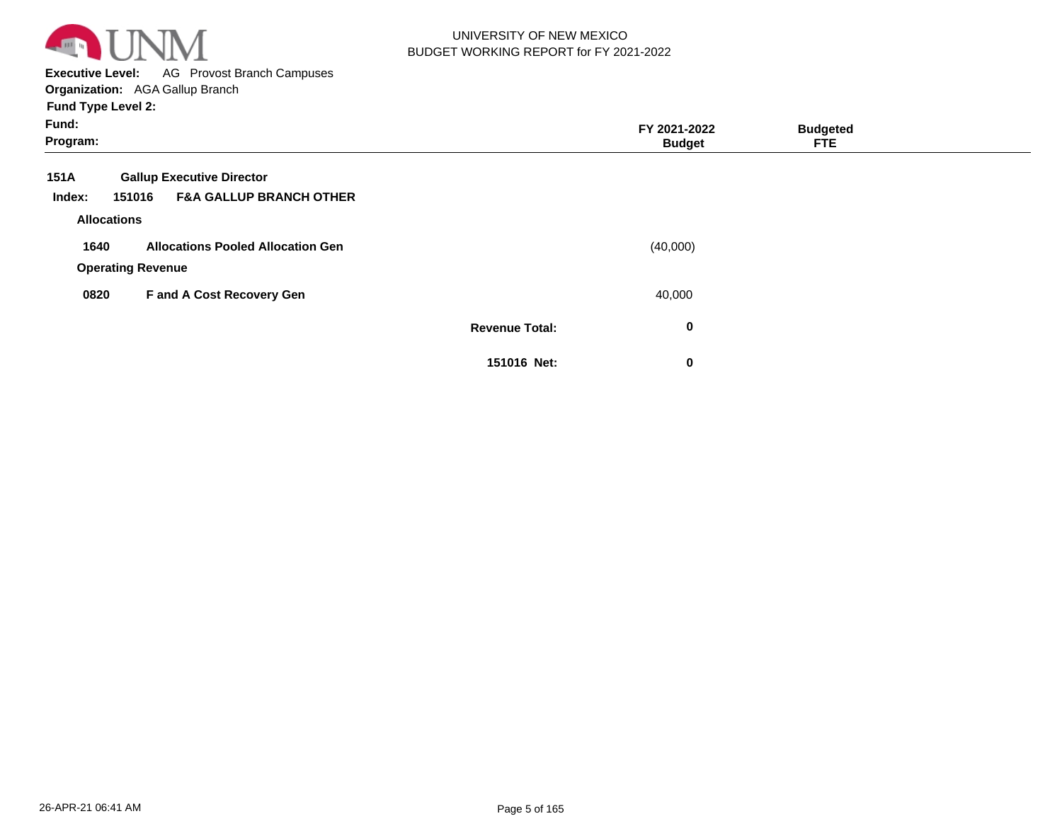UNIVERSITY OF NEW MEXICO
BUDGET WORKING REPORT for FY 2021-2022

**Executive Level:** AG Provost Branch Campuses
**Organization:** AGA Gallup Branch
**Fund Type Level 2:**
**Fund:**
**Program:**

| | | | FY 2021-2022 Budget | Budgeted FTE |
|---|---|---|---|---|
| **151A** | **Gallup Executive Director** | | | |
| **Index: 151016** | **F&A GALLUP BRANCH OTHER** | | | |
| **Allocations** | | | | |
| **1640** | **Allocations Pooled Allocation Gen** | | (40,000) | |
| **Operating Revenue** | | | | |
| **0820** | **F and A Cost Recovery Gen** | | 40,000 | |
| | | **Revenue Total:** | **0** | |
| | | **151016 Net:** | **0** | |

26-APR-21 06:41 AM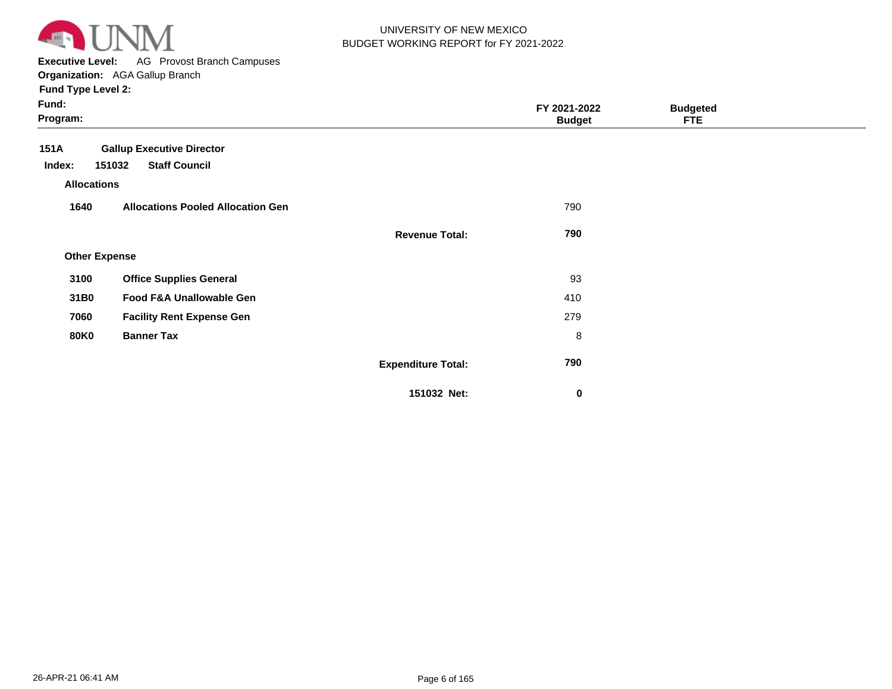UNIVERSITY OF NEW MEXICO
BUDGET WORKING REPORT for FY 2021-2022

**Executive Level:** AG Provost Branch Campuses
**Organization:** AGA Gallup Branch
**Fund Type Level 2:**
**Fund:**
**Program:**

| | | | FY 2021-2022 Budget | Budgeted FTE |
|---|---|---|---|---|
| **151A** | **Gallup Executive Director** | | | |
| **Index: 151032** | **Staff Council** | | | |
| **Allocations** | | | | |
| **1640** | **Allocations Pooled Allocation Gen** | | 790 | |
| | | **Revenue Total:** | **790** | |
| **Other Expense** | | | | |
| **3100** | **Office Supplies General** | | 93 | |
| **31B0** | **Food F&A Unallowable Gen** | | 410 | |
| **7060** | **Facility Rent Expense Gen** | | 279 | |
| **80K0** | **Banner Tax** | | 8 | |
| | | **Expenditure Total:** | **790** | |
| | | **151032 Net:** | **0** | |

26-APR-21 06:41 AM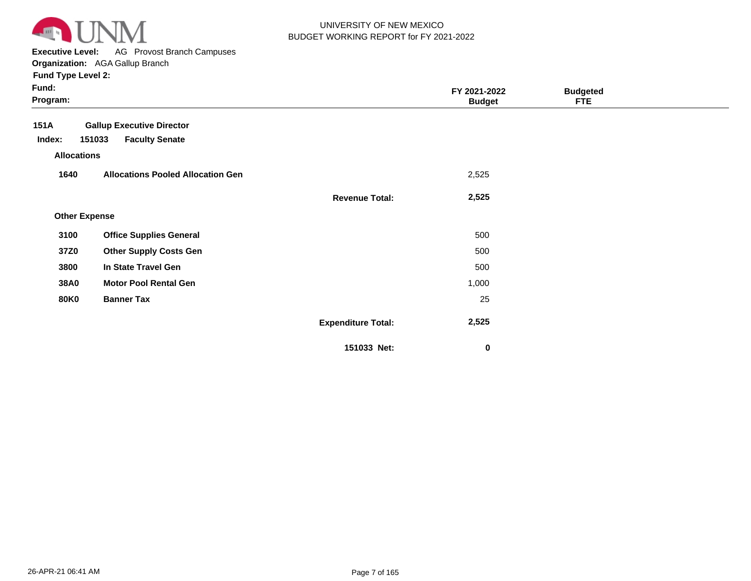UNIVERSITY OF NEW MEXICO
BUDGET WORKING REPORT for FY 2021-2022

**Executive Level:** AG Provost Branch Campuses
**Organization:** AGA Gallup Branch
**Fund Type Level 2:**
**Fund:**
**Program:**

| | | | FY 2021-2022 Budget | Budgeted FTE |
|---|---|---|---|---|
| **151A** | **Gallup Executive Director** | | | |
| **Index: 151033** | **Faculty Senate** | | | |
| **Allocations** | | | | |
| **1640** | **Allocations Pooled Allocation Gen** | | 2,525 | |
| | | **Revenue Total:** | **2,525** | |
| **Other Expense** | | | | |
| **3100** | **Office Supplies General** | | 500 | |
| **37Z0** | **Other Supply Costs Gen** | | 500 | |
| **3800** | **In State Travel Gen** | | 500 | |
| **38A0** | **Motor Pool Rental Gen** | | 1,000 | |
| **80K0** | **Banner Tax** | | 25 | |
| | | **Expenditure Total:** | **2,525** | |
| | | **151033 Net:** | **0** | |

26-APR-21 06:41 AM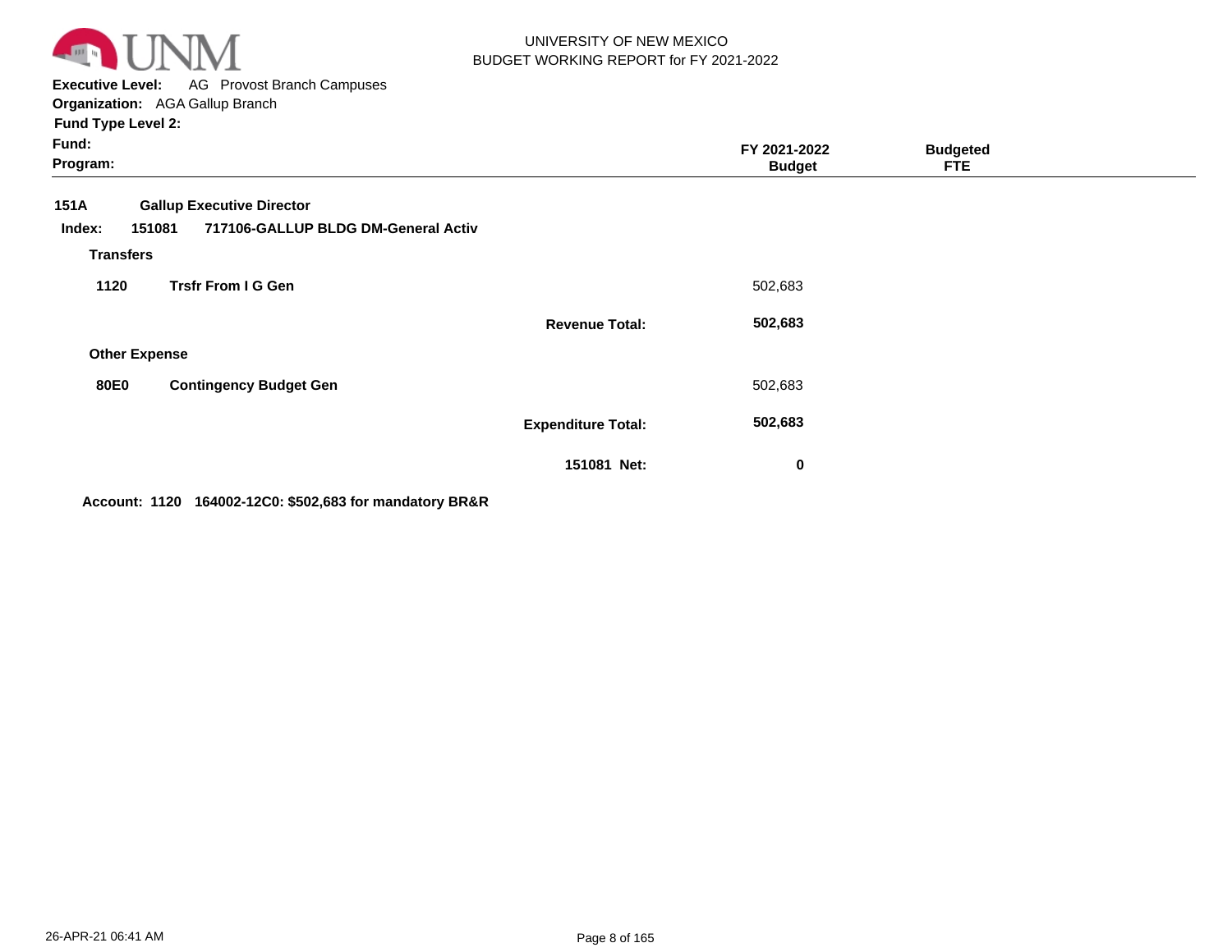UNIVERSITY OF NEW MEXICO
BUDGET WORKING REPORT for FY 2021-2022

**Executive Level:** AG Provost Branch Campuses
**Organization:** AGA Gallup Branch
**Fund Type Level 2:**
**Fund:**
**Program:**

| | | | FY 2021-2022 Budget | Budgeted FTE |
|---|---|---|---|---|
| **151A** | **Gallup Executive Director** | | | |
| **Index: 151081** | **717106-GALLUP BLDG DM-General Activ** | | | |
| **Transfers** | | | | |
| **1120** | **Trsfr From I G Gen** | | 502,683 | |
| | | **Revenue Total:** | **502,683** | |
| **Other Expense** | | | | |
| **80E0** | **Contingency Budget Gen** | | 502,683 | |
| | | **Expenditure Total:** | **502,683** | |
| | | **151081 Net:** | **0** | |

**Account: 1120 164002-12C0: $502,683 for mandatory BR&R**

26-APR-21 06:41 AM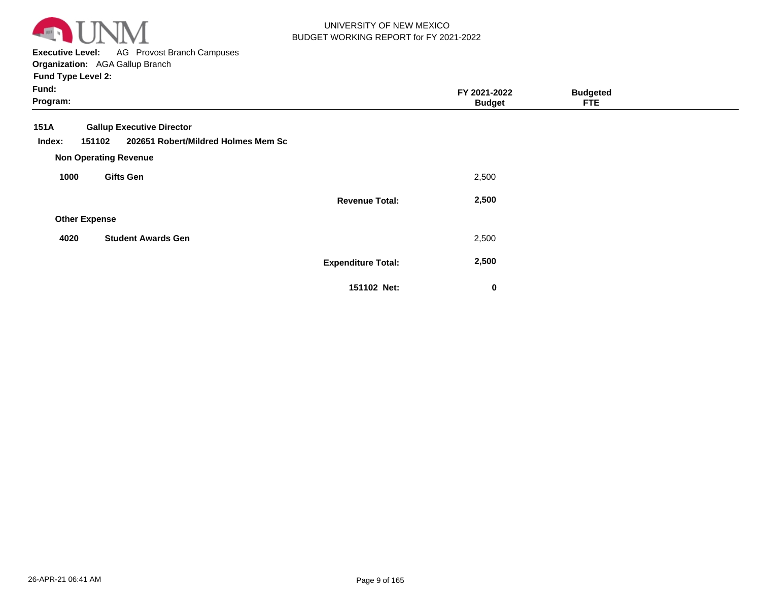**Executive Level:** AG Provost Branch Campuses
**Organization:** AGA Gallup Branch
**Fund Type Level 2:**
**Fund:**
**Program:**

| | | FY 2021-2022 Budget | Budgeted FTE |
|---|---|---|---|
| **151A** | **Gallup Executive Director** | | |
| **Index: 151102** | **202651 Robert/Mildred Holmes Mem Sc** | | |
| **Non Operating Revenue** | | | |
| **1000** | **Gifts Gen** | 2,500 | |
| | **Revenue Total:** | **2,500** | |
| **Other Expense** | | | |
| **4020** | **Student Awards Gen** | 2,500 | |
| | **Expenditure Total:** | **2,500** | |
| | **151102 Net:** | **0** | |

26-APR-21 06:41 AM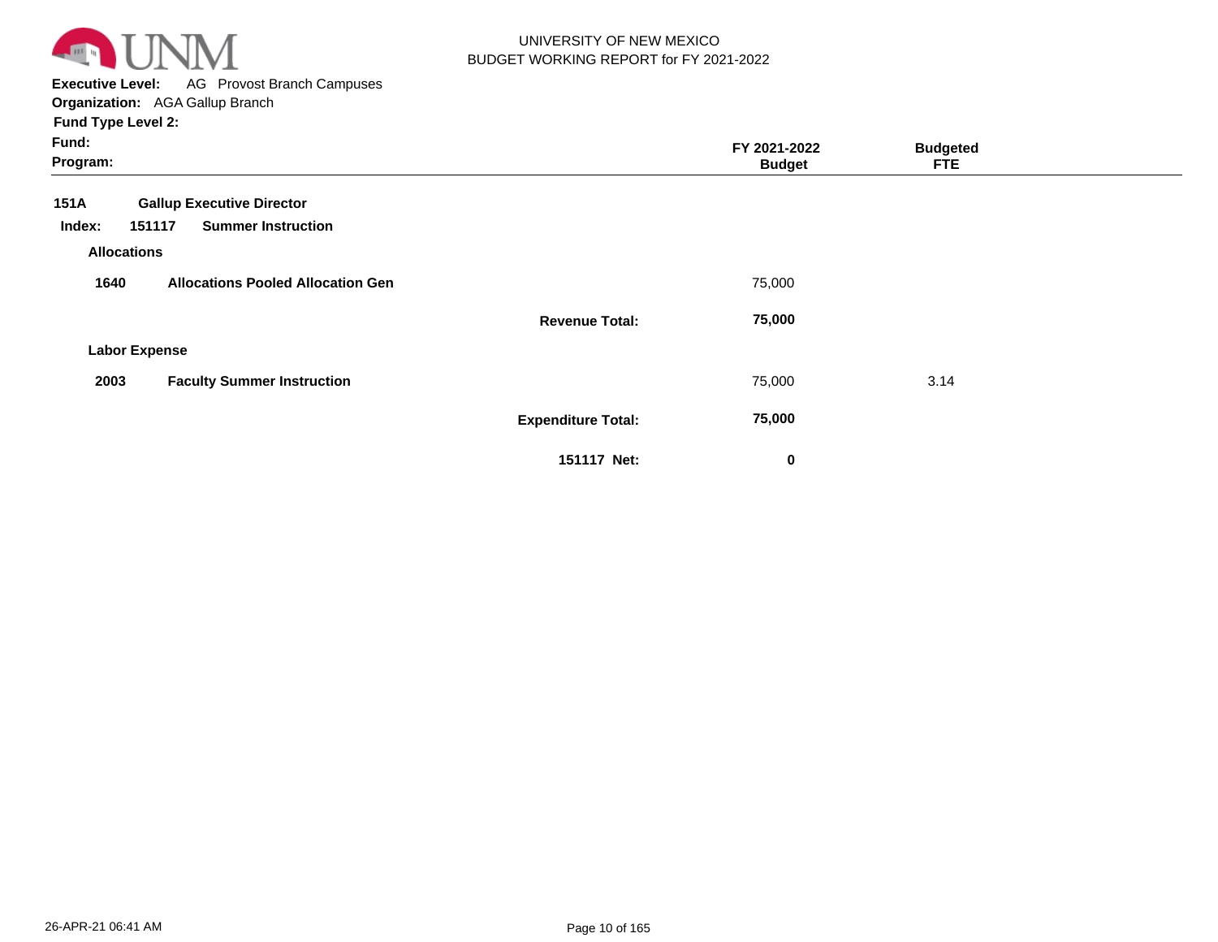UNIVERSITY OF NEW MEXICO
BUDGET WORKING REPORT for FY 2021-2022

**Executive Level:** AG Provost Branch Campuses
**Organization:** AGA Gallup Branch
**Fund Type Level 2:**
**Fund:**
**Program:**

| | | | FY 2021-2022 Budget | Budgeted FTE |
|---|---|---|---|---|
| **151A** | **Gallup Executive Director** | | | |
| **Index: 151117** | **Summer Instruction** | | | |
| **Allocations** | | | | |
| **1640** | **Allocations Pooled Allocation Gen** | | 75,000 | |
| | | **Revenue Total:** | **75,000** | |
| **Labor Expense** | | | | |
| **2003** | **Faculty Summer Instruction** | | 75,000 | 3.14 |
| | | **Expenditure Total:** | **75,000** | |
| | | **151117 Net:** | **0** | |

26-APR-21 06:41 AM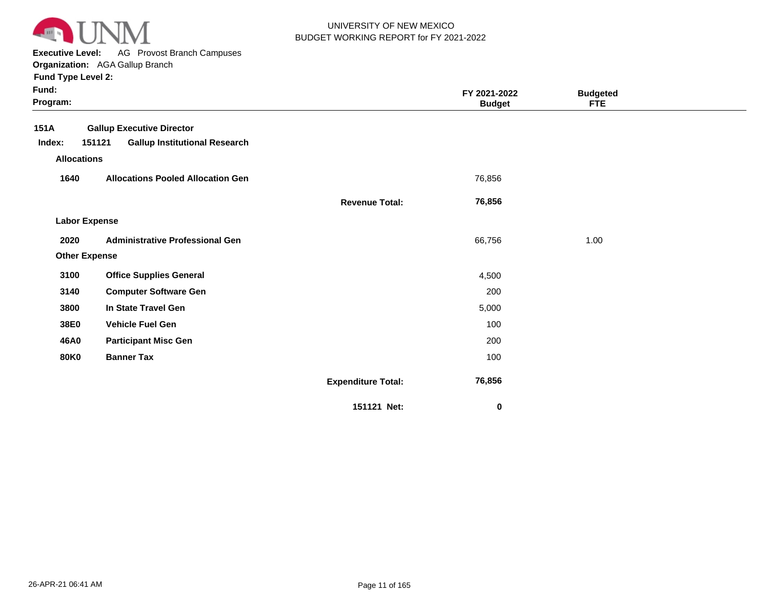UNIVERSITY OF NEW MEXICO
BUDGET WORKING REPORT for FY 2021-2022

**Executive Level:** AG Provost Branch Campuses
**Organization:** AGA Gallup Branch
**Fund Type Level 2:**
**Fund:**
**Program:**

| | | | FY 2021-2022 Budget | Budgeted FTE |
|---|---|---|---|---|
| **151A** | **Gallup Executive Director** | | | |
| **Index: 151121** | **Gallup Institutional Research** | | | |
| **Allocations** | | | | |
| **1640** | **Allocations Pooled Allocation Gen** | | 76,856 | |
| | | **Revenue Total:** | **76,856** | |
| **Labor Expense** | | | | |
| **2020** | **Administrative Professional Gen** | | 66,756 | 1.00 |
| **Other Expense** | | | | |
| **3100** | **Office Supplies General** | | 4,500 | |
| **3140** | **Computer Software Gen** | | 200 | |
| **3800** | **In State Travel Gen** | | 5,000 | |
| **38E0** | **Vehicle Fuel Gen** | | 100 | |
| **46A0** | **Participant Misc Gen** | | 200 | |
| **80K0** | **Banner Tax** | | 100 | |
| | | **Expenditure Total:** | **76,856** | |
| | | **151121 Net:** | **0** | |

26-APR-21 06:41 AM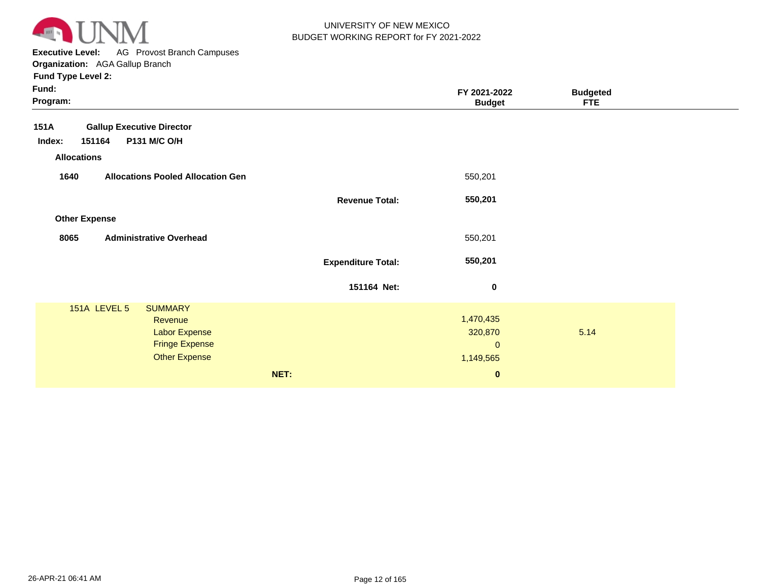UNIVERSITY OF NEW MEXICO
BUDGET WORKING REPORT for FY 2021-2022

**Executive Level:** AG Provost Branch Campuses
**Organization:** AGA Gallup Branch
**Fund Type Level 2:**
**Fund:**
**Program:**

| | FY 2021-2022 Budget | Budgeted FTE |
|---|---|---|
| **151A Gallup Executive Director** | | |
| **Index: 151164 P131 M/C O/H** | | |
| **Allocations** | | |
| **1640 Allocations Pooled Allocation Gen** | 550,201 | |
| **Revenue Total:** | **550,201** | |
| **Other Expense** | | |
| **8065 Administrative Overhead** | 550,201 | |
| **Expenditure Total:** | **550,201** | |
| **151164 Net:** | **0** | |
| 151A LEVEL 5 SUMMARY | | |
| Revenue | 1,470,435 | |
| Labor Expense | 320,870 | 5.14 |
| Fringe Expense | 0 | |
| Other Expense | 1,149,565 | |
| **NET:** | **0** | |

26-APR-21 06:41 AM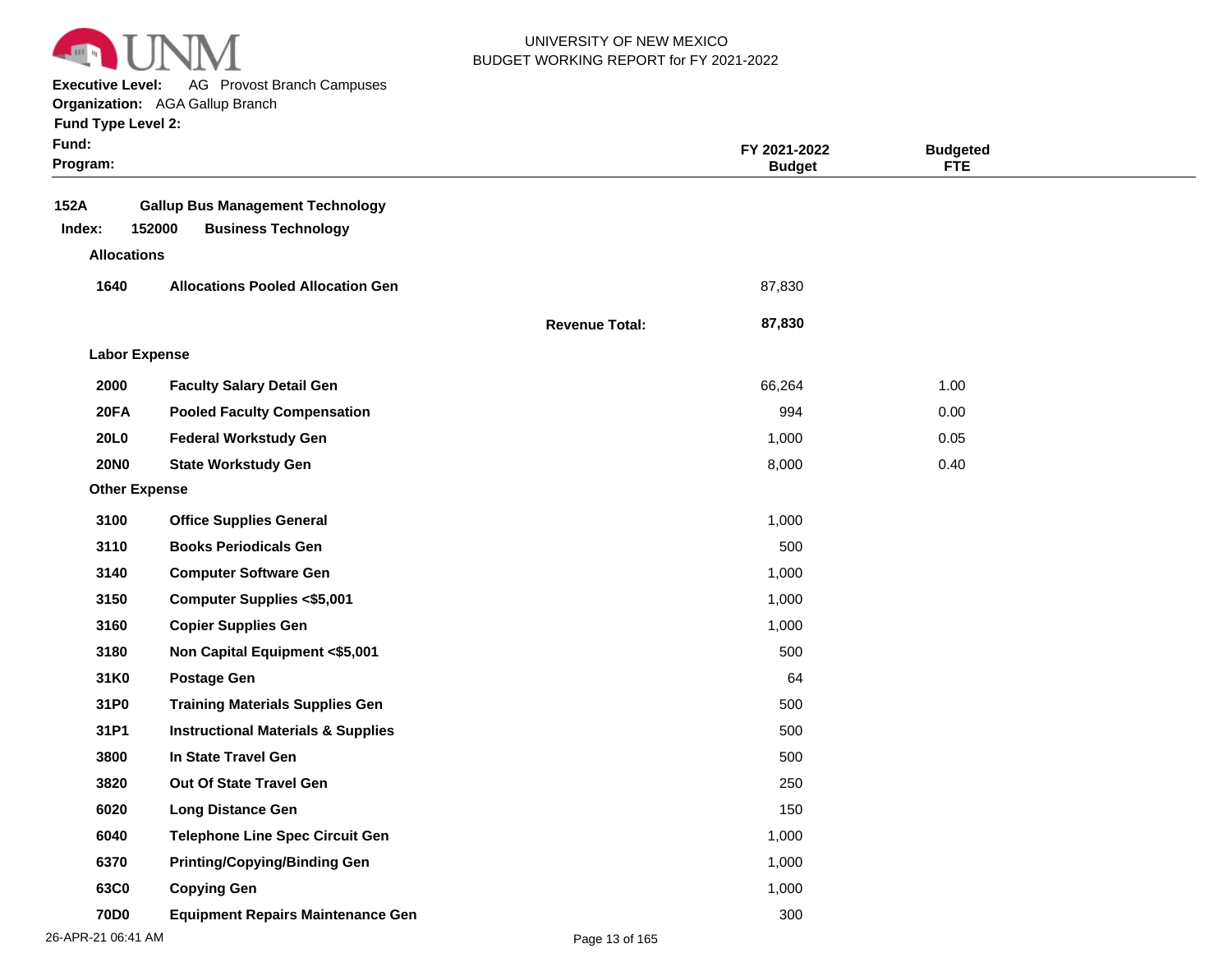UNIVERSITY OF NEW MEXICO
BUDGET WORKING REPORT for FY 2021-2022

**Executive Level:** AG Provost Branch Campuses
**Organization:** AGA Gallup Branch
**Fund Type Level 2:**
**Fund:**
**Program:**

| | | | FY 2021-2022 Budget | Budgeted FTE |
|---|---|---|---|---|
| **152A** | **Gallup Bus Management Technology** | | | |
| **Index: 152000** | **Business Technology** | | | |
| **Allocations** | | | | |
| **1640** | **Allocations Pooled Allocation Gen** | | 87,830 | |
| | | **Revenue Total:** | **87,830** | |
| **Labor Expense** | | | | |
| **2000** | **Faculty Salary Detail Gen** | | 66,264 | 1.00 |
| **20FA** | **Pooled Faculty Compensation** | | 994 | 0.00 |
| **20L0** | **Federal Workstudy Gen** | | 1,000 | 0.05 |
| **20N0** | **State Workstudy Gen** | | 8,000 | 0.40 |
| **Other Expense** | | | | |
| **3100** | **Office Supplies General** | | 1,000 | |
| **3110** | **Books Periodicals Gen** | | 500 | |
| **3140** | **Computer Software Gen** | | 1,000 | |
| **3150** | **Computer Supplies <$5,001** | | 1,000 | |
| **3160** | **Copier Supplies Gen** | | 1,000 | |
| **3180** | **Non Capital Equipment <$5,001** | | 500 | |
| **31K0** | **Postage Gen** | | 64 | |
| **31P0** | **Training Materials Supplies Gen** | | 500 | |
| **31P1** | **Instructional Materials & Supplies** | | 500 | |
| **3800** | **In State Travel Gen** | | 500 | |
| **3820** | **Out Of State Travel Gen** | | 250 | |
| **6020** | **Long Distance Gen** | | 150 | |
| **6040** | **Telephone Line Spec Circuit Gen** | | 1,000 | |
| **6370** | **Printing/Copying/Binding Gen** | | 1,000 | |
| **63C0** | **Copying Gen** | | 1,000 | |
| **70D0** | **Equipment Repairs Maintenance Gen** | | 300 | |

26-APR-21 06:41 AM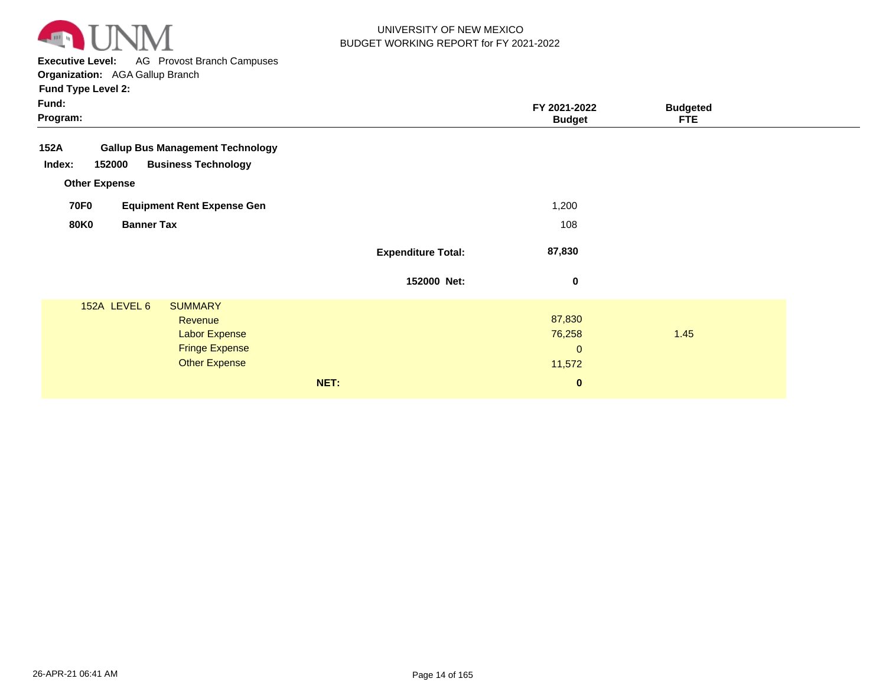UNIVERSITY OF NEW MEXICO
BUDGET WORKING REPORT for FY 2021-2022

**Executive Level:** AG Provost Branch Campuses
**Organization:** AGA Gallup Branch
**Fund Type Level 2:**
**Fund:**
**Program:**

| | | | FY 2021-2022 Budget | Budgeted FTE |
|---|---|---|---|---|
| **152A** | **Gallup Bus Management Technology** | | | |
| **Index:** | **152000** | **Business Technology** | | |
| **Other Expense** | | | | |
| **70F0** | **Equipment Rent Expense Gen** | | 1,200 | |
| **80K0** | **Banner Tax** | | 108 | |
| | | **Expenditure Total:** | **87,830** | |
| | | **152000 Net:** | **0** | |

| 152A LEVEL 6 | SUMMARY | FY 2021-2022 Budget | Budgeted FTE |
|---|---|---|---|
| | Revenue | 87,830 | |
| | Labor Expense | 76,258 | 1.45 |
| | Fringe Expense | 0 | |
| | Other Expense | 11,572 | |
| | **NET:** | **0** | |

26-APR-21 06:41 AM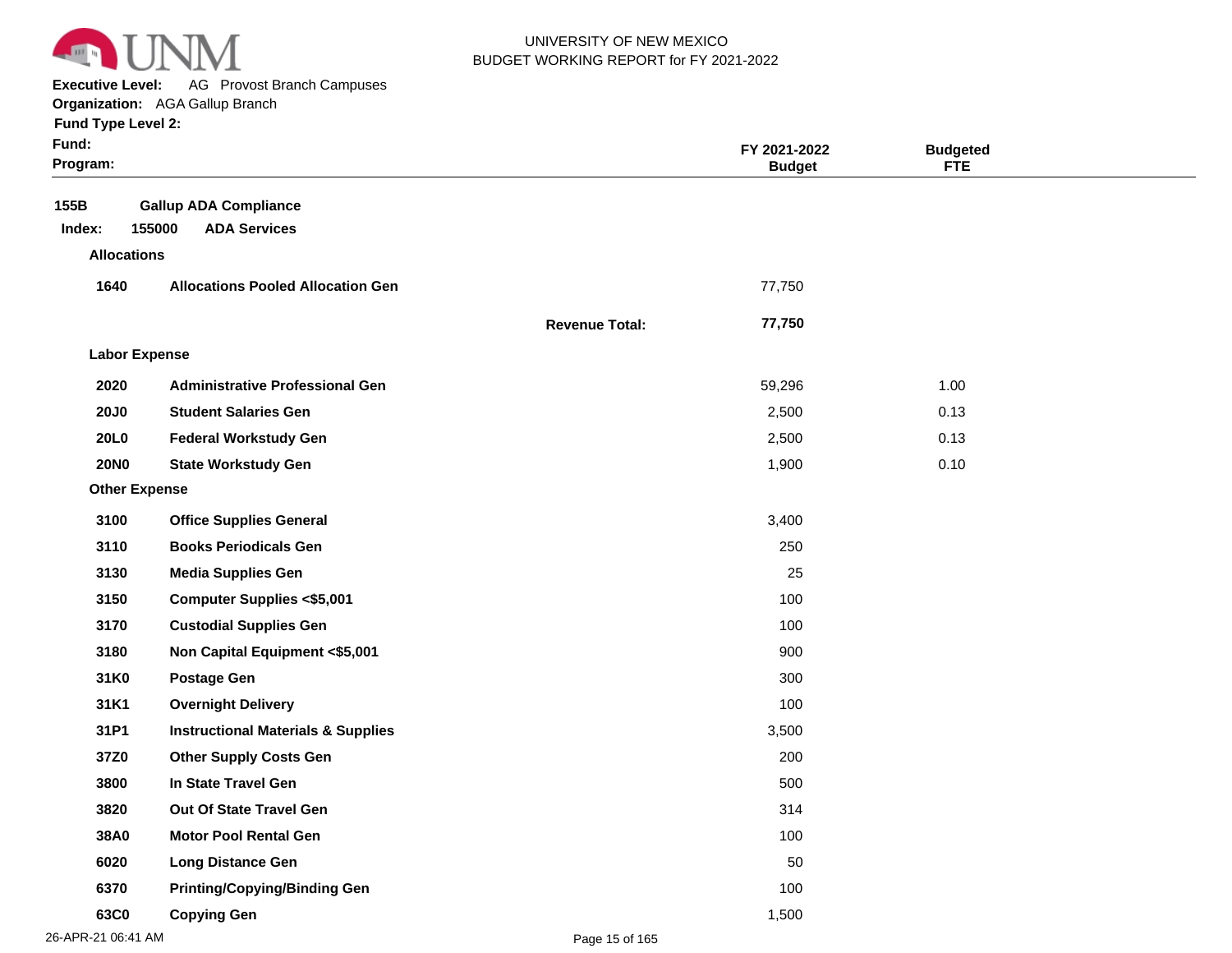UNIVERSITY OF NEW MEXICO
BUDGET WORKING REPORT for FY 2021-2022

**Executive Level:** AG Provost Branch Campuses
**Organization:** AGA Gallup Branch
**Fund Type Level 2:**
**Fund:**
**Program:**

| | | | FY 2021-2022 Budget | Budgeted FTE |
|---|---|---|---|---|
| **155B** | **Gallup ADA Compliance** | | | |
| **Index: 155000** | **ADA Services** | | | |
| **Allocations** | | | | |
| **1640** | **Allocations Pooled Allocation Gen** | | 77,750 | |
| | | **Revenue Total:** | **77,750** | |
| **Labor Expense** | | | | |
| **2020** | **Administrative Professional Gen** | | 59,296 | 1.00 |
| **20J0** | **Student Salaries Gen** | | 2,500 | 0.13 |
| **20L0** | **Federal Workstudy Gen** | | 2,500 | 0.13 |
| **20N0** | **State Workstudy Gen** | | 1,900 | 0.10 |
| **Other Expense** | | | | |
| **3100** | **Office Supplies General** | | 3,400 | |
| **3110** | **Books Periodicals Gen** | | 250 | |
| **3130** | **Media Supplies Gen** | | 25 | |
| **3150** | **Computer Supplies <$5,001** | | 100 | |
| **3170** | **Custodial Supplies Gen** | | 100 | |
| **3180** | **Non Capital Equipment <$5,001** | | 900 | |
| **31K0** | **Postage Gen** | | 300 | |
| **31K1** | **Overnight Delivery** | | 100 | |
| **31P1** | **Instructional Materials & Supplies** | | 3,500 | |
| **37Z0** | **Other Supply Costs Gen** | | 200 | |
| **3800** | **In State Travel Gen** | | 500 | |
| **3820** | **Out Of State Travel Gen** | | 314 | |
| **38A0** | **Motor Pool Rental Gen** | | 100 | |
| **6020** | **Long Distance Gen** | | 50 | |
| **6370** | **Printing/Copying/Binding Gen** | | 100 | |
| **63C0** | **Copying Gen** | | 1,500 | |

26-APR-21 06:41 AM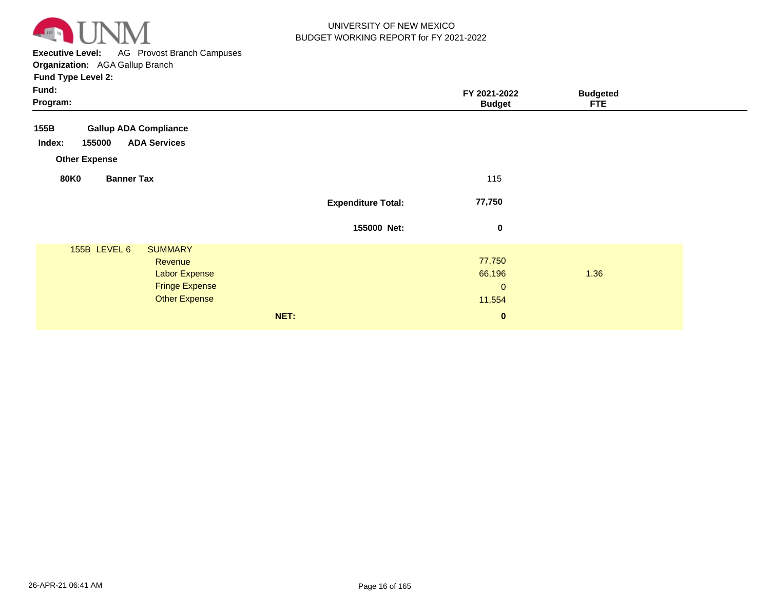UNIVERSITY OF NEW MEXICO
BUDGET WORKING REPORT for FY 2021-2022

**Executive Level:** AG Provost Branch Campuses
**Organization:** AGA Gallup Branch
**Fund Type Level 2:**
**Fund:**
**Program:**

| | | FY 2021-2022 Budget | Budgeted FTE |
|---|---|---|---|
| **155B** | **Gallup ADA Compliance** | | |
| **Index: 155000** | **ADA Services** | | |
| **Other Expense** | | | |
| **80K0** | **Banner Tax** | 115 | |
| | **Expenditure Total:** | **77,750** | |
| | **155000 Net:** | **0** | |

| 155B LEVEL 6 | SUMMARY | FY 2021-2022 Budget | Budgeted FTE |
|---|---|---|---|
| | Revenue | 77,750 | |
| | Labor Expense | 66,196 | 1.36 |
| | Fringe Expense | 0 | |
| | Other Expense | 11,554 | |
| | **NET:** | **0** | |

26-APR-21 06:41 AM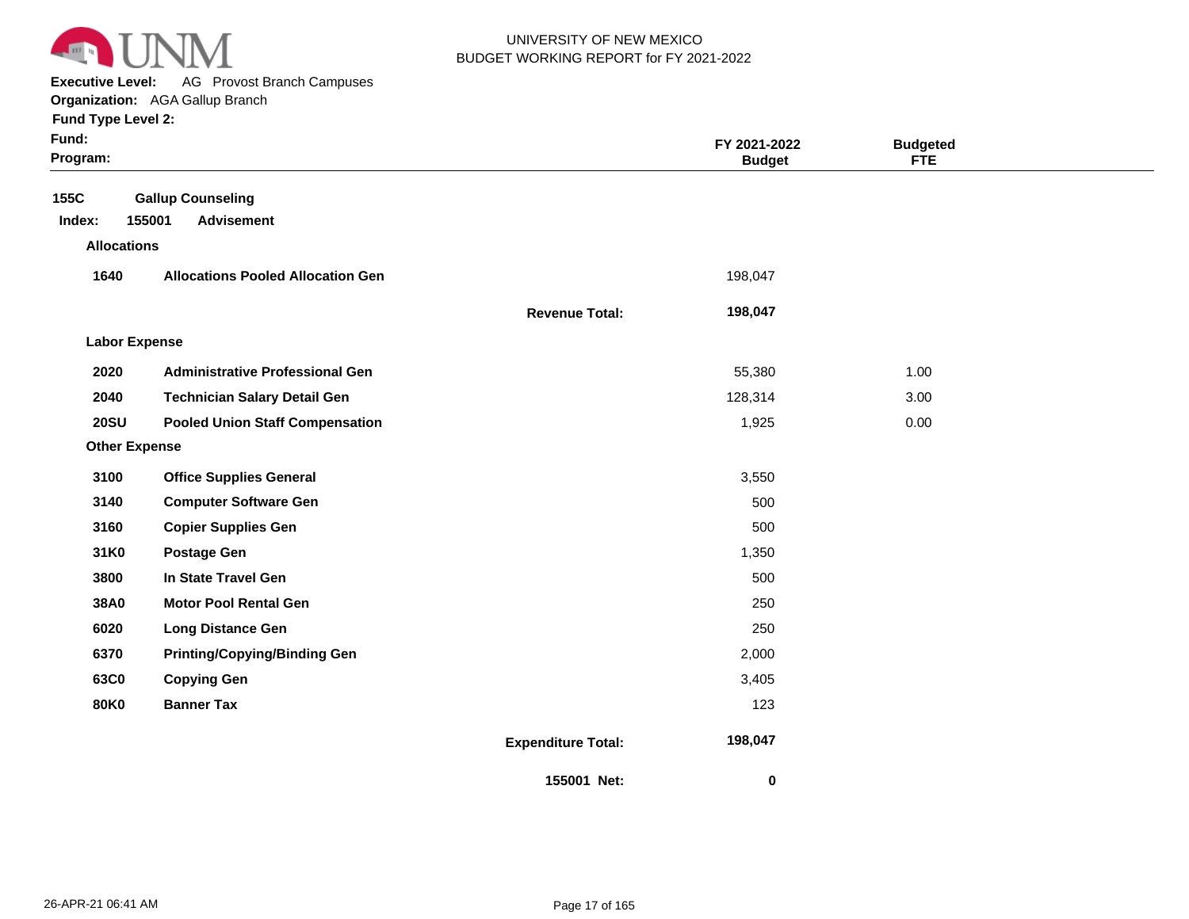UNIVERSITY OF NEW MEXICO
BUDGET WORKING REPORT for FY 2021-2022

**Executive Level:** AG Provost Branch Campuses
**Organization:** AGA Gallup Branch
**Fund Type Level 2:**
**Fund:**
**Program:**

**155C** **Gallup Counseling**

**Index:** **155001** **Advisement**

| Code | Description | | FY 2021-2022 Budget | Budgeted FTE |
|---|---|---|---|---|
| **Allocations** | | | | |
| **1640** | **Allocations Pooled Allocation Gen** | | 198,047 | |
| | | **Revenue Total:** | **198,047** | |
| **Labor Expense** | | | | |
| **2020** | **Administrative Professional Gen** | | 55,380 | 1.00 |
| **2040** | **Technician Salary Detail Gen** | | 128,314 | 3.00 |
| **20SU** | **Pooled Union Staff Compensation** | | 1,925 | 0.00 |
| **Other Expense** | | | | |
| **3100** | **Office Supplies General** | | 3,550 | |
| **3140** | **Computer Software Gen** | | 500 | |
| **3160** | **Copier Supplies Gen** | | 500 | |
| **31K0** | **Postage Gen** | | 1,350 | |
| **3800** | **In State Travel Gen** | | 500 | |
| **38A0** | **Motor Pool Rental Gen** | | 250 | |
| **6020** | **Long Distance Gen** | | 250 | |
| **6370** | **Printing/Copying/Binding Gen** | | 2,000 | |
| **63C0** | **Copying Gen** | | 3,405 | |
| **80K0** | **Banner Tax** | | 123 | |
| | | **Expenditure Total:** | **198,047** | |
| | | **155001 Net:** | **0** | |

26-APR-21 06:41 AM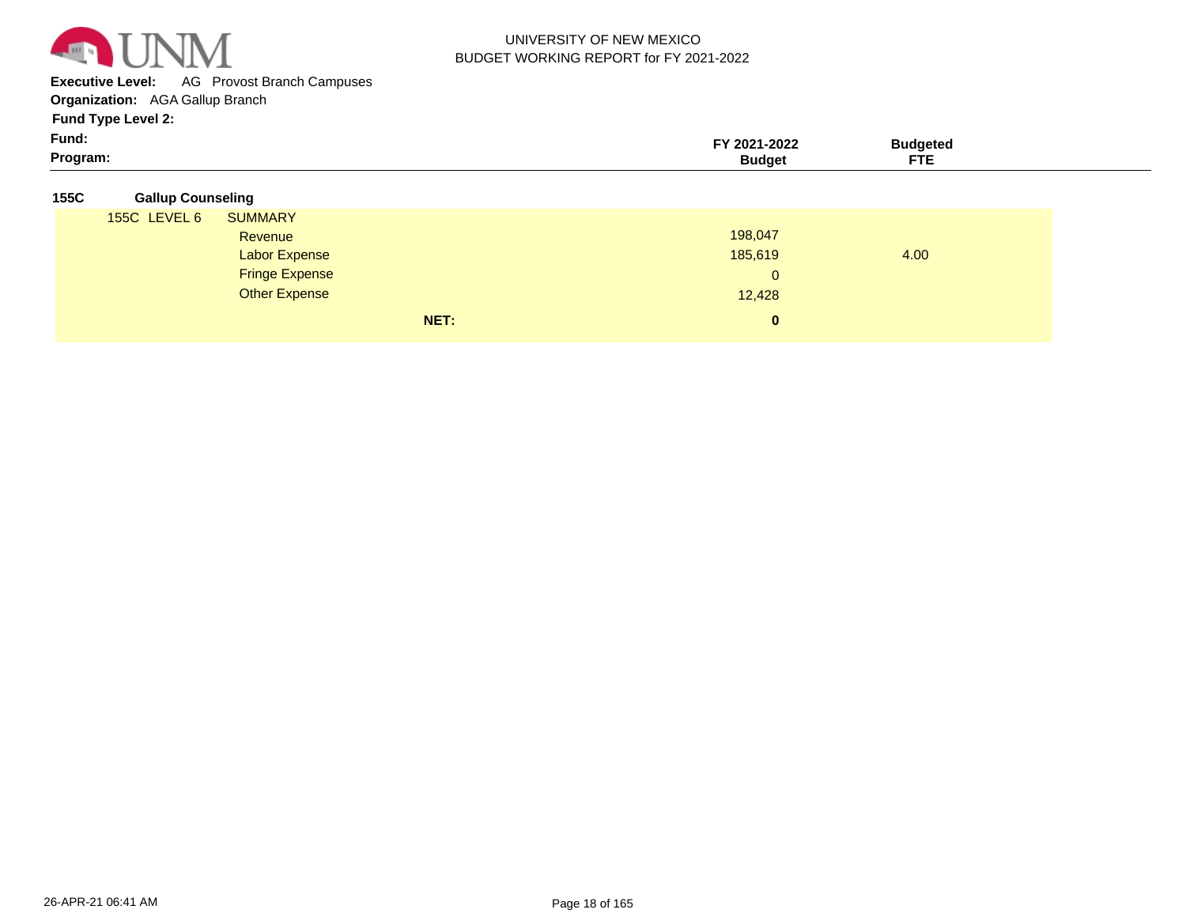UNIVERSITY OF NEW MEXICO
BUDGET WORKING REPORT for FY 2021-2022

**Executive Level:** AG Provost Branch Campuses
**Organization:** AGA Gallup Branch
**Fund Type Level 2:**
**Fund:**
**Program:**

| | | | FY 2021-2022 Budget | Budgeted FTE |
|---|---|---|---|---|
| **155C** | **Gallup Counseling** | | | |
| 155C LEVEL 6 | SUMMARY | | | |
| | Revenue | | 198,047 | |
| | Labor Expense | | 185,619 | 4.00 |
| | Fringe Expense | | 0 | |
| | Other Expense | | 12,428 | |
| | | **NET:** | **0** | |

26-APR-21 06:41 AM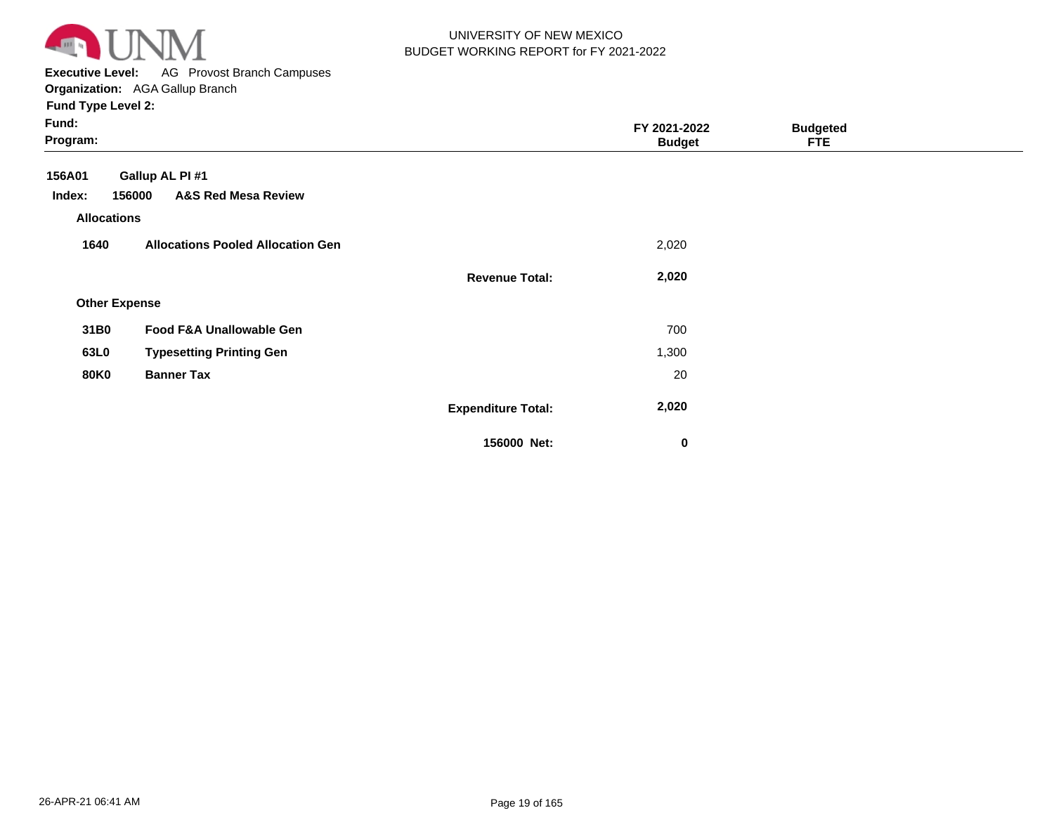UNIVERSITY OF NEW MEXICO
BUDGET WORKING REPORT for FY 2021-2022

**Executive Level:** AG Provost Branch Campuses
**Organization:** AGA Gallup Branch
**Fund Type Level 2:**
**Fund:**
**Program:**

| | | | FY 2021-2022 Budget | Budgeted FTE |
|---|---|---|---|---|
| **156A01** | **Gallup AL PI #1** | | | |
| **Index: 156000** | **A&S Red Mesa Review** | | | |
| **Allocations** | | | | |
| **1640** | **Allocations Pooled Allocation Gen** | | 2,020 | |
| | | **Revenue Total:** | **2,020** | |
| **Other Expense** | | | | |
| **31B0** | **Food F&A Unallowable Gen** | | 700 | |
| **63L0** | **Typesetting Printing Gen** | | 1,300 | |
| **80K0** | **Banner Tax** | | 20 | |
| | | **Expenditure Total:** | **2,020** | |
| | | **156000 Net:** | **0** | |

26-APR-21 06:41 AM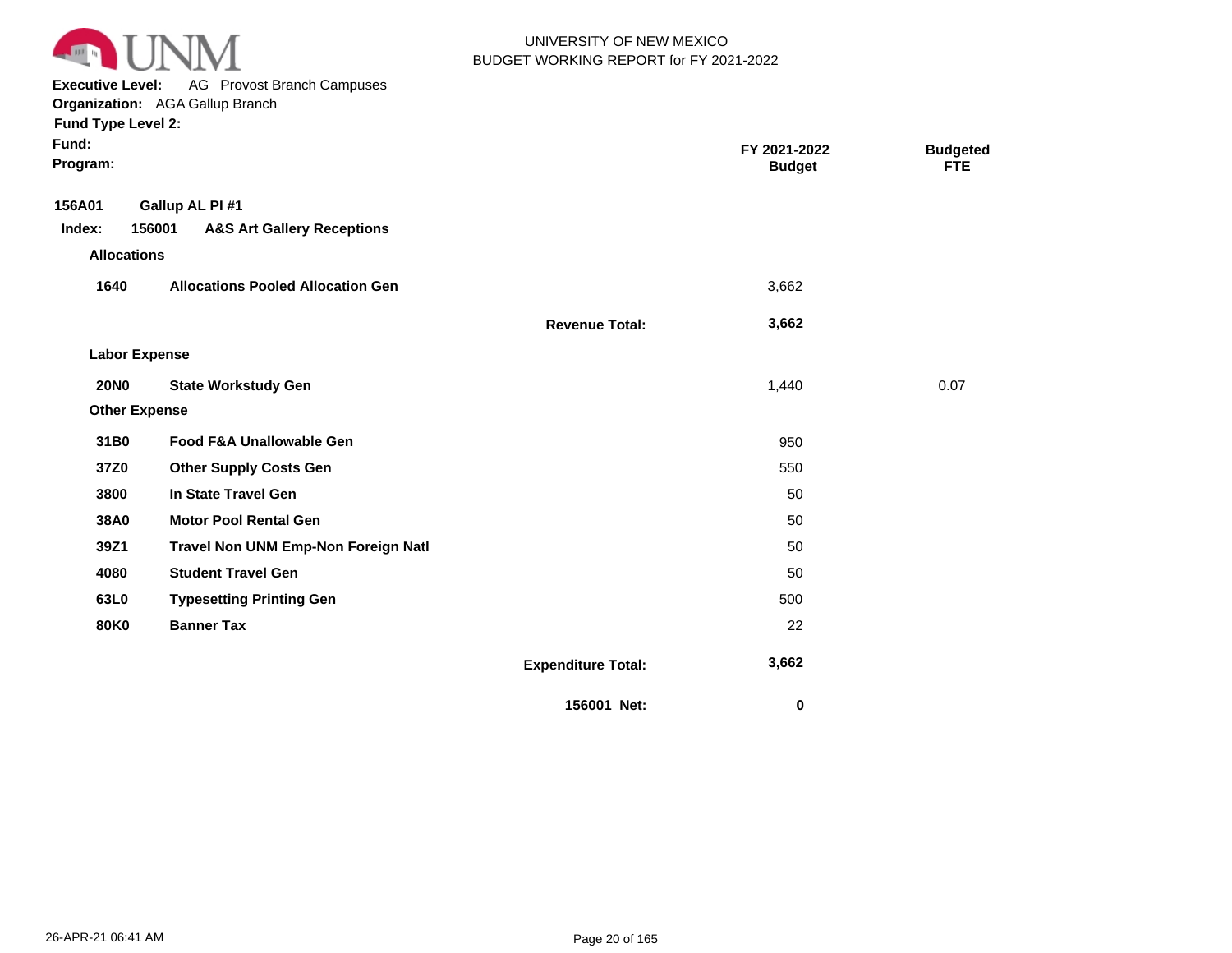UNIVERSITY OF NEW MEXICO
BUDGET WORKING REPORT for FY 2021-2022

**Executive Level:** AG Provost Branch Campuses
**Organization:** AGA Gallup Branch
**Fund Type Level 2:**
**Fund:**
**Program:**

| | | | FY 2021-2022 Budget | Budgeted FTE |
|---|---|---|---|---|
| **156A01** | **Gallup AL PI #1** | | | |
| **Index: 156001** | **A&S Art Gallery Receptions** | | | |
| **Allocations** | | | | |
| **1640** | **Allocations Pooled Allocation Gen** | | 3,662 | |
| | | **Revenue Total:** | **3,662** | |
| **Labor Expense** | | | | |
| **20N0** | **State Workstudy Gen** | | 1,440 | 0.07 |
| **Other Expense** | | | | |
| **31B0** | **Food F&A Unallowable Gen** | | 950 | |
| **37Z0** | **Other Supply Costs Gen** | | 550 | |
| **3800** | **In State Travel Gen** | | 50 | |
| **38A0** | **Motor Pool Rental Gen** | | 50 | |
| **39Z1** | **Travel Non UNM Emp-Non Foreign Natl** | | 50 | |
| **4080** | **Student Travel Gen** | | 50 | |
| **63L0** | **Typesetting Printing Gen** | | 500 | |
| **80K0** | **Banner Tax** | | 22 | |
| | | **Expenditure Total:** | **3,662** | |
| | | **156001 Net:** | **0** | |

26-APR-21 06:41 AM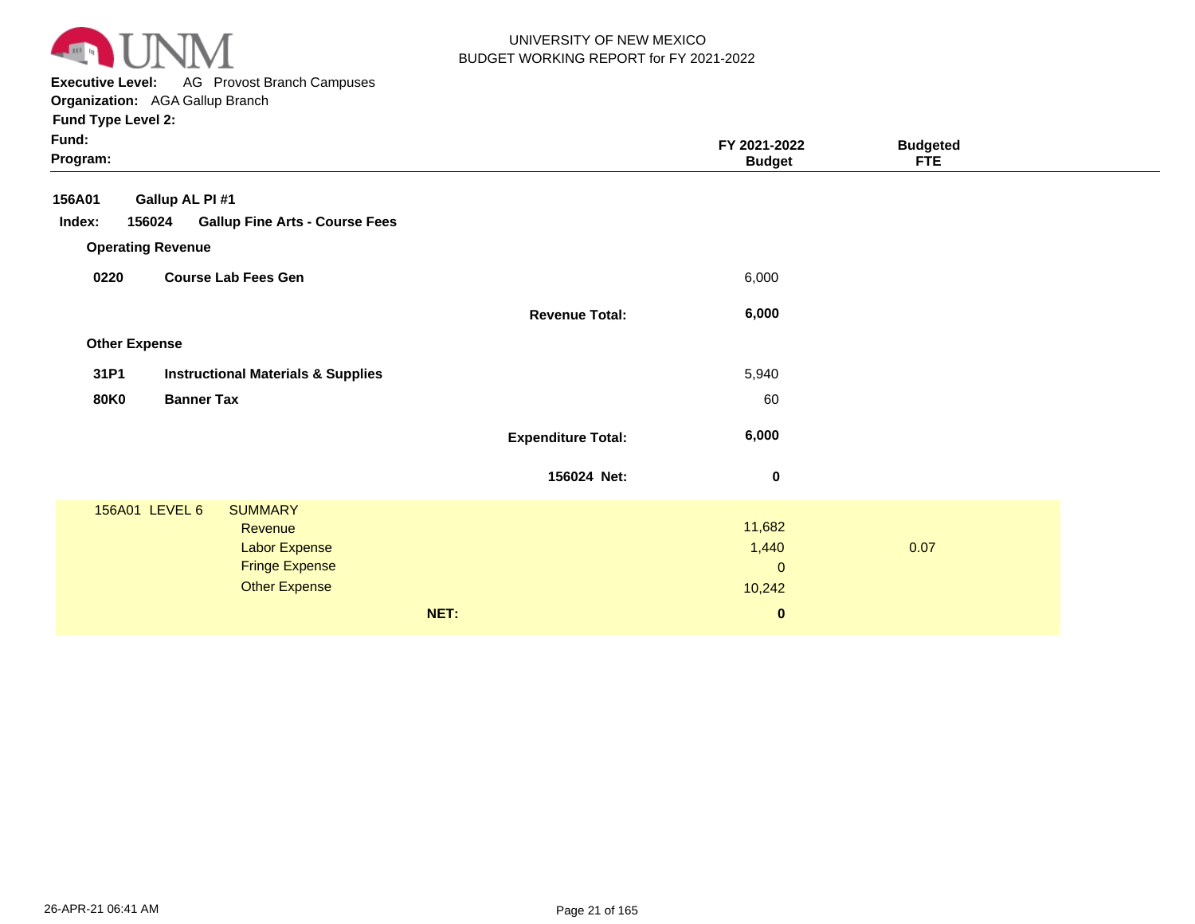UNIVERSITY OF NEW MEXICO
BUDGET WORKING REPORT for FY 2021-2022

**Executive Level:** AG Provost Branch Campuses
**Organization:** AGA Gallup Branch
**Fund Type Level 2:**
**Fund:**
**Program:**

| | | | FY 2021-2022 Budget | Budgeted FTE |
|---|---|---|---|---|
| **156A01** | **Gallup AL PI #1** | | | |
| **Index: 156024** | **Gallup Fine Arts - Course Fees** | | | |
| **Operating Revenue** | | | | |
| **0220** | **Course Lab Fees Gen** | | 6,000 | |
| | | **Revenue Total:** | **6,000** | |
| **Other Expense** | | | | |
| **31P1** | **Instructional Materials & Supplies** | | 5,940 | |
| **80K0** | **Banner Tax** | | 60 | |
| | | **Expenditure Total:** | **6,000** | |
| | | **156024 Net:** | **0** | |

| 156A01 LEVEL 6 | SUMMARY | | |
|---|---|---|---|
| | Revenue | 11,682 | |
| | Labor Expense | 1,440 | 0.07 |
| | Fringe Expense | 0 | |
| | Other Expense | 10,242 | |
| | **NET:** | **0** | |

26-APR-21 06:41 AM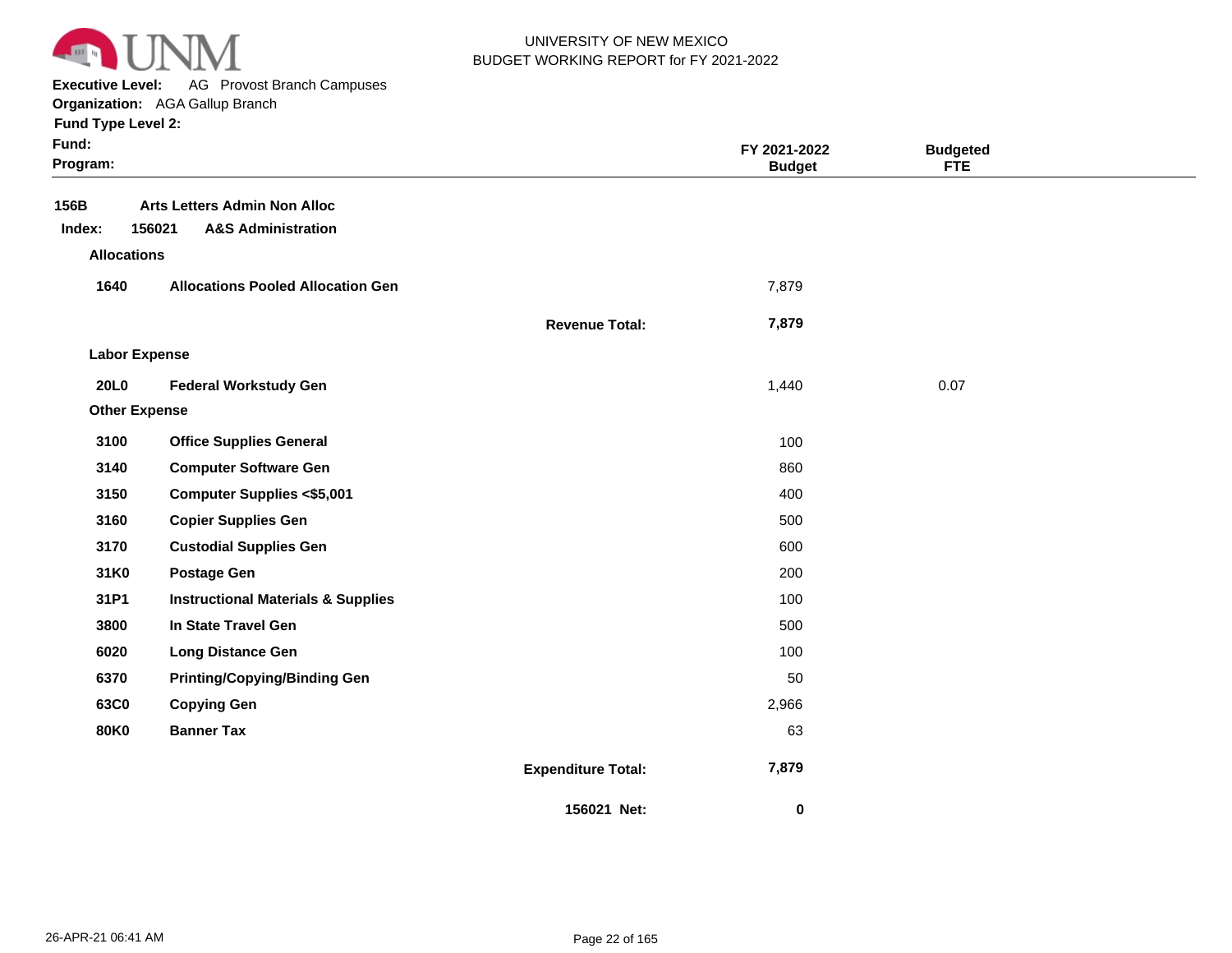UNIVERSITY OF NEW MEXICO
BUDGET WORKING REPORT for FY 2021-2022

**Executive Level:** AG Provost Branch Campuses
**Organization:** AGA Gallup Branch
**Fund Type Level 2:**
**Fund:**
**Program:**

| | | | FY 2021-2022 Budget | Budgeted FTE |
|---|---|---|---|---|
| **156B** | **Arts Letters Admin Non Alloc** | | | |
| **Index: 156021** | **A&S Administration** | | | |
| **Allocations** | | | | |
| **1640** | **Allocations Pooled Allocation Gen** | | 7,879 | |
| | | **Revenue Total:** | **7,879** | |
| **Labor Expense** | | | | |
| **20L0** | **Federal Workstudy Gen** | | 1,440 | 0.07 |
| **Other Expense** | | | | |
| **3100** | **Office Supplies General** | | 100 | |
| **3140** | **Computer Software Gen** | | 860 | |
| **3150** | **Computer Supplies <$5,001** | | 400 | |
| **3160** | **Copier Supplies Gen** | | 500 | |
| **3170** | **Custodial Supplies Gen** | | 600 | |
| **31K0** | **Postage Gen** | | 200 | |
| **31P1** | **Instructional Materials & Supplies** | | 100 | |
| **3800** | **In State Travel Gen** | | 500 | |
| **6020** | **Long Distance Gen** | | 100 | |
| **6370** | **Printing/Copying/Binding Gen** | | 50 | |
| **63C0** | **Copying Gen** | | 2,966 | |
| **80K0** | **Banner Tax** | | 63 | |
| | | **Expenditure Total:** | **7,879** | |
| | | **156021 Net:** | **0** | |

26-APR-21 06:41 AM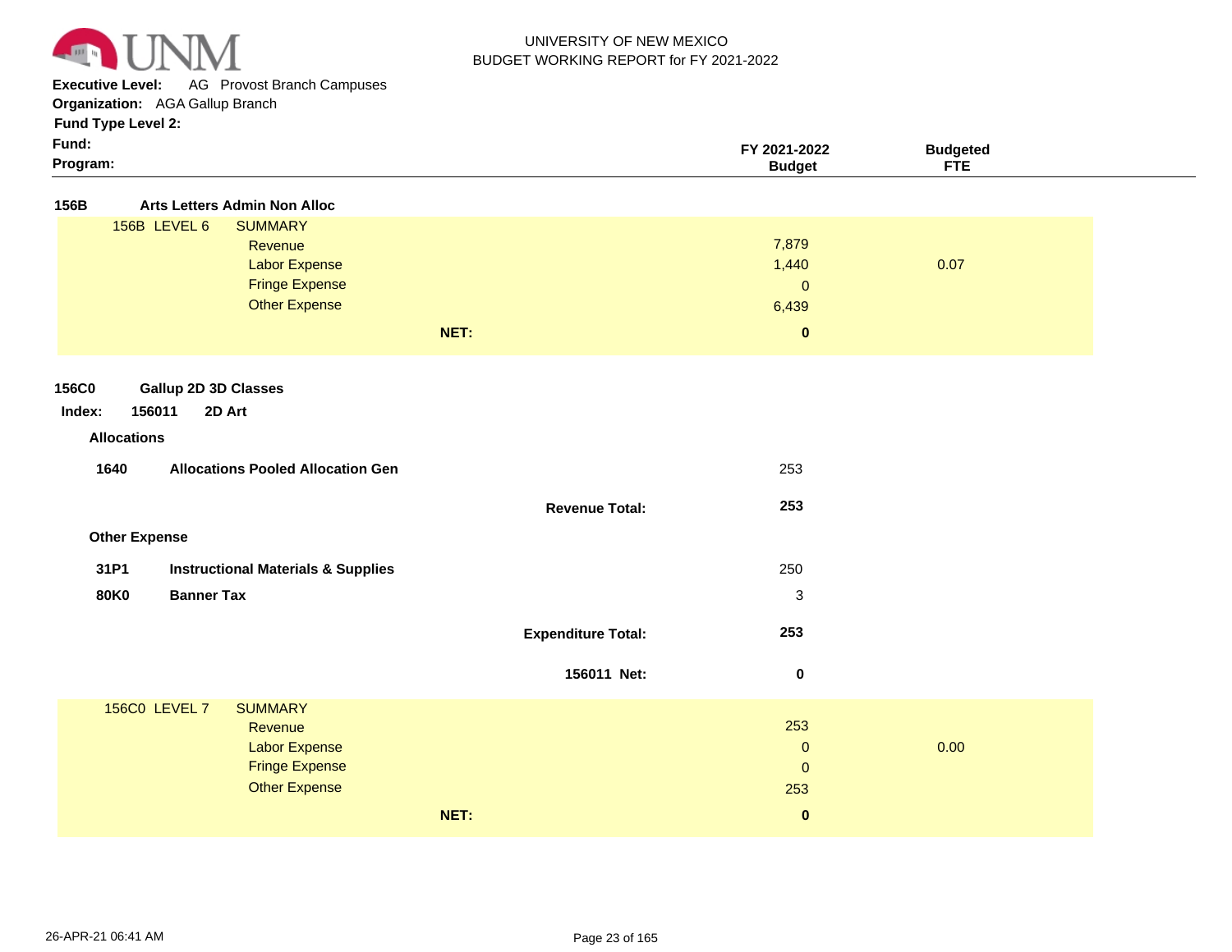UNIVERSITY OF NEW MEXICO
BUDGET WORKING REPORT for FY 2021-2022

**Executive Level:** AG Provost Branch Campuses
**Organization:** AGA Gallup Branch
**Fund Type Level 2:**
**Fund:**
**Program:**

| | | | FY 2021-2022 Budget | Budgeted FTE |
|---|---|---|---|---|
| **156B** | **Arts Letters Admin Non Alloc** | | | |
| 156B LEVEL 6 | SUMMARY | | | |
| | Revenue | | 7,879 | |
| | Labor Expense | | 1,440 | 0.07 |
| | Fringe Expense | | 0 | |
| | Other Expense | | 6,439 | |
| | | **NET:** | **0** | |
| **156C0** | **Gallup 2D 3D Classes** | | | |
| **Index: 156011** | **2D Art** | | | |
| **Allocations** | | | | |
| **1640** | **Allocations Pooled Allocation Gen** | | 253 | |
| | | **Revenue Total:** | **253** | |
| **Other Expense** | | | | |
| **31P1** | **Instructional Materials & Supplies** | | 250 | |
| **80K0** | **Banner Tax** | | 3 | |
| | | **Expenditure Total:** | **253** | |
| | | **156011 Net:** | **0** | |
| 156C0 LEVEL 7 | SUMMARY | | | |
| | Revenue | | 253 | |
| | Labor Expense | | 0 | 0.00 |
| | Fringe Expense | | 0 | |
| | Other Expense | | 253 | |
| | | **NET:** | **0** | |

26-APR-21 06:41 AM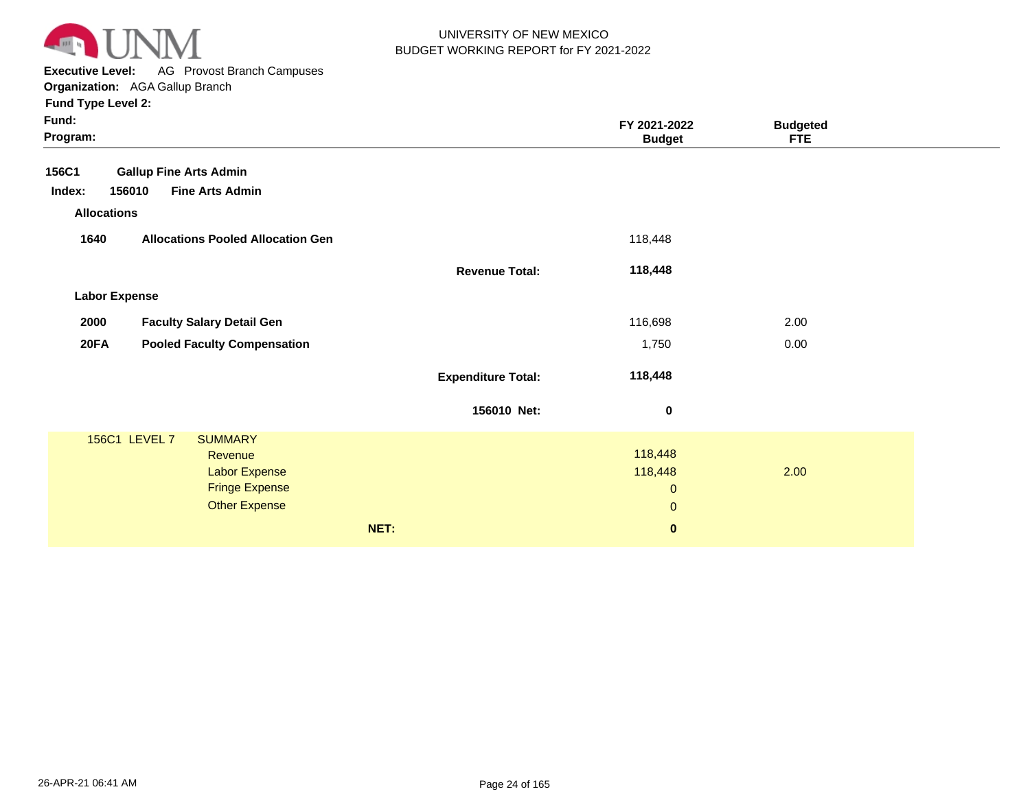UNIVERSITY OF NEW MEXICO
BUDGET WORKING REPORT for FY 2021-2022

**Executive Level:** AG Provost Branch Campuses
**Organization:** AGA Gallup Branch
**Fund Type Level 2:**
**Fund:**
**Program:**

| | | | FY 2021-2022 Budget | Budgeted FTE |
|---|---|---|---|---|
| **156C1** | **Gallup Fine Arts Admin** | | | |
| **Index: 156010** | **Fine Arts Admin** | | | |
| **Allocations** | | | | |
| **1640** | **Allocations Pooled Allocation Gen** | | 118,448 | |
| | | **Revenue Total:** | **118,448** | |
| **Labor Expense** | | | | |
| **2000** | **Faculty Salary Detail Gen** | | 116,698 | 2.00 |
| **20FA** | **Pooled Faculty Compensation** | | 1,750 | 0.00 |
| | | **Expenditure Total:** | **118,448** | |
| | | **156010 Net:** | **0** | |

| 156C1 LEVEL 7 | SUMMARY | | |
|---|---|---|---|
| | Revenue | 118,448 | |
| | Labor Expense | 118,448 | 2.00 |
| | Fringe Expense | 0 | |
| | Other Expense | 0 | |
| | **NET:** | **0** | |

26-APR-21 06:41 AM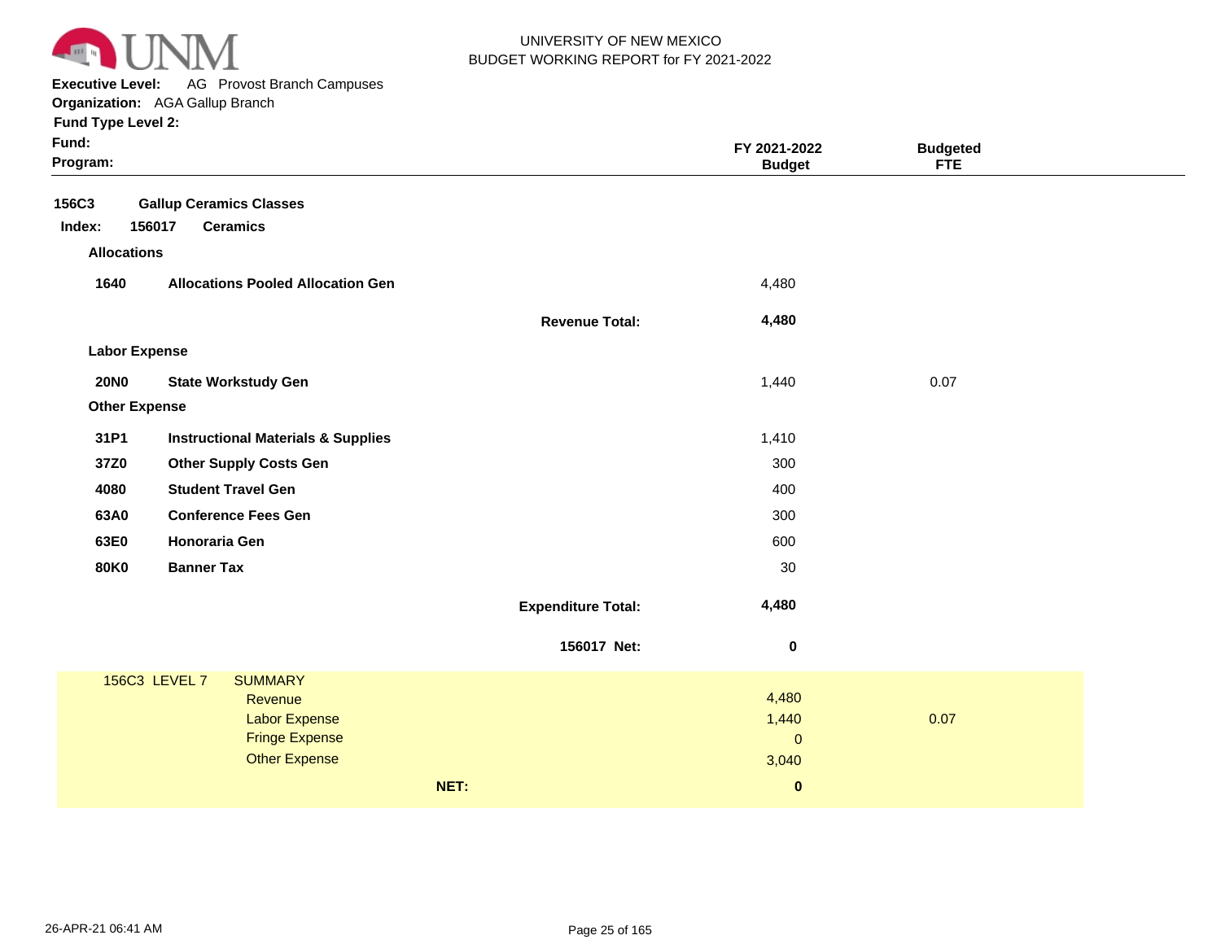UNIVERSITY OF NEW MEXICO
BUDGET WORKING REPORT for FY 2021-2022

**Executive Level:** AG Provost Branch Campuses
**Organization:** AGA Gallup Branch
**Fund Type Level 2:**
**Fund:**
**Program:**

| | | | FY 2021-2022 Budget | Budgeted FTE |
|---|---|---|---|---|
| **156C3** | **Gallup Ceramics Classes** | | | |
| **Index: 156017** | **Ceramics** | | | |
| **Allocations** | | | | |
| **1640** | **Allocations Pooled Allocation Gen** | | 4,480 | |
| | | **Revenue Total:** | **4,480** | |
| **Labor Expense** | | | | |
| **20N0** | **State Workstudy Gen** | | 1,440 | 0.07 |
| **Other Expense** | | | | |
| **31P1** | **Instructional Materials & Supplies** | | 1,410 | |
| **37Z0** | **Other Supply Costs Gen** | | 300 | |
| **4080** | **Student Travel Gen** | | 400 | |
| **63A0** | **Conference Fees Gen** | | 300 | |
| **63E0** | **Honoraria Gen** | | 600 | |
| **80K0** | **Banner Tax** | | 30 | |
| | | **Expenditure Total:** | **4,480** | |
| | | **156017 Net:** | **0** | |

| 156C3 LEVEL 7 | SUMMARY | | |
|---|---|---|---|
| | Revenue | 4,480 | |
| | Labor Expense | 1,440 | 0.07 |
| | Fringe Expense | 0 | |
| | Other Expense | 3,040 | |
| | **NET:** | **0** | |

26-APR-21 06:41 AM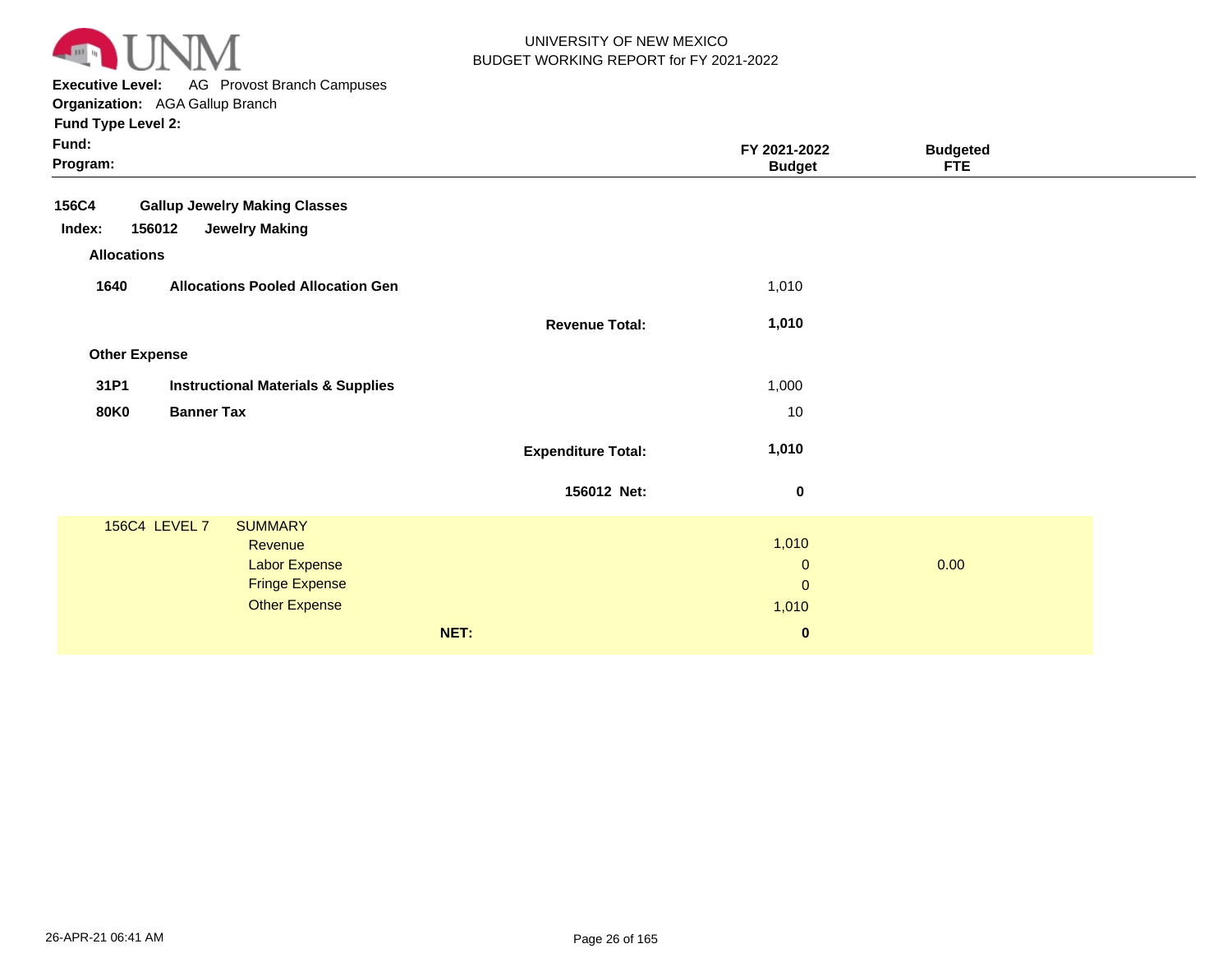UNIVERSITY OF NEW MEXICO
BUDGET WORKING REPORT for FY 2021-2022

**Executive Level:** AG Provost Branch Campuses
**Organization:** AGA Gallup Branch
**Fund Type Level 2:**
**Fund:**
**Program:**

| | | | FY 2021-2022 Budget | Budgeted FTE |
|---|---|---|---|---|
| **156C4** | **Gallup Jewelry Making Classes** | | | |
| **Index: 156012** | **Jewelry Making** | | | |
| **Allocations** | | | | |
| **1640** | **Allocations Pooled Allocation Gen** | | 1,010 | |
| | | **Revenue Total:** | **1,010** | |
| **Other Expense** | | | | |
| **31P1** | **Instructional Materials & Supplies** | | 1,000 | |
| **80K0** | **Banner Tax** | | 10 | |
| | | **Expenditure Total:** | **1,010** | |
| | | **156012 Net:** | **0** | |
| 156C4 LEVEL 7 | SUMMARY | | | |
| | Revenue | | 1,010 | |
| | Labor Expense | | 0 | 0.00 |
| | Fringe Expense | | 0 | |
| | Other Expense | | 1,010 | |
| | | **NET:** | **0** | |

26-APR-21 06:41 AM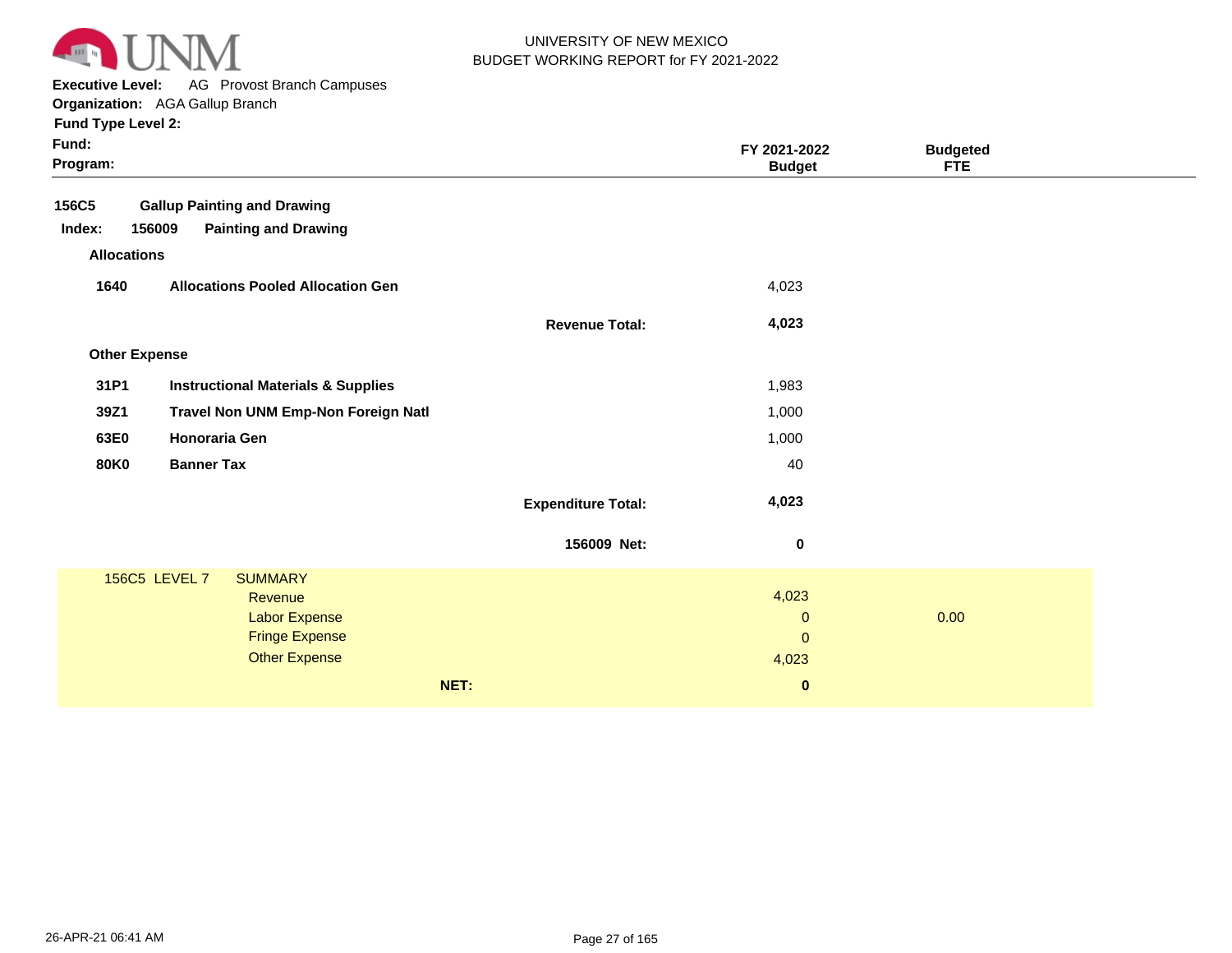UNIVERSITY OF NEW MEXICO
BUDGET WORKING REPORT for FY 2021-2022

**Executive Level:** AG Provost Branch Campuses
**Organization:** AGA Gallup Branch
**Fund Type Level 2:**
**Fund:**
**Program:**

| | | | FY 2021-2022 Budget | Budgeted FTE |
|---|---|---|---|---|
| **156C5** | **Gallup Painting and Drawing** | | | |
| **Index: 156009** | **Painting and Drawing** | | | |
| **Allocations** | | | | |
| **1640** | **Allocations Pooled Allocation Gen** | | 4,023 | |
| | | **Revenue Total:** | **4,023** | |
| **Other Expense** | | | | |
| **31P1** | **Instructional Materials & Supplies** | | 1,983 | |
| **39Z1** | **Travel Non UNM Emp-Non Foreign Natl** | | 1,000 | |
| **63E0** | **Honoraria Gen** | | 1,000 | |
| **80K0** | **Banner Tax** | | 40 | |
| | | **Expenditure Total:** | **4,023** | |
| | | **156009 Net:** | **0** | |

| 156C5 LEVEL 7 | SUMMARY | | |
|---|---|---|---|
| | Revenue | 4,023 | |
| | Labor Expense | 0 | 0.00 |
| | Fringe Expense | 0 | |
| | Other Expense | 4,023 | |
| | **NET:** | **0** | |

26-APR-21 06:41 AM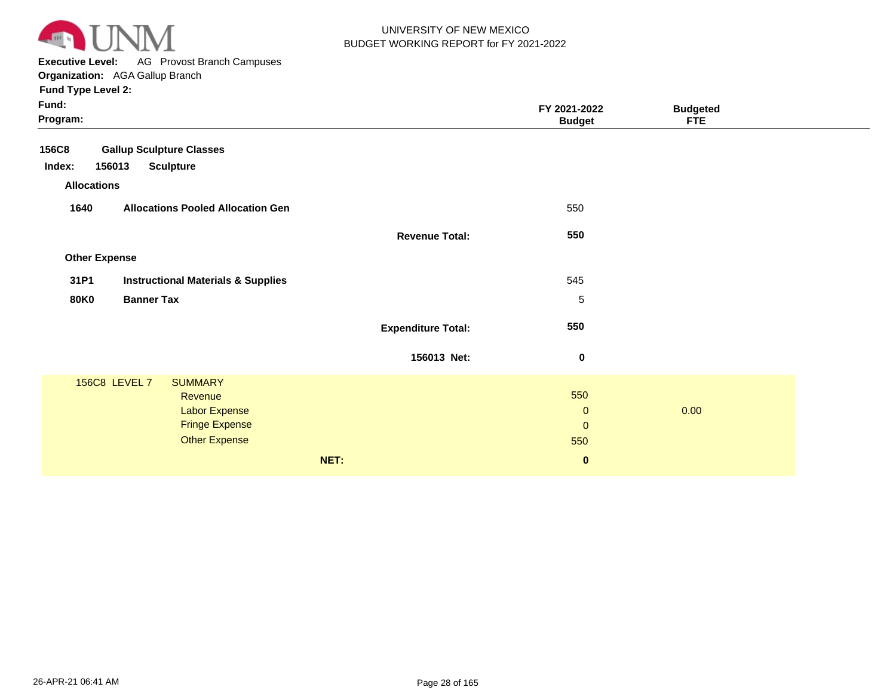UNIVERSITY OF NEW MEXICO
BUDGET WORKING REPORT for FY 2021-2022

**Executive Level:** AG Provost Branch Campuses
**Organization:** AGA Gallup Branch
**Fund Type Level 2:**
**Fund:**
**Program:**

| | | | FY 2021-2022 Budget | Budgeted FTE |
|---|---|---|---|---|
| **156C8** | **Gallup Sculpture Classes** | | | |
| **Index: 156013** | **Sculpture** | | | |
| **Allocations** | | | | |
| **1640** | **Allocations Pooled Allocation Gen** | | 550 | |
| | | **Revenue Total:** | **550** | |
| **Other Expense** | | | | |
| **31P1** | **Instructional Materials & Supplies** | | 545 | |
| **80K0** | **Banner Tax** | | 5 | |
| | | **Expenditure Total:** | **550** | |
| | | **156013 Net:** | **0** | |

| 156C8 LEVEL 7 | SUMMARY | FY 2021-2022 Budget | Budgeted FTE |
|---|---|---|---|
| | Revenue | 550 | |
| | Labor Expense | 0 | 0.00 |
| | Fringe Expense | 0 | |
| | Other Expense | 550 | |
| | **NET:** | **0** | |

26-APR-21 06:41 AM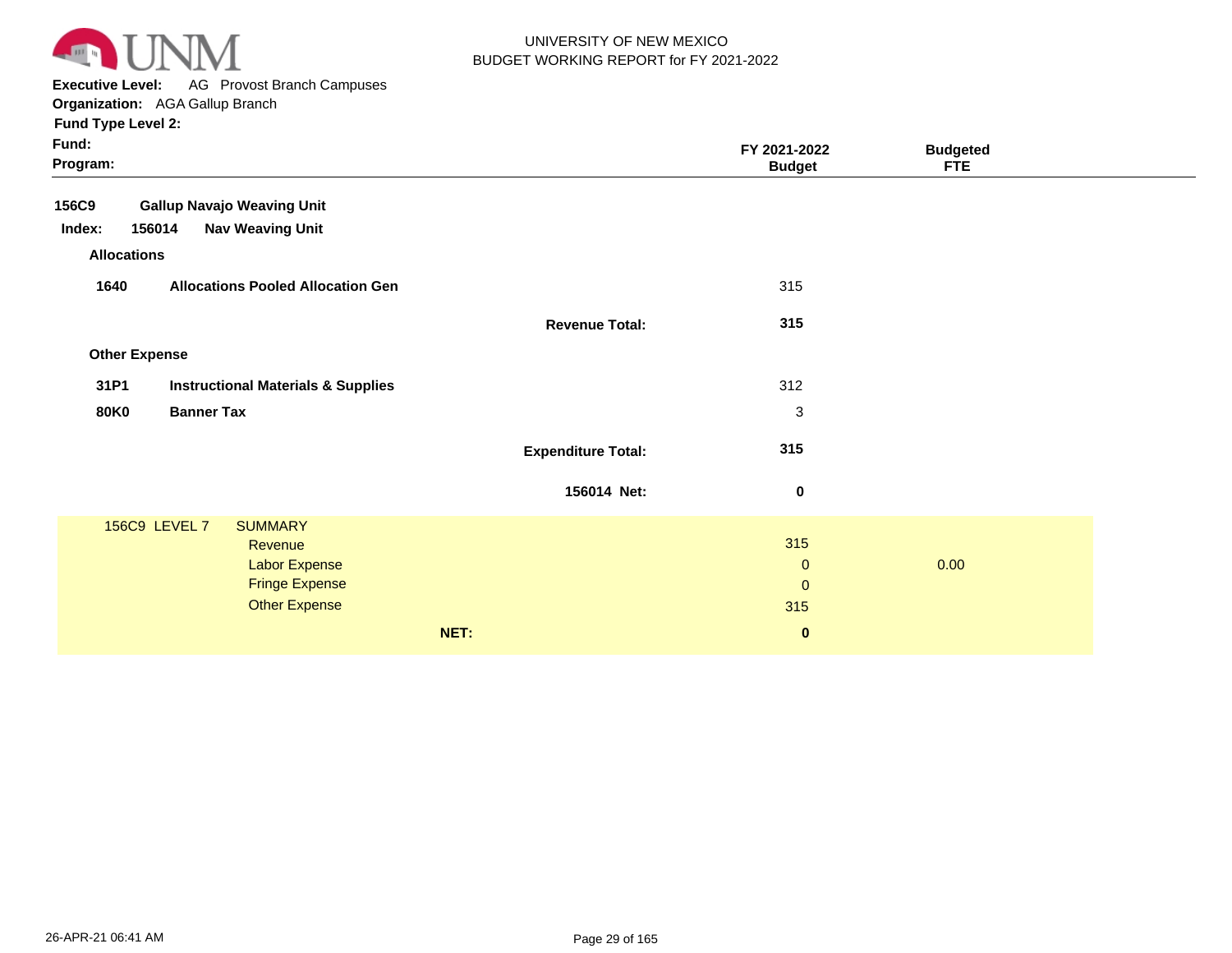UNIVERSITY OF NEW MEXICO
BUDGET WORKING REPORT for FY 2021-2022

**Executive Level:** AG Provost Branch Campuses
**Organization:** AGA Gallup Branch
**Fund Type Level 2:**
**Fund:**
**Program:**

| | | | FY 2021-2022 Budget | Budgeted FTE |
|---|---|---|---|---|
| **156C9** | **Gallup Navajo Weaving Unit** | | | |
| **Index: 156014** | **Nav Weaving Unit** | | | |
| **Allocations** | | | | |
| **1640** | **Allocations Pooled Allocation Gen** | | 315 | |
| | | **Revenue Total:** | **315** | |
| **Other Expense** | | | | |
| **31P1** | **Instructional Materials & Supplies** | | 312 | |
| **80K0** | **Banner Tax** | | 3 | |
| | | **Expenditure Total:** | **315** | |
| | | **156014 Net:** | **0** | |

| 156C9 LEVEL 7 | SUMMARY | | |
|---|---|---|---|
| | Revenue | 315 | |
| | Labor Expense | 0 | 0.00 |
| | Fringe Expense | 0 | |
| | Other Expense | 315 | |
| | **NET:** | **0** | |

26-APR-21 06:41 AM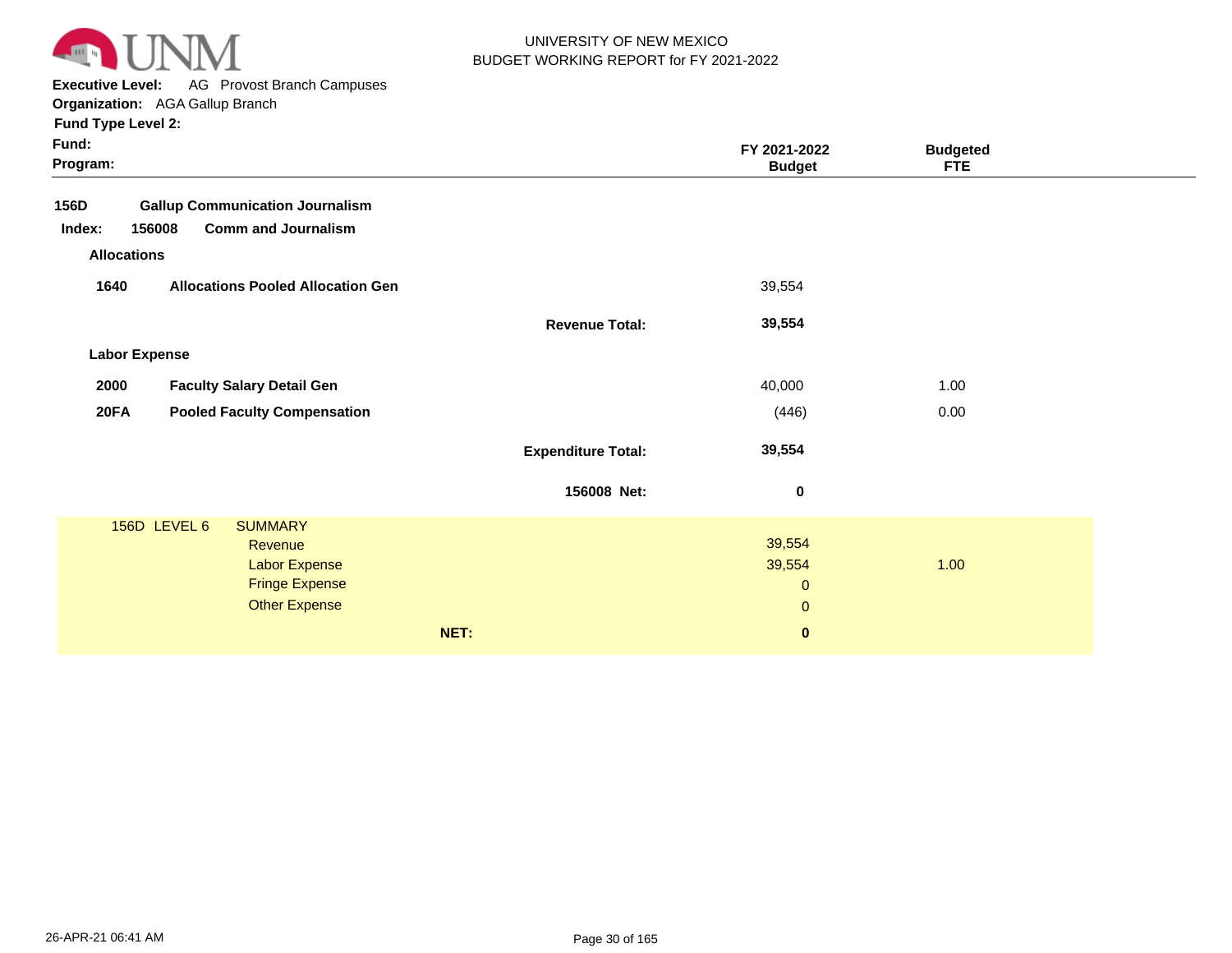UNM

UNIVERSITY OF NEW MEXICO
BUDGET WORKING REPORT for FY 2021-2022

**Executive Level:** AG Provost Branch Campuses
**Organization:** AGA Gallup Branch
**Fund Type Level 2:**
**Fund:**
**Program:**

| | | | FY 2021-2022 Budget | Budgeted FTE |
|---|---|---|---|---|
| **156D** | **Gallup Communication Journalism** | | | |
| **Index: 156008** | **Comm and Journalism** | | | |
| **Allocations** | | | | |
| **1640** | **Allocations Pooled Allocation Gen** | | 39,554 | |
| | | **Revenue Total:** | **39,554** | |
| **Labor Expense** | | | | |
| **2000** | **Faculty Salary Detail Gen** | | 40,000 | 1.00 |
| **20FA** | **Pooled Faculty Compensation** | | (446) | 0.00 |
| | | **Expenditure Total:** | **39,554** | |
| | | **156008 Net:** | **0** | |

| 156D LEVEL 6 | SUMMARY | | |
|---|---|---|---|
| | Revenue | 39,554 | |
| | Labor Expense | 39,554 | 1.00 |
| | Fringe Expense | 0 | |
| | Other Expense | 0 | |
| | **NET:** | **0** | |

26-APR-21 06:41 AM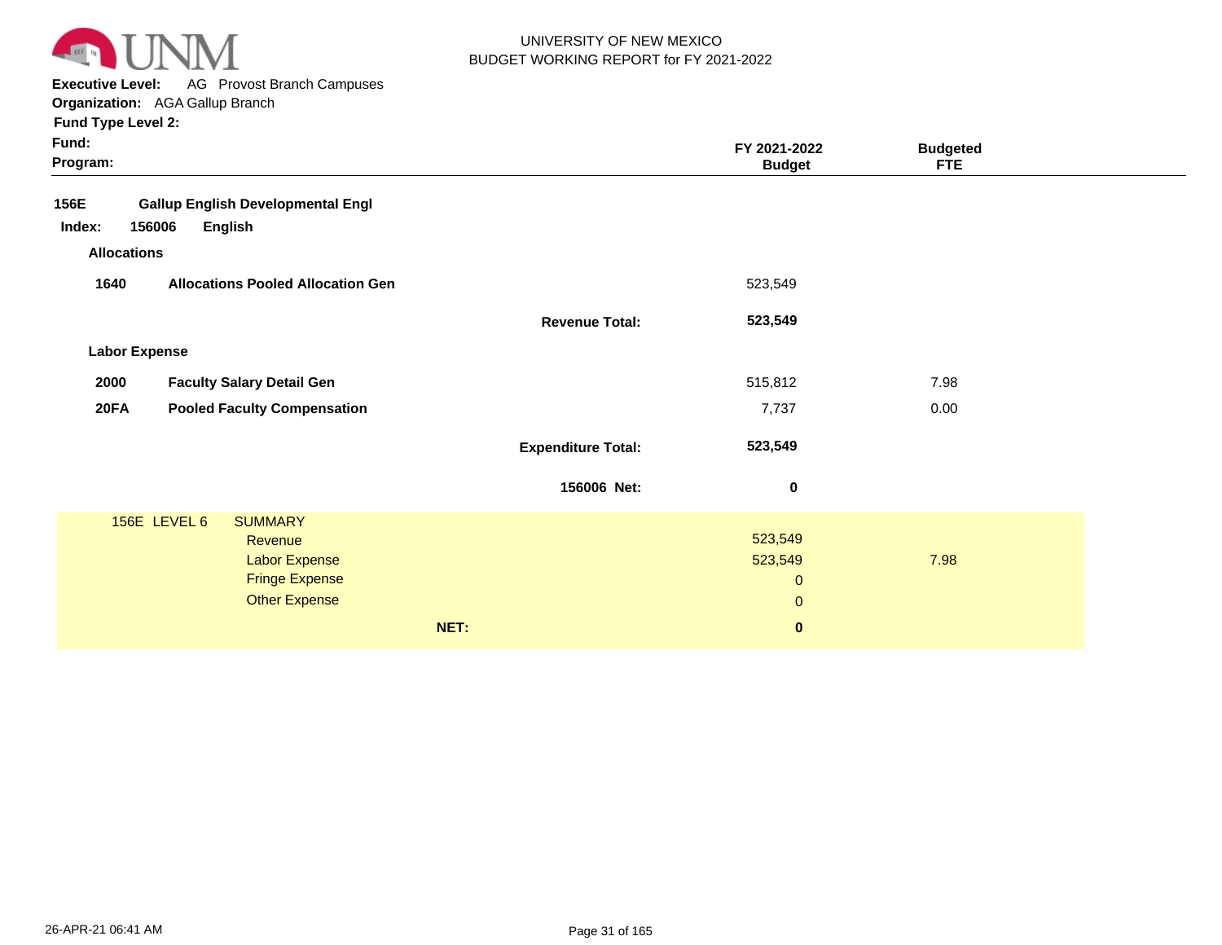UNIVERSITY OF NEW MEXICO
BUDGET WORKING REPORT for FY 2021-2022

**Executive Level:** AG Provost Branch Campuses
**Organization:** AGA Gallup Branch
**Fund Type Level 2:**
**Fund:**
**Program:**

| | | | FY 2021-2022 Budget | Budgeted FTE |
|---|---|---|---|---|
| **156E** | **Gallup English Developmental Engl** | | | |
| **Index: 156006** | **English** | | | |
| **Allocations** | | | | |
| **1640** | **Allocations Pooled Allocation Gen** | | 523,549 | |
| | | **Revenue Total:** | **523,549** | |
| **Labor Expense** | | | | |
| **2000** | **Faculty Salary Detail Gen** | | 515,812 | 7.98 |
| **20FA** | **Pooled Faculty Compensation** | | 7,737 | 0.00 |
| | | **Expenditure Total:** | **523,549** | |
| | | **156006 Net:** | **0** | |

| 156E LEVEL 6 | SUMMARY | FY 2021-2022 Budget | Budgeted FTE |
|---|---|---|---|
| | Revenue | 523,549 | |
| | Labor Expense | 523,549 | 7.98 |
| | Fringe Expense | 0 | |
| | Other Expense | 0 | |
| | **NET:** | **0** | |

26-APR-21 06:41 AM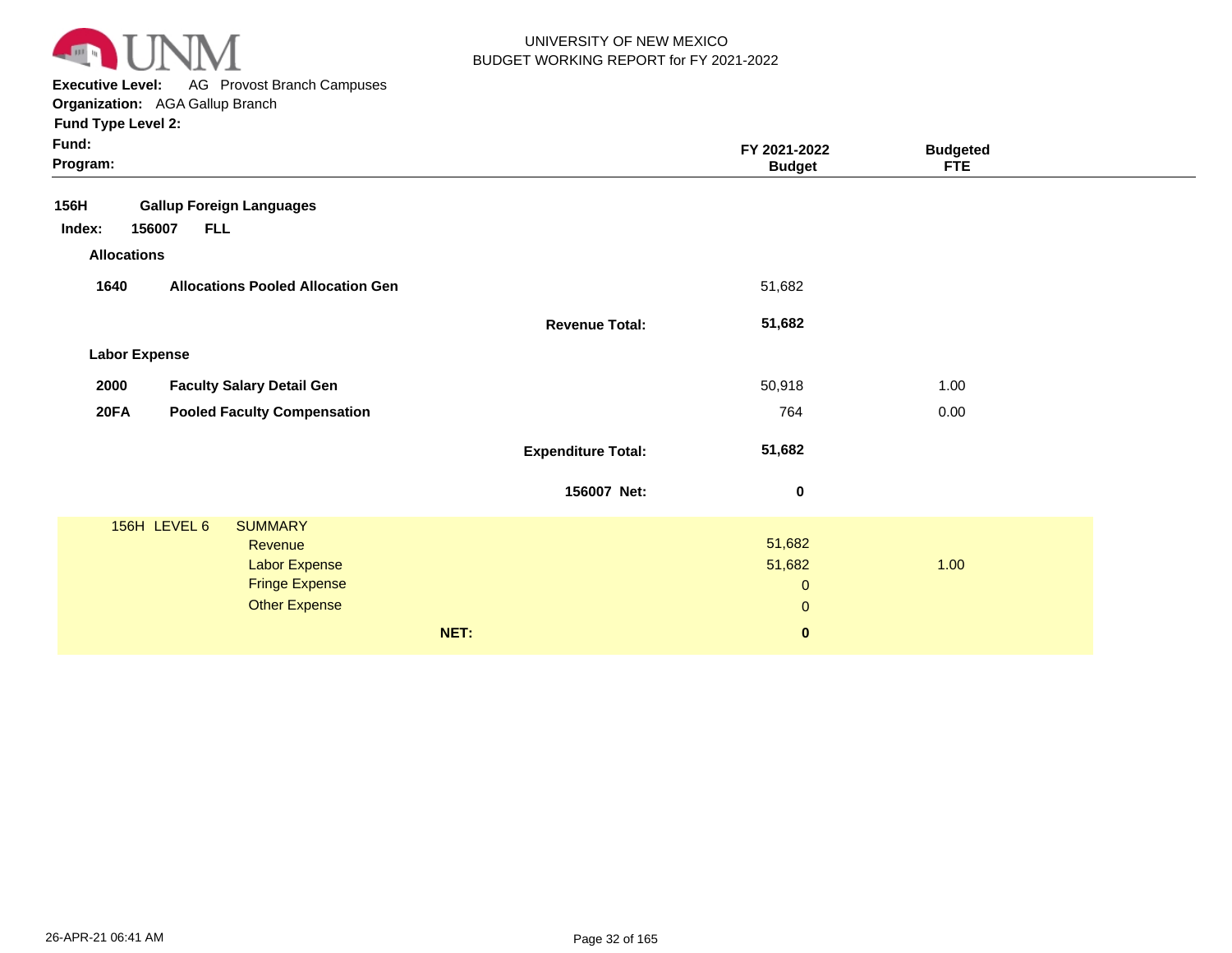UNIVERSITY OF NEW MEXICO
BUDGET WORKING REPORT for FY 2021-2022

**Executive Level:** AG Provost Branch Campuses
**Organization:** AGA Gallup Branch
**Fund Type Level 2:**
**Fund:**
**Program:**

| | | | FY 2021-2022 Budget | Budgeted FTE |
|---|---|---|---|---|
| **156H** | **Gallup Foreign Languages** | | | |
| **Index: 156007** | **FLL** | | | |
| **Allocations** | | | | |
| **1640** | **Allocations Pooled Allocation Gen** | | 51,682 | |
| | | **Revenue Total:** | **51,682** | |
| **Labor Expense** | | | | |
| **2000** | **Faculty Salary Detail Gen** | | 50,918 | 1.00 |
| **20FA** | **Pooled Faculty Compensation** | | 764 | 0.00 |
| | | **Expenditure Total:** | **51,682** | |
| | | **156007 Net:** | **0** | |

| 156H LEVEL 6 | SUMMARY | | |
|---|---|---|---|
| | Revenue | 51,682 | |
| | Labor Expense | 51,682 | 1.00 |
| | Fringe Expense | 0 | |
| | Other Expense | 0 | |
| | **NET:** | **0** | |

26-APR-21 06:41 AM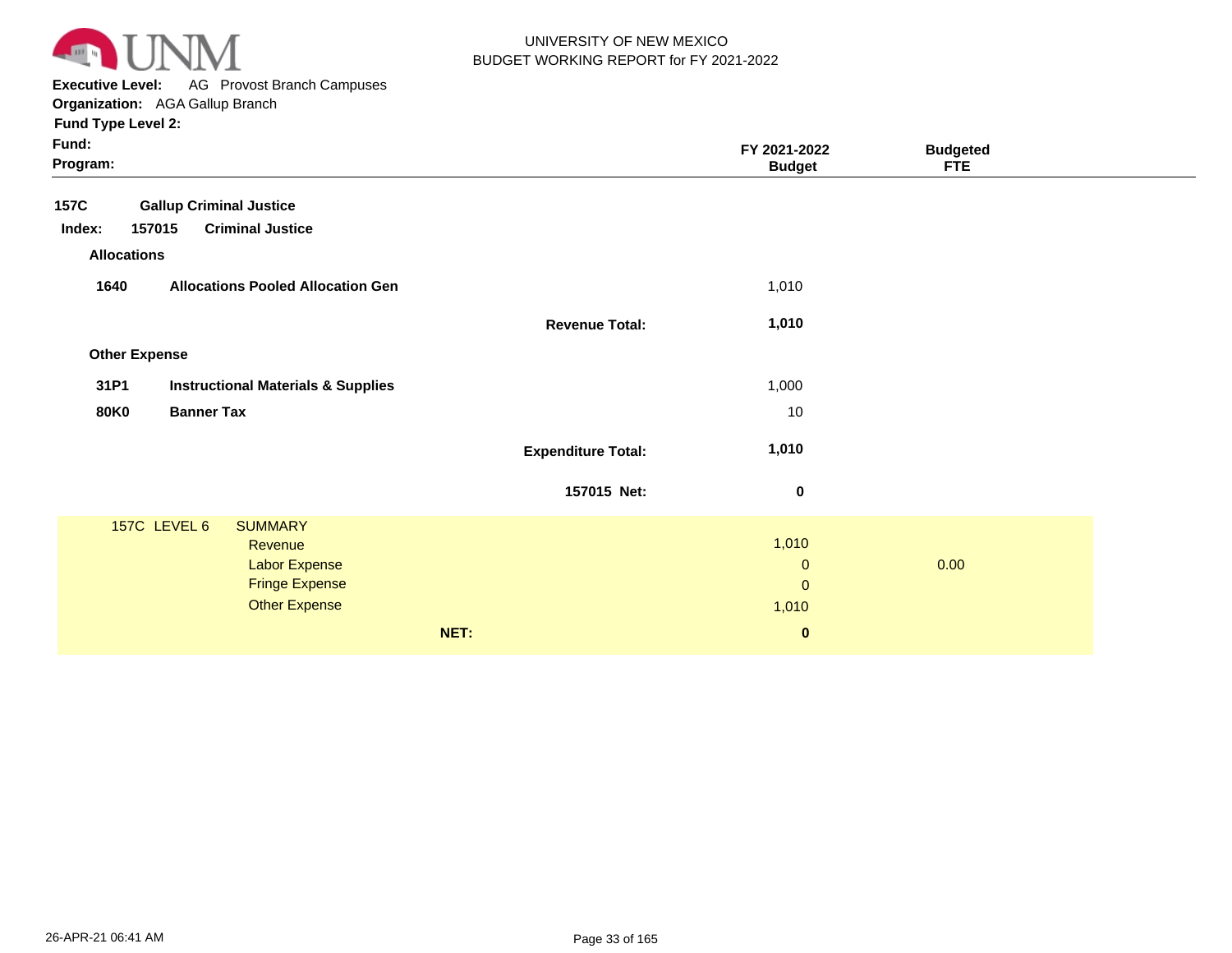UNIVERSITY OF NEW MEXICO
BUDGET WORKING REPORT for FY 2021-2022

**Executive Level:** AG Provost Branch Campuses
**Organization:** AGA Gallup Branch
**Fund Type Level 2:**
**Fund:**
**Program:**

| | | | FY 2021-2022 Budget | Budgeted FTE |
|---|---|---|---|---|
| **157C** | **Gallup Criminal Justice** | | | |
| **Index: 157015** | **Criminal Justice** | | | |
| **Allocations** | | | | |
| **1640** | **Allocations Pooled Allocation Gen** | | 1,010 | |
| | | **Revenue Total:** | **1,010** | |
| **Other Expense** | | | | |
| **31P1** | **Instructional Materials & Supplies** | | 1,000 | |
| **80K0** | **Banner Tax** | | 10 | |
| | | **Expenditure Total:** | **1,010** | |
| | | **157015 Net:** | **0** | |

| 157C LEVEL 6 | SUMMARY | FY 2021-2022 Budget | Budgeted FTE |
|---|---|---|---|
| | Revenue | 1,010 | |
| | Labor Expense | 0 | 0.00 |
| | Fringe Expense | 0 | |
| | Other Expense | 1,010 | |
| | **NET:** | **0** | |

26-APR-21 06:41 AM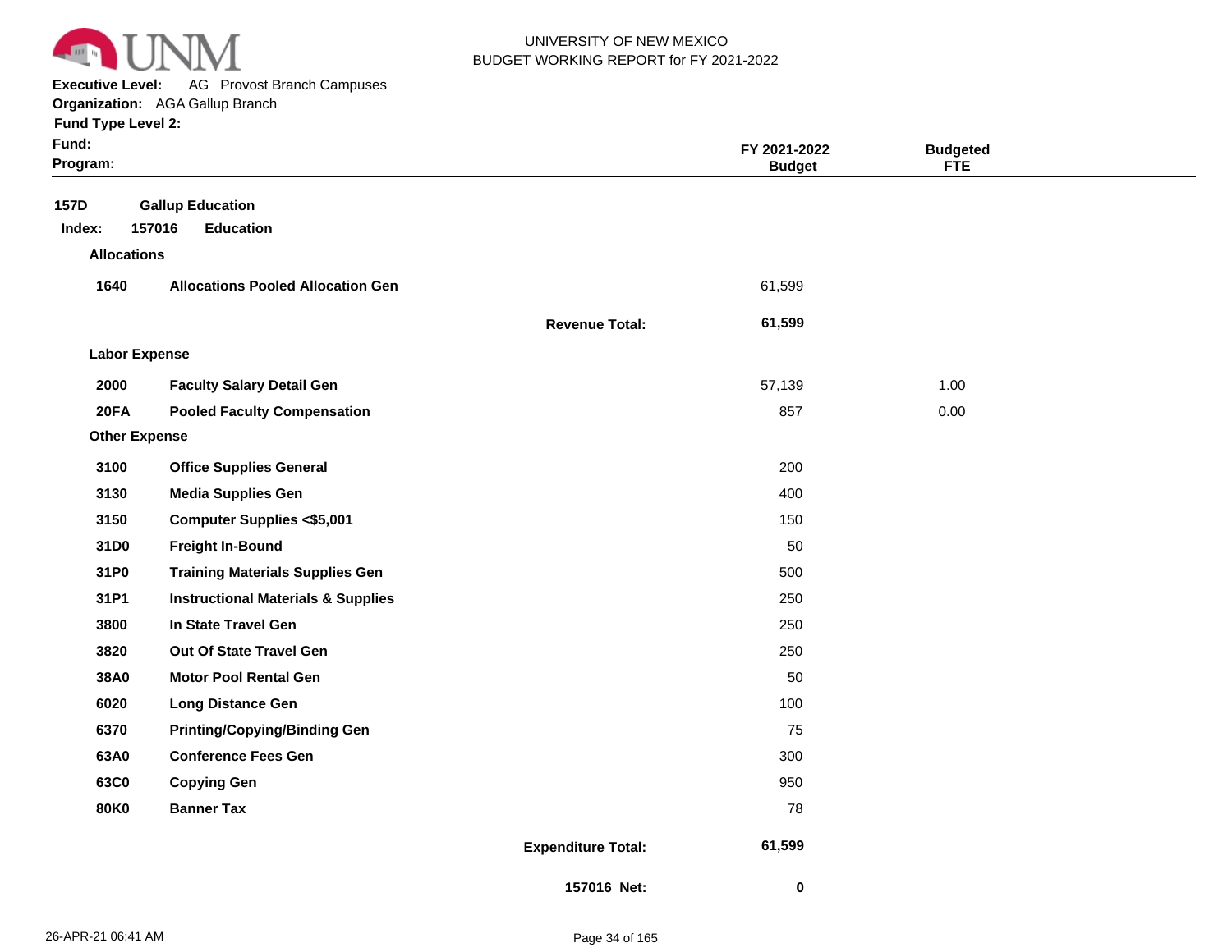UNIVERSITY OF NEW MEXICO
BUDGET WORKING REPORT for FY 2021-2022

**Executive Level:** AG Provost Branch Campuses
**Organization:** AGA Gallup Branch
**Fund Type Level 2:**
**Fund:**
**Program:**

| | | | FY 2021-2022 Budget | Budgeted FTE |
|---|---|---|---|---|
| **157D** | **Gallup Education** | | | |
| **Index: 157016** | **Education** | | | |
| **Allocations** | | | | |
| **1640** | **Allocations Pooled Allocation Gen** | | 61,599 | |
| | | **Revenue Total:** | **61,599** | |
| **Labor Expense** | | | | |
| **2000** | **Faculty Salary Detail Gen** | | 57,139 | 1.00 |
| **20FA** | **Pooled Faculty Compensation** | | 857 | 0.00 |
| **Other Expense** | | | | |
| **3100** | **Office Supplies General** | | 200 | |
| **3130** | **Media Supplies Gen** | | 400 | |
| **3150** | **Computer Supplies <$5,001** | | 150 | |
| **31D0** | **Freight In-Bound** | | 50 | |
| **31P0** | **Training Materials Supplies Gen** | | 500 | |
| **31P1** | **Instructional Materials & Supplies** | | 250 | |
| **3800** | **In State Travel Gen** | | 250 | |
| **3820** | **Out Of State Travel Gen** | | 250 | |
| **38A0** | **Motor Pool Rental Gen** | | 50 | |
| **6020** | **Long Distance Gen** | | 100 | |
| **6370** | **Printing/Copying/Binding Gen** | | 75 | |
| **63A0** | **Conference Fees Gen** | | 300 | |
| **63C0** | **Copying Gen** | | 950 | |
| **80K0** | **Banner Tax** | | 78 | |
| | | **Expenditure Total:** | **61,599** | |
| | | **157016 Net:** | **0** | |

26-APR-21 06:41 AM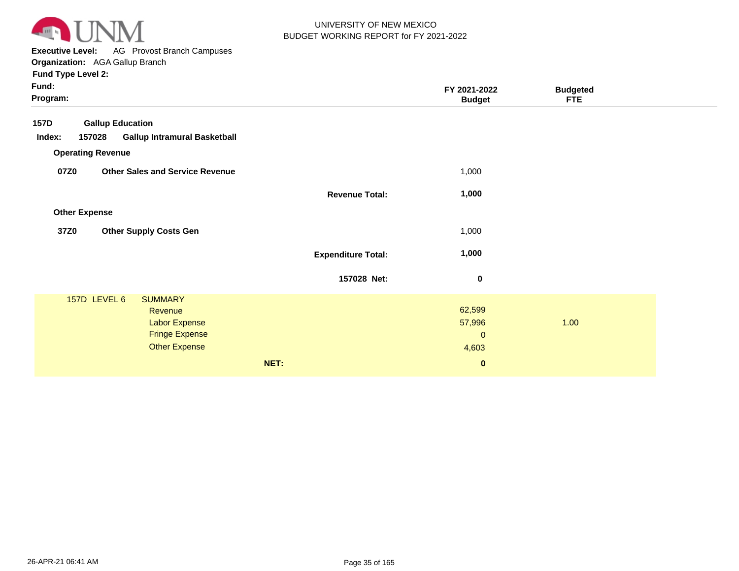UNIVERSITY OF NEW MEXICO
BUDGET WORKING REPORT for FY 2021-2022

**Executive Level:** AG Provost Branch Campuses
**Organization:** AGA Gallup Branch
**Fund Type Level 2:**
**Fund:**
**Program:**

| | | FY 2021-2022 Budget | Budgeted FTE |
|---|---|---|---|
| **157D** | **Gallup Education** | | |
| **Index: 157028** | **Gallup Intramural Basketball** | | |
| **Operating Revenue** | | | |
| **07Z0** | **Other Sales and Service Revenue** | 1,000 | |
| | **Revenue Total:** | **1,000** | |
| **Other Expense** | | | |
| **37Z0** | **Other Supply Costs Gen** | 1,000 | |
| | **Expenditure Total:** | **1,000** | |
| | **157028 Net:** | **0** | |

| 157D LEVEL 6 SUMMARY | | |
|---|---|---|
| Revenue | 62,599 | |
| Labor Expense | 57,996 | 1.00 |
| Fringe Expense | 0 | |
| Other Expense | 4,603 | |
| **NET:** | **0** | |

26-APR-21 06:41 AM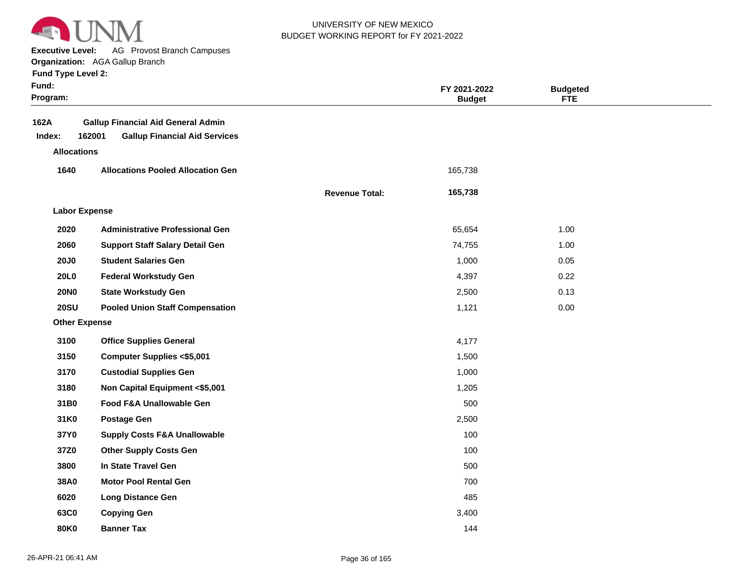UNIVERSITY OF NEW MEXICO
BUDGET WORKING REPORT for FY 2021-2022

**Executive Level:** AG Provost Branch Campuses
**Organization:** AGA Gallup Branch
**Fund Type Level 2:**
**Fund:**
**Program:**

| | | | FY 2021-2022 Budget | Budgeted FTE |
|---|---|---|---|---|
| **162A** | **Gallup Financial Aid General Admin** | | | |
| **Index: 162001** | **Gallup Financial Aid Services** | | | |
| **Allocations** | | | | |
| **1640** | **Allocations Pooled Allocation Gen** | | 165,738 | |
| | | **Revenue Total:** | **165,738** | |
| **Labor Expense** | | | | |
| **2020** | **Administrative Professional Gen** | | 65,654 | 1.00 |
| **2060** | **Support Staff Salary Detail Gen** | | 74,755 | 1.00 |
| **20J0** | **Student Salaries Gen** | | 1,000 | 0.05 |
| **20L0** | **Federal Workstudy Gen** | | 4,397 | 0.22 |
| **20N0** | **State Workstudy Gen** | | 2,500 | 0.13 |
| **20SU** | **Pooled Union Staff Compensation** | | 1,121 | 0.00 |
| **Other Expense** | | | | |
| **3100** | **Office Supplies General** | | 4,177 | |
| **3150** | **Computer Supplies <$5,001** | | 1,500 | |
| **3170** | **Custodial Supplies Gen** | | 1,000 | |
| **3180** | **Non Capital Equipment <$5,001** | | 1,205 | |
| **31B0** | **Food F&A Unallowable Gen** | | 500 | |
| **31K0** | **Postage Gen** | | 2,500 | |
| **37Y0** | **Supply Costs F&A Unallowable** | | 100 | |
| **37Z0** | **Other Supply Costs Gen** | | 100 | |
| **3800** | **In State Travel Gen** | | 500 | |
| **38A0** | **Motor Pool Rental Gen** | | 700 | |
| **6020** | **Long Distance Gen** | | 485 | |
| **63C0** | **Copying Gen** | | 3,400 | |
| **80K0** | **Banner Tax** | | 144 | |

26-APR-21 06:41 AM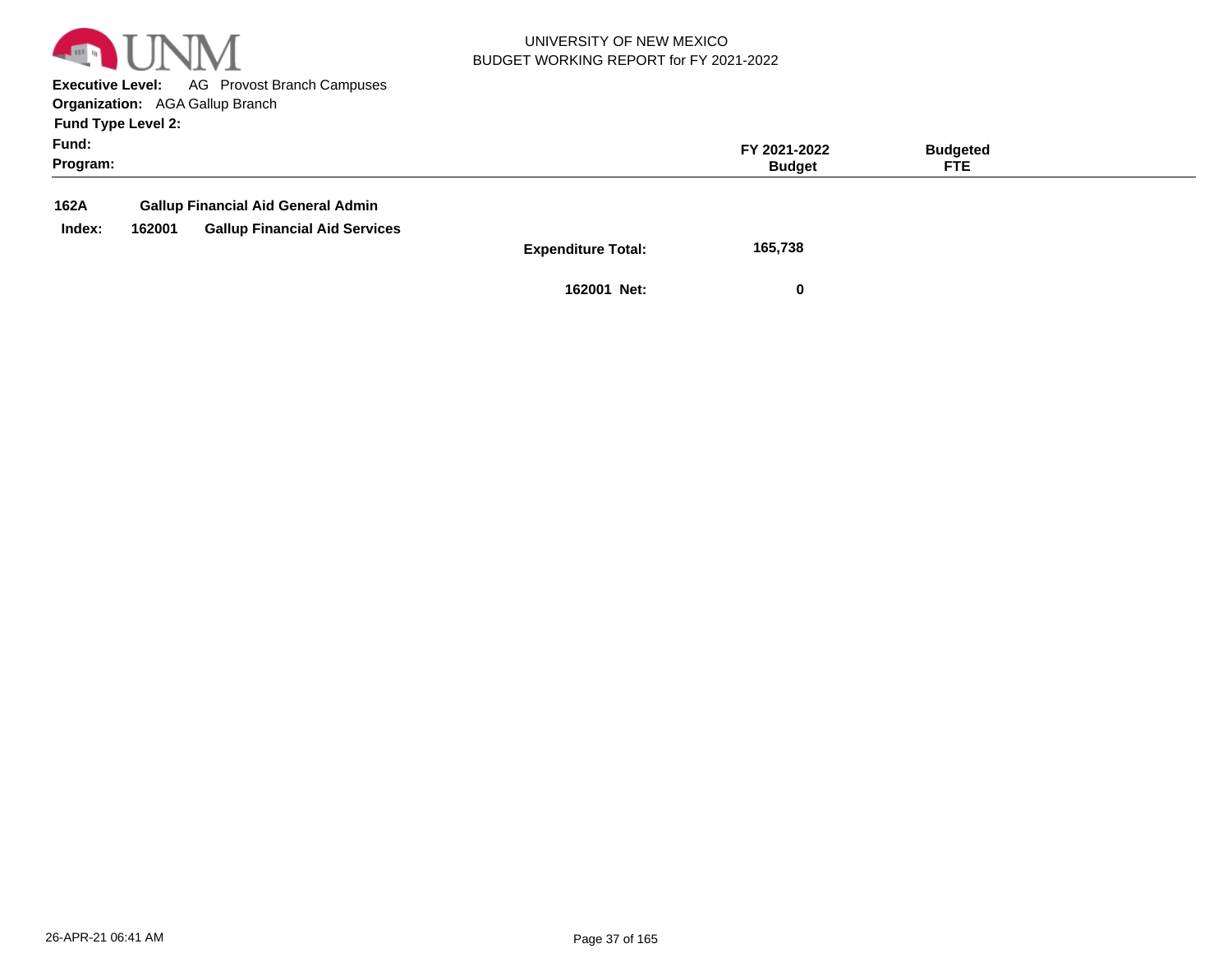UNIVERSITY OF NEW MEXICO
BUDGET WORKING REPORT for FY 2021-2022

**Executive Level:** AG Provost Branch Campuses
**Organization:** AGA Gallup Branch
**Fund Type Level 2:**
**Fund:**
**Program:**

| | | FY 2021-2022 Budget | Budgeted FTE |
|---|---|---|---|
| **162A** | **Gallup Financial Aid General Admin** | | |
| **Index: 162001** | **Gallup Financial Aid Services** | | |
| | **Expenditure Total:** | **165,738** | |
| | **162001 Net:** | **0** | |

26-APR-21 06:41 AM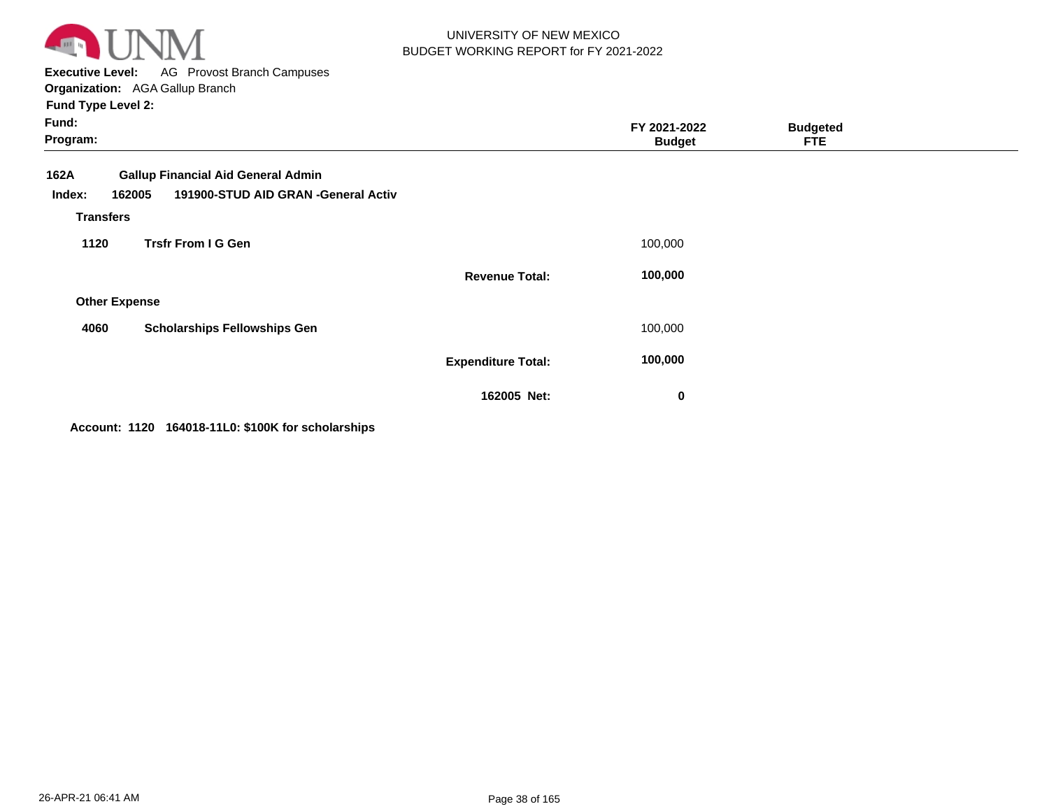UNIVERSITY OF NEW MEXICO
BUDGET WORKING REPORT for FY 2021-2022

**Executive Level:** AG Provost Branch Campuses
**Organization:** AGA Gallup Branch
**Fund Type Level 2:**
**Fund:**
**Program:**

| | | | FY 2021-2022 Budget | Budgeted FTE |
|---|---|---|---|---|
| **162A** | **Gallup Financial Aid General Admin** | | | |
| **Index: 162005** | **191900-STUD AID GRAN -General Activ** | | | |
| **Transfers** | | | | |
| **1120** | **Trsfr From I G Gen** | | 100,000 | |
| | | **Revenue Total:** | **100,000** | |
| **Other Expense** | | | | |
| **4060** | **Scholarships Fellowships Gen** | | 100,000 | |
| | | **Expenditure Total:** | **100,000** | |
| | | **162005 Net:** | **0** | |

**Account: 1120 164018-11L0: $100K for scholarships**

26-APR-21 06:41 AM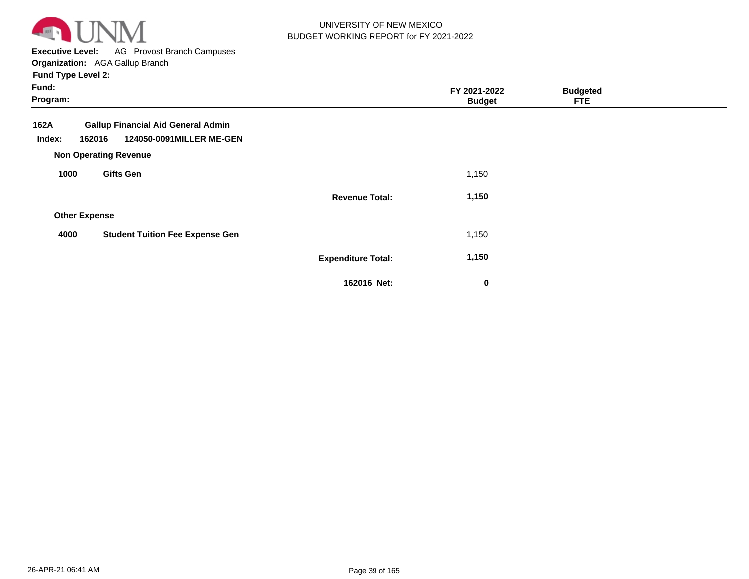UNIVERSITY OF NEW MEXICO
BUDGET WORKING REPORT for FY 2021-2022

**Executive Level:** AG Provost Branch Campuses
**Organization:** AGA Gallup Branch
**Fund Type Level 2:**
**Fund:**
**Program:**

| | | | FY 2021-2022 Budget | Budgeted FTE |
|---|---|---|---|---|
| **162A** | **Gallup Financial Aid General Admin** | | | |
| **Index: 162016** | **124050-0091MILLER ME-GEN** | | | |
| **Non Operating Revenue** | | | | |
| **1000** | **Gifts Gen** | | 1,150 | |
| | | **Revenue Total:** | **1,150** | |
| **Other Expense** | | | | |
| **4000** | **Student Tuition Fee Expense Gen** | | 1,150 | |
| | | **Expenditure Total:** | **1,150** | |
| | | **162016 Net:** | **0** | |

26-APR-21 06:41 AM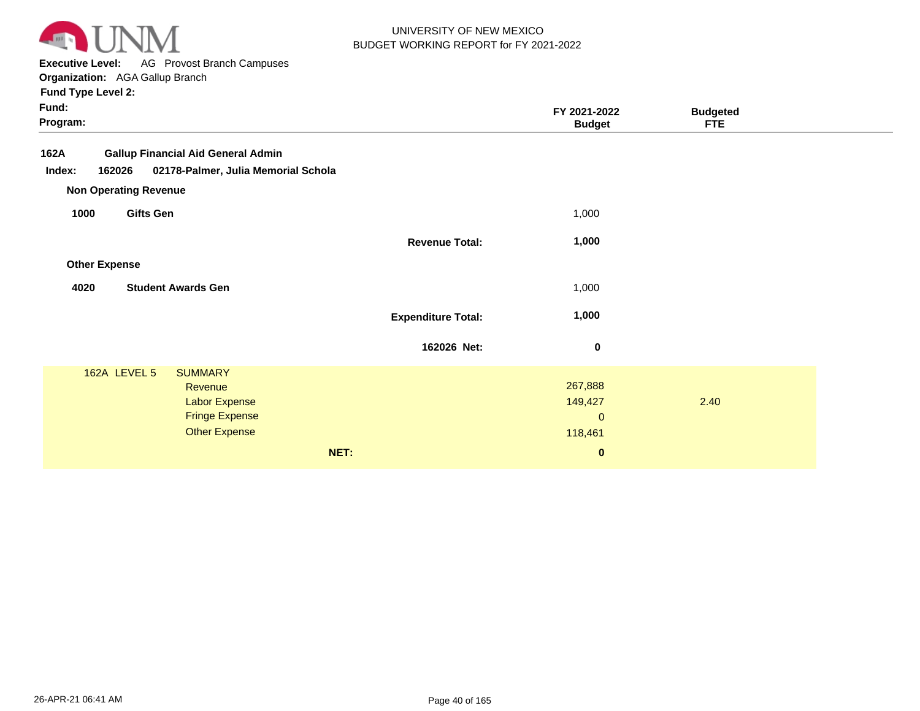UNIVERSITY OF NEW MEXICO
BUDGET WORKING REPORT for FY 2021-2022

**Executive Level:** AG Provost Branch Campuses
**Organization:** AGA Gallup Branch
**Fund Type Level 2:**
**Fund:**
**Program:**

| | | FY 2021-2022 Budget | Budgeted FTE |
|---|---|---|---|
| **162A** | **Gallup Financial Aid General Admin** | | |
| **Index: 162026** | **02178-Palmer, Julia Memorial Schola** | | |
| **Non Operating Revenue** | | | |
| **1000** | **Gifts Gen** | 1,000 | |
| | **Revenue Total:** | **1,000** | |
| **Other Expense** | | | |
| **4020** | **Student Awards Gen** | 1,000 | |
| | **Expenditure Total:** | **1,000** | |
| | **162026 Net:** | **0** | |

| 162A LEVEL 5 | SUMMARY | | |
|---|---|---|---|
| | Revenue | 267,888 | |
| | Labor Expense | 149,427 | 2.40 |
| | Fringe Expense | 0 | |
| | Other Expense | 118,461 | |
| | **NET:** | **0** | |

26-APR-21 06:41 AM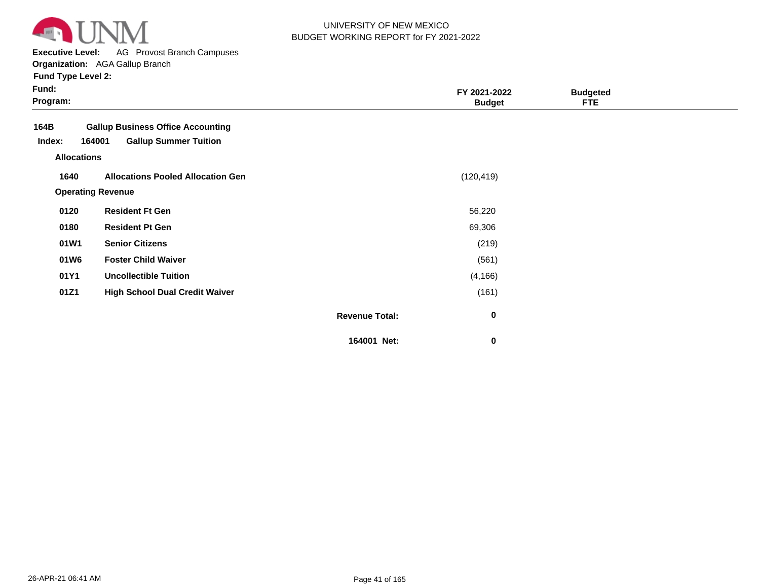UNIVERSITY OF NEW MEXICO
BUDGET WORKING REPORT for FY 2021-2022

**Executive Level:** AG Provost Branch Campuses
**Organization:** AGA Gallup Branch
**Fund Type Level 2:**
**Fund:**
**Program:**

| | | FY 2021-2022 Budget | Budgeted FTE |
|---|---|---|---|
| **164B** | **Gallup Business Office Accounting** | | |
| **Index: 164001** | **Gallup Summer Tuition** | | |
| **Allocations** | | | |
| **1640** | **Allocations Pooled Allocation Gen** | (120,419) | |
| **Operating Revenue** | | | |
| **0120** | **Resident Ft Gen** | 56,220 | |
| **0180** | **Resident Pt Gen** | 69,306 | |
| **01W1** | **Senior Citizens** | (219) | |
| **01W6** | **Foster Child Waiver** | (561) | |
| **01Y1** | **Uncollectible Tuition** | (4,166) | |
| **01Z1** | **High School Dual Credit Waiver** | (161) | |
| | **Revenue Total:** | **0** | |
| | **164001 Net:** | **0** | |

26-APR-21 06:41 AM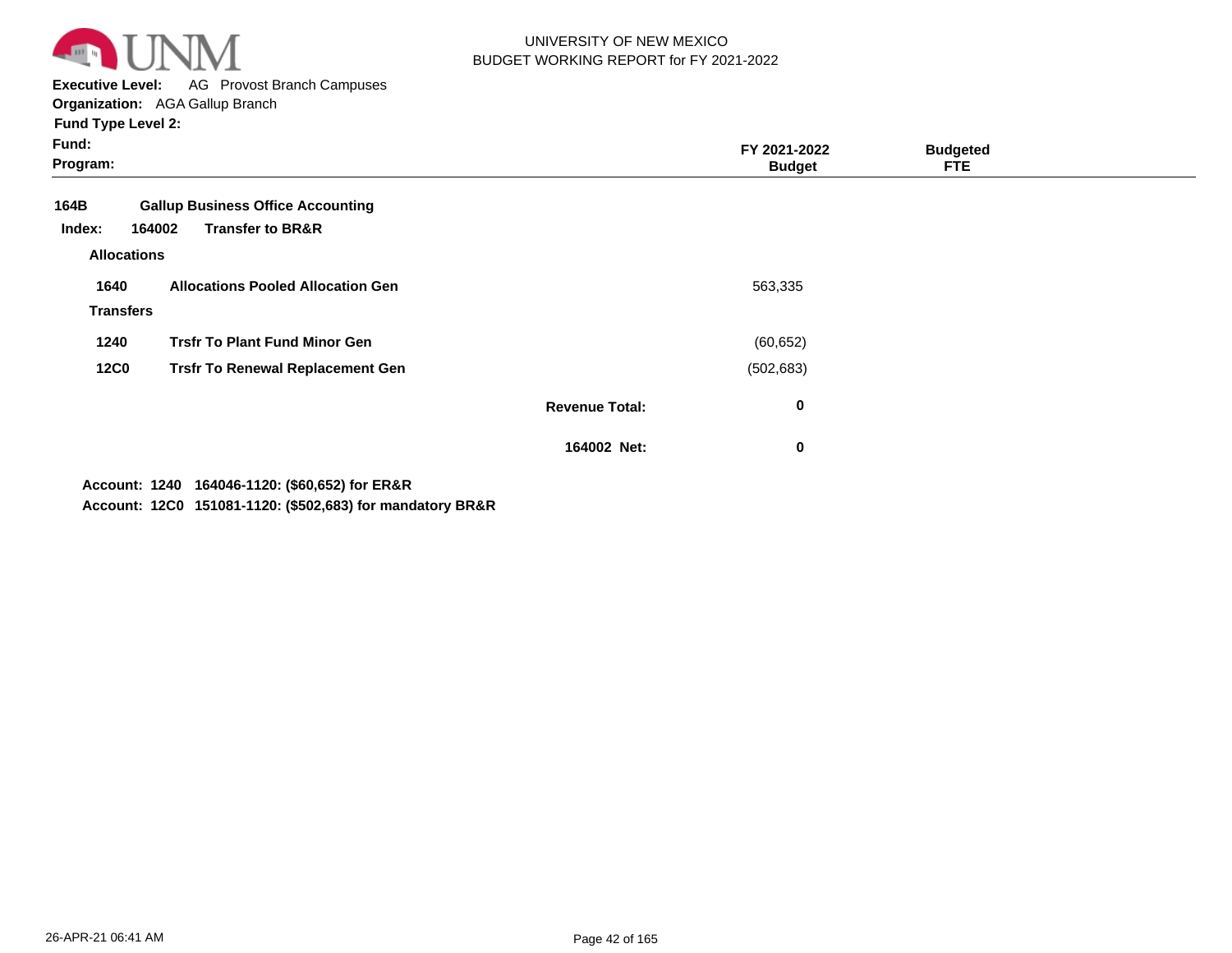UNIVERSITY OF NEW MEXICO
BUDGET WORKING REPORT for FY 2021-2022

**Executive Level:** AG Provost Branch Campuses
**Organization:** AGA Gallup Branch
**Fund Type Level 2:**
**Fund:**
**Program:**

| | | | FY 2021-2022 Budget | Budgeted FTE |
|---|---|---|---|---|
| **164B** | **Gallup Business Office Accounting** | | | |
| **Index: 164002** | **Transfer to BR&R** | | | |
| **Allocations** | | | | |
| **1640** | **Allocations Pooled Allocation Gen** | | 563,335 | |
| **Transfers** | | | | |
| **1240** | **Trsfr To Plant Fund Minor Gen** | | (60,652) | |
| **12C0** | **Trsfr To Renewal Replacement Gen** | | (502,683) | |
| | | **Revenue Total:** | **0** | |
| | | **164002 Net:** | **0** | |

**Account: 1240 164046-1120: ($60,652) for ER&R**
**Account: 12C0 151081-1120: ($502,683) for mandatory BR&R**

26-APR-21 06:41 AM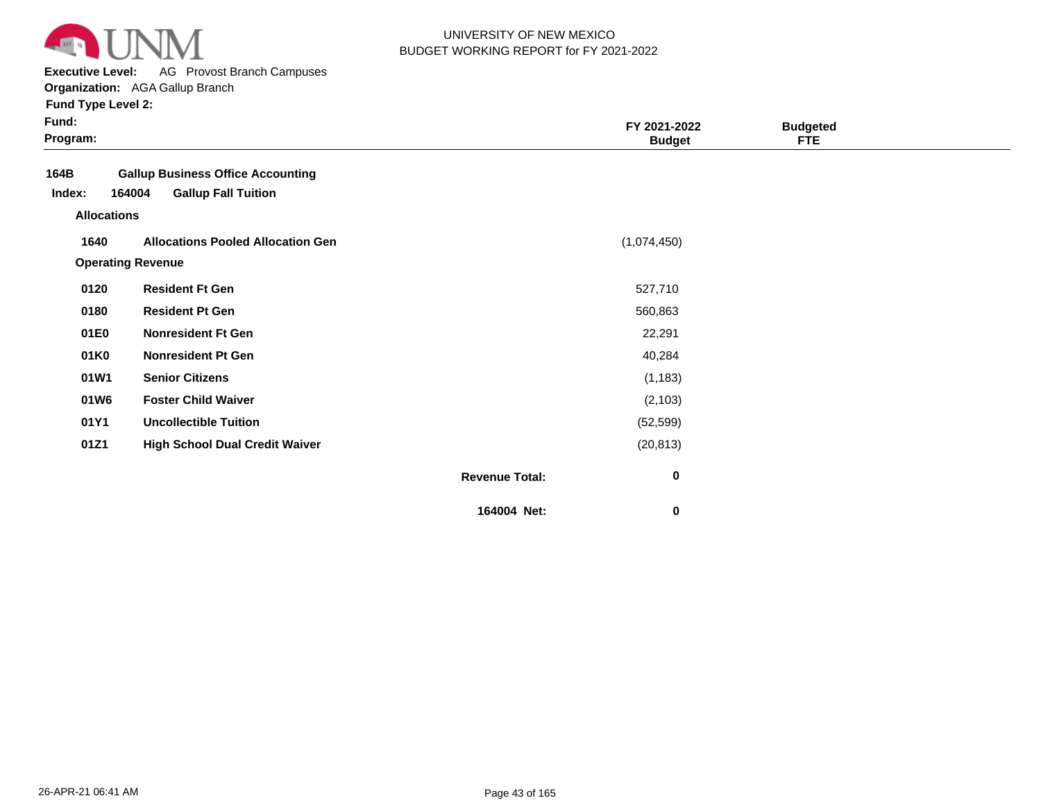UNIVERSITY OF NEW MEXICO
BUDGET WORKING REPORT for FY 2021-2022

**Executive Level:** AG Provost Branch Campuses
**Organization:** AGA Gallup Branch
**Fund Type Level 2:**
**Fund:**
**Program:**

| | | | FY 2021-2022 Budget | Budgeted FTE |
|---|---|---|---|---|
| **164B** | **Gallup Business Office Accounting** | | | |
| **Index: 164004** | **Gallup Fall Tuition** | | | |
| **Allocations** | | | | |
| **1640** | **Allocations Pooled Allocation Gen** | | (1,074,450) | |
| **Operating Revenue** | | | | |
| **0120** | **Resident Ft Gen** | | 527,710 | |
| **0180** | **Resident Pt Gen** | | 560,863 | |
| **01E0** | **Nonresident Ft Gen** | | 22,291 | |
| **01K0** | **Nonresident Pt Gen** | | 40,284 | |
| **01W1** | **Senior Citizens** | | (1,183) | |
| **01W6** | **Foster Child Waiver** | | (2,103) | |
| **01Y1** | **Uncollectible Tuition** | | (52,599) | |
| **01Z1** | **High School Dual Credit Waiver** | | (20,813) | |
| | | **Revenue Total:** | **0** | |
| | | **164004 Net:** | **0** | |

26-APR-21 06:41 AM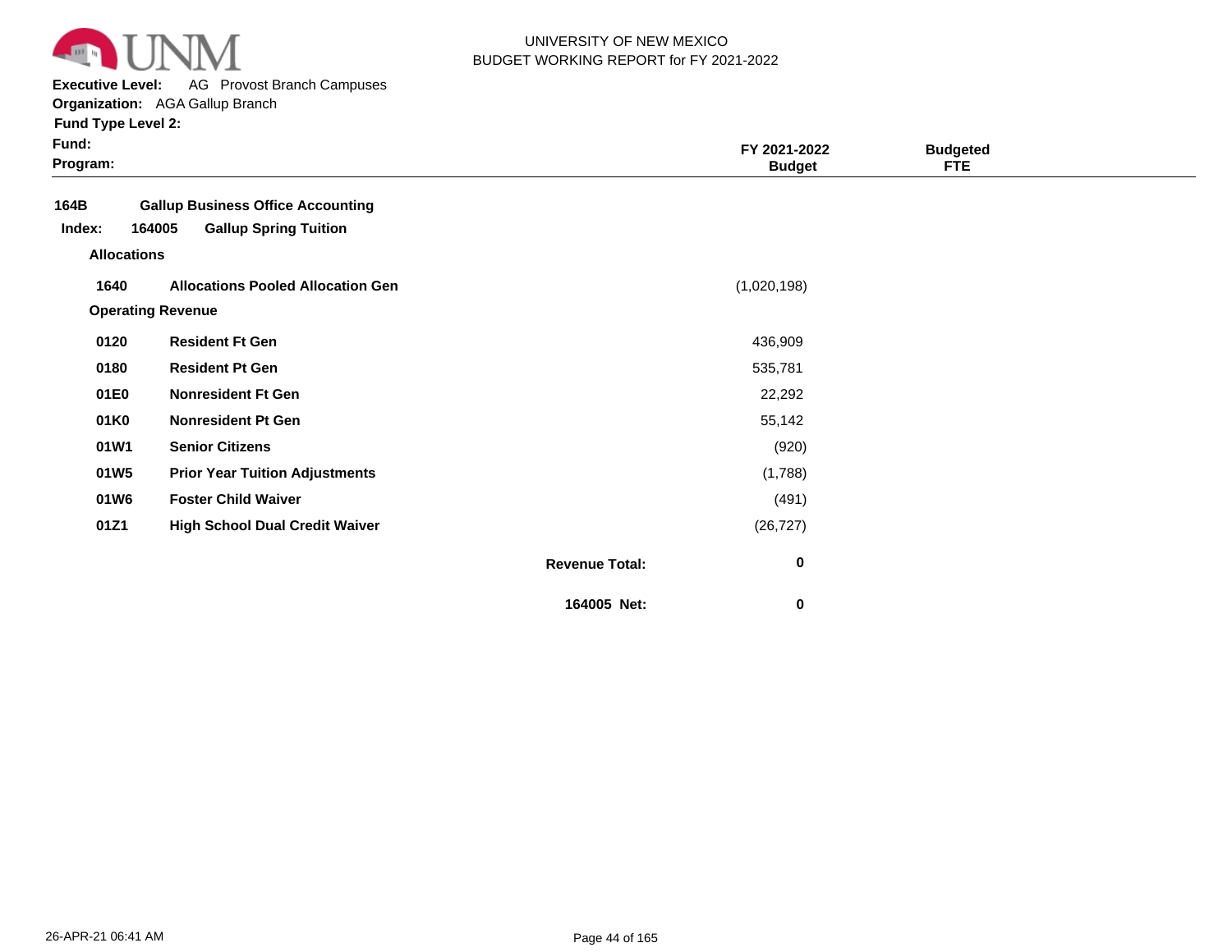UNIVERSITY OF NEW MEXICO
BUDGET WORKING REPORT for FY 2021-2022

**Executive Level:** AG Provost Branch Campuses
**Organization:** AGA Gallup Branch
**Fund Type Level 2:**
**Fund:**
**Program:**

| | | FY 2021-2022 Budget | Budgeted FTE |
|---|---|---|---|
| **164B** | **Gallup Business Office Accounting** | | |
| **Index: 164005** | **Gallup Spring Tuition** | | |
| **Allocations** | | | |
| **1640** | **Allocations Pooled Allocation Gen** | (1,020,198) | |
| **Operating Revenue** | | | |
| **0120** | **Resident Ft Gen** | 436,909 | |
| **0180** | **Resident Pt Gen** | 535,781 | |
| **01E0** | **Nonresident Ft Gen** | 22,292 | |
| **01K0** | **Nonresident Pt Gen** | 55,142 | |
| **01W1** | **Senior Citizens** | (920) | |
| **01W5** | **Prior Year Tuition Adjustments** | (1,788) | |
| **01W6** | **Foster Child Waiver** | (491) | |
| **01Z1** | **High School Dual Credit Waiver** | (26,727) | |
| | **Revenue Total:** | **0** | |
| | **164005 Net:** | **0** | |

26-APR-21 06:41 AM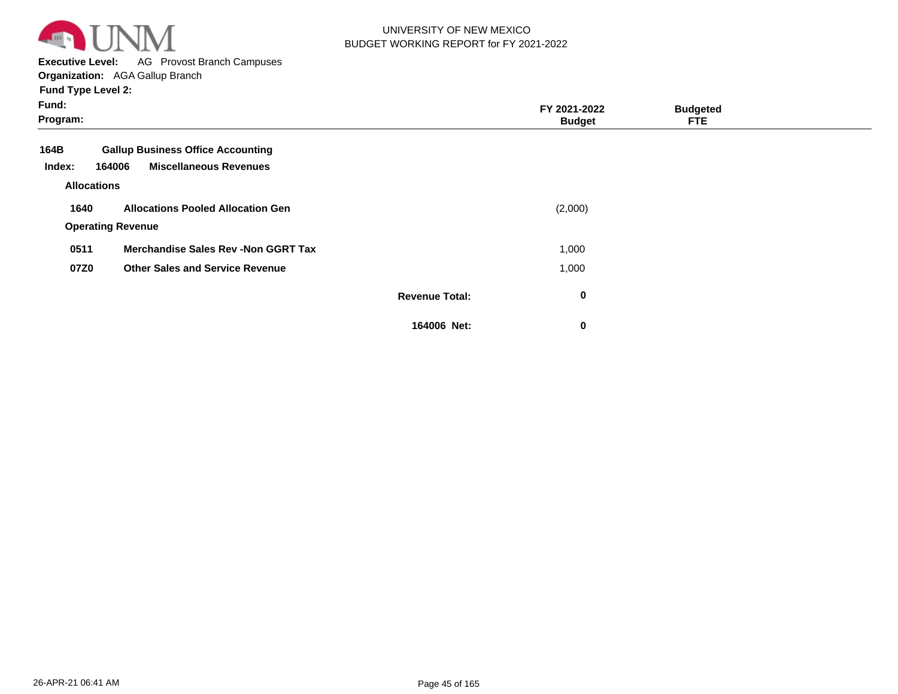UNIVERSITY OF NEW MEXICO
BUDGET WORKING REPORT for FY 2021-2022

**Executive Level:** AG Provost Branch Campuses
**Organization:** AGA Gallup Branch
**Fund Type Level 2:**
**Fund:**
**Program:**

| | | | FY 2021-2022 Budget | Budgeted FTE |
|---|---|---|---|---|
| **164B** | **Gallup Business Office Accounting** | | | |
| **Index: 164006** | **Miscellaneous Revenues** | | | |
| **Allocations** | | | | |
| **1640** | **Allocations Pooled Allocation Gen** | | (2,000) | |
| **Operating Revenue** | | | | |
| **0511** | **Merchandise Sales Rev -Non GGRT Tax** | | 1,000 | |
| **07Z0** | **Other Sales and Service Revenue** | | 1,000 | |
| | | **Revenue Total:** | **0** | |
| | | **164006 Net:** | **0** | |

26-APR-21 06:41 AM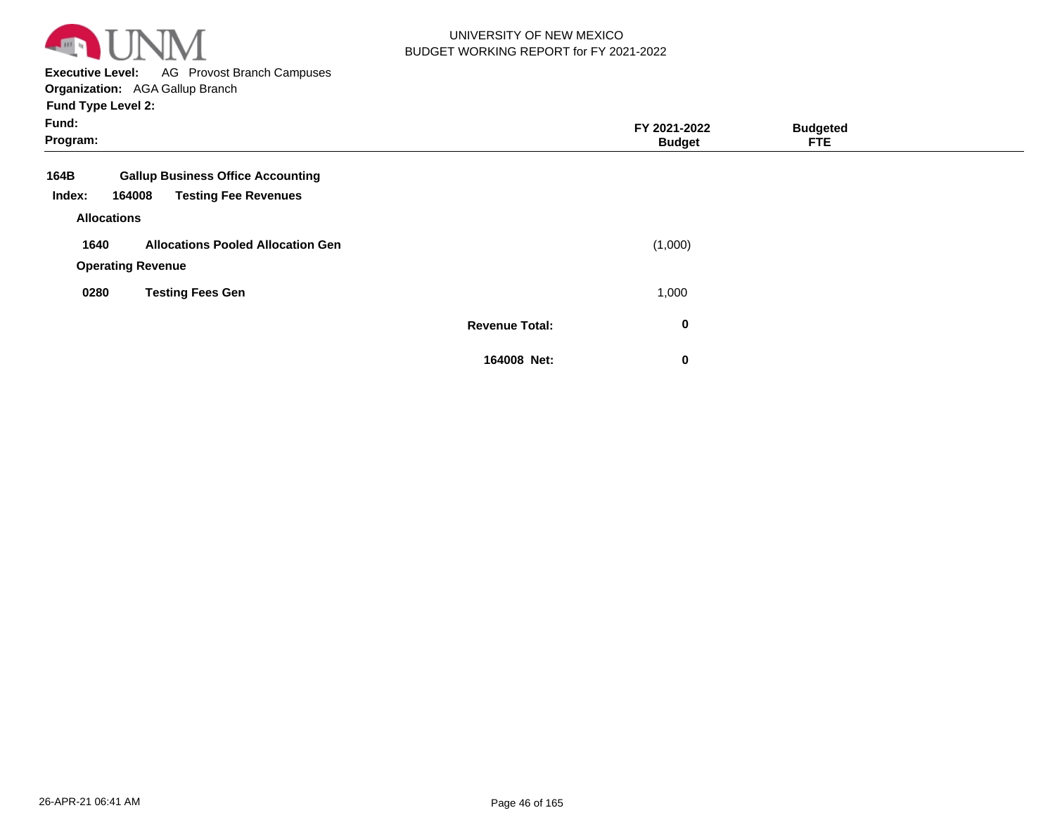UNIVERSITY OF NEW MEXICO
BUDGET WORKING REPORT for FY 2021-2022

**Executive Level:** AG Provost Branch Campuses
**Organization:** AGA Gallup Branch
**Fund Type Level 2:**
**Fund:**
**Program:**

| | | | FY 2021-2022 Budget | Budgeted FTE |
|---|---|---|---|---|
| **164B** | **Gallup Business Office Accounting** | | | |
| **Index: 164008** | **Testing Fee Revenues** | | | |
| **Allocations** | | | | |
| **1640** | **Allocations Pooled Allocation Gen** | | (1,000) | |
| **Operating Revenue** | | | | |
| **0280** | **Testing Fees Gen** | | 1,000 | |
| | | **Revenue Total:** | **0** | |
| | | **164008 Net:** | **0** | |

26-APR-21 06:41 AM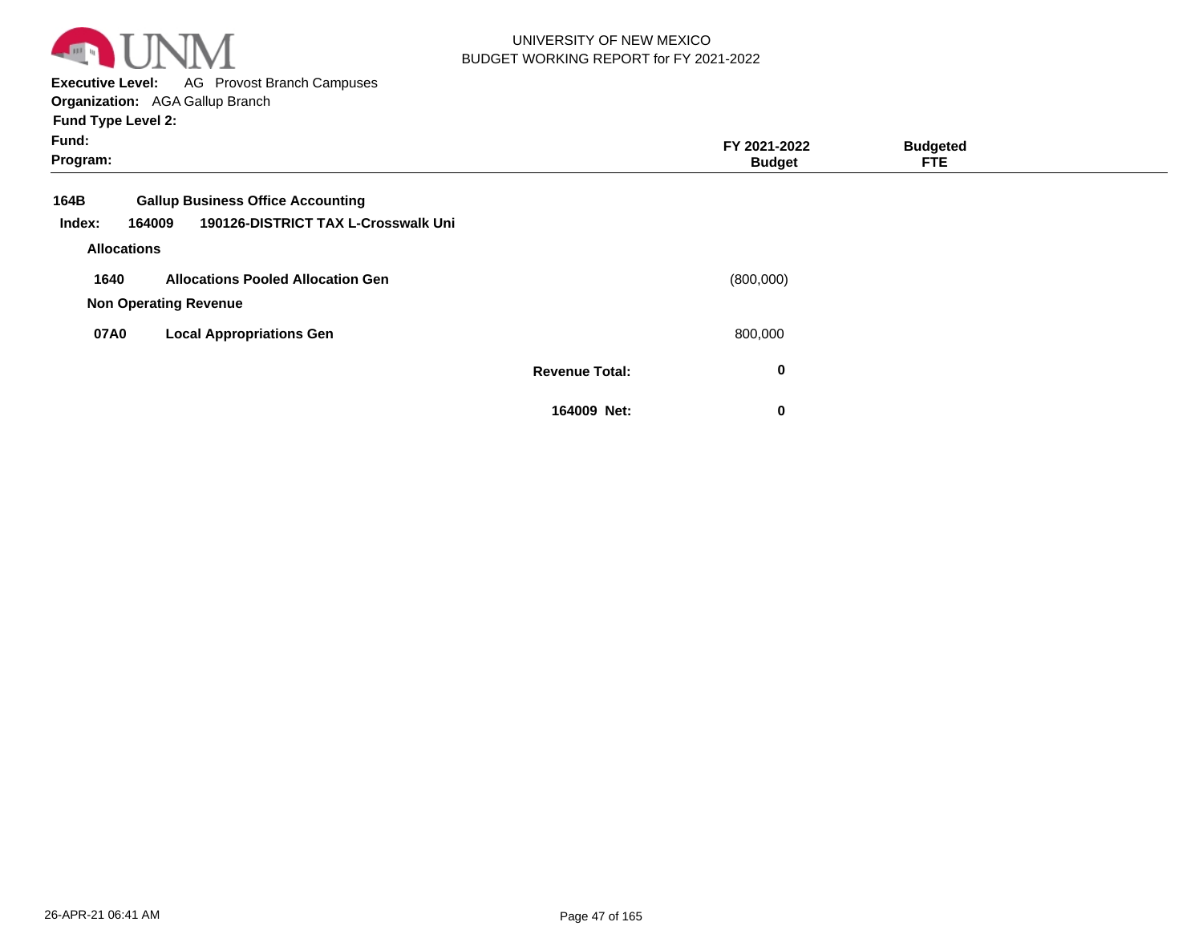UNIVERSITY OF NEW MEXICO
BUDGET WORKING REPORT for FY 2021-2022

**Executive Level:** AG Provost Branch Campuses
**Organization:** AGA Gallup Branch
**Fund Type Level 2:**
**Fund:**
**Program:**

| | | | FY 2021-2022 Budget | Budgeted FTE |
|---|---|---|---|---|
| **164B** | **Gallup Business Office Accounting** | | | |
| **Index: 164009** | **190126-DISTRICT TAX L-Crosswalk Uni** | | | |
| **Allocations** | | | | |
| **1640** | **Allocations Pooled Allocation Gen** | | (800,000) | |
| **Non Operating Revenue** | | | | |
| **07A0** | **Local Appropriations Gen** | | 800,000 | |
| | | **Revenue Total:** | **0** | |
| | | **164009 Net:** | **0** | |

26-APR-21 06:41 AM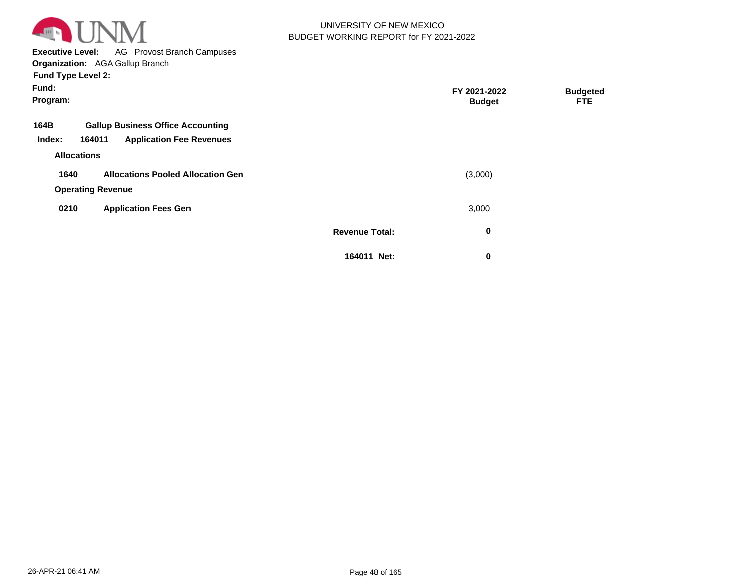UNIVERSITY OF NEW MEXICO
BUDGET WORKING REPORT for FY 2021-2022

**Executive Level:** AG Provost Branch Campuses
**Organization:** AGA Gallup Branch
**Fund Type Level 2:**
**Fund:**
**Program:**

| | | | FY 2021-2022 Budget | Budgeted FTE |
|---|---|---|---|---|
| **164B** | **Gallup Business Office Accounting** | | | |
| **Index: 164011** | **Application Fee Revenues** | | | |
| **Allocations** | | | | |
| **1640** | **Allocations Pooled Allocation Gen** | | (3,000) | |
| **Operating Revenue** | | | | |
| **0210** | **Application Fees Gen** | | 3,000 | |
| | | **Revenue Total:** | **0** | |
| | | **164011 Net:** | **0** | |

26-APR-21 06:41 AM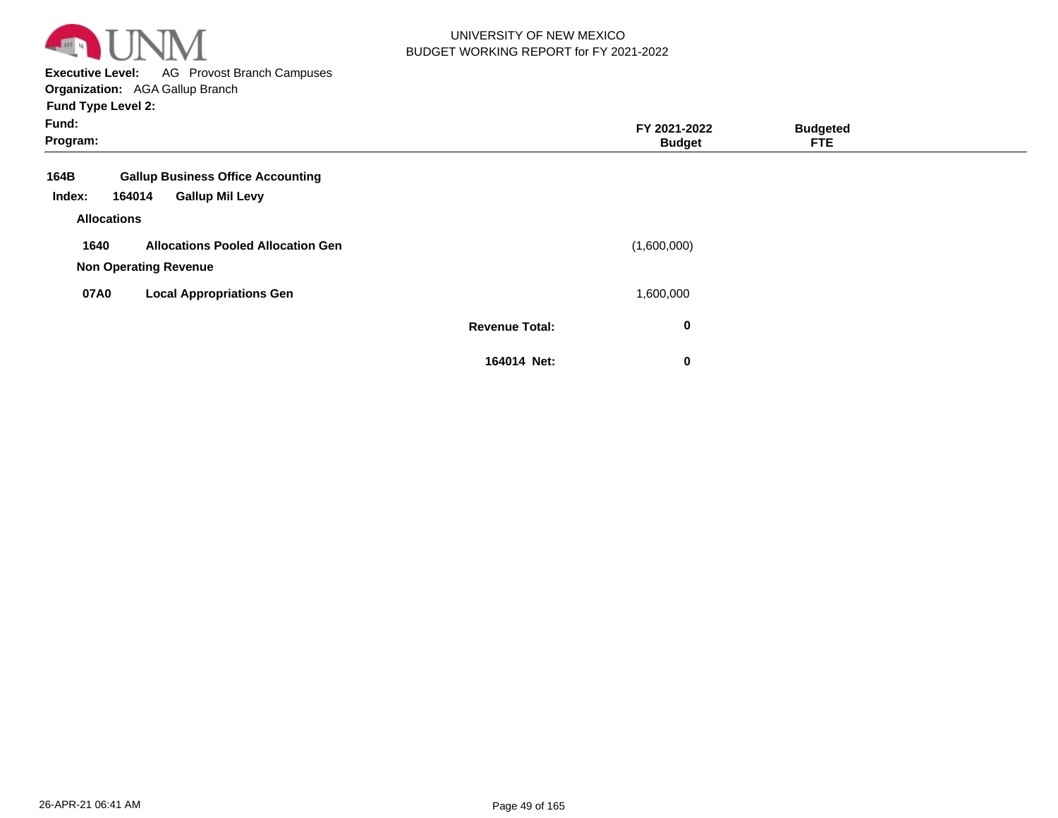UNIVERSITY OF NEW MEXICO
BUDGET WORKING REPORT for FY 2021-2022

**Executive Level:** AG Provost Branch Campuses
**Organization:** AGA Gallup Branch
**Fund Type Level 2:**
**Fund:**
**Program:**

| | | FY 2021-2022 Budget | Budgeted FTE |
|---|---|---|---|
| **164B** | **Gallup Business Office Accounting** | | |
| **Index: 164014** | **Gallup Mil Levy** | | |
| **Allocations** | | | |
| **1640** | **Allocations Pooled Allocation Gen** | (1,600,000) | |
| **Non Operating Revenue** | | | |
| **07A0** | **Local Appropriations Gen** | 1,600,000 | |
| | **Revenue Total:** | **0** | |
| | **164014 Net:** | **0** | |

26-APR-21 06:41 AM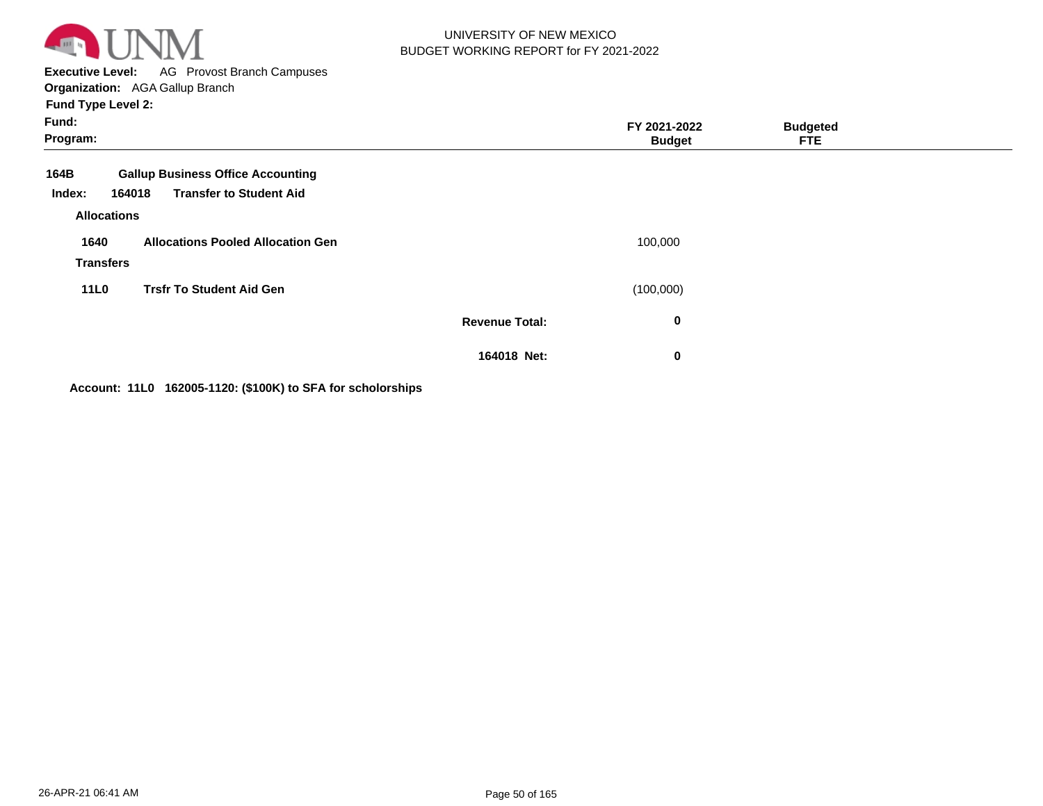UNIVERSITY OF NEW MEXICO
BUDGET WORKING REPORT for FY 2021-2022

**Executive Level:** AG Provost Branch Campuses
**Organization:** AGA Gallup Branch
**Fund Type Level 2:**
**Fund:**
**Program:**

| | | FY 2021-2022 Budget | Budgeted FTE |
|---|---|---|---|
| **164B** | **Gallup Business Office Accounting** | | |
| **Index: 164018** | **Transfer to Student Aid** | | |
| **Allocations** | | | |
| **1640** | **Allocations Pooled Allocation Gen** | 100,000 | |
| **Transfers** | | | |
| **11L0** | **Trsfr To Student Aid Gen** | (100,000) | |
| | **Revenue Total:** | **0** | |
| | **164018 Net:** | **0** | |

**Account: 11L0 162005-1120: ($100K) to SFA for scholarships**

26-APR-21 06:41 AM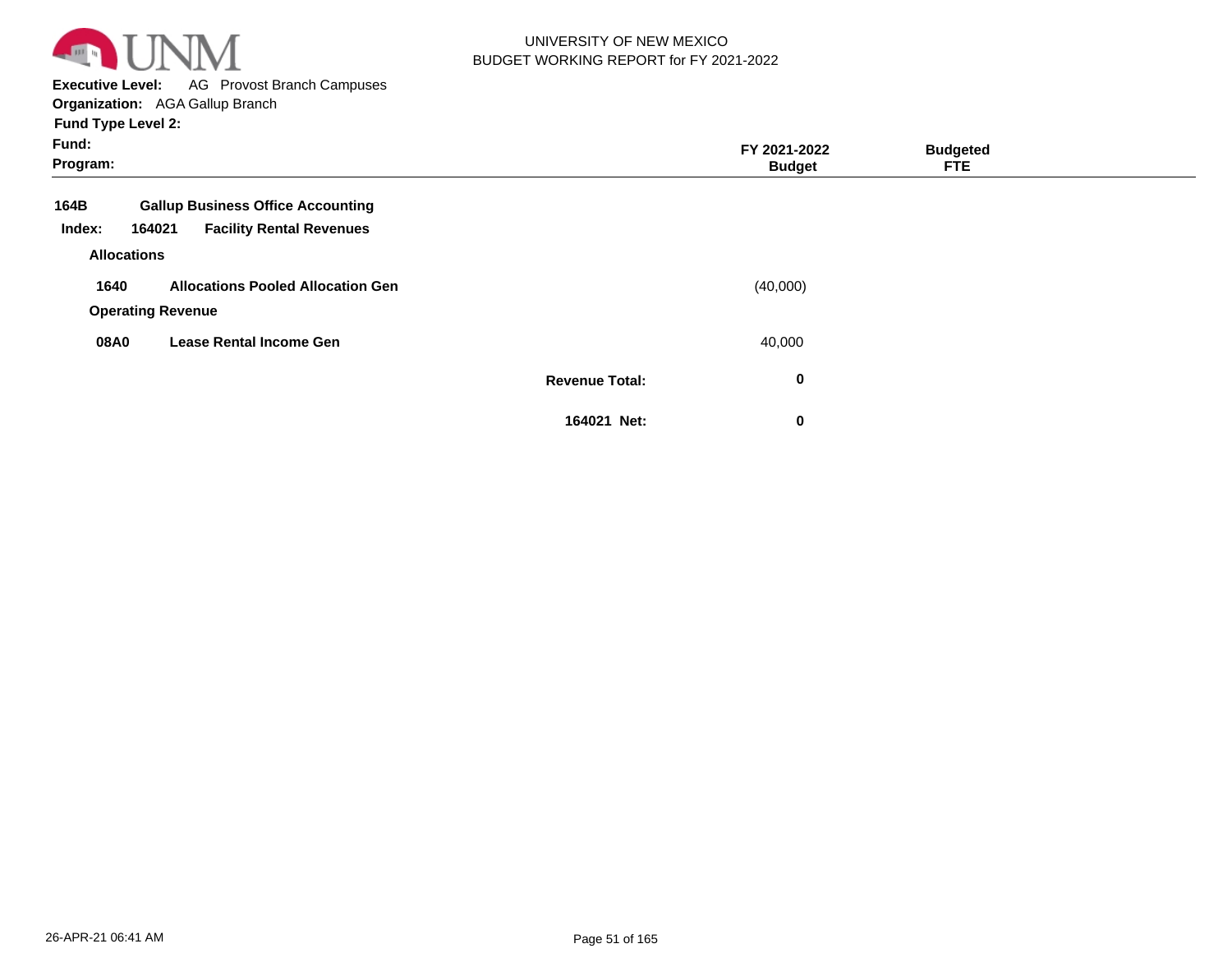UNIVERSITY OF NEW MEXICO
BUDGET WORKING REPORT for FY 2021-2022

**Executive Level:** AG Provost Branch Campuses
**Organization:** AGA Gallup Branch
**Fund Type Level 2:**
**Fund:**
**Program:**

| | | | FY 2021-2022 Budget | Budgeted FTE |
|---|---|---|---|---|
| **164B** | **Gallup Business Office Accounting** | | | |
| **Index: 164021** | **Facility Rental Revenues** | | | |
| **Allocations** | | | | |
| **1640** | **Allocations Pooled Allocation Gen** | | (40,000) | |
| **Operating Revenue** | | | | |
| **08A0** | **Lease Rental Income Gen** | | 40,000 | |
| | | **Revenue Total:** | **0** | |
| | | **164021 Net:** | **0** | |

26-APR-21 06:41 AM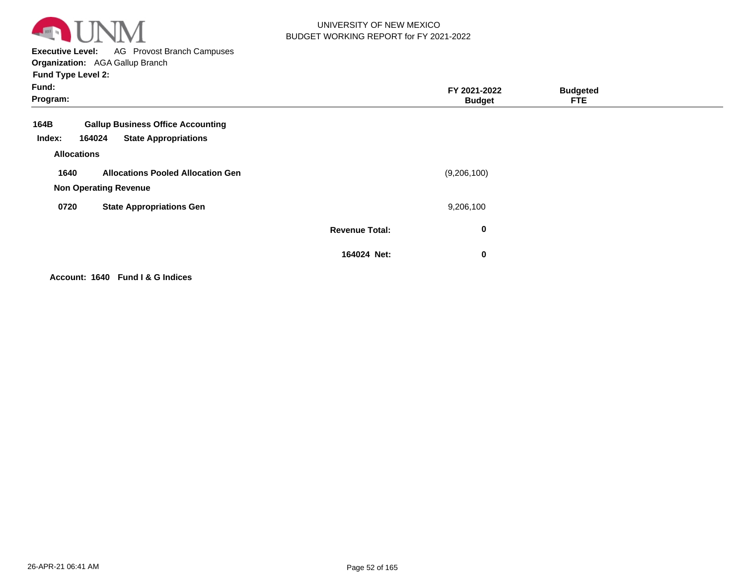UNIVERSITY OF NEW MEXICO
BUDGET WORKING REPORT for FY 2021-2022

**Executive Level:** AG Provost Branch Campuses
**Organization:** AGA Gallup Branch
**Fund Type Level 2:**
**Fund:**
**Program:**

| | | | FY 2021-2022 Budget | Budgeted FTE |
|---|---|---|---|---|
| **164B** | **Gallup Business Office Accounting** | | | |
| **Index: 164024** | **State Appropriations** | | | |
| **Allocations** | | | | |
| **1640** | **Allocations Pooled Allocation Gen** | | (9,206,100) | |
| **Non Operating Revenue** | | | | |
| **0720** | **State Appropriations Gen** | | 9,206,100 | |
| | | **Revenue Total:** | **0** | |
| | | **164024 Net:** | **0** | |

**Account: 1640 Fund I & G Indices**

26-APR-21 06:41 AM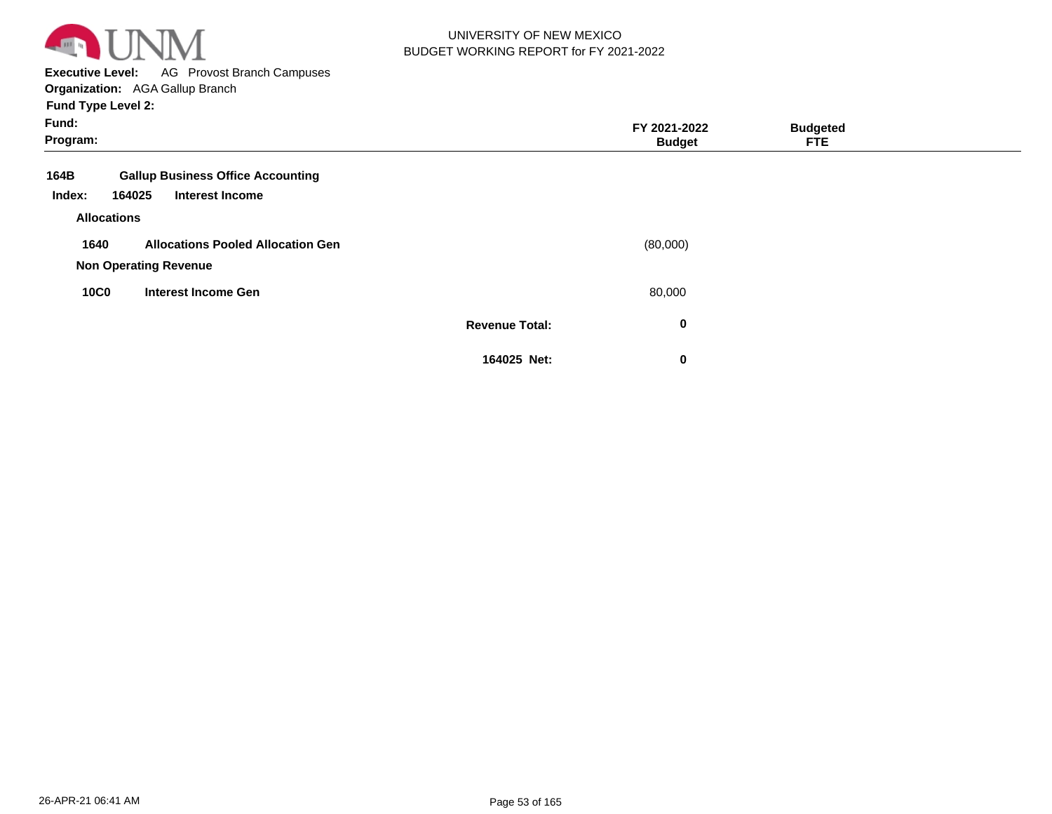UNIVERSITY OF NEW MEXICO
BUDGET WORKING REPORT for FY 2021-2022

**Executive Level:** AG Provost Branch Campuses
**Organization:** AGA Gallup Branch
**Fund Type Level 2:**
**Fund:**
**Program:**

| | | FY 2021-2022 Budget | Budgeted FTE |
|---|---|---|---|
| **164B** | **Gallup Business Office Accounting** | | |
| **Index: 164025** | **Interest Income** | | |
| **Allocations** | | | |
| **1640** | **Allocations Pooled Allocation Gen** | (80,000) | |
| **Non Operating Revenue** | | | |
| **10C0** | **Interest Income Gen** | 80,000 | |
| | **Revenue Total:** | **0** | |
| | **164025 Net:** | **0** | |

26-APR-21 06:41 AM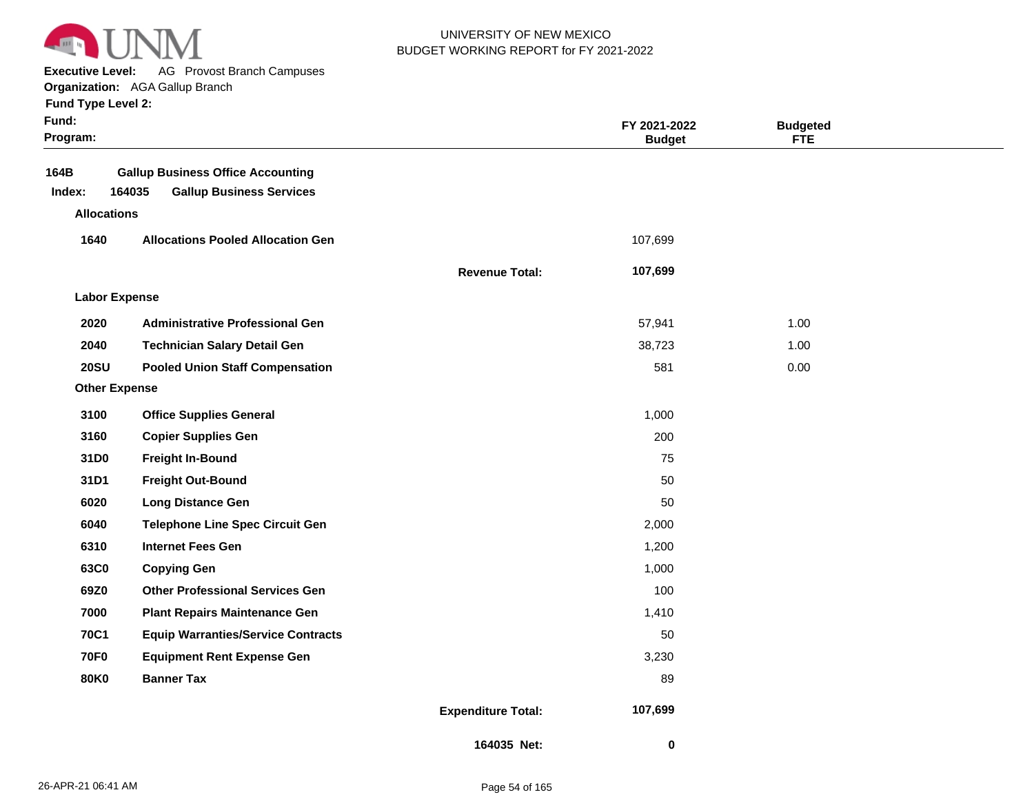UNIVERSITY OF NEW MEXICO
BUDGET WORKING REPORT for FY 2021-2022

**Executive Level:** AG Provost Branch Campuses
**Organization:** AGA Gallup Branch
**Fund Type Level 2:**
**Fund:**
**Program:**

| | | | FY 2021-2022 Budget | Budgeted FTE |
|---|---|---|---|---|
| **164B** | **Gallup Business Office Accounting** | | | |
| **Index: 164035** | **Gallup Business Services** | | | |
| **Allocations** | | | | |
| **1640** | **Allocations Pooled Allocation Gen** | | 107,699 | |
| | | **Revenue Total:** | **107,699** | |
| **Labor Expense** | | | | |
| **2020** | **Administrative Professional Gen** | | 57,941 | 1.00 |
| **2040** | **Technician Salary Detail Gen** | | 38,723 | 1.00 |
| **20SU** | **Pooled Union Staff Compensation** | | 581 | 0.00 |
| **Other Expense** | | | | |
| **3100** | **Office Supplies General** | | 1,000 | |
| **3160** | **Copier Supplies Gen** | | 200 | |
| **31D0** | **Freight In-Bound** | | 75 | |
| **31D1** | **Freight Out-Bound** | | 50 | |
| **6020** | **Long Distance Gen** | | 50 | |
| **6040** | **Telephone Line Spec Circuit Gen** | | 2,000 | |
| **6310** | **Internet Fees Gen** | | 1,200 | |
| **63C0** | **Copying Gen** | | 1,000 | |
| **69Z0** | **Other Professional Services Gen** | | 100 | |
| **7000** | **Plant Repairs Maintenance Gen** | | 1,410 | |
| **70C1** | **Equip Warranties/Service Contracts** | | 50 | |
| **70F0** | **Equipment Rent Expense Gen** | | 3,230 | |
| **80K0** | **Banner Tax** | | 89 | |
| | | **Expenditure Total:** | **107,699** | |
| | | **164035 Net:** | **0** | |

26-APR-21 06:41 AM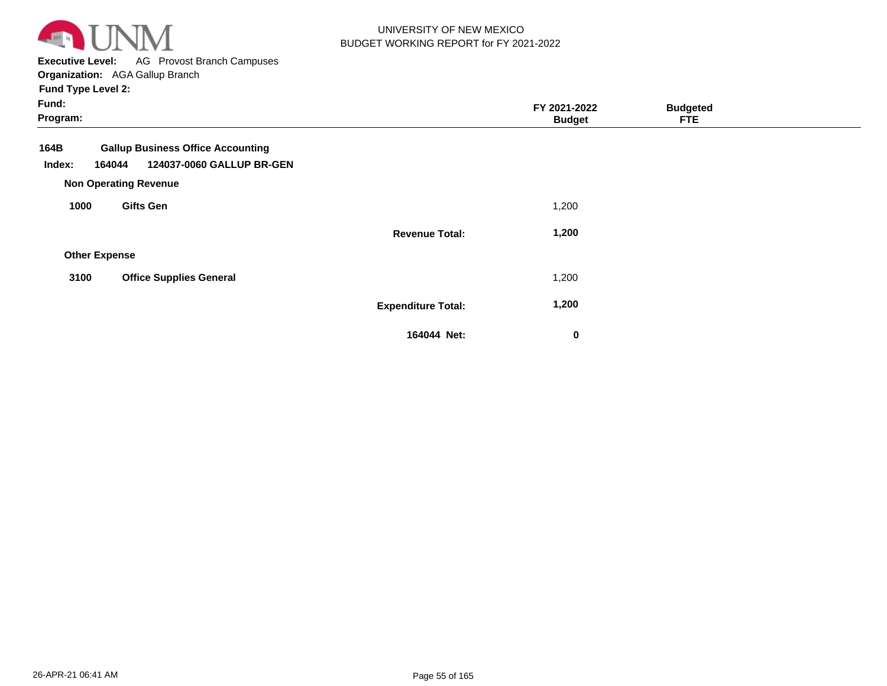UNIVERSITY OF NEW MEXICO
BUDGET WORKING REPORT for FY 2021-2022

**Executive Level:** AG Provost Branch Campuses
**Organization:** AGA Gallup Branch
**Fund Type Level 2:**
**Fund:**
**Program:**

| | | | FY 2021-2022 Budget | Budgeted FTE |
|---|---|---|---|---|
| **164B** | **Gallup Business Office Accounting** | | | |
| **Index: 164044** | **124037-0060 GALLUP BR-GEN** | | | |
| **Non Operating Revenue** | | | | |
| **1000** | **Gifts Gen** | | 1,200 | |
| | | **Revenue Total:** | **1,200** | |
| **Other Expense** | | | | |
| **3100** | **Office Supplies General** | | 1,200 | |
| | | **Expenditure Total:** | **1,200** | |
| | | **164044 Net:** | **0** | |

26-APR-21 06:41 AM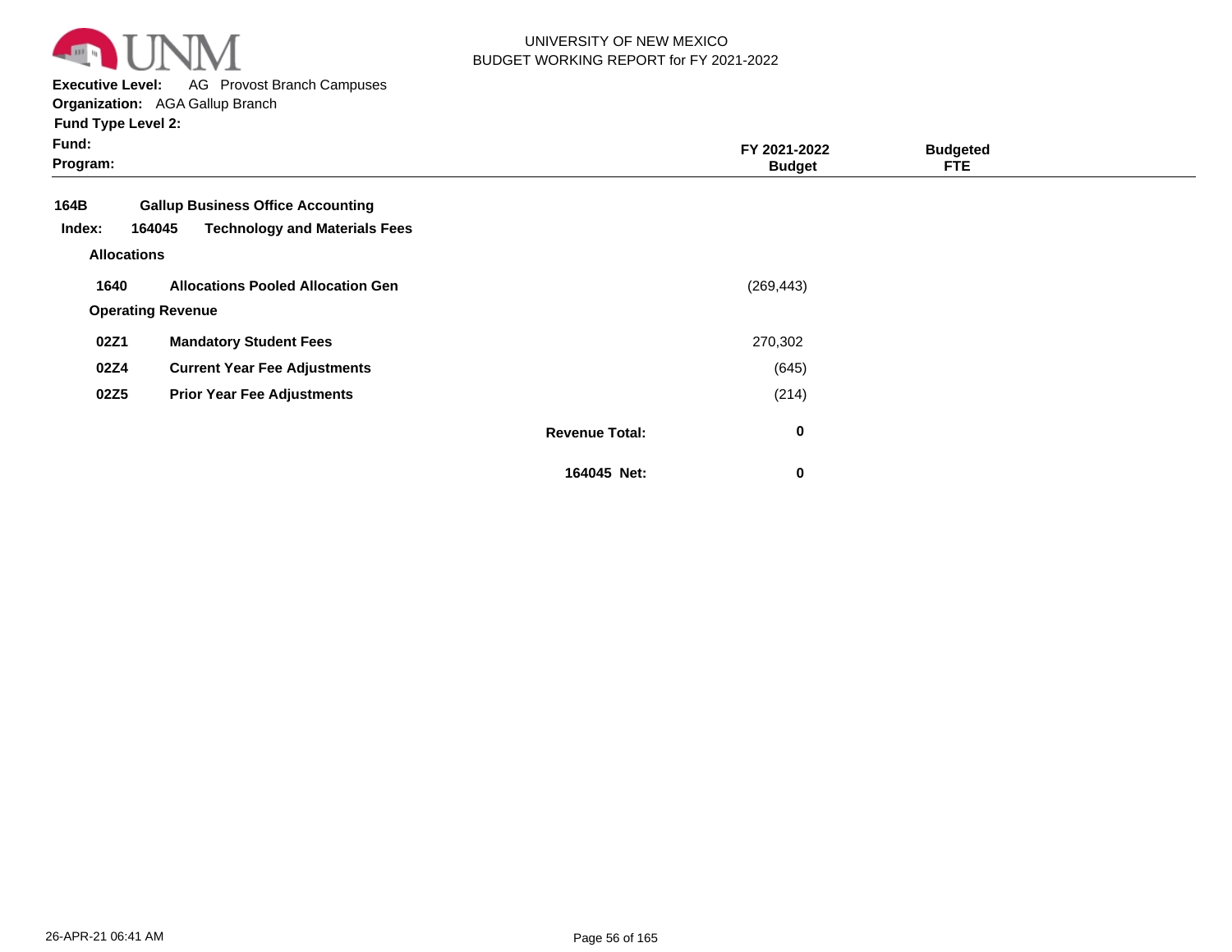UNIVERSITY OF NEW MEXICO
BUDGET WORKING REPORT for FY 2021-2022

**Executive Level:** AG Provost Branch Campuses
**Organization:** AGA Gallup Branch
**Fund Type Level 2:**
**Fund:**
**Program:**

| | | | FY 2021-2022 Budget | Budgeted FTE |
|---|---|---|---|---|
| **164B** | **Gallup Business Office Accounting** | | | |
| **Index: 164045** | **Technology and Materials Fees** | | | |
| **Allocations** | | | | |
| **1640** | **Allocations Pooled Allocation Gen** | | (269,443) | |
| **Operating Revenue** | | | | |
| **02Z1** | **Mandatory Student Fees** | | 270,302 | |
| **02Z4** | **Current Year Fee Adjustments** | | (645) | |
| **02Z5** | **Prior Year Fee Adjustments** | | (214) | |
| | | **Revenue Total:** | **0** | |
| | | **164045 Net:** | **0** | |

26-APR-21 06:41 AM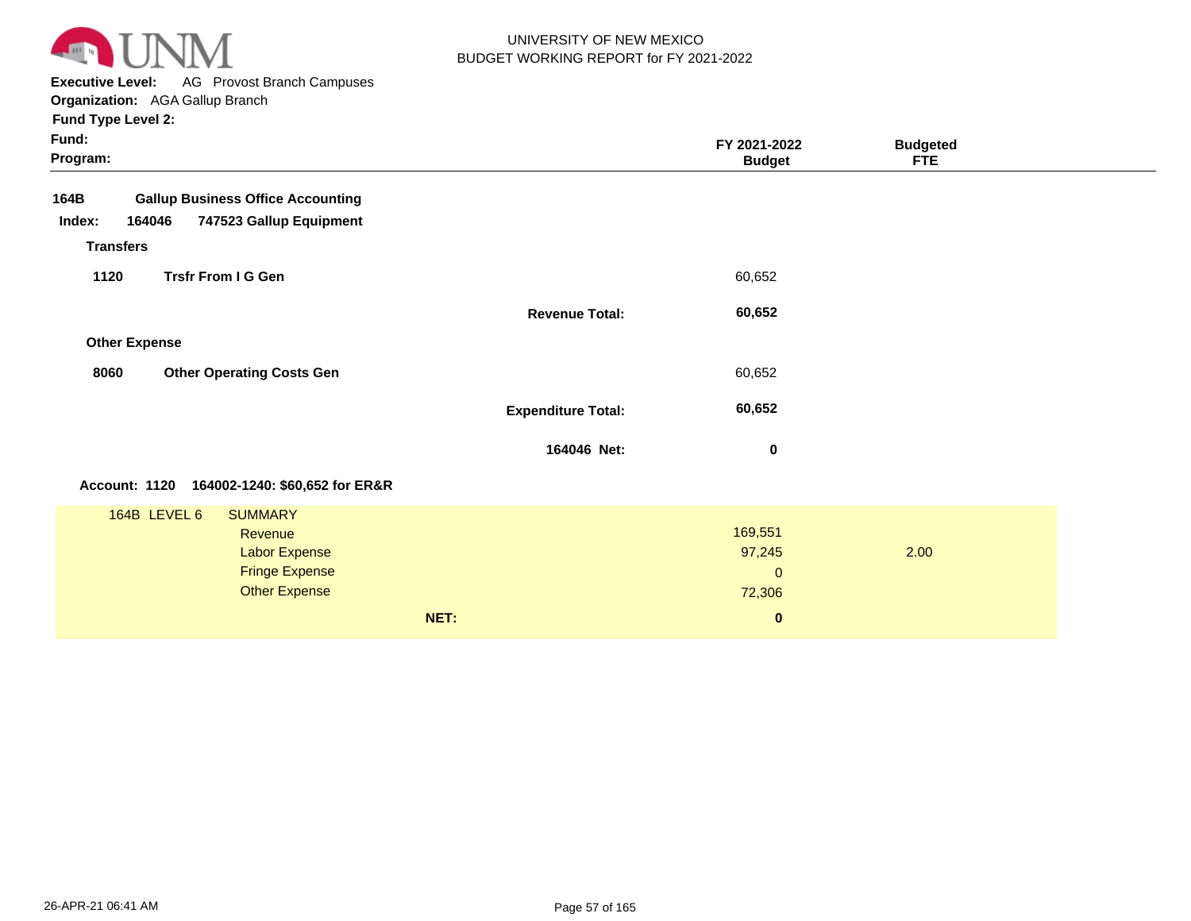UNIVERSITY OF NEW MEXICO
BUDGET WORKING REPORT for FY 2021-2022

**Executive Level:** AG Provost Branch Campuses
**Organization:** AGA Gallup Branch
**Fund Type Level 2:**
**Fund:**
**Program:**

| | | FY 2021-2022 Budget | Budgeted FTE |
|---|---|---|---|
| **164B** | **Gallup Business Office Accounting** | | |
| **Index: 164046** | **747523 Gallup Equipment** | | |
| **Transfers** | | | |
| **1120** | **Trsfr From I G Gen** | 60,652 | |
| | **Revenue Total:** | **60,652** | |
| **Other Expense** | | | |
| **8060** | **Other Operating Costs Gen** | 60,652 | |
| | **Expenditure Total:** | **60,652** | |
| | **164046 Net:** | **0** | |

**Account: 1120 164002-1240: $60,652 for ER&R**

| 164B LEVEL 6 | SUMMARY | FY 2021-2022 Budget | Budgeted FTE |
|---|---|---|---|
| | Revenue | 169,551 | |
| | Labor Expense | 97,245 | 2.00 |
| | Fringe Expense | 0 | |
| | Other Expense | 72,306 | |
| | **NET:** | **0** | |

26-APR-21 06:41 AM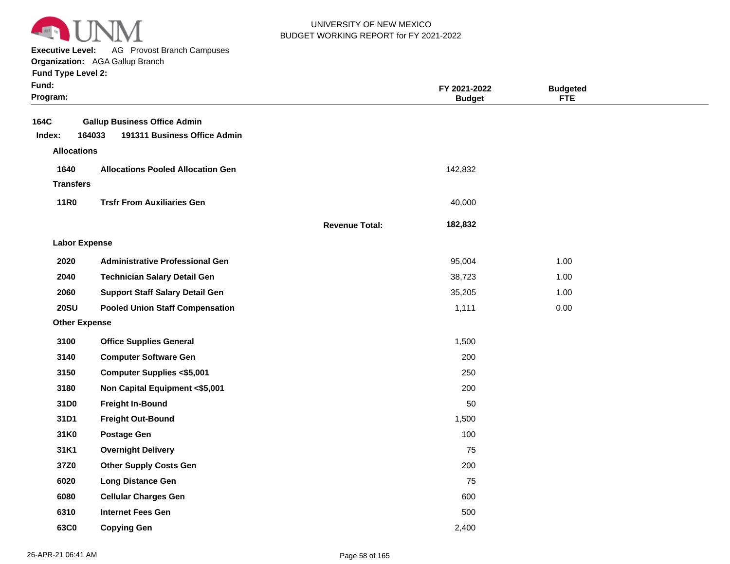UNIVERSITY OF NEW MEXICO
BUDGET WORKING REPORT for FY 2021-2022

**Executive Level:** AG Provost Branch Campuses
**Organization:** AGA Gallup Branch
**Fund Type Level 2:**
**Fund:**
**Program:**

| | | FY 2021-2022 Budget | Budgeted FTE |
|---|---|---|---|
| **164C** | **Gallup Business Office Admin** | | |
| **Index: 164033** | **191311 Business Office Admin** | | |
| **Allocations** | | | |
| **1640** | **Allocations Pooled Allocation Gen** | 142,832 | |
| **Transfers** | | | |
| **11R0** | **Trsfr From Auxiliaries Gen** | 40,000 | |
| | **Revenue Total:** | **182,832** | |
| **Labor Expense** | | | |
| **2020** | **Administrative Professional Gen** | 95,004 | 1.00 |
| **2040** | **Technician Salary Detail Gen** | 38,723 | 1.00 |
| **2060** | **Support Staff Salary Detail Gen** | 35,205 | 1.00 |
| **20SU** | **Pooled Union Staff Compensation** | 1,111 | 0.00 |
| **Other Expense** | | | |
| **3100** | **Office Supplies General** | 1,500 | |
| **3140** | **Computer Software Gen** | 200 | |
| **3150** | **Computer Supplies <$5,001** | 250 | |
| **3180** | **Non Capital Equipment <$5,001** | 200 | |
| **31D0** | **Freight In-Bound** | 50 | |
| **31D1** | **Freight Out-Bound** | 1,500 | |
| **31K0** | **Postage Gen** | 100 | |
| **31K1** | **Overnight Delivery** | 75 | |
| **37Z0** | **Other Supply Costs Gen** | 200 | |
| **6020** | **Long Distance Gen** | 75 | |
| **6080** | **Cellular Charges Gen** | 600 | |
| **6310** | **Internet Fees Gen** | 500 | |
| **63C0** | **Copying Gen** | 2,400 | |

26-APR-21 06:41 AM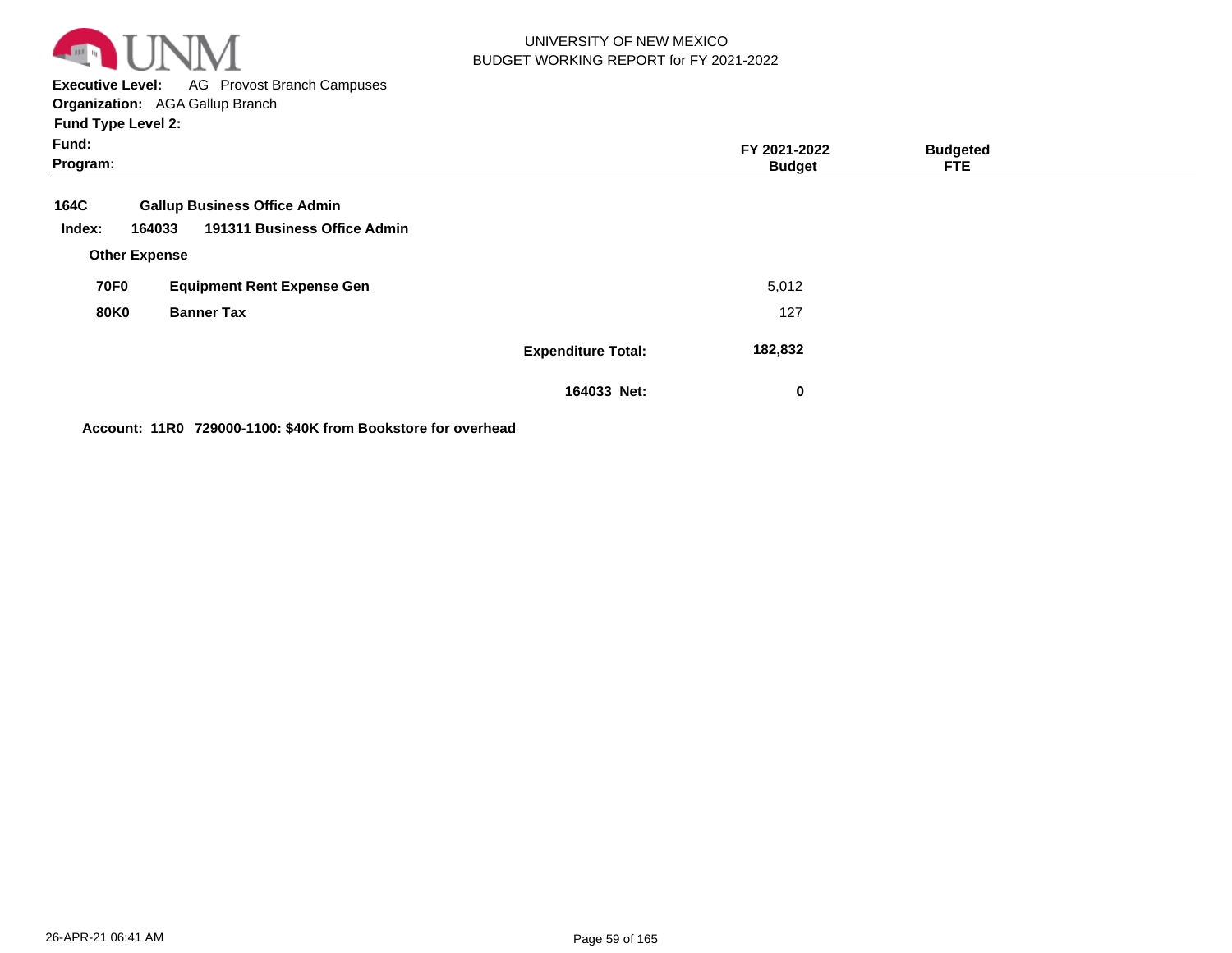UNIVERSITY OF NEW MEXICO
BUDGET WORKING REPORT for FY 2021-2022

**Executive Level:** AG Provost Branch Campuses
**Organization:** AGA Gallup Branch
**Fund Type Level 2:**
**Fund:**
**Program:**

| | | | FY 2021-2022 Budget | Budgeted FTE |
|---|---|---|---|---|
| **164C** | **Gallup Business Office Admin** | | | |
| **Index: 164033** | **191311 Business Office Admin** | | | |
| **Other Expense** | | | | |
| **70F0** | **Equipment Rent Expense Gen** | | 5,012 | |
| **80K0** | **Banner Tax** | | 127 | |
| | | **Expenditure Total:** | **182,832** | |
| | | **164033 Net:** | **0** | |

**Account: 11R0 729000-1100: $40K from Bookstore for overhead**

26-APR-21 06:41 AM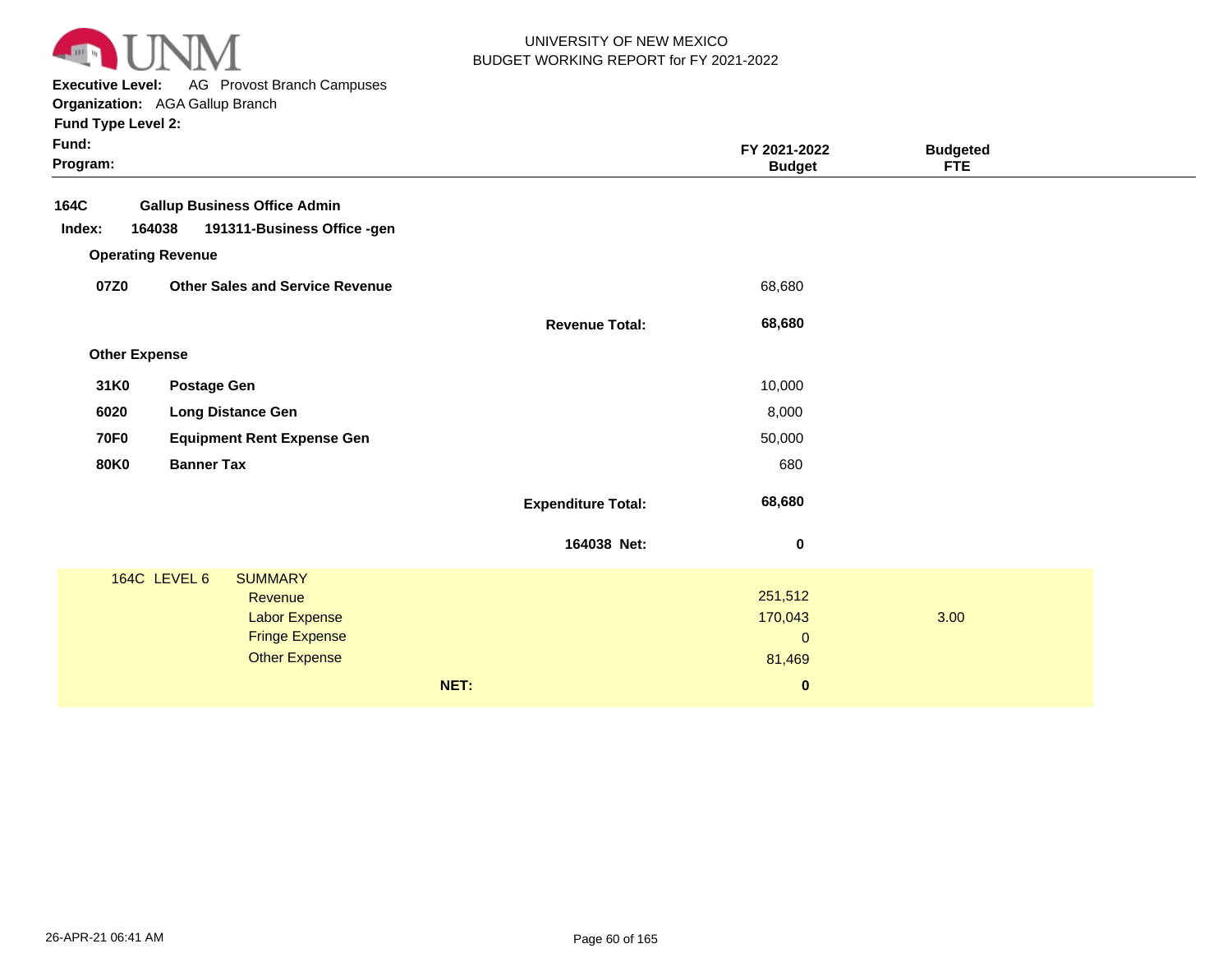UNIVERSITY OF NEW MEXICO
BUDGET WORKING REPORT for FY 2021-2022

**Executive Level:** AG Provost Branch Campuses
**Organization:** AGA Gallup Branch
**Fund Type Level 2:**
**Fund:**
**Program:**

| | | | FY 2021-2022 Budget | Budgeted FTE |
|---|---|---|---|---|
| **164C** | **Gallup Business Office Admin** | | | |
| **Index: 164038** | **191311-Business Office -gen** | | | |
| **Operating Revenue** | | | | |
| **07Z0** | **Other Sales and Service Revenue** | | 68,680 | |
| | | **Revenue Total:** | **68,680** | |
| **Other Expense** | | | | |
| **31K0** | **Postage Gen** | | 10,000 | |
| **6020** | **Long Distance Gen** | | 8,000 | |
| **70F0** | **Equipment Rent Expense Gen** | | 50,000 | |
| **80K0** | **Banner Tax** | | 680 | |
| | | **Expenditure Total:** | **68,680** | |
| | | **164038 Net:** | **0** | |

| 164C LEVEL 6 | SUMMARY | FY 2021-2022 Budget | Budgeted FTE |
|---|---|---|---|
| | Revenue | 251,512 | |
| | Labor Expense | 170,043 | 3.00 |
| | Fringe Expense | 0 | |
| | Other Expense | 81,469 | |
| | **NET:** | **0** | |

26-APR-21 06:41 AM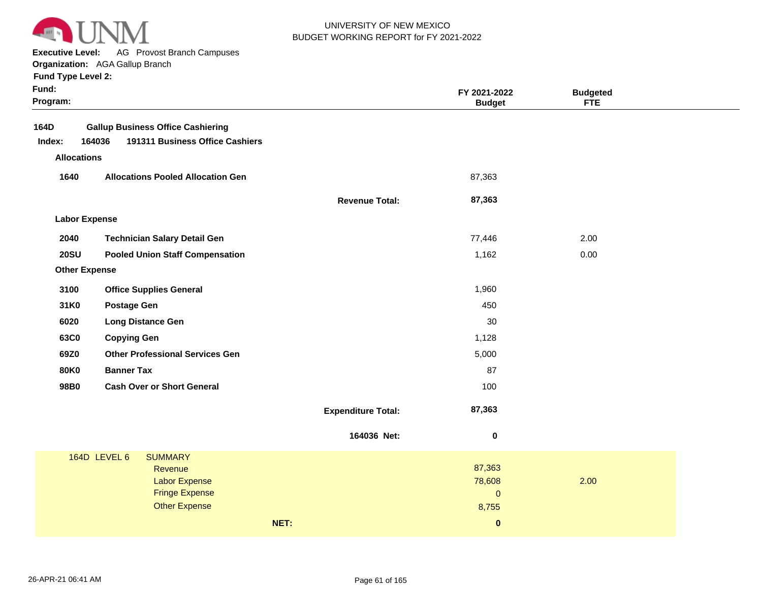UNIVERSITY OF NEW MEXICO
BUDGET WORKING REPORT for FY 2021-2022

**Executive Level:** AG Provost Branch Campuses
**Organization:** AGA Gallup Branch
**Fund Type Level 2:**
**Fund:**
**Program:**

| | | | FY 2021-2022 Budget | Budgeted FTE |
|---|---|---|---|---|
| **164D** | **Gallup Business Office Cashiering** | | | |
| **Index: 164036** | **191311 Business Office Cashiers** | | | |
| **Allocations** | | | | |
| **1640** | **Allocations Pooled Allocation Gen** | | 87,363 | |
| | | **Revenue Total:** | **87,363** | |
| **Labor Expense** | | | | |
| **2040** | **Technician Salary Detail Gen** | | 77,446 | 2.00 |
| **20SU** | **Pooled Union Staff Compensation** | | 1,162 | 0.00 |
| **Other Expense** | | | | |
| **3100** | **Office Supplies General** | | 1,960 | |
| **31K0** | **Postage Gen** | | 450 | |
| **6020** | **Long Distance Gen** | | 30 | |
| **63C0** | **Copying Gen** | | 1,128 | |
| **69Z0** | **Other Professional Services Gen** | | 5,000 | |
| **80K0** | **Banner Tax** | | 87 | |
| **98B0** | **Cash Over or Short General** | | 100 | |
| | | **Expenditure Total:** | **87,363** | |
| | | **164036 Net:** | **0** | |

| 164D LEVEL 6 | SUMMARY | | |
|---|---|---|---|
| | Revenue | 87,363 | |
| | Labor Expense | 78,608 | 2.00 |
| | Fringe Expense | 0 | |
| | Other Expense | 8,755 | |
| | **NET:** | **0** | |

26-APR-21 06:41 AM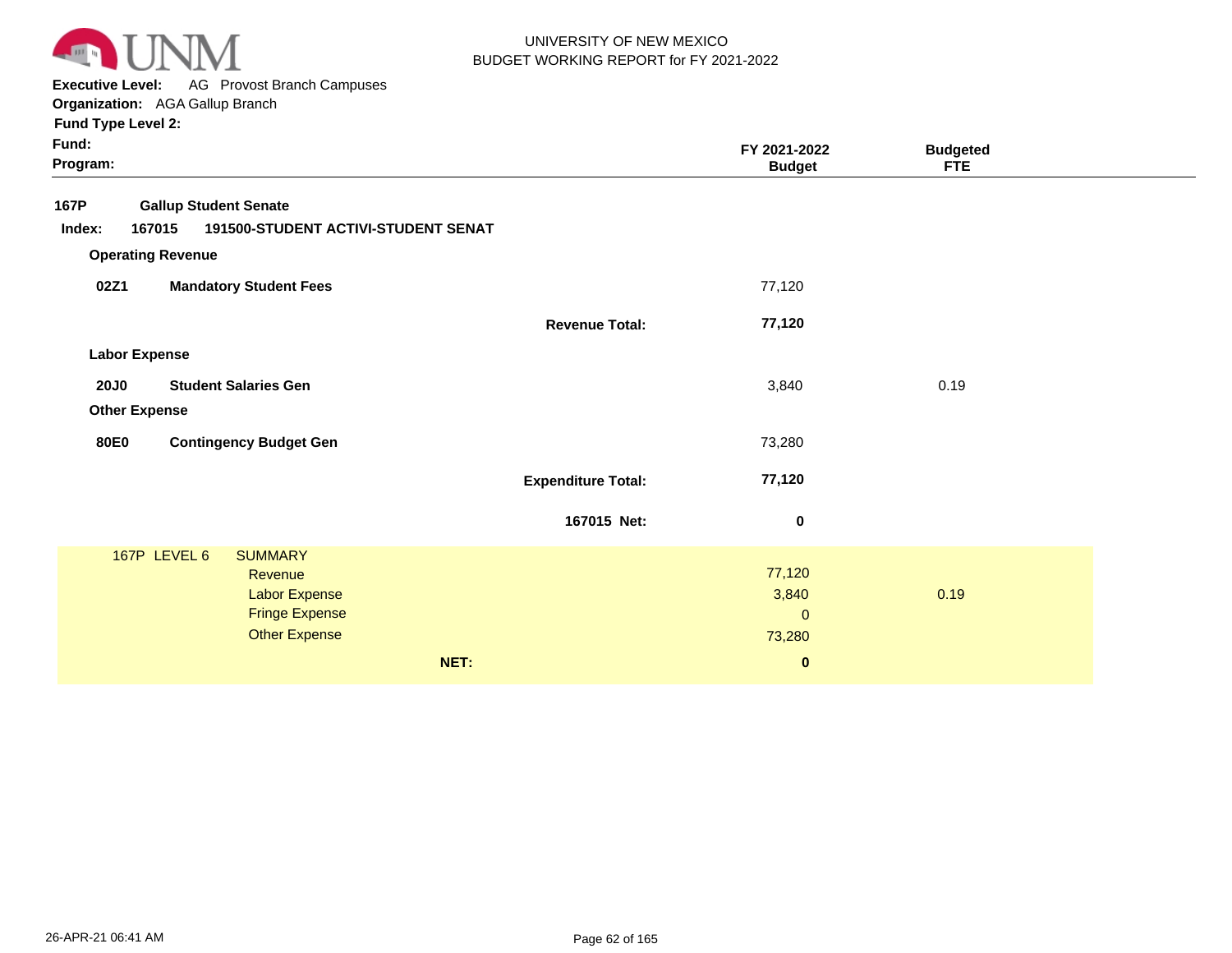UNIVERSITY OF NEW MEXICO
BUDGET WORKING REPORT for FY 2021-2022

**Executive Level:** AG Provost Branch Campuses
**Organization:** AGA Gallup Branch
**Fund Type Level 2:**
**Fund:**
**Program:**

| | | FY 2021-2022 Budget | Budgeted FTE |
|---|---|---|---|
| **167P** | **Gallup Student Senate** | | |
| **Index: 167015** | **191500-STUDENT ACTIVI-STUDENT SENAT** | | |
| **Operating Revenue** | | | |
| **02Z1** | **Mandatory Student Fees** | 77,120 | |
| | **Revenue Total:** | **77,120** | |
| **Labor Expense** | | | |
| **20J0** | **Student Salaries Gen** | 3,840 | 0.19 |
| **Other Expense** | | | |
| **80E0** | **Contingency Budget Gen** | 73,280 | |
| | **Expenditure Total:** | **77,120** | |
| | **167015 Net:** | **0** | |

| 167P LEVEL 6 | SUMMARY | | |
|---|---|---|---|
| | Revenue | 77,120 | |
| | Labor Expense | 3,840 | 0.19 |
| | Fringe Expense | 0 | |
| | Other Expense | 73,280 | |
| | **NET:** | **0** | |

26-APR-21 06:41 AM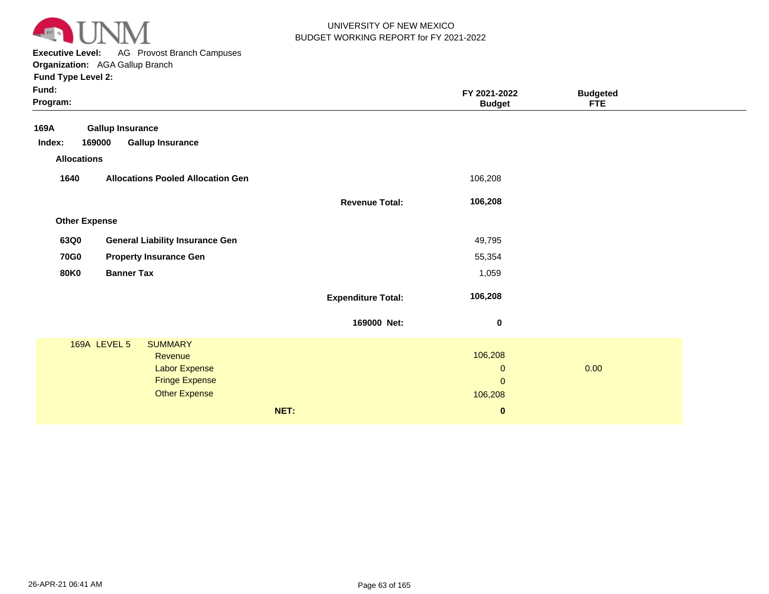UNIVERSITY OF NEW MEXICO
BUDGET WORKING REPORT for FY 2021-2022

**Executive Level:** AG Provost Branch Campuses
**Organization:** AGA Gallup Branch
**Fund Type Level 2:**
**Fund:**
**Program:**

| | | | FY 2021-2022 Budget | Budgeted FTE |
|---|---|---|---|---|
| **169A** | **Gallup Insurance** | | | |
| **Index: 169000** | **Gallup Insurance** | | | |
| **Allocations** | | | | |
| **1640** | **Allocations Pooled Allocation Gen** | | 106,208 | |
| | | **Revenue Total:** | **106,208** | |
| **Other Expense** | | | | |
| **63Q0** | **General Liability Insurance Gen** | | 49,795 | |
| **70G0** | **Property Insurance Gen** | | 55,354 | |
| **80K0** | **Banner Tax** | | 1,059 | |
| | | **Expenditure Total:** | **106,208** | |
| | | **169000 Net:** | **0** | |

| 169A LEVEL 5 | SUMMARY | FY 2021-2022 Budget | Budgeted FTE |
|---|---|---|---|
| | Revenue | 106,208 | |
| | Labor Expense | 0 | 0.00 |
| | Fringe Expense | 0 | |
| | Other Expense | 106,208 | |
| | **NET:** | **0** | |

26-APR-21 06:41 AM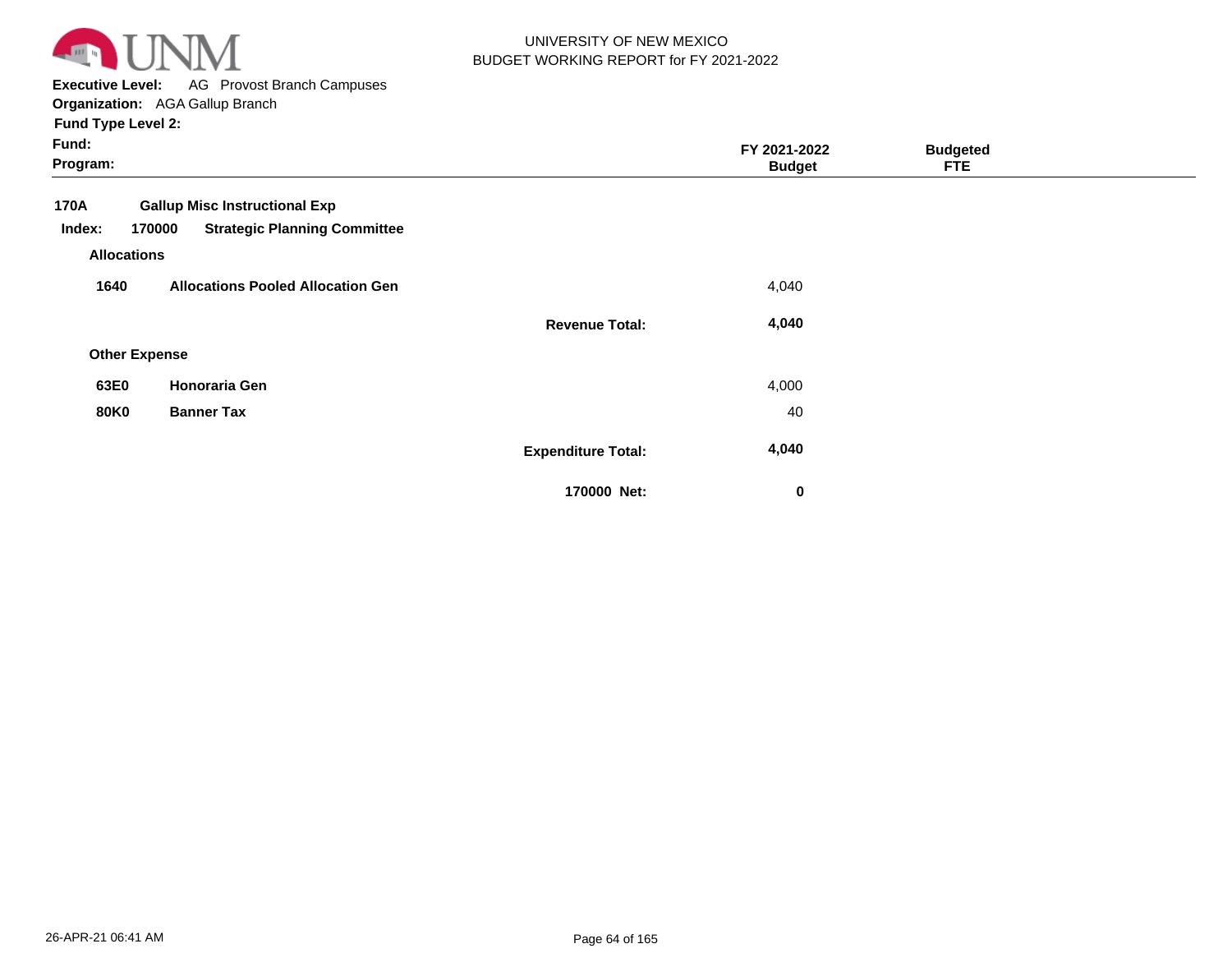UNIVERSITY OF NEW MEXICO
BUDGET WORKING REPORT for FY 2021-2022

**Executive Level:** AG Provost Branch Campuses
**Organization:** AGA Gallup Branch
**Fund Type Level 2:**
**Fund:**
**Program:**

| | | | FY 2021-2022 Budget | Budgeted FTE |
|---|---|---|---|---|
| **170A** | **Gallup Misc Instructional Exp** | | | |
| **Index: 170000** | **Strategic Planning Committee** | | | |
| **Allocations** | | | | |
| **1640** | **Allocations Pooled Allocation Gen** | | 4,040 | |
| | | **Revenue Total:** | **4,040** | |
| **Other Expense** | | | | |
| **63E0** | **Honoraria Gen** | | 4,000 | |
| **80K0** | **Banner Tax** | | 40 | |
| | | **Expenditure Total:** | **4,040** | |
| | | **170000 Net:** | **0** | |

26-APR-21 06:41 AM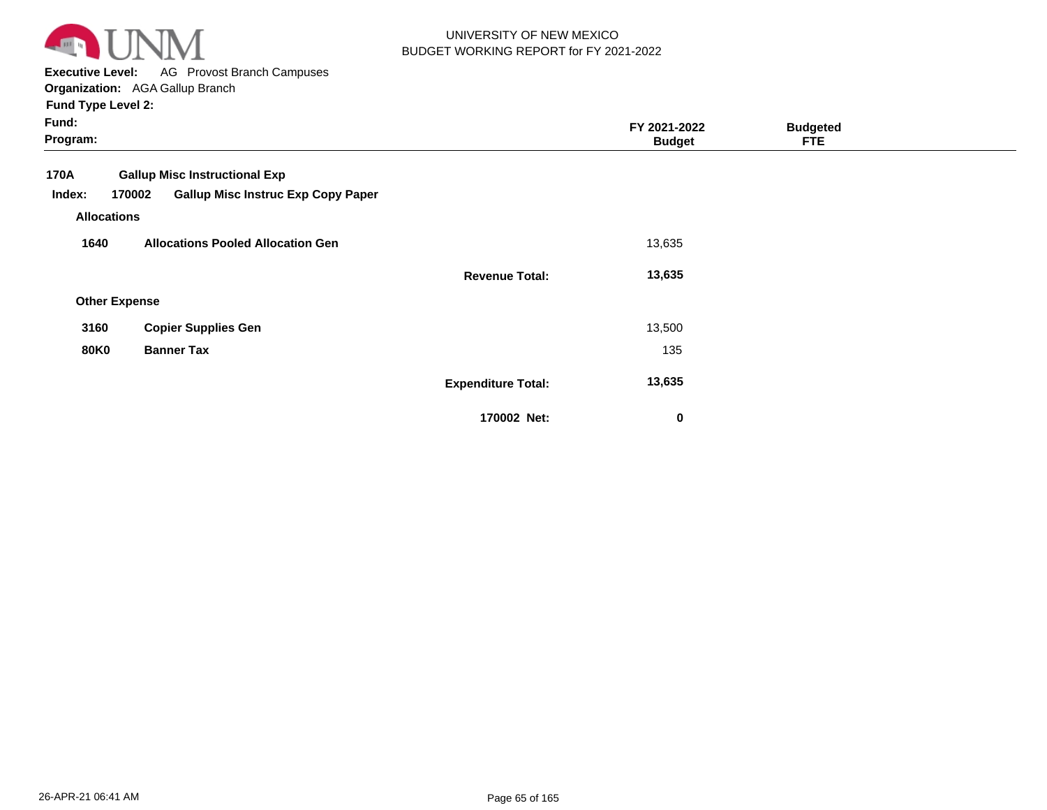UNIVERSITY OF NEW MEXICO
BUDGET WORKING REPORT for FY 2021-2022

**Executive Level:** AG Provost Branch Campuses
**Organization:** AGA Gallup Branch
**Fund Type Level 2:**
**Fund:**
**Program:**

| | | FY 2021-2022 Budget | Budgeted FTE |
|---|---|---|---|
| **170A** | **Gallup Misc Instructional Exp** | | |
| **Index: 170002** | **Gallup Misc Instruc Exp Copy Paper** | | |
| **Allocations** | | | |
| **1640** | **Allocations Pooled Allocation Gen** | 13,635 | |
| | **Revenue Total:** | **13,635** | |
| **Other Expense** | | | |
| **3160** | **Copier Supplies Gen** | 13,500 | |
| **80K0** | **Banner Tax** | 135 | |
| | **Expenditure Total:** | **13,635** | |
| | **170002 Net:** | **0** | |

26-APR-21 06:41 AM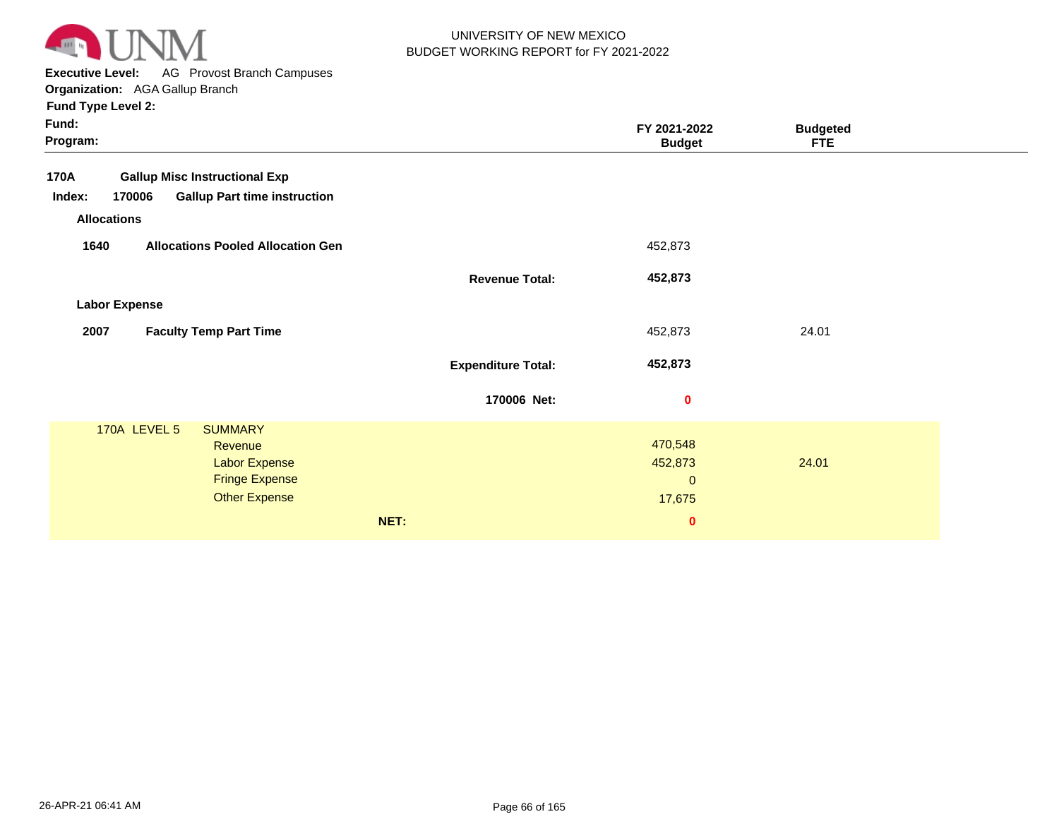UNIVERSITY OF NEW MEXICO
BUDGET WORKING REPORT for FY 2021-2022

**Executive Level:** AG Provost Branch Campuses
**Organization:** AGA Gallup Branch
**Fund Type Level 2:**
**Fund:**
**Program:**

| | | FY 2021-2022 Budget | Budgeted FTE |
|---|---|---|---|
| **170A** | **Gallup Misc Instructional Exp** | | |
| **Index: 170006** | **Gallup Part time instruction** | | |
| **Allocations** | | | |
| **1640** | **Allocations Pooled Allocation Gen** | 452,873 | |
| | **Revenue Total:** | **452,873** | |
| **Labor Expense** | | | |
| **2007** | **Faculty Temp Part Time** | 452,873 | 24.01 |
| | **Expenditure Total:** | **452,873** | |
| | **170006 Net:** | **0** | |

| 170A LEVEL 5 | SUMMARY | FY 2021-2022 Budget | Budgeted FTE |
|---|---|---|---|
| | Revenue | 470,548 | |
| | Labor Expense | 452,873 | 24.01 |
| | Fringe Expense | 0 | |
| | Other Expense | 17,675 | |
| | **NET:** | **0** | |

26-APR-21 06:41 AM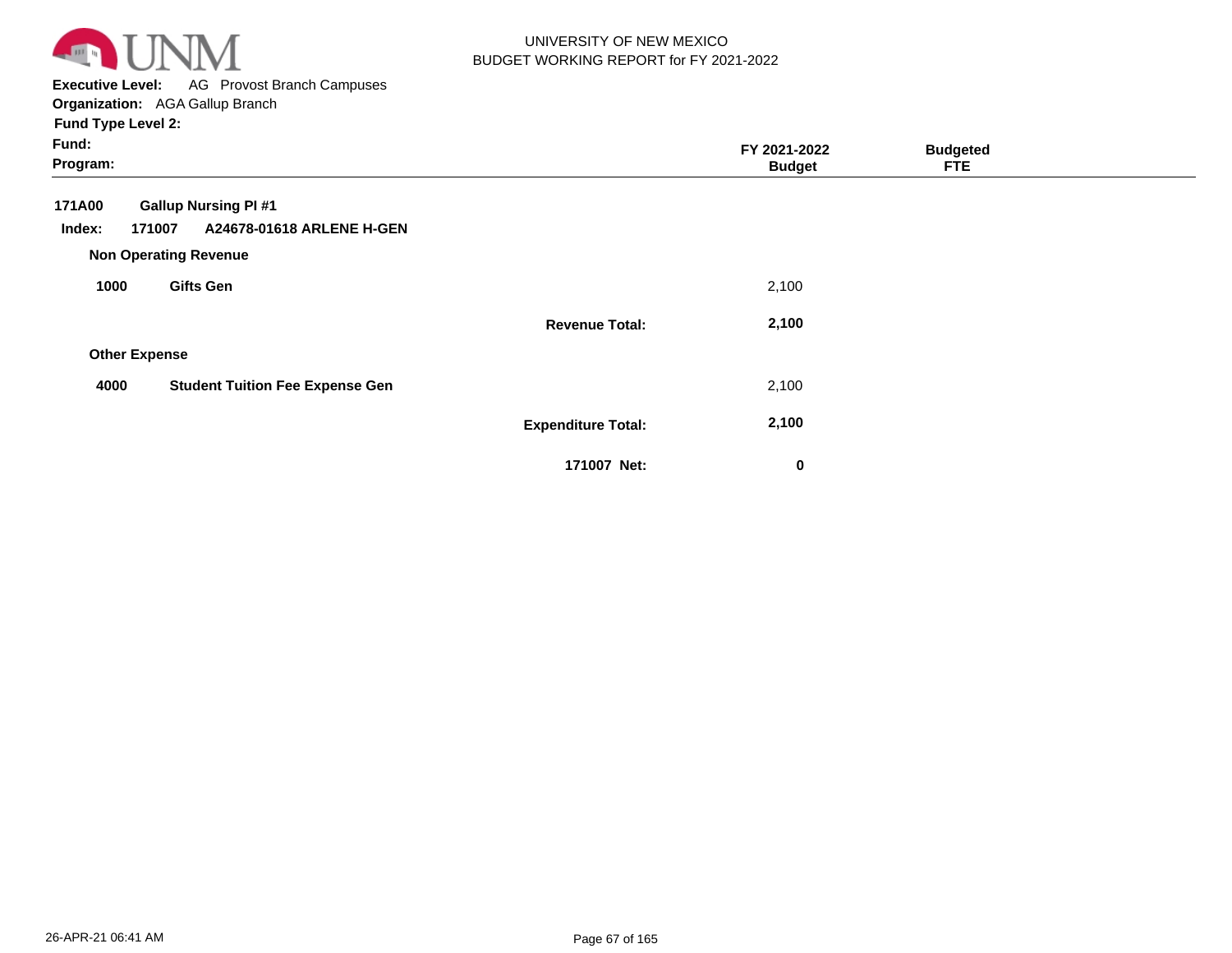UNIVERSITY OF NEW MEXICO
BUDGET WORKING REPORT for FY 2021-2022

**Executive Level:** AG Provost Branch Campuses
**Organization:** AGA Gallup Branch
**Fund Type Level 2:**
**Fund:**
**Program:**

| | | | FY 2021-2022 Budget | Budgeted FTE |
|---|---|---|---|---|
| **171A00** | **Gallup Nursing PI #1** | | | |
| **Index: 171007** | **A24678-01618 ARLENE H-GEN** | | | |
| **Non Operating Revenue** | | | | |
| **1000** | **Gifts Gen** | | 2,100 | |
| | | **Revenue Total:** | **2,100** | |
| **Other Expense** | | | | |
| **4000** | **Student Tuition Fee Expense Gen** | | 2,100 | |
| | | **Expenditure Total:** | **2,100** | |
| | | **171007 Net:** | **0** | |

26-APR-21 06:41 AM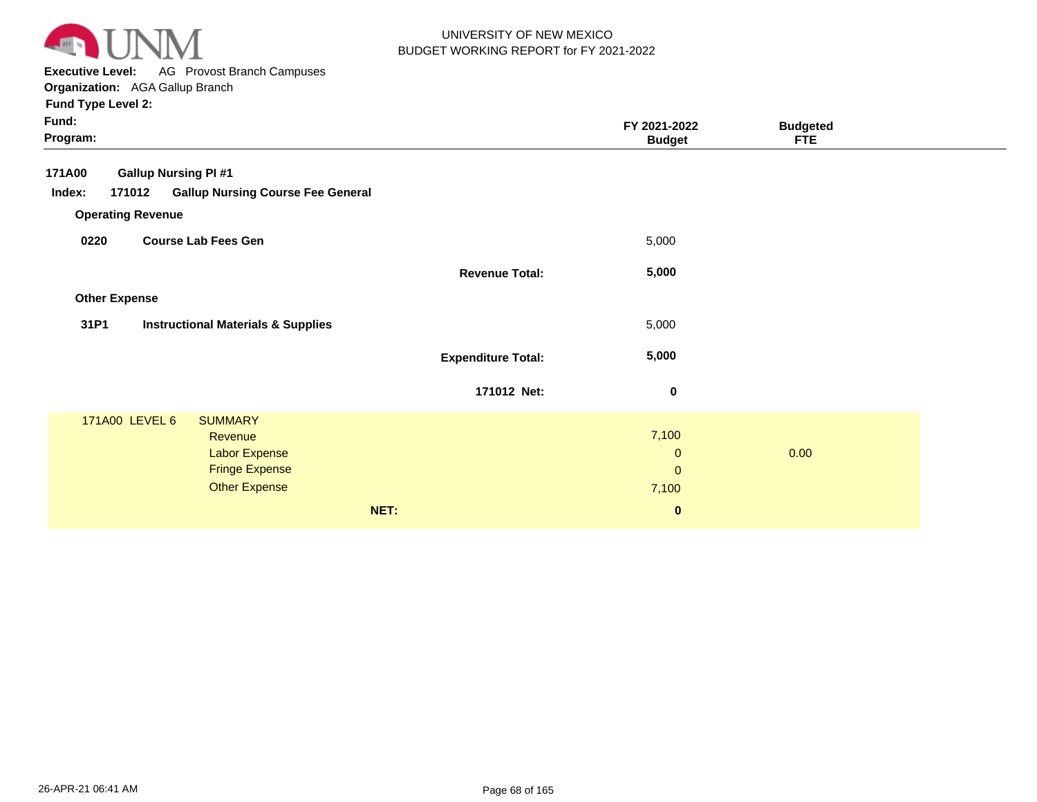UNIVERSITY OF NEW MEXICO
BUDGET WORKING REPORT for FY 2021-2022

**Executive Level:** AG Provost Branch Campuses
**Organization:** AGA Gallup Branch
**Fund Type Level 2:**
**Fund:**
**Program:**

| | | FY 2021-2022 Budget | Budgeted FTE |
|---|---|---|---|
| **171A00** | **Gallup Nursing PI #1** | | |
| **Index: 171012** | **Gallup Nursing Course Fee General** | | |
| **Operating Revenue** | | | |
| **0220** | **Course Lab Fees Gen** | 5,000 | |
| | **Revenue Total:** | **5,000** | |
| **Other Expense** | | | |
| **31P1** | **Instructional Materials & Supplies** | 5,000 | |
| | **Expenditure Total:** | **5,000** | |
| | **171012 Net:** | **0** | |

| 171A00 LEVEL 6 | SUMMARY | | |
|---|---|---|---|
| | Revenue | 7,100 | |
| | Labor Expense | 0 | 0.00 |
| | Fringe Expense | 0 | |
| | Other Expense | 7,100 | |
| | **NET:** | **0** | |

26-APR-21 06:41 AM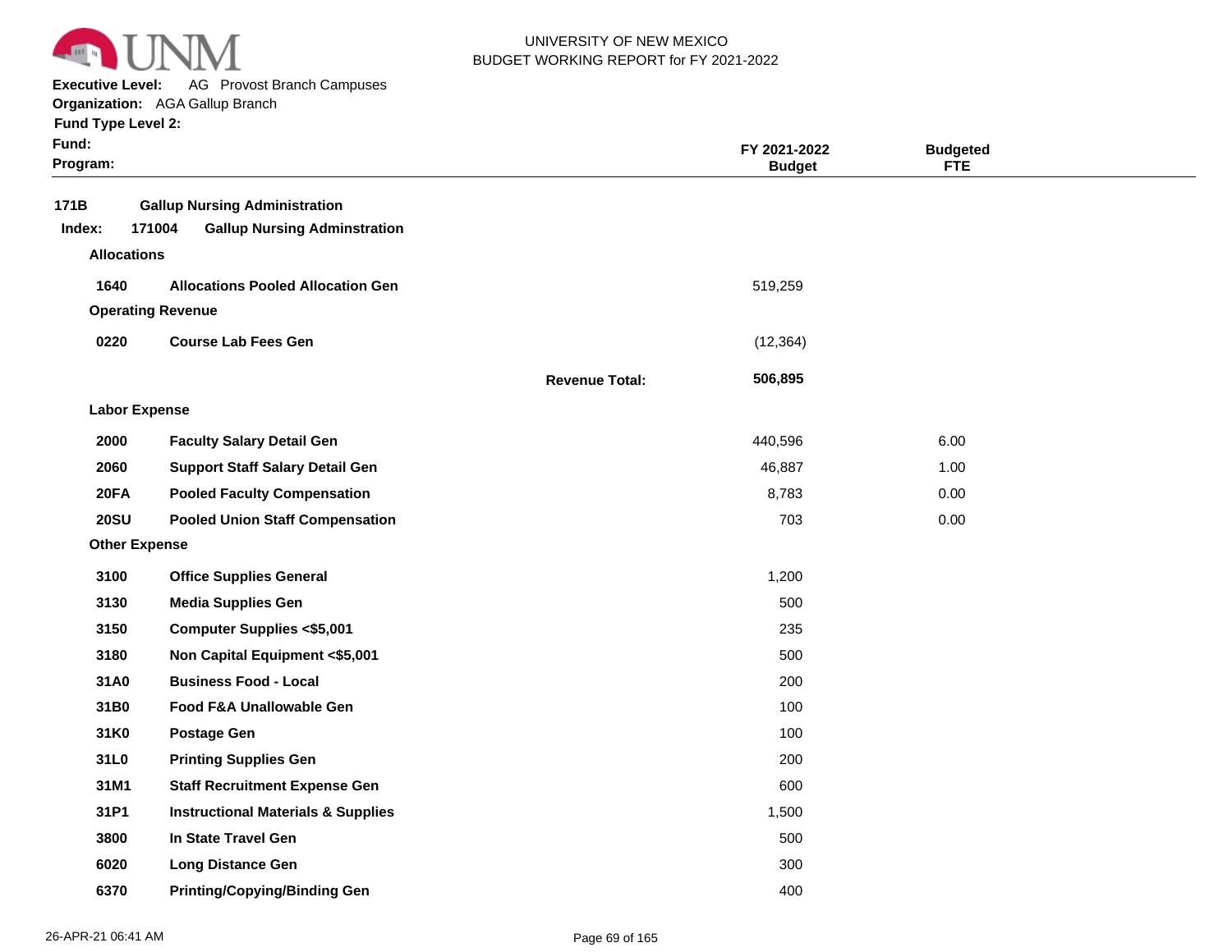UNIVERSITY OF NEW MEXICO
BUDGET WORKING REPORT for FY 2021-2022

**Executive Level:** AG Provost Branch Campuses
**Organization:** AGA Gallup Branch
**Fund Type Level 2:**
**Fund:**
**Program:**

| | | | FY 2021-2022 Budget | Budgeted FTE |
|---|---|---|---|---|
| **171B** | **Gallup Nursing Administration** | | | |
| **Index: 171004** | **Gallup Nursing Adminstration** | | | |
| **Allocations** | | | | |
| **1640** | **Allocations Pooled Allocation Gen** | | 519,259 | |
| **Operating Revenue** | | | | |
| **0220** | **Course Lab Fees Gen** | | (12,364) | |
| | | **Revenue Total:** | **506,895** | |
| **Labor Expense** | | | | |
| **2000** | **Faculty Salary Detail Gen** | | 440,596 | 6.00 |
| **2060** | **Support Staff Salary Detail Gen** | | 46,887 | 1.00 |
| **20FA** | **Pooled Faculty Compensation** | | 8,783 | 0.00 |
| **20SU** | **Pooled Union Staff Compensation** | | 703 | 0.00 |
| **Other Expense** | | | | |
| **3100** | **Office Supplies General** | | 1,200 | |
| **3130** | **Media Supplies Gen** | | 500 | |
| **3150** | **Computer Supplies <$5,001** | | 235 | |
| **3180** | **Non Capital Equipment <$5,001** | | 500 | |
| **31A0** | **Business Food - Local** | | 200 | |
| **31B0** | **Food F&A Unallowable Gen** | | 100 | |
| **31K0** | **Postage Gen** | | 100 | |
| **31L0** | **Printing Supplies Gen** | | 200 | |
| **31M1** | **Staff Recruitment Expense Gen** | | 600 | |
| **31P1** | **Instructional Materials & Supplies** | | 1,500 | |
| **3800** | **In State Travel Gen** | | 500 | |
| **6020** | **Long Distance Gen** | | 300 | |
| **6370** | **Printing/Copying/Binding Gen** | | 400 | |

26-APR-21 06:41 AM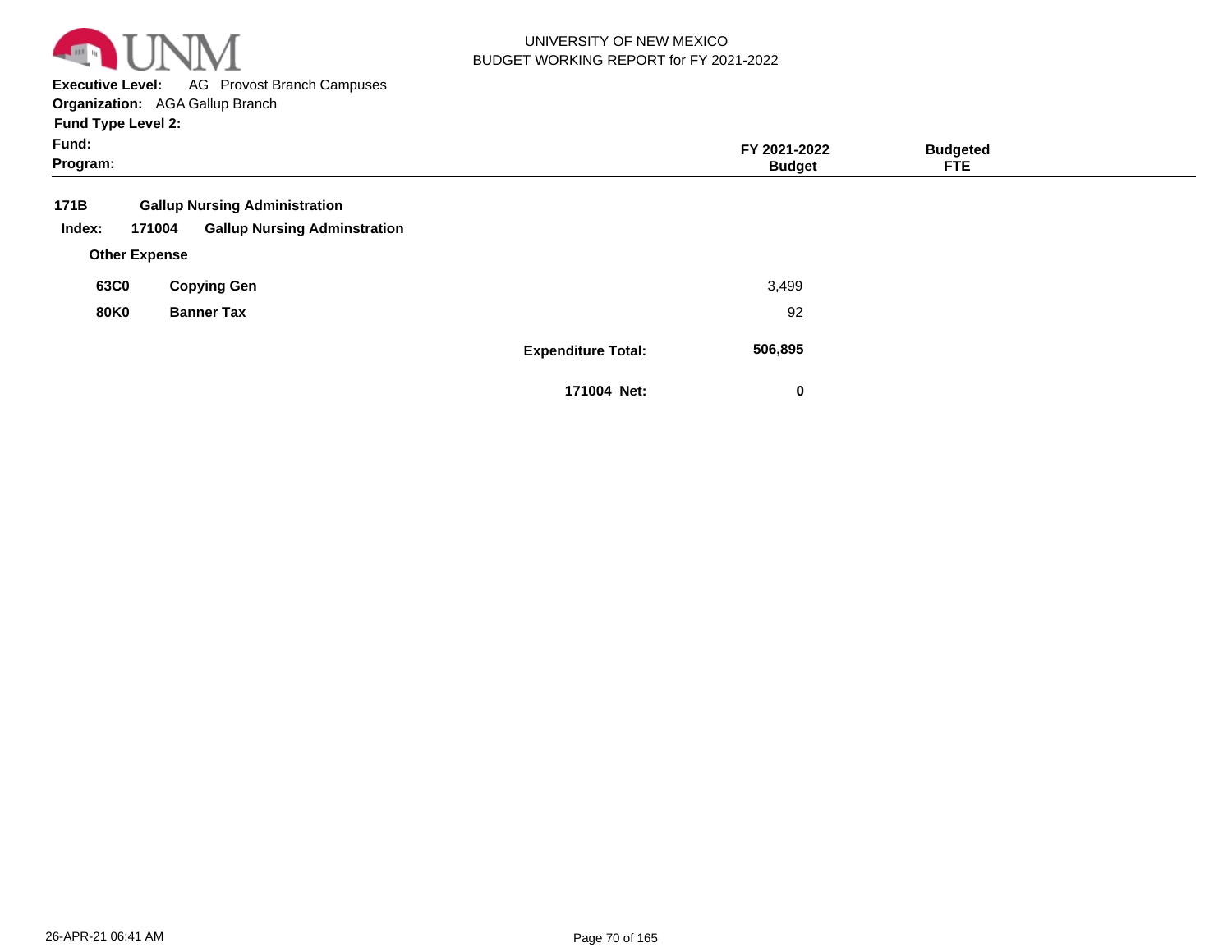**UNIVERSITY OF NEW MEXICO**
**BUDGET WORKING REPORT for FY 2021-2022**

**Executive Level:** AG Provost Branch Campuses
**Organization:** AGA Gallup Branch
**Fund Type Level 2:**
**Fund:**
**Program:**

| | | | FY 2021-2022 Budget | Budgeted FTE |
|---|---|---|---|---|
| **171B** | **Gallup Nursing Administration** | | | |
| **Index: 171004** | **Gallup Nursing Adminstration** | | | |
| **Other Expense** | | | | |
| **63C0** | **Copying Gen** | | 3,499 | |
| **80K0** | **Banner Tax** | | 92 | |
| | | **Expenditure Total:** | **506,895** | |
| | | **171004 Net:** | **0** | |

26-APR-21 06:41 AM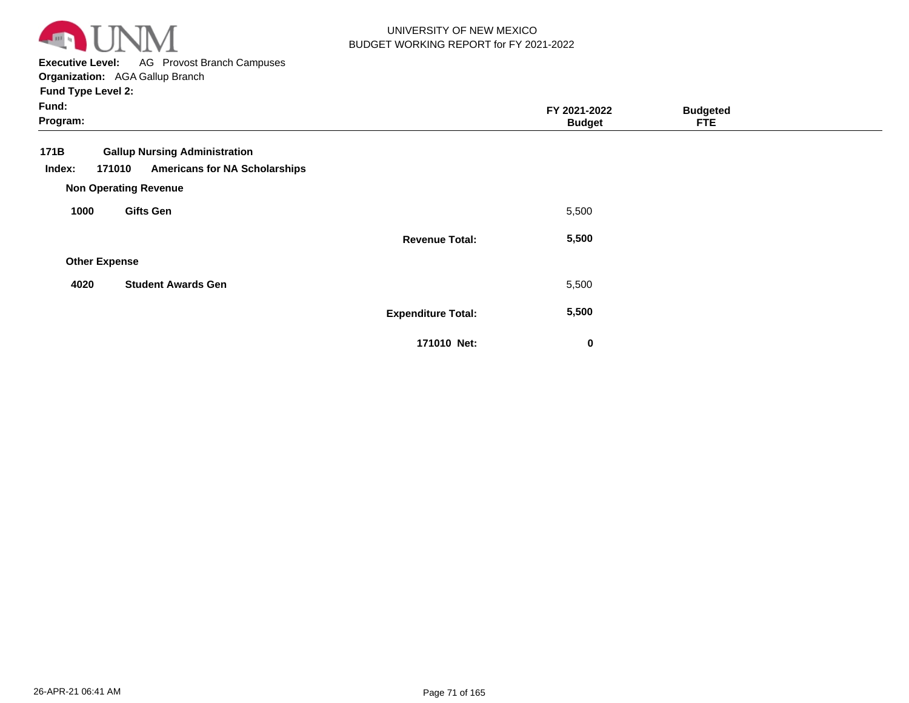UNIVERSITY OF NEW MEXICO
BUDGET WORKING REPORT for FY 2021-2022

**Executive Level:** AG Provost Branch Campuses
**Organization:** AGA Gallup Branch
**Fund Type Level 2:**
**Fund:**
**Program:**

| | | | FY 2021-2022 Budget | Budgeted FTE |
|---|---|---|---|---|
| **171B** | **Gallup Nursing Administration** | | | |
| **Index: 171010** | **Americans for NA Scholarships** | | | |
| **Non Operating Revenue** | | | | |
| **1000** | **Gifts Gen** | | 5,500 | |
| | | **Revenue Total:** | **5,500** | |
| **Other Expense** | | | | |
| **4020** | **Student Awards Gen** | | 5,500 | |
| | | **Expenditure Total:** | **5,500** | |
| | | **171010 Net:** | **0** | |

26-APR-21 06:41 AM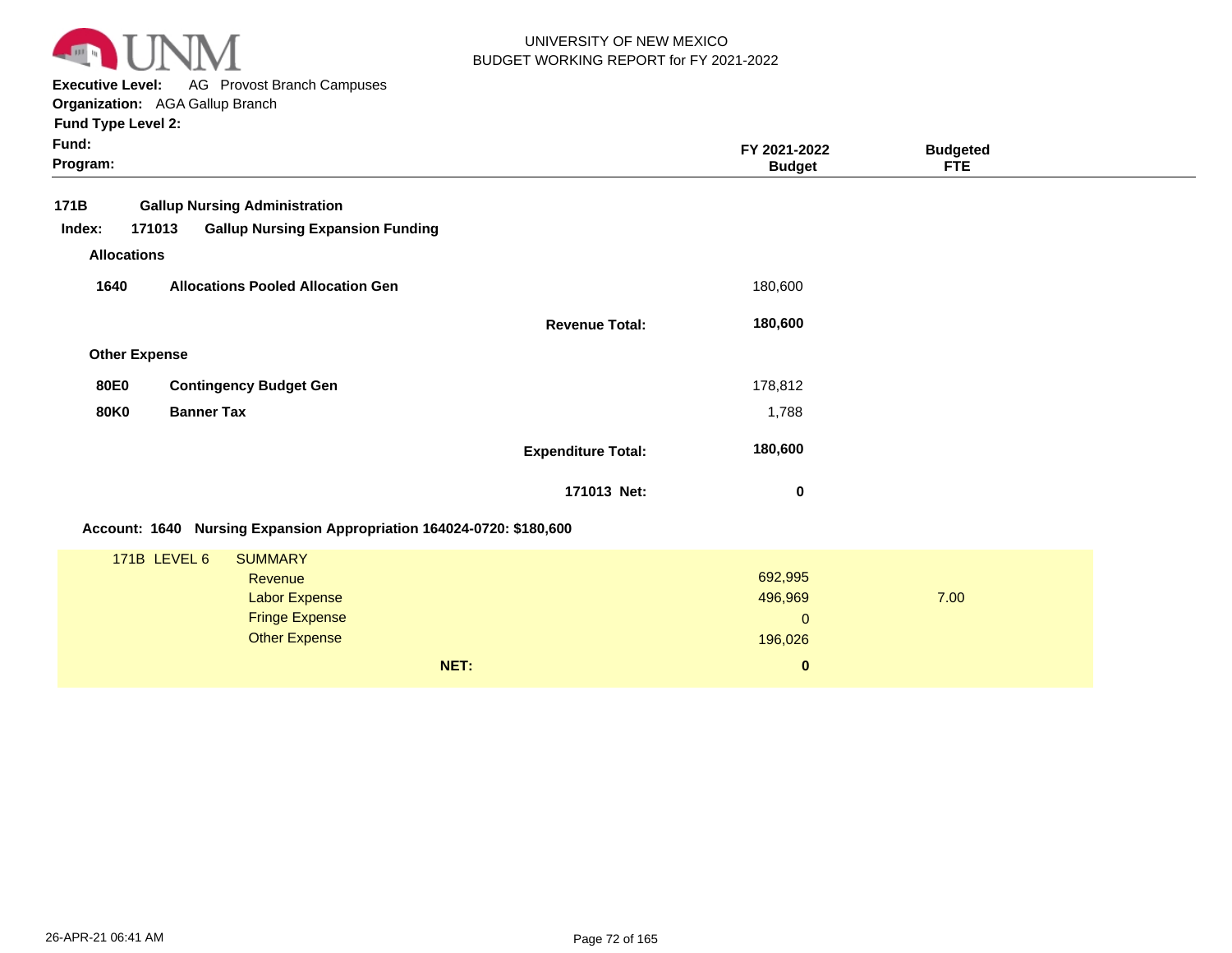UNIVERSITY OF NEW MEXICO
BUDGET WORKING REPORT for FY 2021-2022

**Executive Level:** AG Provost Branch Campuses
**Organization:** AGA Gallup Branch
**Fund Type Level 2:**
**Fund:**
**Program:**

| | | | FY 2021-2022 Budget | Budgeted FTE |
|---|---|---|---|---|
| **171B** | **Gallup Nursing Administration** | | | |
| **Index: 171013** | **Gallup Nursing Expansion Funding** | | | |
| **Allocations** | | | | |
| **1640** | **Allocations Pooled Allocation Gen** | | 180,600 | |
| | | **Revenue Total:** | **180,600** | |
| **Other Expense** | | | | |
| **80E0** | **Contingency Budget Gen** | | 178,812 | |
| **80K0** | **Banner Tax** | | 1,788 | |
| | | **Expenditure Total:** | **180,600** | |
| | | **171013 Net:** | **0** | |

**Account: 1640 Nursing Expansion Appropriation 164024-0720: $180,600**

| 171B LEVEL 6 | SUMMARY | FY 2021-2022 Budget | Budgeted FTE |
|---|---|---|---|
| | Revenue | 692,995 | |
| | Labor Expense | 496,969 | 7.00 |
| | Fringe Expense | 0 | |
| | Other Expense | 196,026 | |
| | **NET:** | **0** | |

26-APR-21 06:41 AM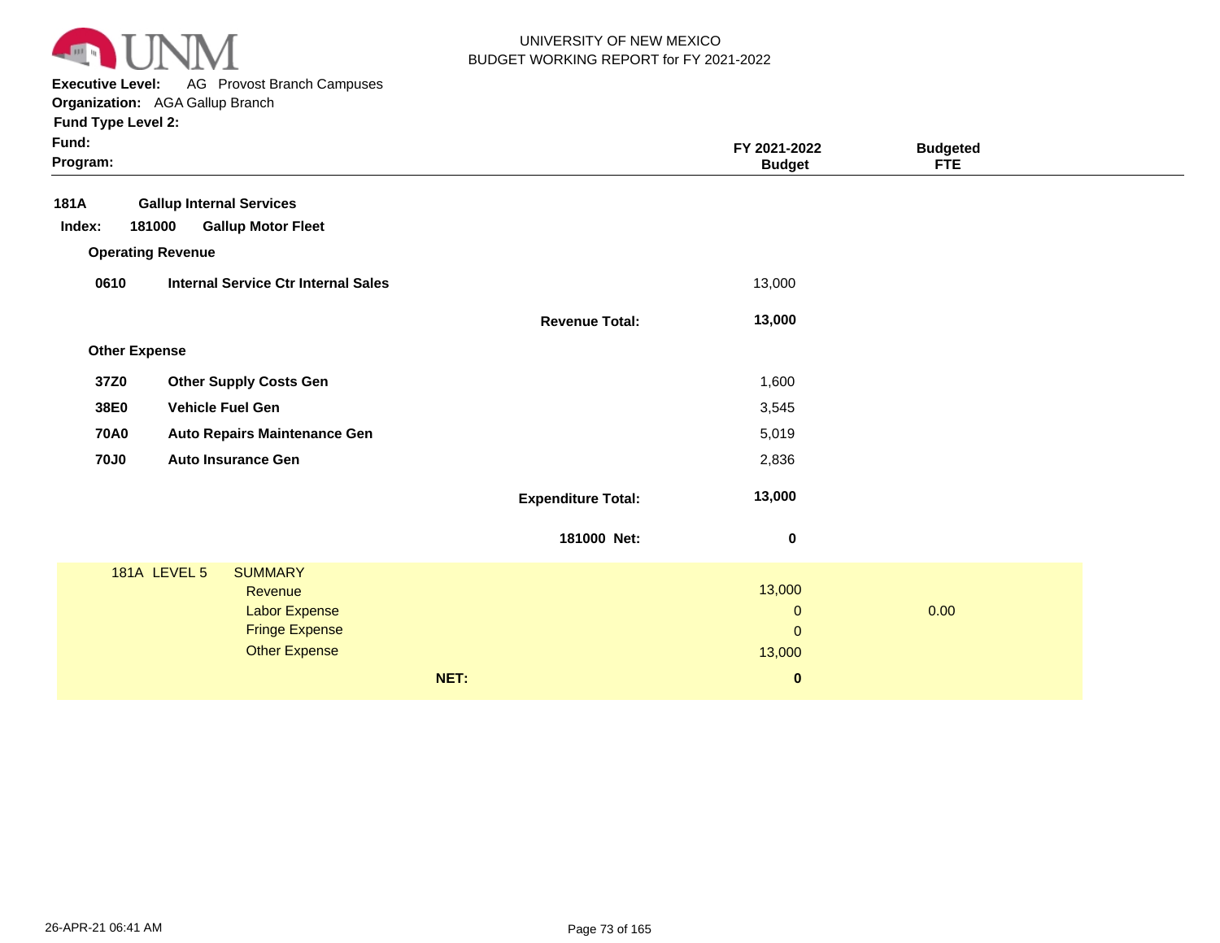UNIVERSITY OF NEW MEXICO
BUDGET WORKING REPORT for FY 2021-2022

**Executive Level:** AG Provost Branch Campuses
**Organization:** AGA Gallup Branch
**Fund Type Level 2:**
**Fund:**
**Program:**

| | | | FY 2021-2022 Budget | Budgeted FTE |
|---|---|---|---|---|
| **181A** | **Gallup Internal Services** | | | |
| **Index: 181000** | **Gallup Motor Fleet** | | | |
| **Operating Revenue** | | | | |
| **0610** | **Internal Service Ctr Internal Sales** | | 13,000 | |
| | | **Revenue Total:** | **13,000** | |
| **Other Expense** | | | | |
| **37Z0** | **Other Supply Costs Gen** | | 1,600 | |
| **38E0** | **Vehicle Fuel Gen** | | 3,545 | |
| **70A0** | **Auto Repairs Maintenance Gen** | | 5,019 | |
| **70J0** | **Auto Insurance Gen** | | 2,836 | |
| | | **Expenditure Total:** | **13,000** | |
| | | **181000 Net:** | **0** | |

| 181A LEVEL 5 | SUMMARY | Budget | FTE |
|---|---|---|---|
| | Revenue | 13,000 | |
| | Labor Expense | 0 | 0.00 |
| | Fringe Expense | 0 | |
| | Other Expense | 13,000 | |
| | **NET:** | **0** | |

26-APR-21 06:41 AM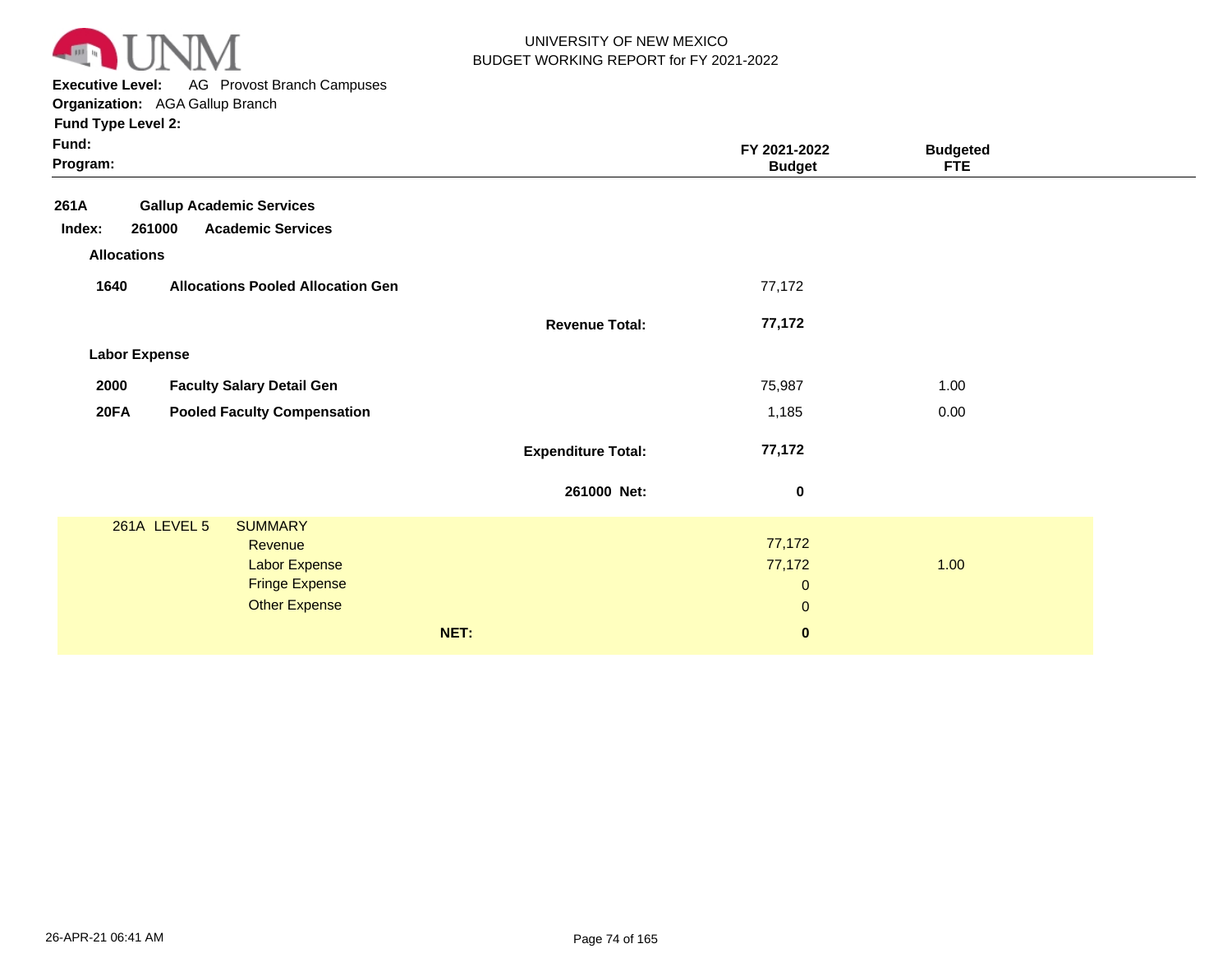**Executive Level:** AG Provost Branch Campuses
**Organization:** AGA Gallup Branch
**Fund Type Level 2:**
**Fund:**
**Program:**

| | | | FY 2021-2022 Budget | Budgeted FTE |
|---|---|---|---|---|
| **261A** | **Gallup Academic Services** | | | |
| **Index: 261000** | **Academic Services** | | | |
| **Allocations** | | | | |
| **1640** | **Allocations Pooled Allocation Gen** | | 77,172 | |
| | | **Revenue Total:** | **77,172** | |
| **Labor Expense** | | | | |
| **2000** | **Faculty Salary Detail Gen** | | 75,987 | 1.00 |
| **20FA** | **Pooled Faculty Compensation** | | 1,185 | 0.00 |
| | | **Expenditure Total:** | **77,172** | |
| | | **261000 Net:** | **0** | |

| 261A LEVEL 5 | SUMMARY | | FY 2021-2022 Budget | Budgeted FTE |
|---|---|---|---|---|
| | Revenue | | 77,172 | |
| | Labor Expense | | 77,172 | 1.00 |
| | Fringe Expense | | 0 | |
| | Other Expense | | 0 | |
| | | **NET:** | **0** | |

26-APR-21 06:41 AM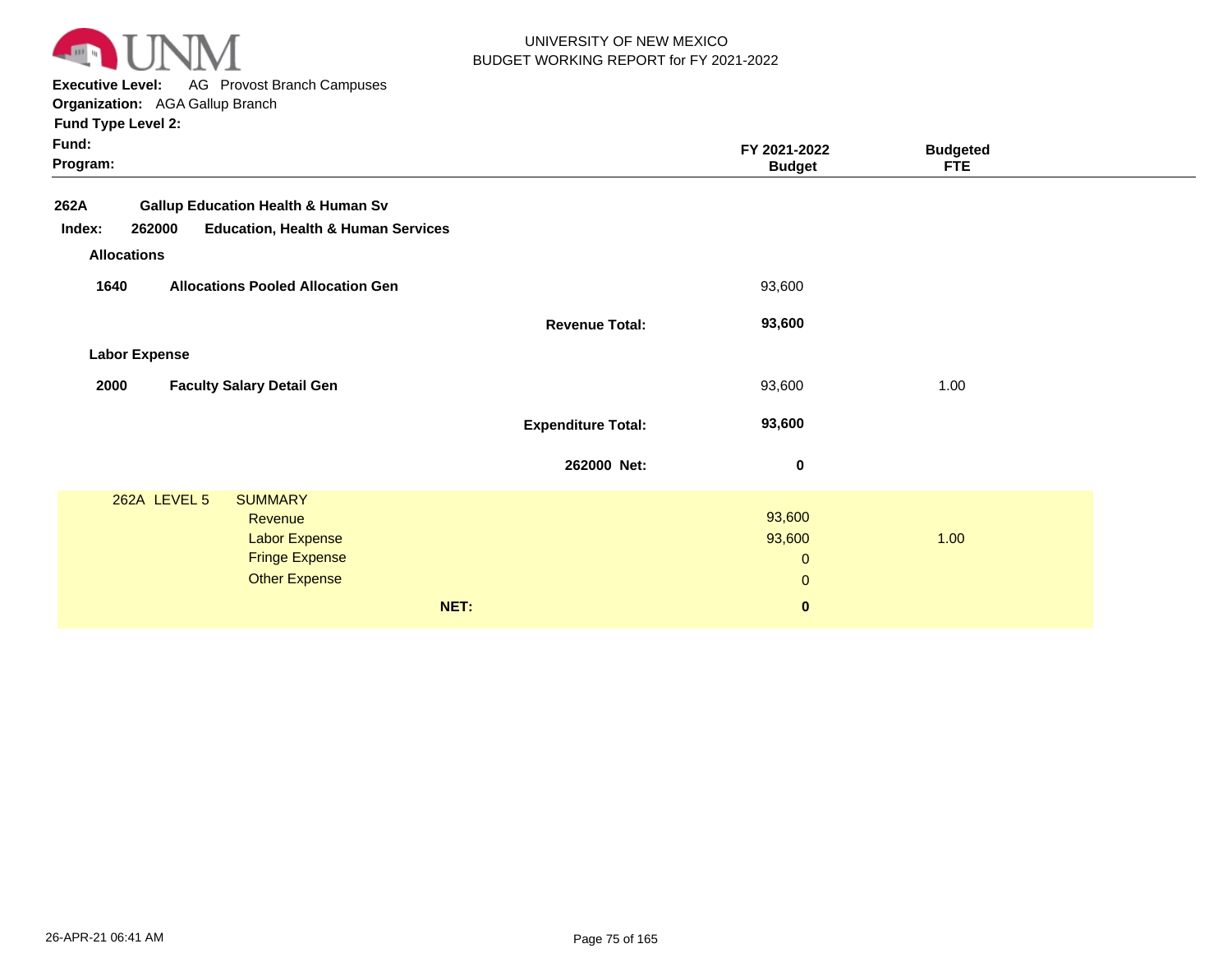UNIVERSITY OF NEW MEXICO
BUDGET WORKING REPORT for FY 2021-2022

**Executive Level:** AG Provost Branch Campuses
**Organization:** AGA Gallup Branch
**Fund Type Level 2:**
**Fund:**
**Program:**

| | | FY 2021-2022 Budget | Budgeted FTE |
|---|---|---|---|
| **262A** | **Gallup Education Health & Human Sv** | | |
| **Index: 262000** | **Education, Health & Human Services** | | |
| **Allocations** | | | |
| **1640** | **Allocations Pooled Allocation Gen** | 93,600 | |
| | **Revenue Total:** | **93,600** | |
| **Labor Expense** | | | |
| **2000** | **Faculty Salary Detail Gen** | 93,600 | 1.00 |
| | **Expenditure Total:** | **93,600** | |
| | **262000 Net:** | **0** | |

| 262A LEVEL 5 | SUMMARY | | |
|---|---|---|---|
| | Revenue | 93,600 | |
| | Labor Expense | 93,600 | 1.00 |
| | Fringe Expense | 0 | |
| | Other Expense | 0 | |
| | **NET:** | **0** | |

26-APR-21 06:41 AM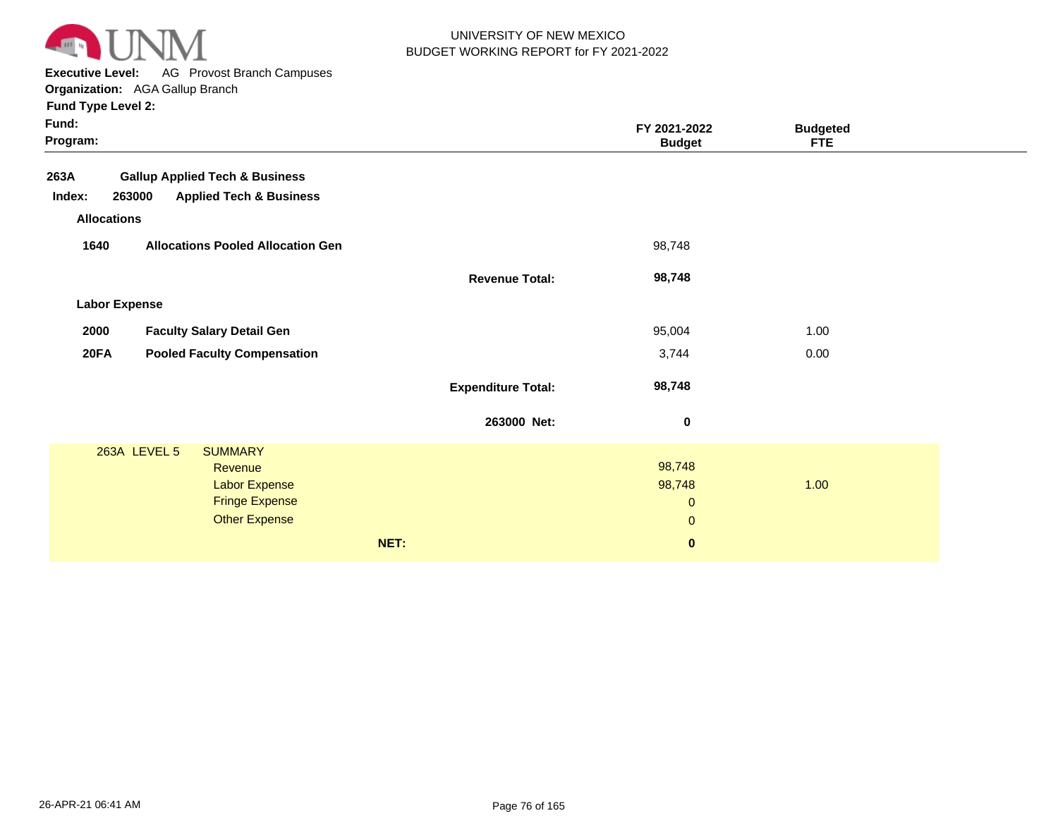UNIVERSITY OF NEW MEXICO
BUDGET WORKING REPORT for FY 2021-2022

**Executive Level:** AG Provost Branch Campuses
**Organization:** AGA Gallup Branch
**Fund Type Level 2:**
**Fund:**
**Program:**

| | | | FY 2021-2022 Budget | Budgeted FTE |
|---|---|---|---|---|
| **263A** | **Gallup Applied Tech & Business** | | | |
| **Index:** 263000 | **Applied Tech & Business** | | | |
| **Allocations** | | | | |
| **1640** | **Allocations Pooled Allocation Gen** | | 98,748 | |
| | | **Revenue Total:** | **98,748** | |
| **Labor Expense** | | | | |
| **2000** | **Faculty Salary Detail Gen** | | 95,004 | 1.00 |
| **20FA** | **Pooled Faculty Compensation** | | 3,744 | 0.00 |
| | | **Expenditure Total:** | **98,748** | |
| | | **263000 Net:** | **0** | |

| 263A LEVEL 5 | SUMMARY | FY 2021-2022 Budget | Budgeted FTE |
|---|---|---|---|
| | Revenue | 98,748 | |
| | Labor Expense | 98,748 | 1.00 |
| | Fringe Expense | 0 | |
| | Other Expense | 0 | |
| | **NET:** | **0** | |

26-APR-21 06:41 AM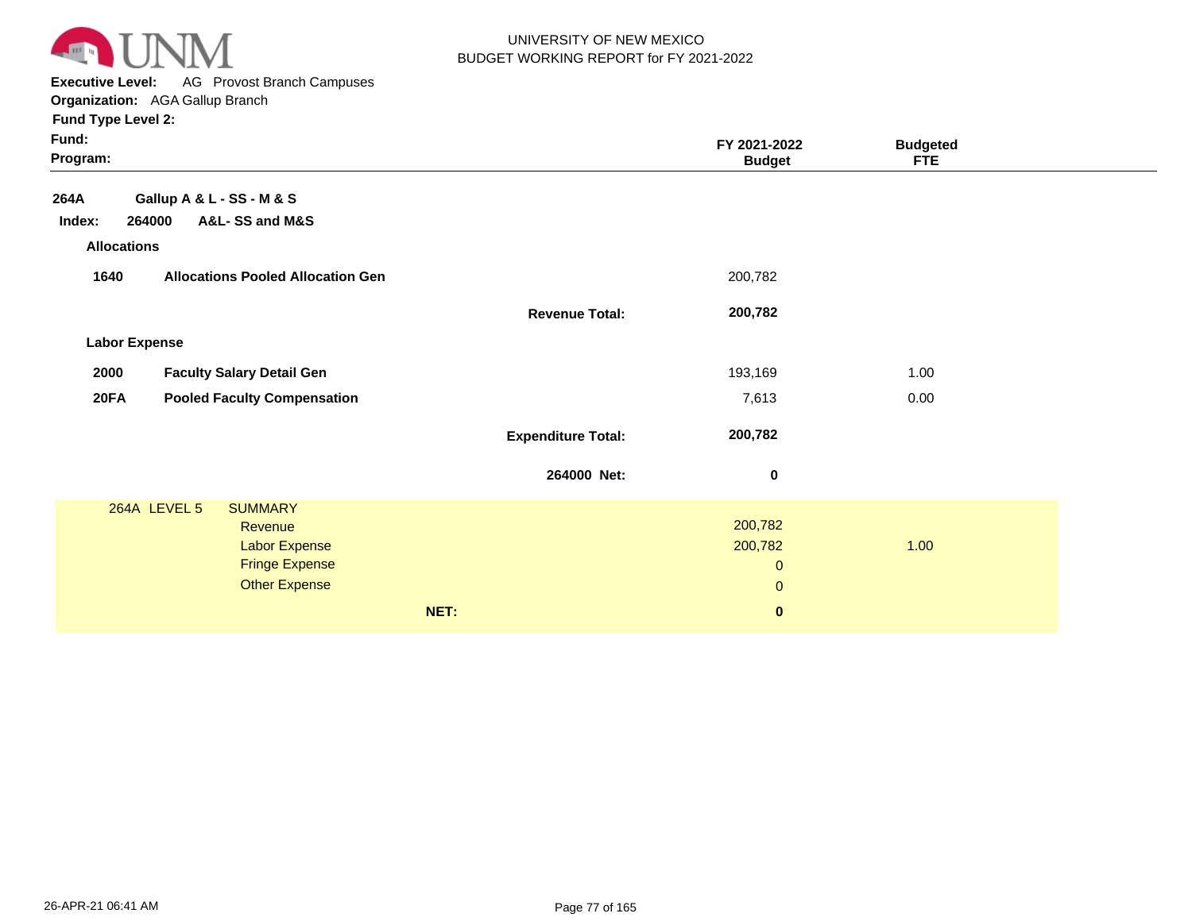UNIVERSITY OF NEW MEXICO
BUDGET WORKING REPORT for FY 2021-2022

**Executive Level:** AG Provost Branch Campuses
**Organization:** AGA Gallup Branch
**Fund Type Level 2:**
**Fund:**
**Program:**

| | | FY 2021-2022 Budget | Budgeted FTE |
|---|---|---|---|
| **264A** | **Gallup A & L - SS - M & S** | | |
| **Index: 264000** | **A&L- SS and M&S** | | |
| **Allocations** | | | |
| **1640** | **Allocations Pooled Allocation Gen** | 200,782 | |
| | **Revenue Total:** | **200,782** | |
| **Labor Expense** | | | |
| **2000** | **Faculty Salary Detail Gen** | 193,169 | 1.00 |
| **20FA** | **Pooled Faculty Compensation** | 7,613 | 0.00 |
| | **Expenditure Total:** | **200,782** | |
| | **264000 Net:** | **0** | |

| 264A LEVEL 5 | SUMMARY | | |
|---|---|---|---|
| | Revenue | 200,782 | |
| | Labor Expense | 200,782 | 1.00 |
| | Fringe Expense | 0 | |
| | Other Expense | 0 | |
| | **NET:** | **0** | |

26-APR-21 06:41 AM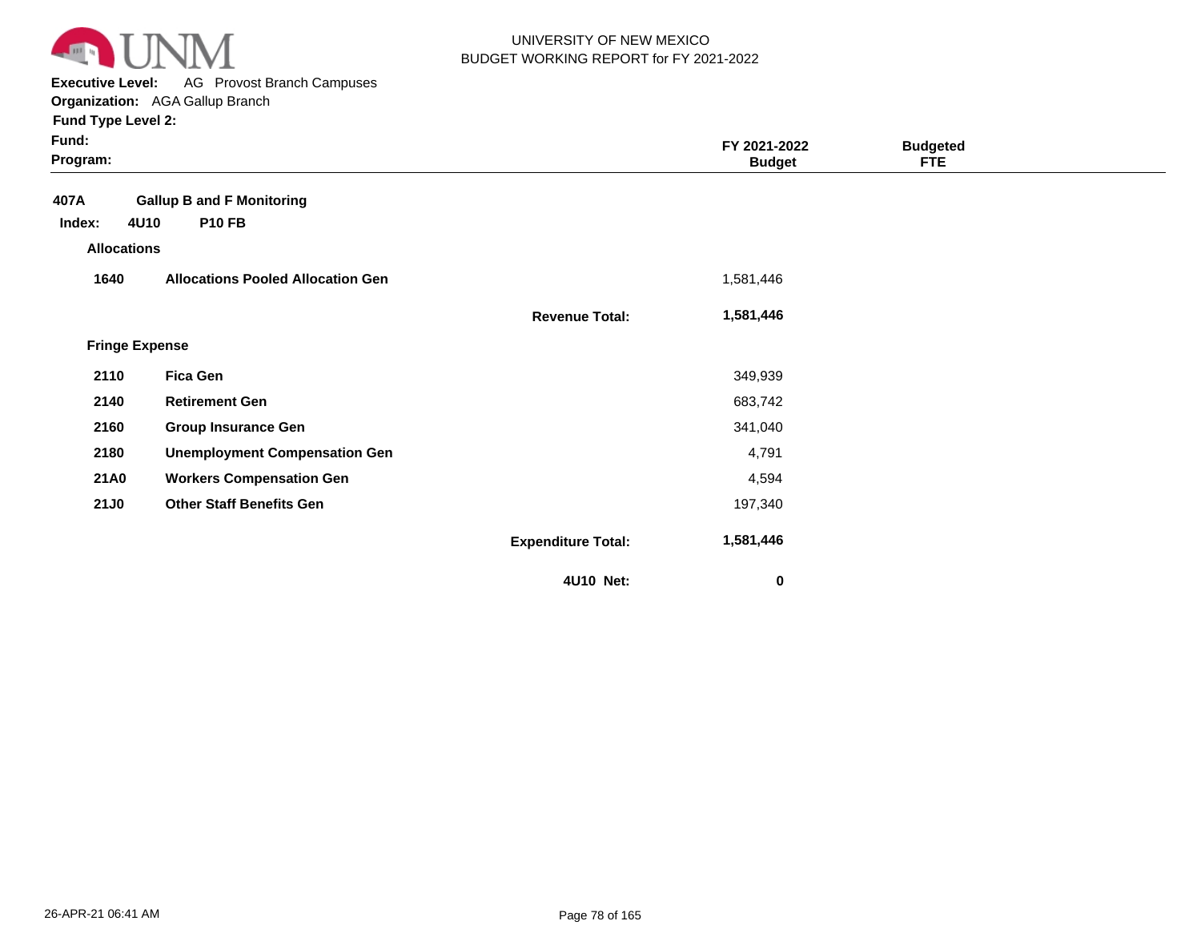UNIVERSITY OF NEW MEXICO
BUDGET WORKING REPORT for FY 2021-2022

**Executive Level:** AG Provost Branch Campuses
**Organization:** AGA Gallup Branch
**Fund Type Level 2:**
**Fund:**
**Program:**

| | | | FY 2021-2022 Budget | Budgeted FTE |
|---|---|---|---|---|
| **407A** | **Gallup B and F Monitoring** | | | |
| **Index: 4U10** | **P10 FB** | | | |
| **Allocations** | | | | |
| **1640** | **Allocations Pooled Allocation Gen** | | 1,581,446 | |
| | | **Revenue Total:** | **1,581,446** | |
| **Fringe Expense** | | | | |
| **2110** | **Fica Gen** | | 349,939 | |
| **2140** | **Retirement Gen** | | 683,742 | |
| **2160** | **Group Insurance Gen** | | 341,040 | |
| **2180** | **Unemployment Compensation Gen** | | 4,791 | |
| **21A0** | **Workers Compensation Gen** | | 4,594 | |
| **21J0** | **Other Staff Benefits Gen** | | 197,340 | |
| | | **Expenditure Total:** | **1,581,446** | |
| | | **4U10 Net:** | **0** | |

26-APR-21 06:41 AM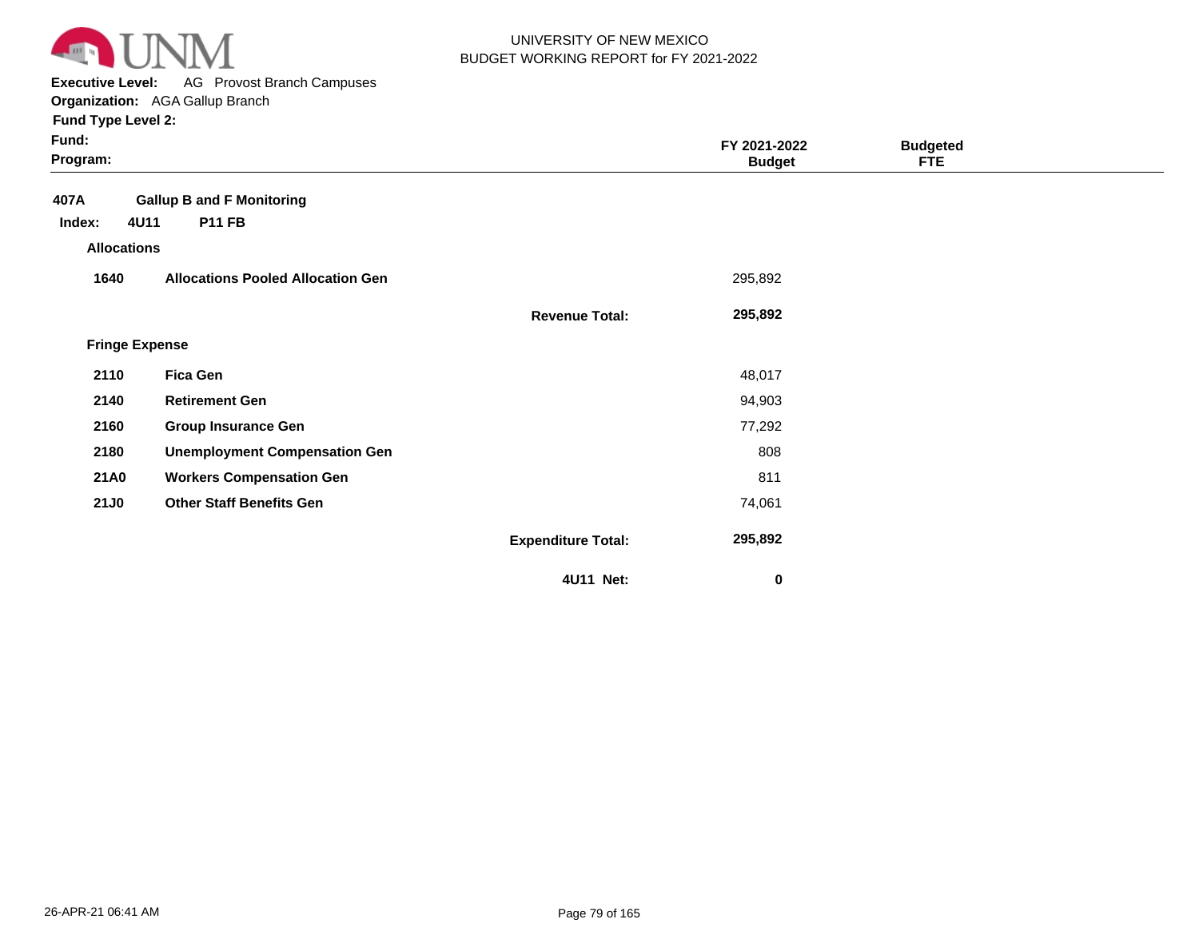UNIVERSITY OF NEW MEXICO
BUDGET WORKING REPORT for FY 2021-2022

**Executive Level:** AG Provost Branch Campuses
**Organization:** AGA Gallup Branch
**Fund Type Level 2:**
**Fund:**
**Program:**

| | | | FY 2021-2022 Budget | Budgeted FTE |
|---|---|---|---|---|
| **407A** | **Gallup B and F Monitoring** | | | |
| **Index: 4U11** | **P11 FB** | | | |
| **Allocations** | | | | |
| **1640** | **Allocations Pooled Allocation Gen** | | 295,892 | |
| | | **Revenue Total:** | **295,892** | |
| **Fringe Expense** | | | | |
| **2110** | **Fica Gen** | | 48,017 | |
| **2140** | **Retirement Gen** | | 94,903 | |
| **2160** | **Group Insurance Gen** | | 77,292 | |
| **2180** | **Unemployment Compensation Gen** | | 808 | |
| **21A0** | **Workers Compensation Gen** | | 811 | |
| **21J0** | **Other Staff Benefits Gen** | | 74,061 | |
| | | **Expenditure Total:** | **295,892** | |
| | | **4U11 Net:** | **0** | |

26-APR-21 06:41 AM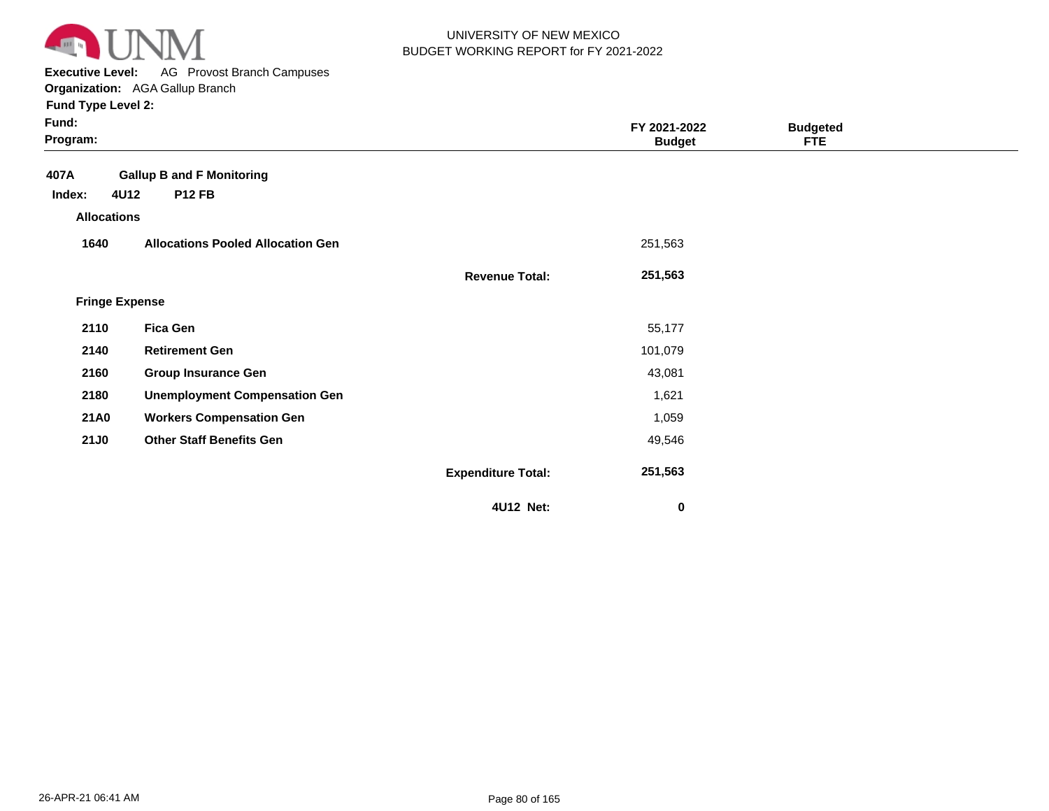UNIVERSITY OF NEW MEXICO
BUDGET WORKING REPORT for FY 2021-2022

**Executive Level:** AG Provost Branch Campuses
**Organization:** AGA Gallup Branch
**Fund Type Level 2:**
**Fund:**
**Program:**

| | | | FY 2021-2022 Budget | Budgeted FTE |
|---|---|---|---|---|
| **407A** | **Gallup B and F Monitoring** | | | |
| **Index: 4U12** | **P12 FB** | | | |
| **Allocations** | | | | |
| **1640** | **Allocations Pooled Allocation Gen** | | 251,563 | |
| | | **Revenue Total:** | **251,563** | |
| **Fringe Expense** | | | | |
| **2110** | **Fica Gen** | | 55,177 | |
| **2140** | **Retirement Gen** | | 101,079 | |
| **2160** | **Group Insurance Gen** | | 43,081 | |
| **2180** | **Unemployment Compensation Gen** | | 1,621 | |
| **21A0** | **Workers Compensation Gen** | | 1,059 | |
| **21J0** | **Other Staff Benefits Gen** | | 49,546 | |
| | | **Expenditure Total:** | **251,563** | |
| | | **4U12 Net:** | **0** | |

26-APR-21 06:41 AM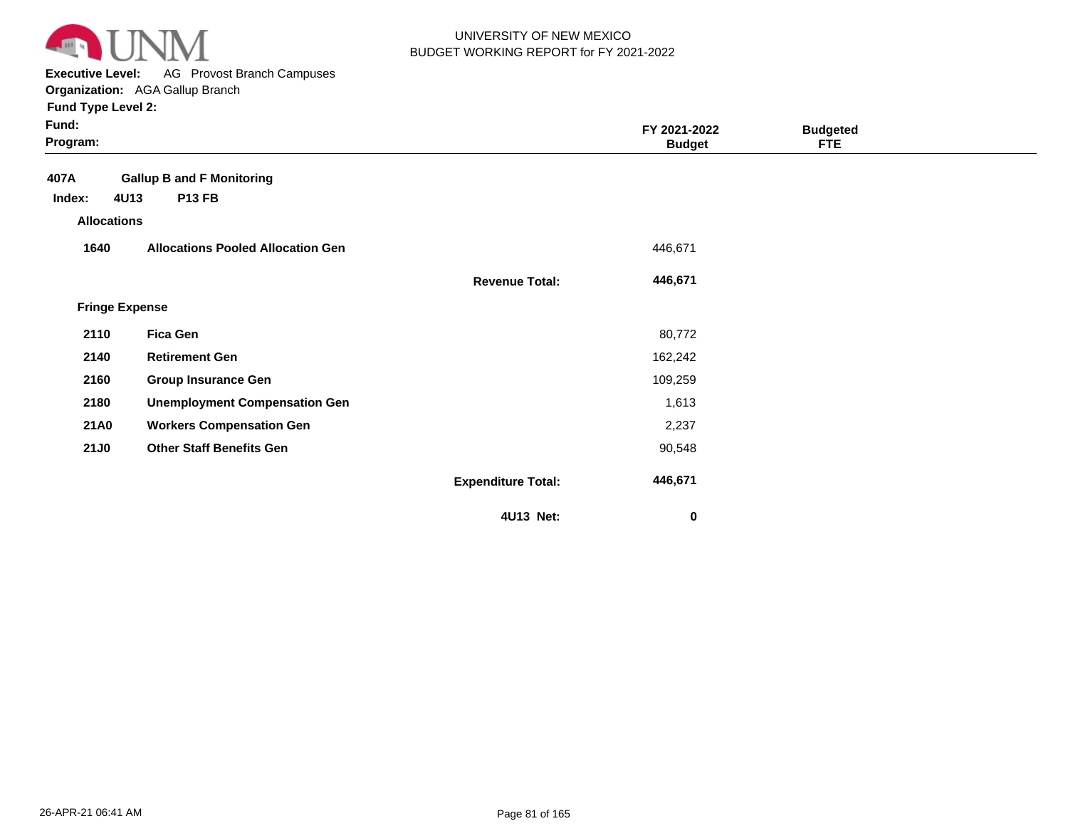UNIVERSITY OF NEW MEXICO
BUDGET WORKING REPORT for FY 2021-2022

**Executive Level:** AG Provost Branch Campuses
**Organization:** AGA Gallup Branch
**Fund Type Level 2:**
**Fund:**
**Program:**

| | | | FY 2021-2022 Budget | Budgeted FTE |
|---|---|---|---|---|
| **407A** | **Gallup B and F Monitoring** | | | |
| **Index: 4U13** | **P13 FB** | | | |
| **Allocations** | | | | |
| **1640** | **Allocations Pooled Allocation Gen** | | 446,671 | |
| | | **Revenue Total:** | **446,671** | |
| **Fringe Expense** | | | | |
| **2110** | **Fica Gen** | | 80,772 | |
| **2140** | **Retirement Gen** | | 162,242 | |
| **2160** | **Group Insurance Gen** | | 109,259 | |
| **2180** | **Unemployment Compensation Gen** | | 1,613 | |
| **21A0** | **Workers Compensation Gen** | | 2,237 | |
| **21J0** | **Other Staff Benefits Gen** | | 90,548 | |
| | | **Expenditure Total:** | **446,671** | |
| | | **4U13 Net:** | **0** | |

26-APR-21 06:41 AM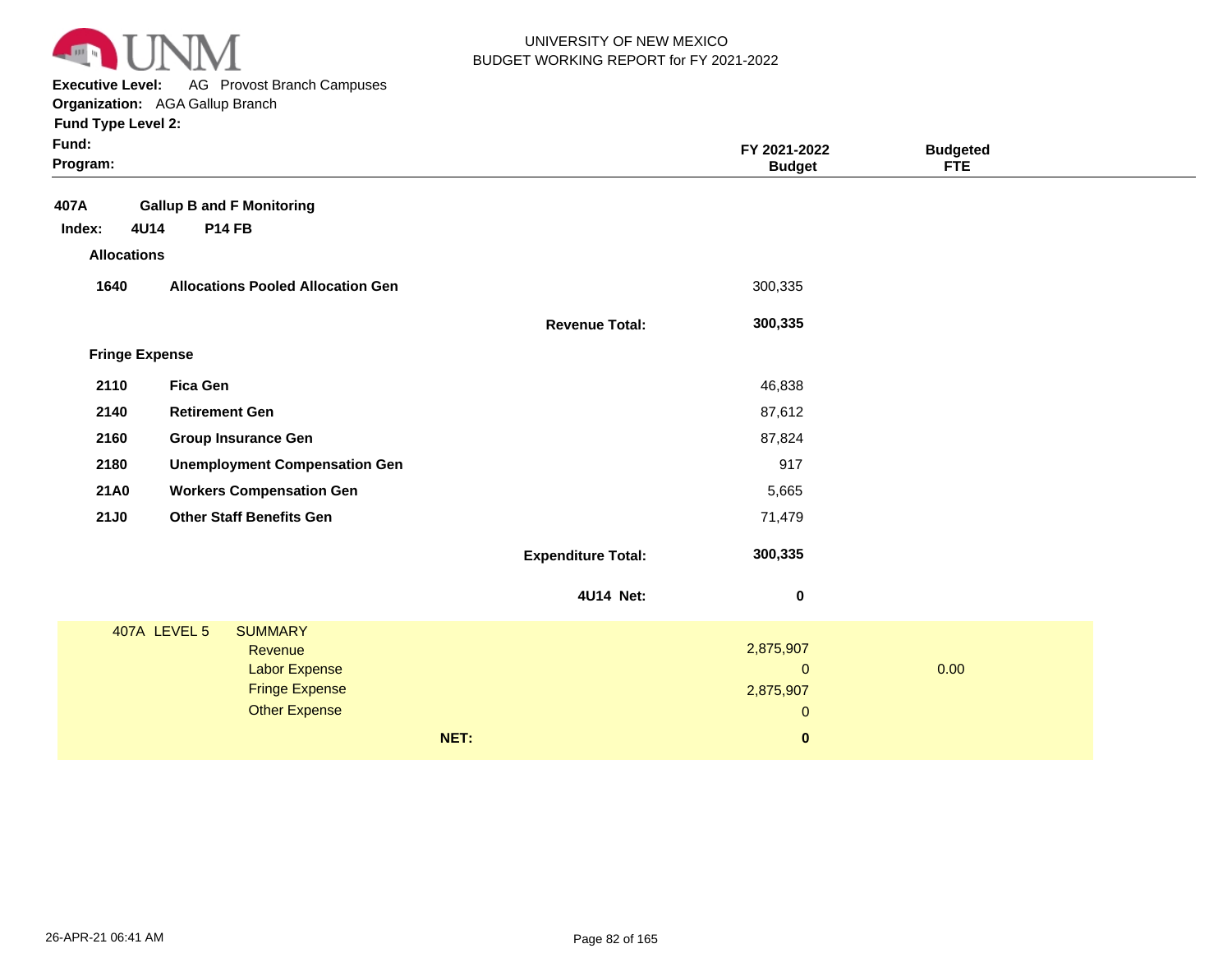UNIVERSITY OF NEW MEXICO
BUDGET WORKING REPORT for FY 2021-2022

**Executive Level:** AG Provost Branch Campuses
**Organization:** AGA Gallup Branch
**Fund Type Level 2:**
**Fund:**
**Program:**

| | | FY 2021-2022 Budget | Budgeted FTE |
|---|---|---|---|
| **407A** | **Gallup B and F Monitoring** | | |
| **Index: 4U14** | **P14 FB** | | |
| **Allocations** | | | |
| **1640** | **Allocations Pooled Allocation Gen** | 300,335 | |
| | **Revenue Total:** | **300,335** | |
| **Fringe Expense** | | | |
| **2110** | **Fica Gen** | 46,838 | |
| **2140** | **Retirement Gen** | 87,612 | |
| **2160** | **Group Insurance Gen** | 87,824 | |
| **2180** | **Unemployment Compensation Gen** | 917 | |
| **21A0** | **Workers Compensation Gen** | 5,665 | |
| **21J0** | **Other Staff Benefits Gen** | 71,479 | |
| | **Expenditure Total:** | **300,335** | |
| | **4U14 Net:** | **0** | |

| 407A LEVEL 5 | SUMMARY | | |
|---|---|---|---|
| | Revenue | 2,875,907 | |
| | Labor Expense | 0 | 0.00 |
| | Fringe Expense | 2,875,907 | |
| | Other Expense | 0 | |
| | **NET:** | **0** | |

26-APR-21 06:41 AM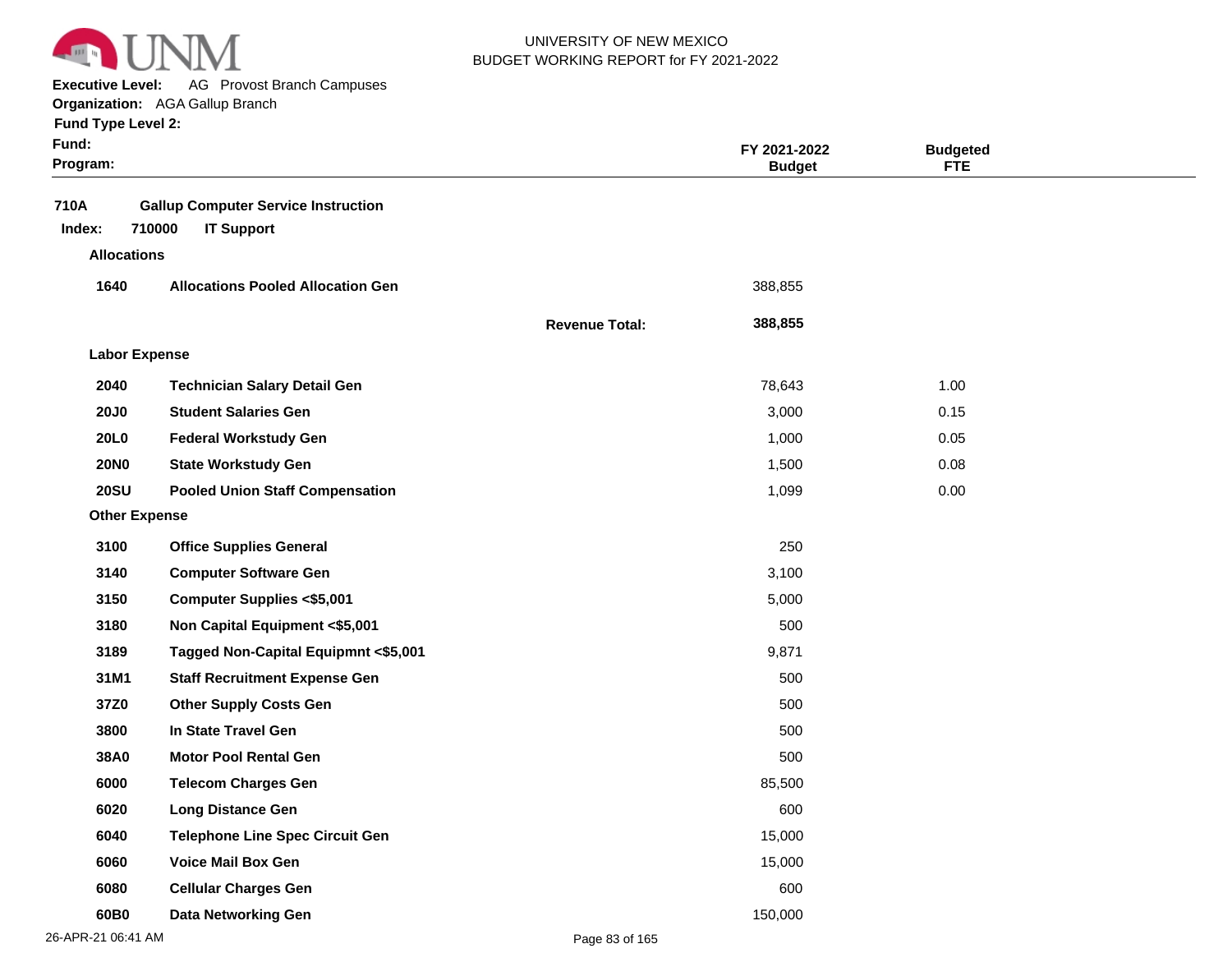UNIVERSITY OF NEW MEXICO
BUDGET WORKING REPORT for FY 2021-2022

**Executive Level:** AG Provost Branch Campuses
**Organization:** AGA Gallup Branch
**Fund Type Level 2:**
**Fund:**
**Program:**

| | | | FY 2021-2022 Budget | Budgeted FTE |
|---|---|---|---|---|
| **710A** | **Gallup Computer Service Instruction** | | | |
| **Index: 710000** | **IT Support** | | | |
| **Allocations** | | | | |
| **1640** | **Allocations Pooled Allocation Gen** | | 388,855 | |
| | | **Revenue Total:** | **388,855** | |
| **Labor Expense** | | | | |
| **2040** | **Technician Salary Detail Gen** | | 78,643 | 1.00 |
| **20J0** | **Student Salaries Gen** | | 3,000 | 0.15 |
| **20L0** | **Federal Workstudy Gen** | | 1,000 | 0.05 |
| **20N0** | **State Workstudy Gen** | | 1,500 | 0.08 |
| **20SU** | **Pooled Union Staff Compensation** | | 1,099 | 0.00 |
| **Other Expense** | | | | |
| **3100** | **Office Supplies General** | | 250 | |
| **3140** | **Computer Software Gen** | | 3,100 | |
| **3150** | **Computer Supplies <$5,001** | | 5,000 | |
| **3180** | **Non Capital Equipment <$5,001** | | 500 | |
| **3189** | **Tagged Non-Capital Equipmnt <$5,001** | | 9,871 | |
| **31M1** | **Staff Recruitment Expense Gen** | | 500 | |
| **37Z0** | **Other Supply Costs Gen** | | 500 | |
| **3800** | **In State Travel Gen** | | 500 | |
| **38A0** | **Motor Pool Rental Gen** | | 500 | |
| **6000** | **Telecom Charges Gen** | | 85,500 | |
| **6020** | **Long Distance Gen** | | 600 | |
| **6040** | **Telephone Line Spec Circuit Gen** | | 15,000 | |
| **6060** | **Voice Mail Box Gen** | | 15,000 | |
| **6080** | **Cellular Charges Gen** | | 600 | |
| **60B0** | **Data Networking Gen** | | 150,000 | |

26-APR-21 06:41 AM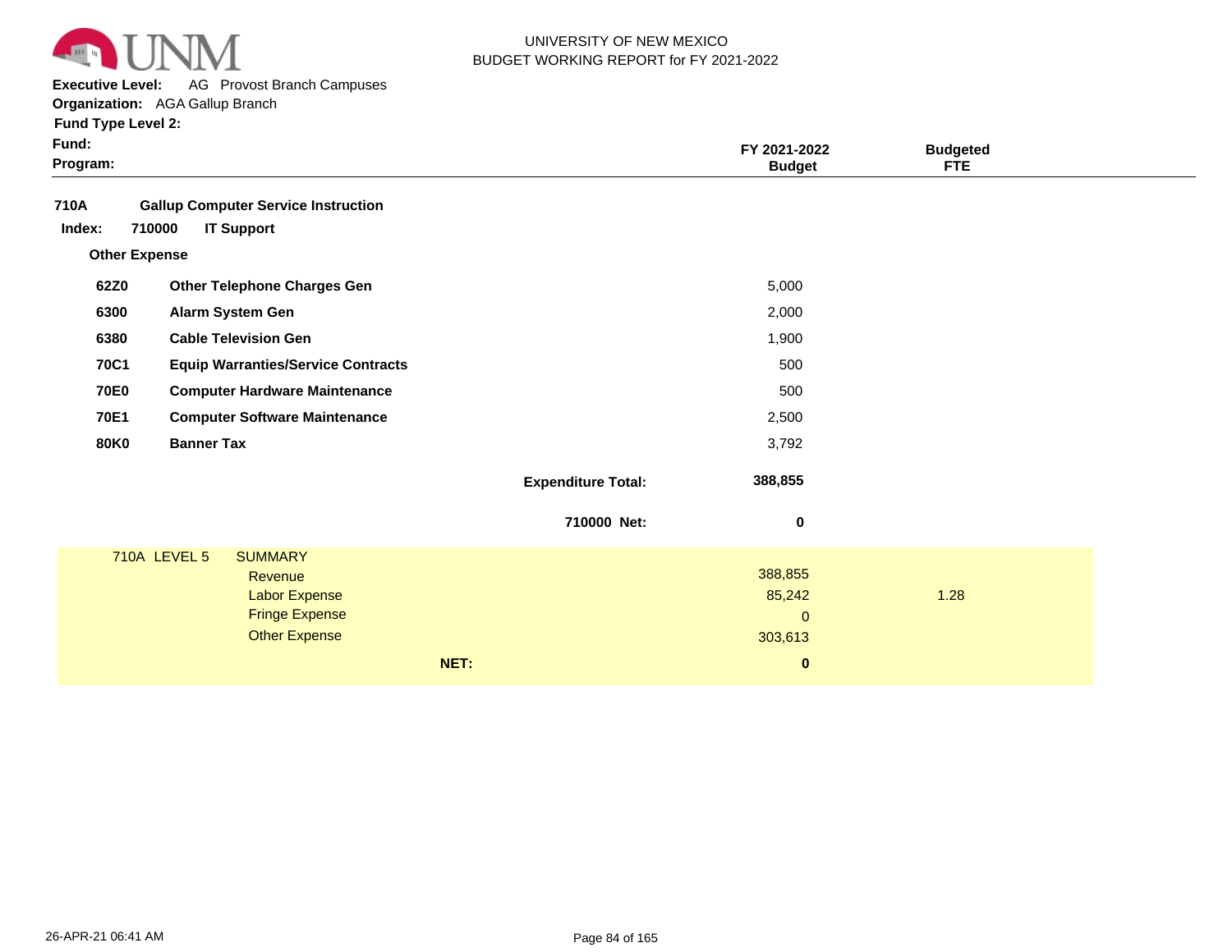UNIVERSITY OF NEW MEXICO
BUDGET WORKING REPORT for FY 2021-2022

**Executive Level:** AG Provost Branch Campuses
**Organization:** AGA Gallup Branch
**Fund Type Level 2:**
**Fund:**
**Program:**

| | | FY 2021-2022 Budget | Budgeted FTE |
|---|---|---|---|
| **710A** | **Gallup Computer Service Instruction** | | |
| **Index: 710000** | **IT Support** | | |
| **Other Expense** | | | |
| **62Z0** | **Other Telephone Charges Gen** | 5,000 | |
| **6300** | **Alarm System Gen** | 2,000 | |
| **6380** | **Cable Television Gen** | 1,900 | |
| **70C1** | **Equip Warranties/Service Contracts** | 500 | |
| **70E0** | **Computer Hardware Maintenance** | 500 | |
| **70E1** | **Computer Software Maintenance** | 2,500 | |
| **80K0** | **Banner Tax** | 3,792 | |
| | **Expenditure Total:** | **388,855** | |
| | **710000 Net:** | **0** | |

| 710A LEVEL 5 | SUMMARY | | |
|---|---|---|---|
| | Revenue | 388,855 | |
| | Labor Expense | 85,242 | 1.28 |
| | Fringe Expense | 0 | |
| | Other Expense | 303,613 | |
| | **NET:** | **0** | |

26-APR-21 06:41 AM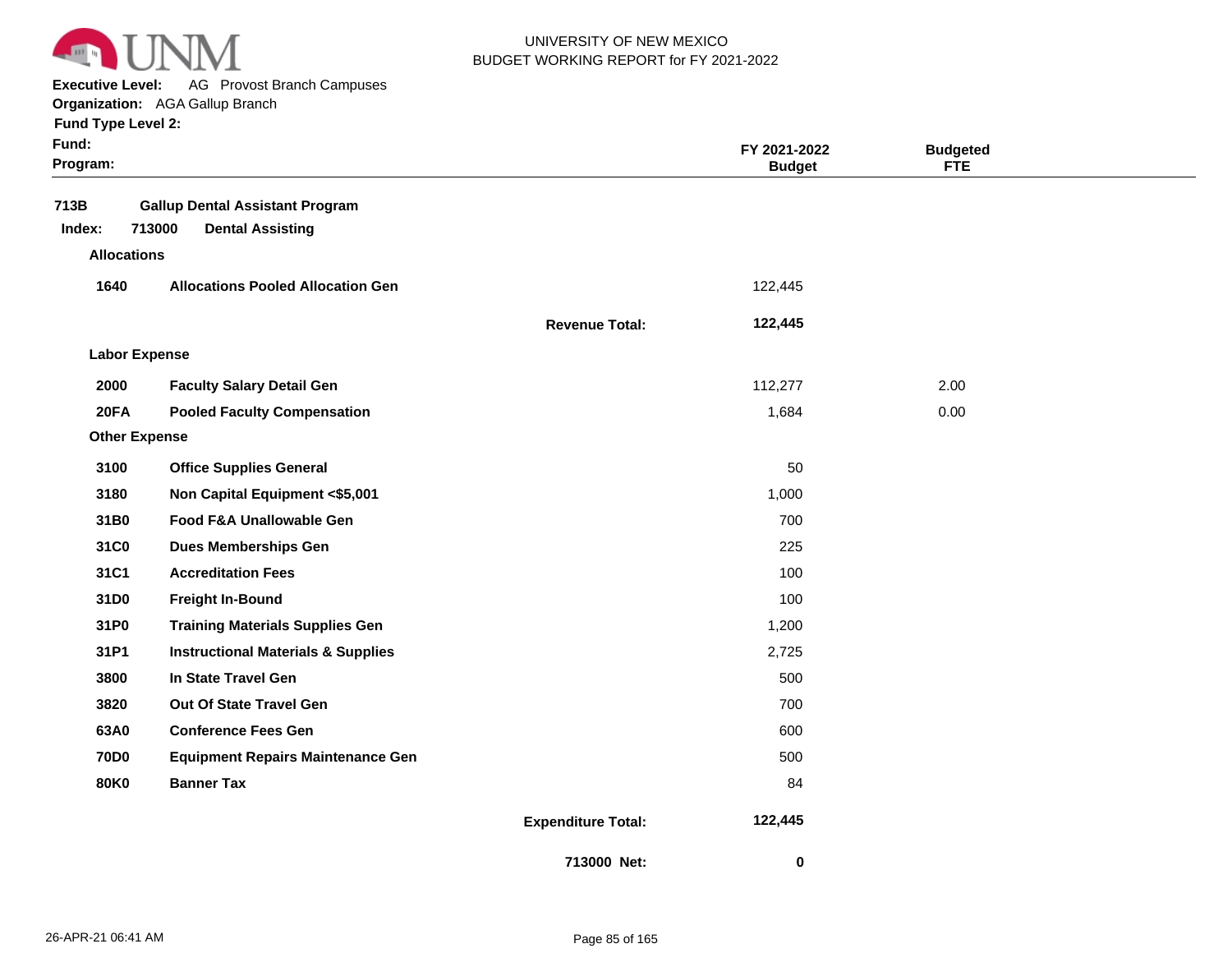UNIVERSITY OF NEW MEXICO
BUDGET WORKING REPORT for FY 2021-2022

**Executive Level:** AG Provost Branch Campuses
**Organization:** AGA Gallup Branch
**Fund Type Level 2:**
**Fund:**
**Program:**

| | | | FY 2021-2022 Budget | Budgeted FTE |
|---|---|---|---|---|
| **713B** | **Gallup Dental Assistant Program** | | | |
| **Index: 713000** | **Dental Assisting** | | | |
| **Allocations** | | | | |
| **1640** | **Allocations Pooled Allocation Gen** | | 122,445 | |
| | | **Revenue Total:** | **122,445** | |
| **Labor Expense** | | | | |
| **2000** | **Faculty Salary Detail Gen** | | 112,277 | 2.00 |
| **20FA** | **Pooled Faculty Compensation** | | 1,684 | 0.00 |
| **Other Expense** | | | | |
| **3100** | **Office Supplies General** | | 50 | |
| **3180** | **Non Capital Equipment <$5,001** | | 1,000 | |
| **31B0** | **Food F&A Unallowable Gen** | | 700 | |
| **31C0** | **Dues Memberships Gen** | | 225 | |
| **31C1** | **Accreditation Fees** | | 100 | |
| **31D0** | **Freight In-Bound** | | 100 | |
| **31P0** | **Training Materials Supplies Gen** | | 1,200 | |
| **31P1** | **Instructional Materials & Supplies** | | 2,725 | |
| **3800** | **In State Travel Gen** | | 500 | |
| **3820** | **Out Of State Travel Gen** | | 700 | |
| **63A0** | **Conference Fees Gen** | | 600 | |
| **70D0** | **Equipment Repairs Maintenance Gen** | | 500 | |
| **80K0** | **Banner Tax** | | 84 | |
| | | **Expenditure Total:** | **122,445** | |
| | | **713000 Net:** | **0** | |

26-APR-21 06:41 AM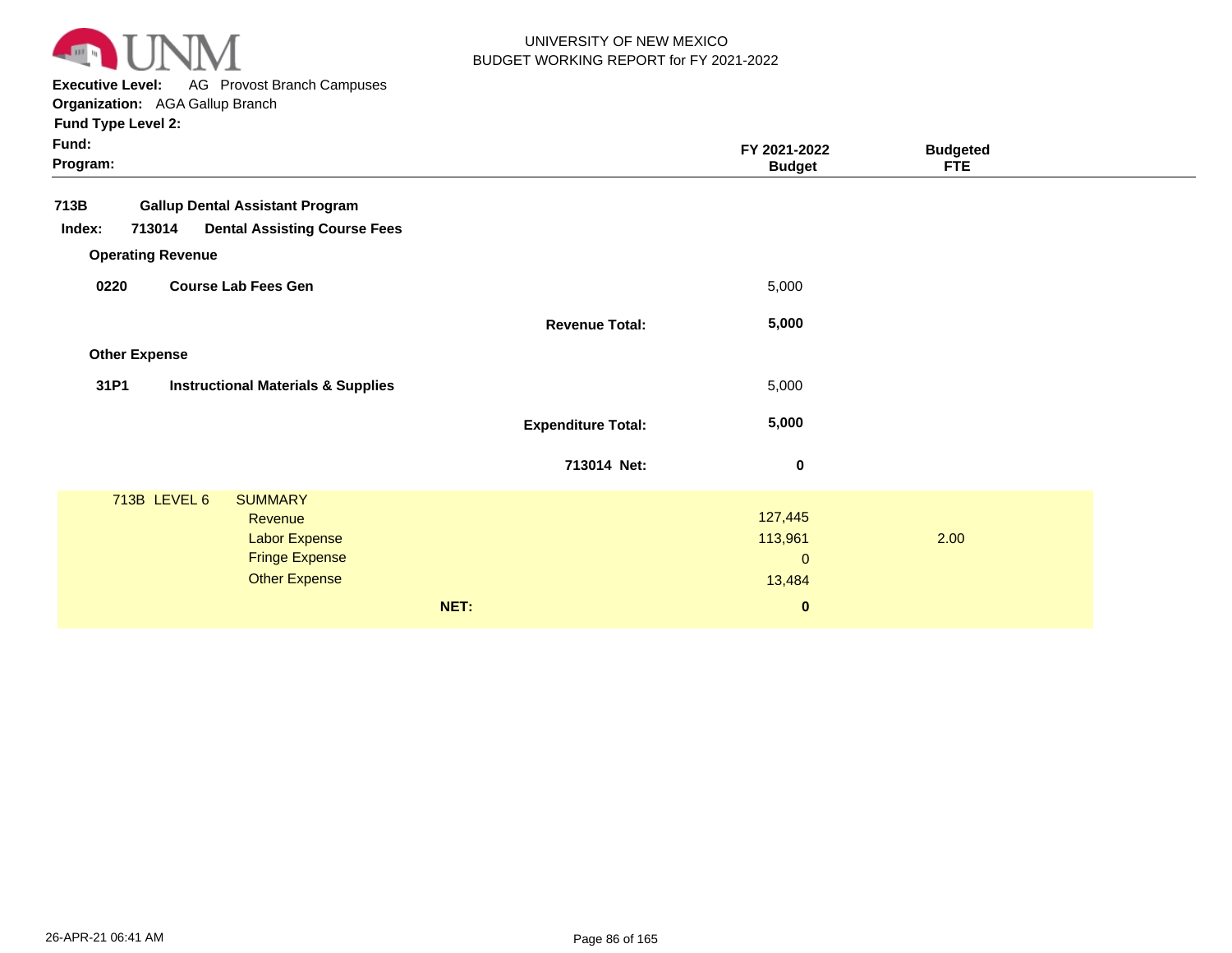UNIVERSITY OF NEW MEXICO
BUDGET WORKING REPORT for FY 2021-2022

**Executive Level:** AG Provost Branch Campuses
**Organization:** AGA Gallup Branch
**Fund Type Level 2:**
**Fund:**
**Program:**

| | | FY 2021-2022 Budget | Budgeted FTE |
|---|---|---|---|
| **713B** | **Gallup Dental Assistant Program** | | |
| **Index: 713014** | **Dental Assisting Course Fees** | | |
| **Operating Revenue** | | | |
| **0220** | **Course Lab Fees Gen** | 5,000 | |
| | **Revenue Total:** | **5,000** | |
| **Other Expense** | | | |
| **31P1** | **Instructional Materials & Supplies** | 5,000 | |
| | **Expenditure Total:** | **5,000** | |
| | **713014 Net:** | **0** | |

| 713B LEVEL 6 | SUMMARY | | |
|---|---|---|---|
| | Revenue | 127,445 | |
| | Labor Expense | 113,961 | 2.00 |
| | Fringe Expense | 0 | |
| | Other Expense | 13,484 | |
| | **NET:** | **0** | |

26-APR-21 06:41 AM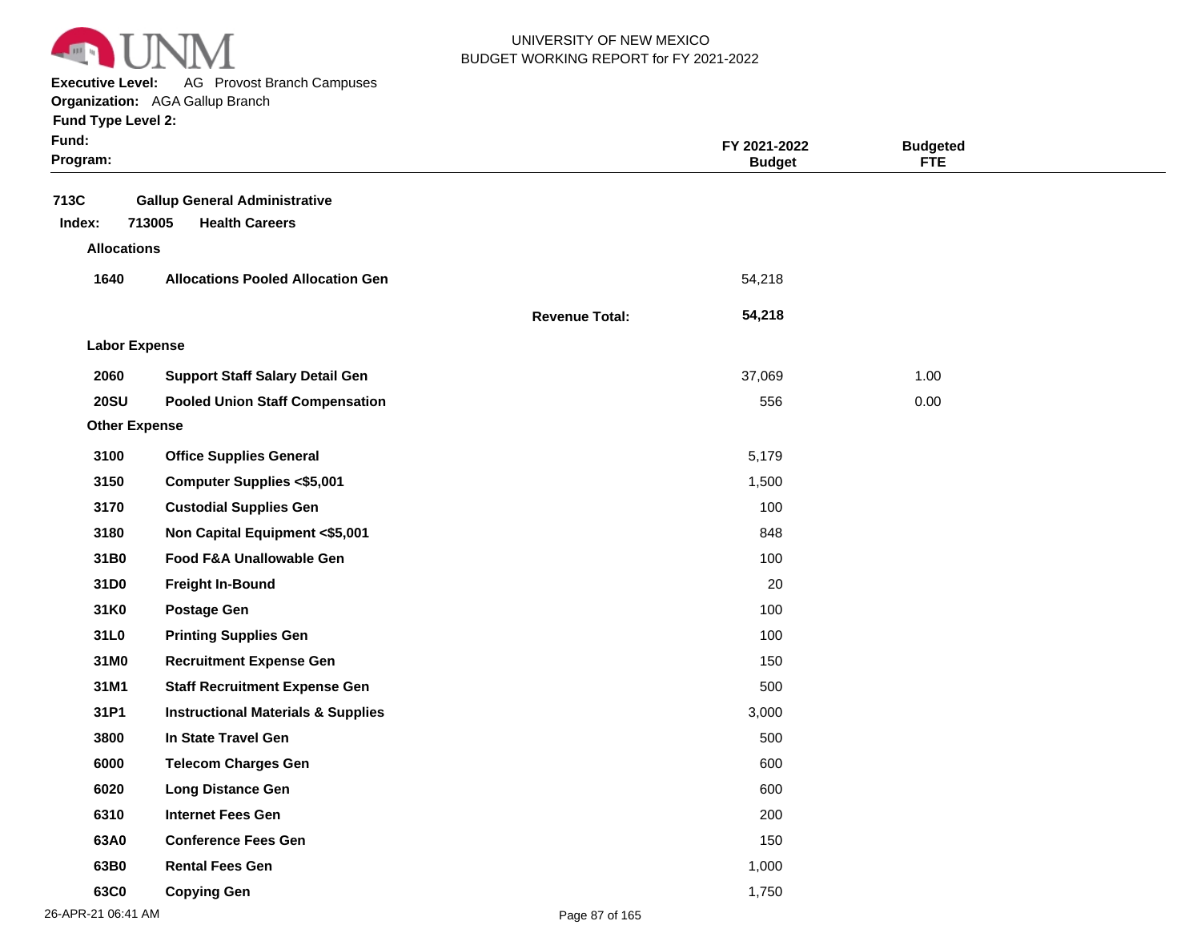UNIVERSITY OF NEW MEXICO
BUDGET WORKING REPORT for FY 2021-2022

**Executive Level:** AG Provost Branch Campuses
**Organization:** AGA Gallup Branch
**Fund Type Level 2:**
**Fund:**
**Program:**

| | | | FY 2021-2022 Budget | Budgeted FTE |
|---|---|---|---|---|
| **713C** | **Gallup General Administrative** | | | |
| **Index: 713005** | **Health Careers** | | | |
| **Allocations** | | | | |
| **1640** | **Allocations Pooled Allocation Gen** | | 54,218 | |
| | | **Revenue Total:** | **54,218** | |
| **Labor Expense** | | | | |
| **2060** | **Support Staff Salary Detail Gen** | | 37,069 | 1.00 |
| **20SU** | **Pooled Union Staff Compensation** | | 556 | 0.00 |
| **Other Expense** | | | | |
| **3100** | **Office Supplies General** | | 5,179 | |
| **3150** | **Computer Supplies <$5,001** | | 1,500 | |
| **3170** | **Custodial Supplies Gen** | | 100 | |
| **3180** | **Non Capital Equipment <$5,001** | | 848 | |
| **31B0** | **Food F&A Unallowable Gen** | | 100 | |
| **31D0** | **Freight In-Bound** | | 20 | |
| **31K0** | **Postage Gen** | | 100 | |
| **31L0** | **Printing Supplies Gen** | | 100 | |
| **31M0** | **Recruitment Expense Gen** | | 150 | |
| **31M1** | **Staff Recruitment Expense Gen** | | 500 | |
| **31P1** | **Instructional Materials & Supplies** | | 3,000 | |
| **3800** | **In State Travel Gen** | | 500 | |
| **6000** | **Telecom Charges Gen** | | 600 | |
| **6020** | **Long Distance Gen** | | 600 | |
| **6310** | **Internet Fees Gen** | | 200 | |
| **63A0** | **Conference Fees Gen** | | 150 | |
| **63B0** | **Rental Fees Gen** | | 1,000 | |
| **63C0** | **Copying Gen** | | 1,750 | |

26-APR-21 06:41 AM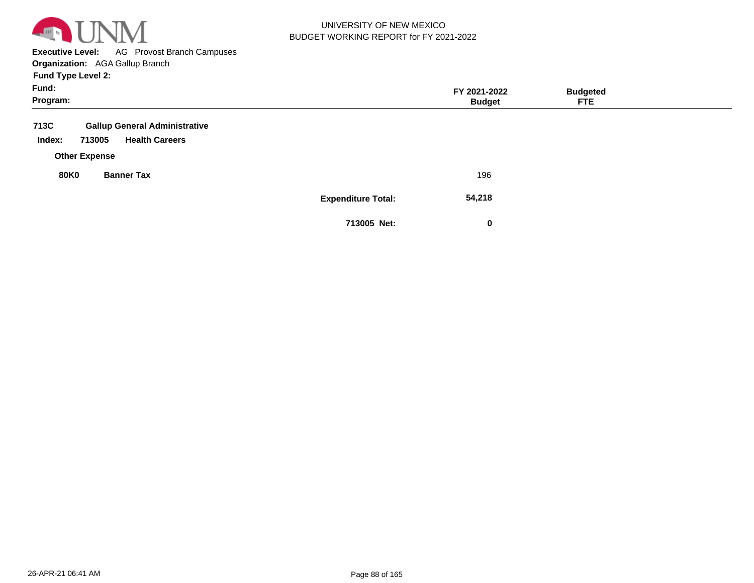UNIVERSITY OF NEW MEXICO
BUDGET WORKING REPORT for FY 2021-2022

**Executive Level:** AG Provost Branch Campuses
**Organization:** AGA Gallup Branch
**Fund Type Level 2:**
**Fund:**
**Program:**

| | | | FY 2021-2022 Budget | Budgeted FTE |
|---|---|---|---|---|
| **713C** | **Gallup General Administrative** | | | |
| **Index:** 713005 | **Health Careers** | | | |
| **Other Expense** | | | | |
| **80K0** | **Banner Tax** | | 196 | |
| | | **Expenditure Total:** | **54,218** | |
| | | **713005 Net:** | **0** | |

26-APR-21 06:41 AM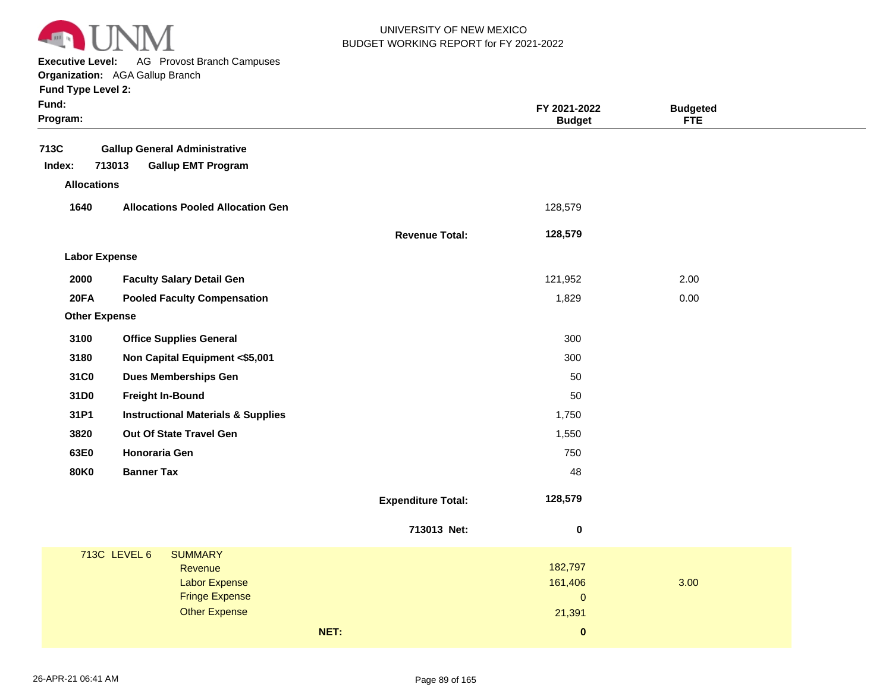UNIVERSITY OF NEW MEXICO
BUDGET WORKING REPORT for FY 2021-2022

**Executive Level:** AG Provost Branch Campuses
**Organization:** AGA Gallup Branch
**Fund Type Level 2:**
**Fund:**
**Program:**

| | | | FY 2021-2022 Budget | Budgeted FTE |
|---|---|---|---|---|
| **713C** | **Gallup General Administrative** | | | |
| **Index: 713013** | **Gallup EMT Program** | | | |
| **Allocations** | | | | |
| **1640** | **Allocations Pooled Allocation Gen** | | 128,579 | |
| | | **Revenue Total:** | **128,579** | |
| **Labor Expense** | | | | |
| **2000** | **Faculty Salary Detail Gen** | | 121,952 | 2.00 |
| **20FA** | **Pooled Faculty Compensation** | | 1,829 | 0.00 |
| **Other Expense** | | | | |
| **3100** | **Office Supplies General** | | 300 | |
| **3180** | **Non Capital Equipment <$5,001** | | 300 | |
| **31C0** | **Dues Memberships Gen** | | 50 | |
| **31D0** | **Freight In-Bound** | | 50 | |
| **31P1** | **Instructional Materials & Supplies** | | 1,750 | |
| **3820** | **Out Of State Travel Gen** | | 1,550 | |
| **63E0** | **Honoraria Gen** | | 750 | |
| **80K0** | **Banner Tax** | | 48 | |
| | | **Expenditure Total:** | **128,579** | |
| | | **713013 Net:** | **0** | |

| 713C LEVEL 6 | SUMMARY | | |
|---|---|---|---|
| | Revenue | 182,797 | |
| | Labor Expense | 161,406 | 3.00 |
| | Fringe Expense | 0 | |
| | Other Expense | 21,391 | |
| | **NET:** | **0** | |

26-APR-21 06:41 AM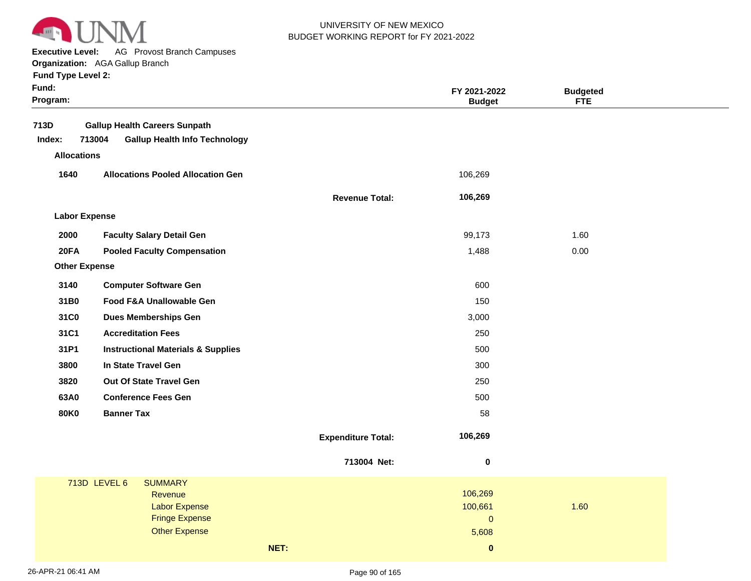UNIVERSITY OF NEW MEXICO
BUDGET WORKING REPORT for FY 2021-2022

**Executive Level:** AG Provost Branch Campuses
**Organization:** AGA Gallup Branch
**Fund Type Level 2:**
**Fund:**
**Program:**

| | | FY 2021-2022 Budget | Budgeted FTE |
|---|---|---|---|
| **713D** | **Gallup Health Careers Sunpath** | | |
| **Index: 713004** | **Gallup Health Info Technology** | | |
| **Allocations** | | | |
| **1640** | **Allocations Pooled Allocation Gen** | 106,269 | |
| | **Revenue Total:** | **106,269** | |
| **Labor Expense** | | | |
| **2000** | **Faculty Salary Detail Gen** | 99,173 | 1.60 |
| **20FA** | **Pooled Faculty Compensation** | 1,488 | 0.00 |
| **Other Expense** | | | |
| **3140** | **Computer Software Gen** | 600 | |
| **31B0** | **Food F&A Unallowable Gen** | 150 | |
| **31C0** | **Dues Memberships Gen** | 3,000 | |
| **31C1** | **Accreditation Fees** | 250 | |
| **31P1** | **Instructional Materials & Supplies** | 500 | |
| **3800** | **In State Travel Gen** | 300 | |
| **3820** | **Out Of State Travel Gen** | 250 | |
| **63A0** | **Conference Fees Gen** | 500 | |
| **80K0** | **Banner Tax** | 58 | |
| | **Expenditure Total:** | **106,269** | |
| | **713004 Net:** | **0** | |

| 713D LEVEL 6 | SUMMARY | | |
|---|---|---|---|
| | Revenue | 106,269 | |
| | Labor Expense | 100,661 | 1.60 |
| | Fringe Expense | 0 | |
| | Other Expense | 5,608 | |
| | **NET:** | **0** | |

26-APR-21 06:41 AM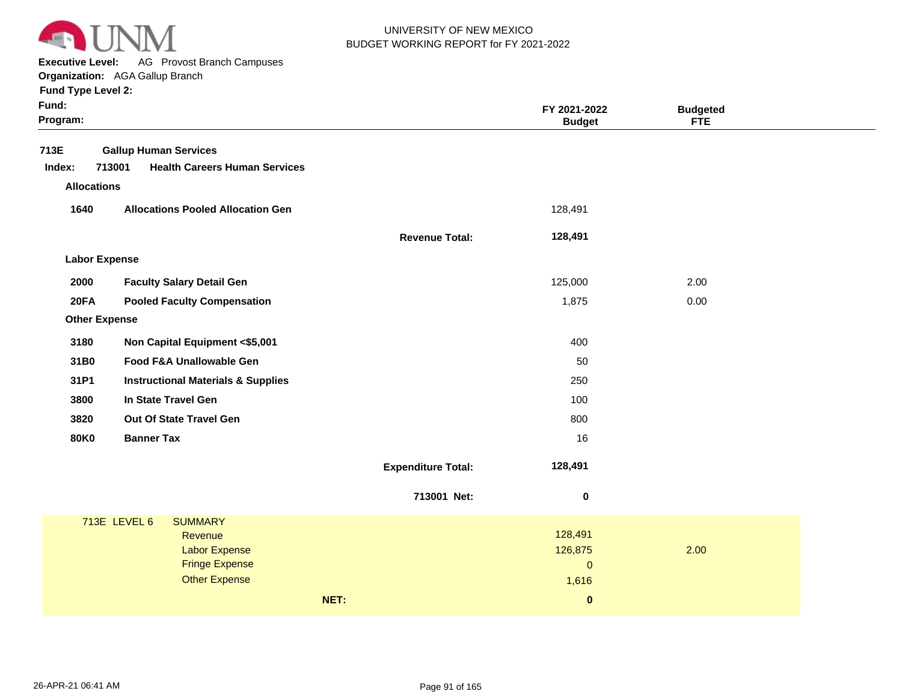UNIVERSITY OF NEW MEXICO
BUDGET WORKING REPORT for FY 2021-2022

**Executive Level:** AG Provost Branch Campuses
**Organization:** AGA Gallup Branch
**Fund Type Level 2:**
**Fund:**
**Program:**

| | | | FY 2021-2022 Budget | Budgeted FTE |
|---|---|---|---|---|
| **713E** | **Gallup Human Services** | | | |
| **Index: 713001** | **Health Careers Human Services** | | | |
| **Allocations** | | | | |
| **1640** | **Allocations Pooled Allocation Gen** | | 128,491 | |
| | | **Revenue Total:** | **128,491** | |
| **Labor Expense** | | | | |
| **2000** | **Faculty Salary Detail Gen** | | 125,000 | 2.00 |
| **20FA** | **Pooled Faculty Compensation** | | 1,875 | 0.00 |
| **Other Expense** | | | | |
| **3180** | **Non Capital Equipment <$5,001** | | 400 | |
| **31B0** | **Food F&A Unallowable Gen** | | 50 | |
| **31P1** | **Instructional Materials & Supplies** | | 250 | |
| **3800** | **In State Travel Gen** | | 100 | |
| **3820** | **Out Of State Travel Gen** | | 800 | |
| **80K0** | **Banner Tax** | | 16 | |
| | | **Expenditure Total:** | **128,491** | |
| | | **713001 Net:** | **0** | |

| 713E LEVEL 6 | SUMMARY | | |
|---|---|---|---|
| | Revenue | 128,491 | |
| | Labor Expense | 126,875 | 2.00 |
| | Fringe Expense | 0 | |
| | Other Expense | 1,616 | |
| | **NET:** | **0** | |

26-APR-21 06:41 AM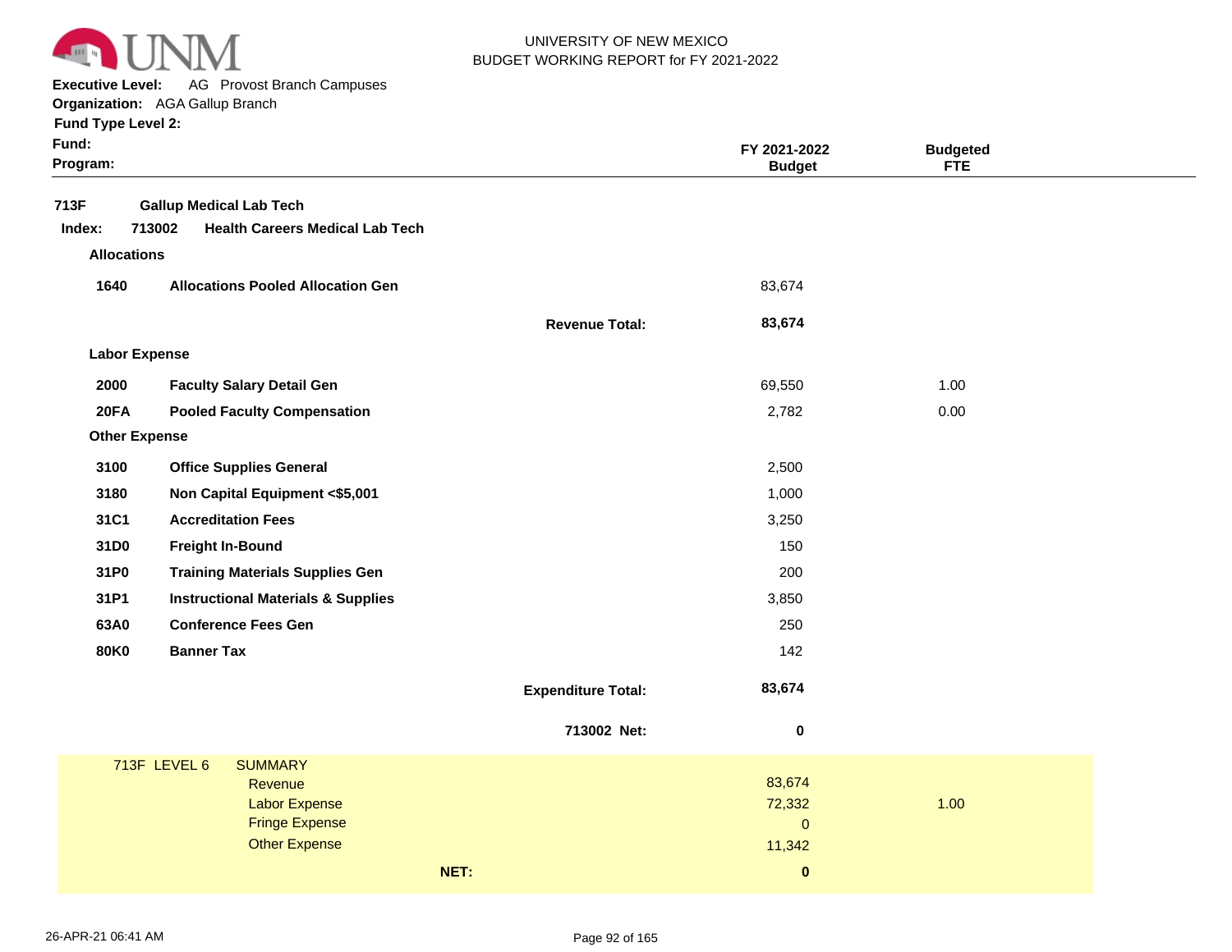UNIVERSITY OF NEW MEXICO
BUDGET WORKING REPORT for FY 2021-2022

**Executive Level:** AG Provost Branch Campuses
**Organization:** AGA Gallup Branch
**Fund Type Level 2:**
**Fund:**
**Program:**

| | | | FY 2021-2022 Budget | Budgeted FTE |
|---|---|---|---|---|
| **713F** | **Gallup Medical Lab Tech** | | | |
| **Index: 713002** | **Health Careers Medical Lab Tech** | | | |
| **Allocations** | | | | |
| **1640** | **Allocations Pooled Allocation Gen** | | 83,674 | |
| | | **Revenue Total:** | **83,674** | |
| **Labor Expense** | | | | |
| **2000** | **Faculty Salary Detail Gen** | | 69,550 | 1.00 |
| **20FA** | **Pooled Faculty Compensation** | | 2,782 | 0.00 |
| **Other Expense** | | | | |
| **3100** | **Office Supplies General** | | 2,500 | |
| **3180** | **Non Capital Equipment <$5,001** | | 1,000 | |
| **31C1** | **Accreditation Fees** | | 3,250 | |
| **31D0** | **Freight In-Bound** | | 150 | |
| **31P0** | **Training Materials Supplies Gen** | | 200 | |
| **31P1** | **Instructional Materials & Supplies** | | 3,850 | |
| **63A0** | **Conference Fees Gen** | | 250 | |
| **80K0** | **Banner Tax** | | 142 | |
| | | **Expenditure Total:** | **83,674** | |
| | | **713002 Net:** | **0** | |

| 713F LEVEL 6 | SUMMARY | | |
|---|---|---|---|
| | Revenue | 83,674 | |
| | Labor Expense | 72,332 | 1.00 |
| | Fringe Expense | 0 | |
| | Other Expense | 11,342 | |
| | **NET:** | **0** | |

26-APR-21 06:41 AM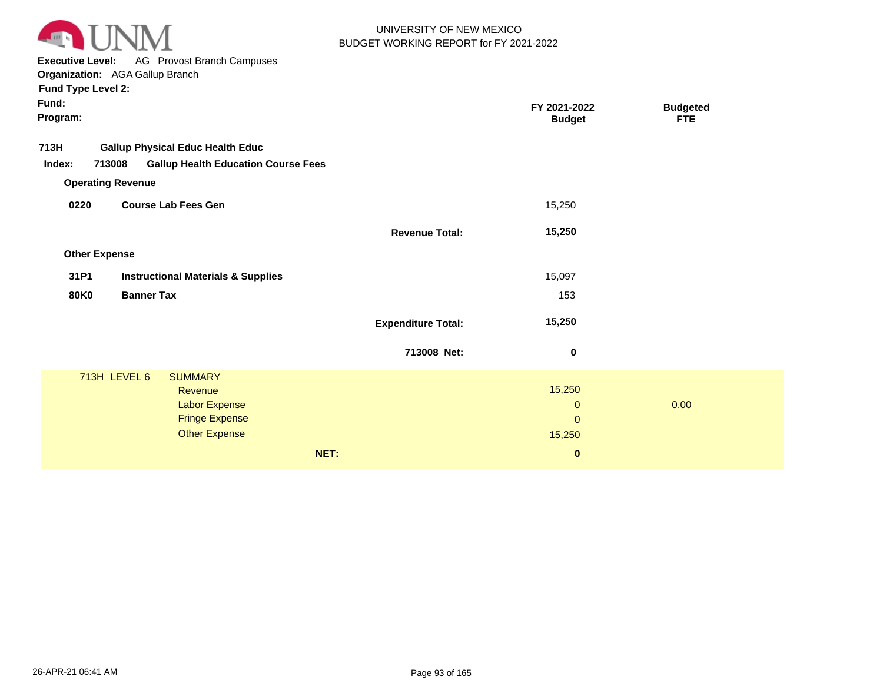UNIVERSITY OF NEW MEXICO
BUDGET WORKING REPORT for FY 2021-2022

**Executive Level:** AG Provost Branch Campuses
**Organization:** AGA Gallup Branch
**Fund Type Level 2:**
**Fund:**
**Program:**

| | | FY 2021-2022 Budget | Budgeted FTE |
|---|---|---|---|
| **713H** | **Gallup Physical Educ Health Educ** | | |
| **Index: 713008** | **Gallup Health Education Course Fees** | | |
| **Operating Revenue** | | | |
| **0220** | **Course Lab Fees Gen** | 15,250 | |
| | **Revenue Total:** | **15,250** | |
| **Other Expense** | | | |
| **31P1** | **Instructional Materials & Supplies** | 15,097 | |
| **80K0** | **Banner Tax** | 153 | |
| | **Expenditure Total:** | **15,250** | |
| | **713008 Net:** | **0** | |

| 713H LEVEL 6 | SUMMARY | | |
|---|---|---|---|
| | Revenue | 15,250 | |
| | Labor Expense | 0 | 0.00 |
| | Fringe Expense | 0 | |
| | Other Expense | 15,250 | |
| | **NET:** | **0** | |

26-APR-21 06:41 AM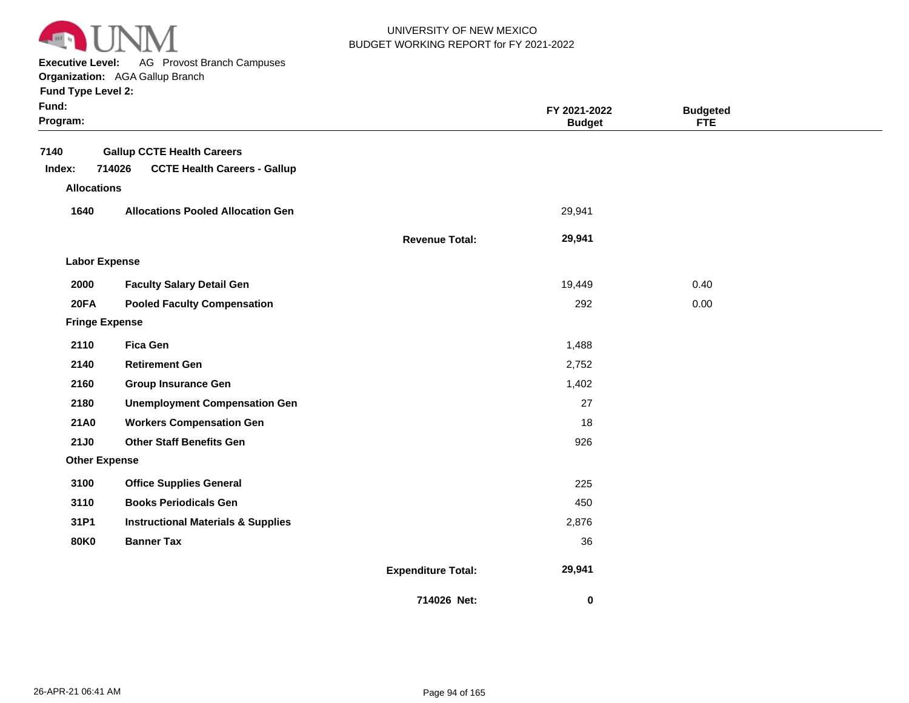UNIVERSITY OF NEW MEXICO
BUDGET WORKING REPORT for FY 2021-2022

**Executive Level:** AG Provost Branch Campuses
**Organization:** AGA Gallup Branch
**Fund Type Level 2:**
**Fund:**
**Program:**

| | | | FY 2021-2022 Budget | Budgeted FTE |
|---|---|---|---|---|
| **7140** | **Gallup CCTE Health Careers** | | | |
| **Index: 714026** | **CCTE Health Careers - Gallup** | | | |
| **Allocations** | | | | |
| **1640** | **Allocations Pooled Allocation Gen** | | 29,941 | |
| | | **Revenue Total:** | **29,941** | |
| **Labor Expense** | | | | |
| **2000** | **Faculty Salary Detail Gen** | | 19,449 | 0.40 |
| **20FA** | **Pooled Faculty Compensation** | | 292 | 0.00 |
| **Fringe Expense** | | | | |
| **2110** | **Fica Gen** | | 1,488 | |
| **2140** | **Retirement Gen** | | 2,752 | |
| **2160** | **Group Insurance Gen** | | 1,402 | |
| **2180** | **Unemployment Compensation Gen** | | 27 | |
| **21A0** | **Workers Compensation Gen** | | 18 | |
| **21J0** | **Other Staff Benefits Gen** | | 926 | |
| **Other Expense** | | | | |
| **3100** | **Office Supplies General** | | 225 | |
| **3110** | **Books Periodicals Gen** | | 450 | |
| **31P1** | **Instructional Materials & Supplies** | | 2,876 | |
| **80K0** | **Banner Tax** | | 36 | |
| | | **Expenditure Total:** | **29,941** | |
| | | **714026 Net:** | **0** | |

26-APR-21 06:41 AM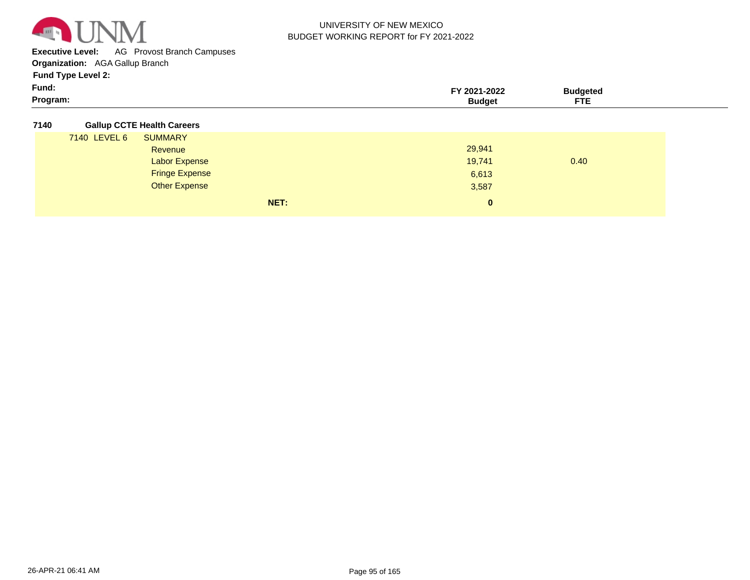UNIVERSITY OF NEW MEXICO
BUDGET WORKING REPORT for FY 2021-2022

**Executive Level:** AG Provost Branch Campuses
**Organization:** AGA Gallup Branch
**Fund Type Level 2:**
**Fund:**
**Program:**

| | | FY 2021-2022 Budget | Budgeted FTE |
|---|---|---|---|
| **7140** | **Gallup CCTE Health Careers** | | |
| 7140 LEVEL 6 | SUMMARY | | |
| | Revenue | 29,941 | |
| | Labor Expense | 19,741 | 0.40 |
| | Fringe Expense | 6,613 | |
| | Other Expense | 3,587 | |
| | **NET:** | **0** | |

26-APR-21 06:41 AM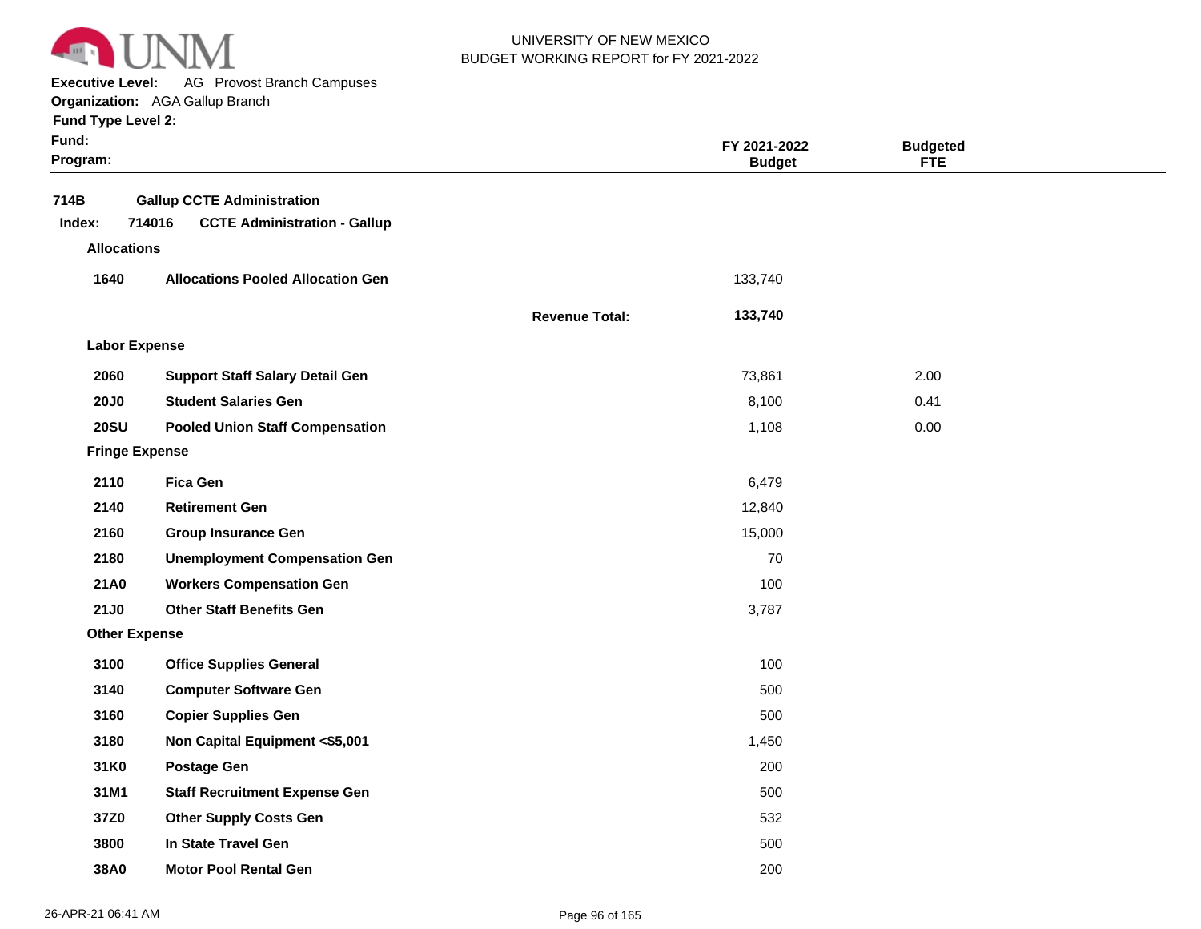UNIVERSITY OF NEW MEXICO
BUDGET WORKING REPORT for FY 2021-2022

**Executive Level:** AG Provost Branch Campuses
**Organization:** AGA Gallup Branch
**Fund Type Level 2:**
**Fund:**
**Program:**

| | | | FY 2021-2022 Budget | Budgeted FTE |
|---|---|---|---|---|
| **714B** | **Gallup CCTE Administration** | | | |
| **Index: 714016** | **CCTE Administration - Gallup** | | | |
| **Allocations** | | | | |
| **1640** | **Allocations Pooled Allocation Gen** | | 133,740 | |
| | | **Revenue Total:** | **133,740** | |
| **Labor Expense** | | | | |
| **2060** | **Support Staff Salary Detail Gen** | | 73,861 | 2.00 |
| **20J0** | **Student Salaries Gen** | | 8,100 | 0.41 |
| **20SU** | **Pooled Union Staff Compensation** | | 1,108 | 0.00 |
| **Fringe Expense** | | | | |
| **2110** | **Fica Gen** | | 6,479 | |
| **2140** | **Retirement Gen** | | 12,840 | |
| **2160** | **Group Insurance Gen** | | 15,000 | |
| **2180** | **Unemployment Compensation Gen** | | 70 | |
| **21A0** | **Workers Compensation Gen** | | 100 | |
| **21J0** | **Other Staff Benefits Gen** | | 3,787 | |
| **Other Expense** | | | | |
| **3100** | **Office Supplies General** | | 100 | |
| **3140** | **Computer Software Gen** | | 500 | |
| **3160** | **Copier Supplies Gen** | | 500 | |
| **3180** | **Non Capital Equipment <$5,001** | | 1,450 | |
| **31K0** | **Postage Gen** | | 200 | |
| **31M1** | **Staff Recruitment Expense Gen** | | 500 | |
| **37Z0** | **Other Supply Costs Gen** | | 532 | |
| **3800** | **In State Travel Gen** | | 500 | |
| **38A0** | **Motor Pool Rental Gen** | | 200 | |

26-APR-21 06:41 AM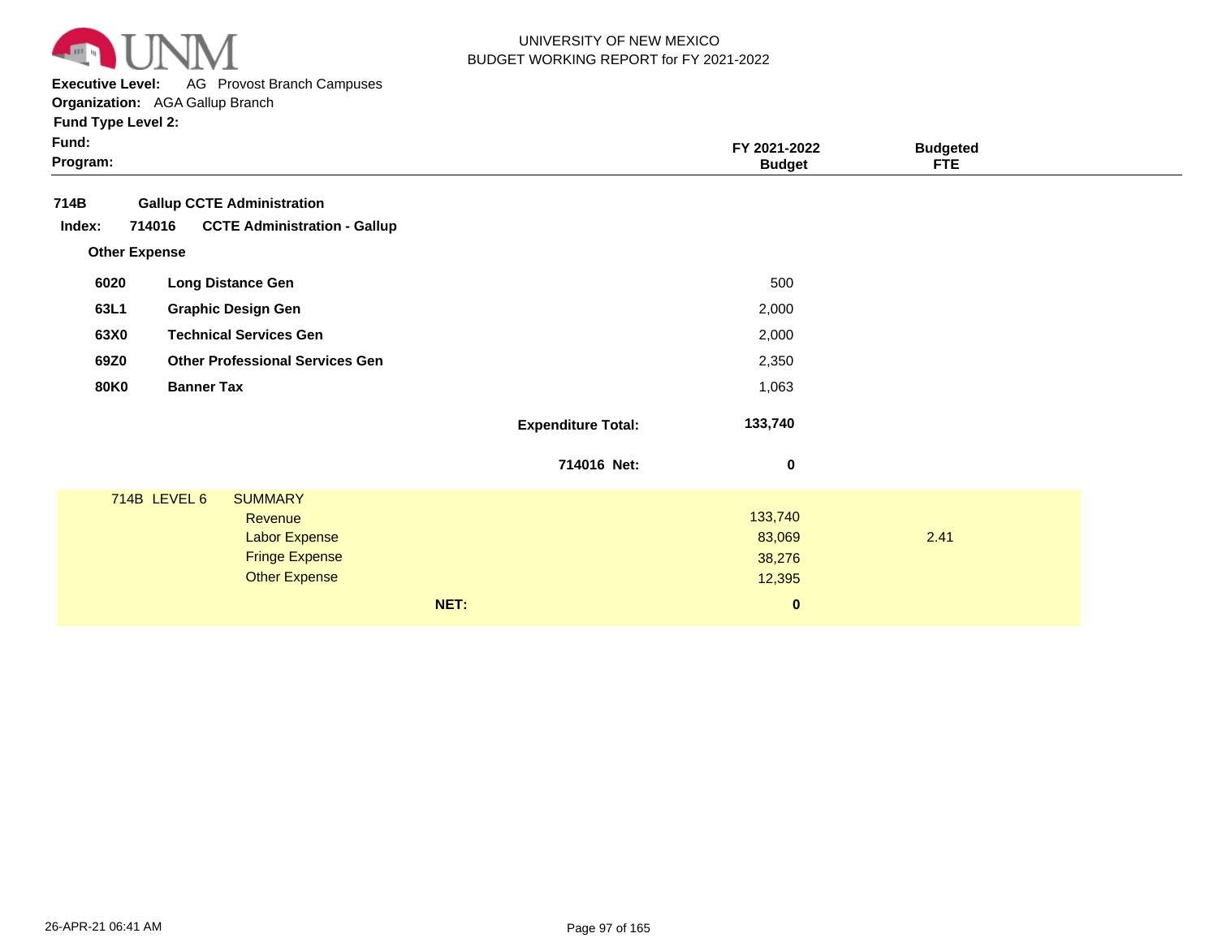UNIVERSITY OF NEW MEXICO
BUDGET WORKING REPORT for FY 2021-2022

**Executive Level:** AG Provost Branch Campuses
**Organization:** AGA Gallup Branch
**Fund Type Level 2:**
**Fund:**
**Program:**

| | | | FY 2021-2022 Budget | Budgeted FTE |
|---|---|---|---|---|
| **714B** | **Gallup CCTE Administration** | | | |
| **Index: 714016** | **CCTE Administration - Gallup** | | | |
| **Other Expense** | | | | |
| **6020** | **Long Distance Gen** | | 500 | |
| **63L1** | **Graphic Design Gen** | | 2,000 | |
| **63X0** | **Technical Services Gen** | | 2,000 | |
| **69Z0** | **Other Professional Services Gen** | | 2,350 | |
| **80K0** | **Banner Tax** | | 1,063 | |
| | | **Expenditure Total:** | **133,740** | |
| | | **714016 Net:** | **0** | |

| 714B LEVEL 6 | SUMMARY | | |
|---|---|---|---|
| | Revenue | 133,740 | |
| | Labor Expense | 83,069 | 2.41 |
| | Fringe Expense | 38,276 | |
| | Other Expense | 12,395 | |
| | **NET:** | **0** | |

26-APR-21 06:41 AM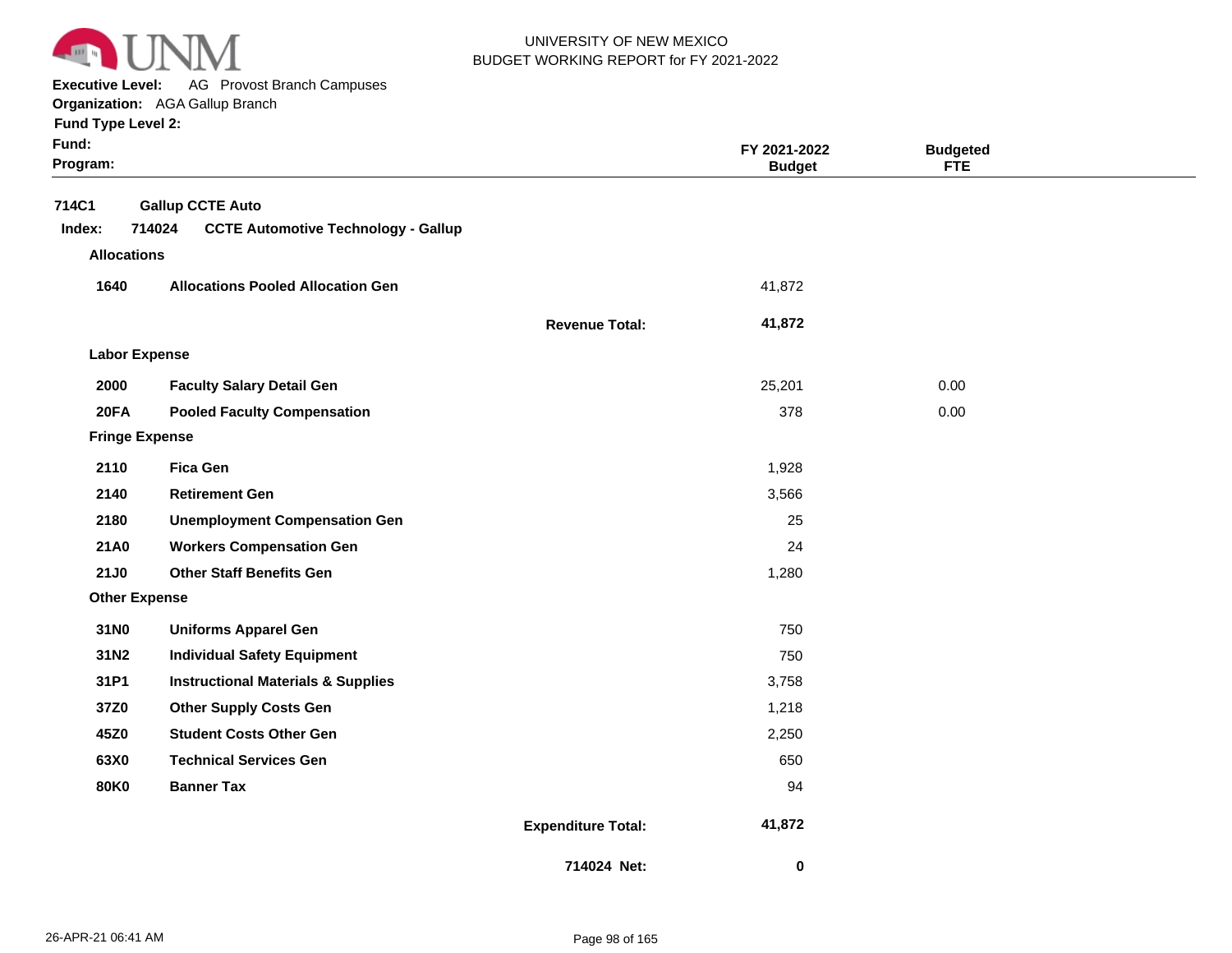UNIVERSITY OF NEW MEXICO
BUDGET WORKING REPORT for FY 2021-2022

**Executive Level:** AG Provost Branch Campuses
**Organization:** AGA Gallup Branch
**Fund Type Level 2:**
**Fund:**
**Program:**

| | | | FY 2021-2022 Budget | Budgeted FTE |
|---|---|---|---|---|
| **714C1** | **Gallup CCTE Auto** | | | |
| **Index: 714024** | **CCTE Automotive Technology - Gallup** | | | |
| **Allocations** | | | | |
| **1640** | **Allocations Pooled Allocation Gen** | | 41,872 | |
| | | **Revenue Total:** | **41,872** | |
| **Labor Expense** | | | | |
| **2000** | **Faculty Salary Detail Gen** | | 25,201 | 0.00 |
| **20FA** | **Pooled Faculty Compensation** | | 378 | 0.00 |
| **Fringe Expense** | | | | |
| **2110** | **Fica Gen** | | 1,928 | |
| **2140** | **Retirement Gen** | | 3,566 | |
| **2180** | **Unemployment Compensation Gen** | | 25 | |
| **21A0** | **Workers Compensation Gen** | | 24 | |
| **21J0** | **Other Staff Benefits Gen** | | 1,280 | |
| **Other Expense** | | | | |
| **31N0** | **Uniforms Apparel Gen** | | 750 | |
| **31N2** | **Individual Safety Equipment** | | 750 | |
| **31P1** | **Instructional Materials & Supplies** | | 3,758 | |
| **37Z0** | **Other Supply Costs Gen** | | 1,218 | |
| **45Z0** | **Student Costs Other Gen** | | 2,250 | |
| **63X0** | **Technical Services Gen** | | 650 | |
| **80K0** | **Banner Tax** | | 94 | |
| | | **Expenditure Total:** | **41,872** | |
| | | **714024 Net:** | **0** | |

26-APR-21 06:41 AM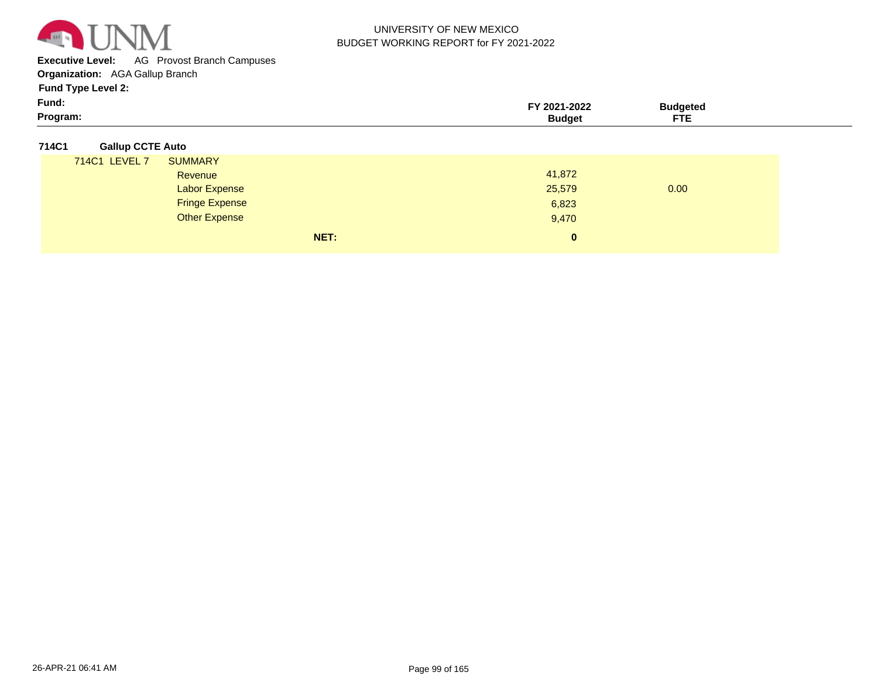UNIVERSITY OF NEW MEXICO
BUDGET WORKING REPORT for FY 2021-2022

**Executive Level:** AG Provost Branch Campuses
**Organization:** AGA Gallup Branch
**Fund Type Level 2:**
**Fund:**
**Program:**

| | | FY 2021-2022 Budget | Budgeted FTE |
|---|---|---|---|
| **714C1** | **Gallup CCTE Auto** | | |
| 714C1 LEVEL 7 | SUMMARY | | |
| | Revenue | 41,872 | |
| | Labor Expense | 25,579 | 0.00 |
| | Fringe Expense | 6,823 | |
| | Other Expense | 9,470 | |
| | **NET:** | **0** | |

26-APR-21 06:41 AM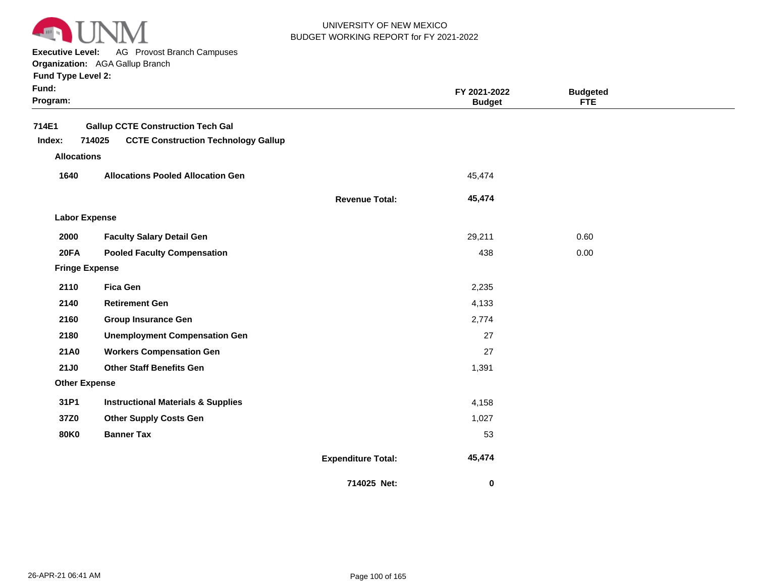UNIVERSITY OF NEW MEXICO
BUDGET WORKING REPORT for FY 2021-2022

**Executive Level:** AG Provost Branch Campuses
**Organization:** AGA Gallup Branch
**Fund Type Level 2:**
**Fund:**
**Program:**

| | | | FY 2021-2022 Budget | Budgeted FTE |
|---|---|---|---|---|
| **714E1** | **Gallup CCTE Construction Tech Gal** | | | |
| **Index: 714025** | **CCTE Construction Technology Gallup** | | | |
| **Allocations** | | | | |
| **1640** | **Allocations Pooled Allocation Gen** | | 45,474 | |
| | | **Revenue Total:** | **45,474** | |
| **Labor Expense** | | | | |
| **2000** | **Faculty Salary Detail Gen** | | 29,211 | 0.60 |
| **20FA** | **Pooled Faculty Compensation** | | 438 | 0.00 |
| **Fringe Expense** | | | | |
| **2110** | **Fica Gen** | | 2,235 | |
| **2140** | **Retirement Gen** | | 4,133 | |
| **2160** | **Group Insurance Gen** | | 2,774 | |
| **2180** | **Unemployment Compensation Gen** | | 27 | |
| **21A0** | **Workers Compensation Gen** | | 27 | |
| **21J0** | **Other Staff Benefits Gen** | | 1,391 | |
| **Other Expense** | | | | |
| **31P1** | **Instructional Materials & Supplies** | | 4,158 | |
| **37Z0** | **Other Supply Costs Gen** | | 1,027 | |
| **80K0** | **Banner Tax** | | 53 | |
| | | **Expenditure Total:** | **45,474** | |
| | | **714025 Net:** | **0** | |

26-APR-21 06:41 AM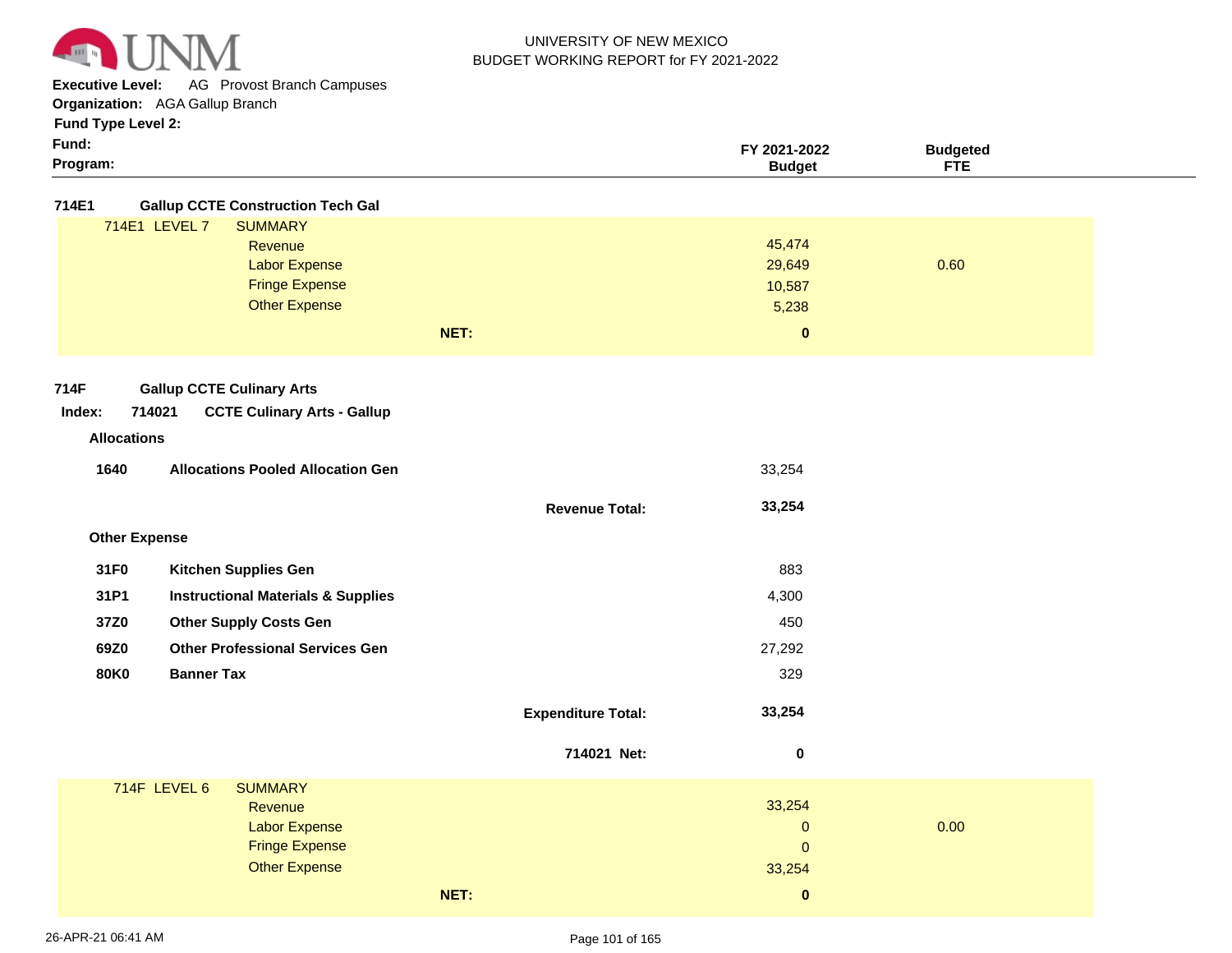UNIVERSITY OF NEW MEXICO
BUDGET WORKING REPORT for FY 2021-2022

**Executive Level:** AG Provost Branch Campuses
**Organization:** AGA Gallup Branch
**Fund Type Level 2:**
**Fund:**
**Program:**

| | | FY 2021-2022 Budget | Budgeted FTE |
|---|---|---|---|
| **714E1** | **Gallup CCTE Construction Tech Gal** | | |
| 714E1 LEVEL 7 | SUMMARY | | |
| | Revenue | 45,474 | |
| | Labor Expense | 29,649 | 0.60 |
| | Fringe Expense | 10,587 | |
| | Other Expense | 5,238 | |
| | **NET:** | **0** | |

**714F** **Gallup CCTE Culinary Arts**

**Index:** **714021** **CCTE Culinary Arts - Gallup**

| | | FY 2021-2022 Budget | Budgeted FTE |
|---|---|---|---|
| **Allocations** | | | |
| **1640** | **Allocations Pooled Allocation Gen** | 33,254 | |
| | **Revenue Total:** | **33,254** | |
| **Other Expense** | | | |
| **31F0** | **Kitchen Supplies Gen** | 883 | |
| **31P1** | **Instructional Materials & Supplies** | 4,300 | |
| **37Z0** | **Other Supply Costs Gen** | 450 | |
| **69Z0** | **Other Professional Services Gen** | 27,292 | |
| **80K0** | **Banner Tax** | 329 | |
| | **Expenditure Total:** | **33,254** | |
| | **714021 Net:** | **0** | |

| | | FY 2021-2022 Budget | Budgeted FTE |
|---|---|---|---|
| 714F LEVEL 6 | SUMMARY | | |
| | Revenue | 33,254 | |
| | Labor Expense | 0 | 0.00 |
| | Fringe Expense | 0 | |
| | Other Expense | 33,254 | |
| | **NET:** | **0** | |

26-APR-21 06:41 AM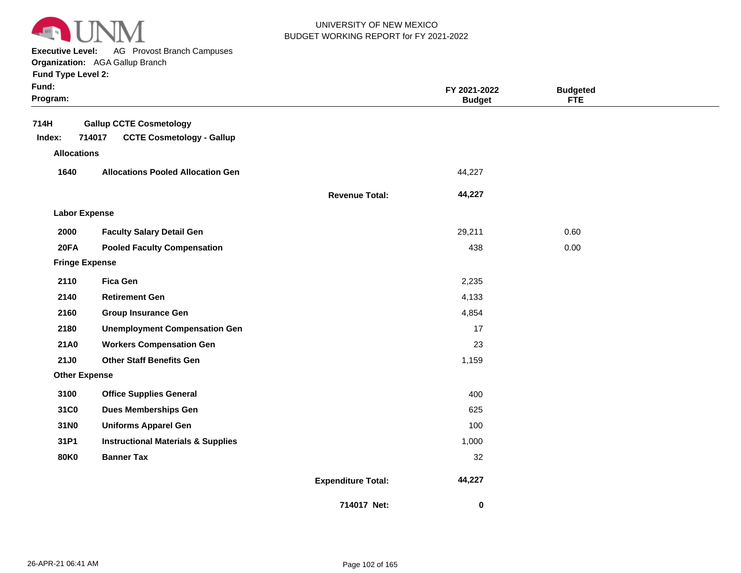UNIVERSITY OF NEW MEXICO
BUDGET WORKING REPORT for FY 2021-2022

**Executive Level:** AG Provost Branch Campuses
**Organization:** AGA Gallup Branch
**Fund Type Level 2:**
**Fund:**
**Program:**

| | | | FY 2021-2022 Budget | Budgeted FTE |
|---|---|---|---|---|
| **714H** | **Gallup CCTE Cosmetology** | | | |
| **Index: 714017** | **CCTE Cosmetology - Gallup** | | | |
| **Allocations** | | | | |
| **1640** | **Allocations Pooled Allocation Gen** | | 44,227 | |
| | | **Revenue Total:** | **44,227** | |
| **Labor Expense** | | | | |
| **2000** | **Faculty Salary Detail Gen** | | 29,211 | 0.60 |
| **20FA** | **Pooled Faculty Compensation** | | 438 | 0.00 |
| **Fringe Expense** | | | | |
| **2110** | **Fica Gen** | | 2,235 | |
| **2140** | **Retirement Gen** | | 4,133 | |
| **2160** | **Group Insurance Gen** | | 4,854 | |
| **2180** | **Unemployment Compensation Gen** | | 17 | |
| **21A0** | **Workers Compensation Gen** | | 23 | |
| **21J0** | **Other Staff Benefits Gen** | | 1,159 | |
| **Other Expense** | | | | |
| **3100** | **Office Supplies General** | | 400 | |
| **31C0** | **Dues Memberships Gen** | | 625 | |
| **31N0** | **Uniforms Apparel Gen** | | 100 | |
| **31P1** | **Instructional Materials & Supplies** | | 1,000 | |
| **80K0** | **Banner Tax** | | 32 | |
| | | **Expenditure Total:** | **44,227** | |
| | | **714017 Net:** | **0** | |

26-APR-21 06:41 AM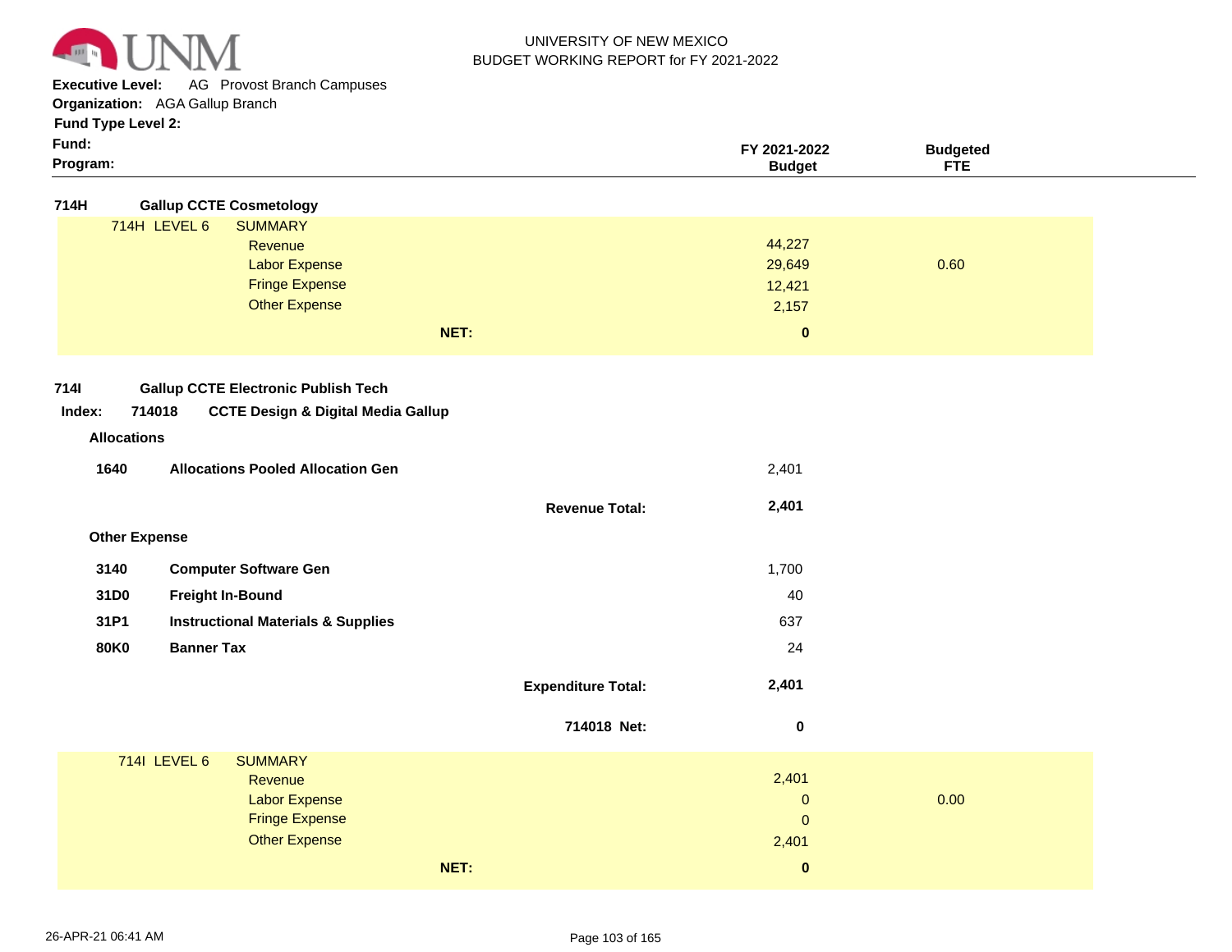UNIVERSITY OF NEW MEXICO
BUDGET WORKING REPORT for FY 2021-2022

**Executive Level:** AG Provost Branch Campuses
**Organization:** AGA Gallup Branch
**Fund Type Level 2:**
**Fund:**
**Program:**

| | | FY 2021-2022 Budget | Budgeted FTE |
|---|---|---|---|
| **714H** | **Gallup CCTE Cosmetology** | | |
| 714H LEVEL 6 | SUMMARY | | |
| | Revenue | 44,227 | |
| | Labor Expense | 29,649 | 0.60 |
| | Fringe Expense | 12,421 | |
| | Other Expense | 2,157 | |
| | **NET:** | **0** | |
| **714I** | **Gallup CCTE Electronic Publish Tech** | | |
| **Index: 714018** | **CCTE Design & Digital Media Gallup** | | |
| **Allocations** | | | |
| **1640** | **Allocations Pooled Allocation Gen** | 2,401 | |
| | **Revenue Total:** | **2,401** | |
| **Other Expense** | | | |
| **3140** | **Computer Software Gen** | 1,700 | |
| **31D0** | **Freight In-Bound** | 40 | |
| **31P1** | **Instructional Materials & Supplies** | 637 | |
| **80K0** | **Banner Tax** | 24 | |
| | **Expenditure Total:** | **2,401** | |
| | **714018 Net:** | **0** | |
| 714I LEVEL 6 | SUMMARY | | |
| | Revenue | 2,401 | |
| | Labor Expense | 0 | 0.00 |
| | Fringe Expense | 0 | |
| | Other Expense | 2,401 | |
| | **NET:** | **0** | |

26-APR-21 06:41 AM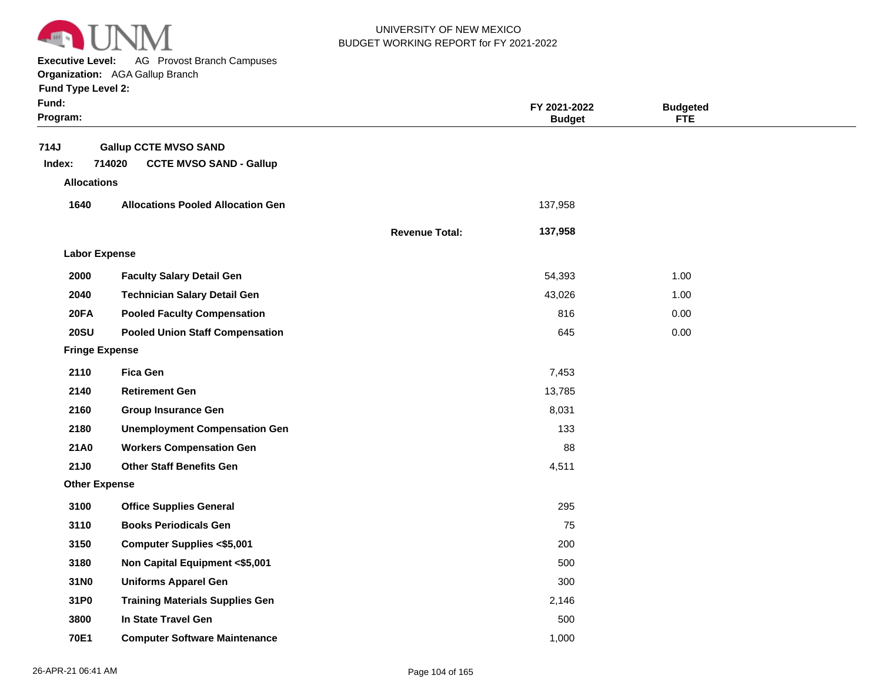UNIVERSITY OF NEW MEXICO
BUDGET WORKING REPORT for FY 2021-2022

**Executive Level:** AG Provost Branch Campuses
**Organization:** AGA Gallup Branch
**Fund Type Level 2:**
**Fund:**
**Program:**

| | | | FY 2021-2022 Budget | Budgeted FTE |
|---|---|---|---|---|
| **714J** | **Gallup CCTE MVSO SAND** | | | |
| **Index: 714020** | **CCTE MVSO SAND - Gallup** | | | |
| **Allocations** | | | | |
| **1640** | **Allocations Pooled Allocation Gen** | | 137,958 | |
| | | **Revenue Total:** | **137,958** | |
| **Labor Expense** | | | | |
| **2000** | **Faculty Salary Detail Gen** | | 54,393 | 1.00 |
| **2040** | **Technician Salary Detail Gen** | | 43,026 | 1.00 |
| **20FA** | **Pooled Faculty Compensation** | | 816 | 0.00 |
| **20SU** | **Pooled Union Staff Compensation** | | 645 | 0.00 |
| **Fringe Expense** | | | | |
| **2110** | **Fica Gen** | | 7,453 | |
| **2140** | **Retirement Gen** | | 13,785 | |
| **2160** | **Group Insurance Gen** | | 8,031 | |
| **2180** | **Unemployment Compensation Gen** | | 133 | |
| **21A0** | **Workers Compensation Gen** | | 88 | |
| **21J0** | **Other Staff Benefits Gen** | | 4,511 | |
| **Other Expense** | | | | |
| **3100** | **Office Supplies General** | | 295 | |
| **3110** | **Books Periodicals Gen** | | 75 | |
| **3150** | **Computer Supplies <$5,001** | | 200 | |
| **3180** | **Non Capital Equipment <$5,001** | | 500 | |
| **31N0** | **Uniforms Apparel Gen** | | 300 | |
| **31P0** | **Training Materials Supplies Gen** | | 2,146 | |
| **3800** | **In State Travel Gen** | | 500 | |
| **70E1** | **Computer Software Maintenance** | | 1,000 | |

26-APR-21 06:41 AM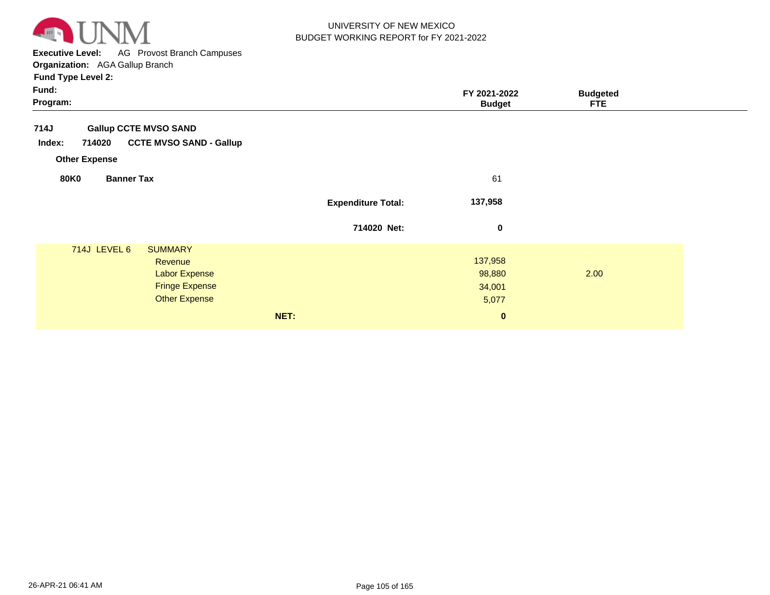UNIVERSITY OF NEW MEXICO
BUDGET WORKING REPORT for FY 2021-2022

**Executive Level:** AG Provost Branch Campuses
**Organization:** AGA Gallup Branch
**Fund Type Level 2:**
**Fund:**
**Program:**

| | | FY 2021-2022 Budget | Budgeted FTE |
|---|---|---|---|
| **714J** | **Gallup CCTE MVSO SAND** | | |
| **Index: 714020** | **CCTE MVSO SAND - Gallup** | | |
| **Other Expense** | | | |
| **80K0** | **Banner Tax** | 61 | |
| | **Expenditure Total:** | **137,958** | |
| | **714020 Net:** | **0** | |

| 714J LEVEL 6 | SUMMARY | FY 2021-2022 Budget | Budgeted FTE |
|---|---|---|---|
| | Revenue | 137,958 | |
| | Labor Expense | 98,880 | 2.00 |
| | Fringe Expense | 34,001 | |
| | Other Expense | 5,077 | |
| | **NET:** | **0** | |

26-APR-21 06:41 AM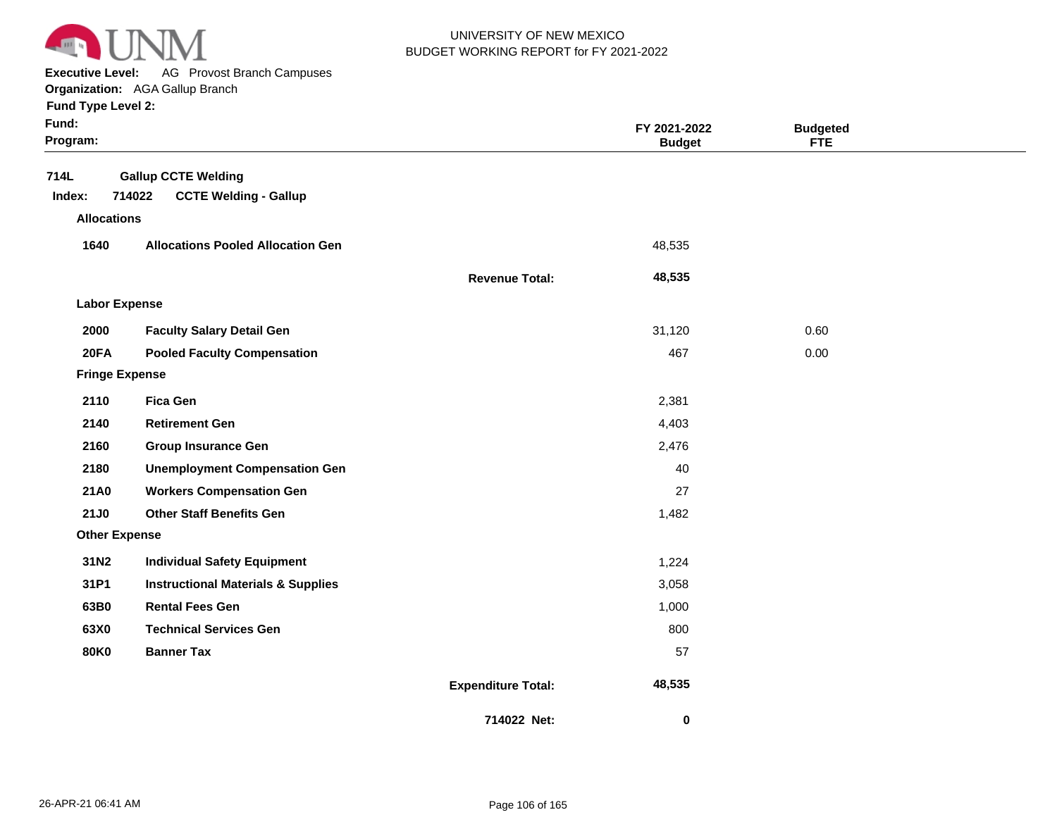UNIVERSITY OF NEW MEXICO
BUDGET WORKING REPORT for FY 2021-2022

**Executive Level:** AG Provost Branch Campuses
**Organization:** AGA Gallup Branch
**Fund Type Level 2:**
**Fund:**
**Program:**

## 714L Gallup CCTE Welding

**Index: 714022 CCTE Welding - Gallup**

| Code | Description | | FY 2021-2022 Budget | Budgeted FTE |
|---|---|---|---|---|
| **Allocations** | | | | |
| **1640** | **Allocations Pooled Allocation Gen** | | 48,535 | |
| | | **Revenue Total:** | **48,535** | |
| **Labor Expense** | | | | |
| **2000** | **Faculty Salary Detail Gen** | | 31,120 | 0.60 |
| **20FA** | **Pooled Faculty Compensation** | | 467 | 0.00 |
| **Fringe Expense** | | | | |
| **2110** | **Fica Gen** | | 2,381 | |
| **2140** | **Retirement Gen** | | 4,403 | |
| **2160** | **Group Insurance Gen** | | 2,476 | |
| **2180** | **Unemployment Compensation Gen** | | 40 | |
| **21A0** | **Workers Compensation Gen** | | 27 | |
| **21J0** | **Other Staff Benefits Gen** | | 1,482 | |
| **Other Expense** | | | | |
| **31N2** | **Individual Safety Equipment** | | 1,224 | |
| **31P1** | **Instructional Materials & Supplies** | | 3,058 | |
| **63B0** | **Rental Fees Gen** | | 1,000 | |
| **63X0** | **Technical Services Gen** | | 800 | |
| **80K0** | **Banner Tax** | | 57 | |
| | | **Expenditure Total:** | **48,535** | |
| | | **714022 Net:** | **0** | |

26-APR-21 06:41 AM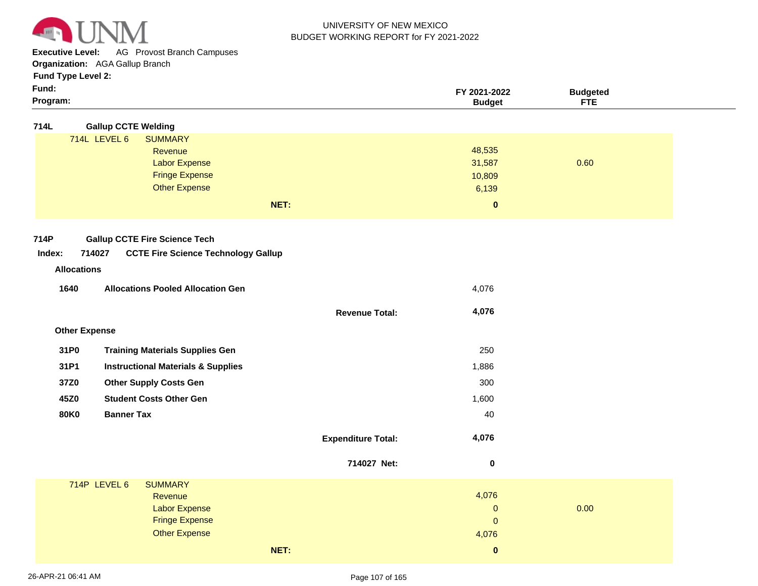UNIVERSITY OF NEW MEXICO
BUDGET WORKING REPORT for FY 2021-2022

**Executive Level:** AG Provost Branch Campuses
**Organization:** AGA Gallup Branch
**Fund Type Level 2:**
**Fund:**
**Program:**

| | | FY 2021-2022 Budget | Budgeted FTE |
|---|---|---|---|
| **714L** | **Gallup CCTE Welding** | | |
| 714L LEVEL 6 | SUMMARY | | |
| | Revenue | 48,535 | |
| | Labor Expense | 31,587 | 0.60 |
| | Fringe Expense | 10,809 | |
| | Other Expense | 6,139 | |
| | **NET:** | **0** | |

**714P** **Gallup CCTE Fire Science Tech**

**Index:** **714027** **CCTE Fire Science Technology Gallup**

| | | FY 2021-2022 Budget | Budgeted FTE |
|---|---|---|---|
| **Allocations** | | | |
| **1640** | **Allocations Pooled Allocation Gen** | 4,076 | |
| | **Revenue Total:** | **4,076** | |
| **Other Expense** | | | |
| **31P0** | **Training Materials Supplies Gen** | 250 | |
| **31P1** | **Instructional Materials & Supplies** | 1,886 | |
| **37Z0** | **Other Supply Costs Gen** | 300 | |
| **45Z0** | **Student Costs Other Gen** | 1,600 | |
| **80K0** | **Banner Tax** | 40 | |
| | **Expenditure Total:** | **4,076** | |
| | **714027 Net:** | **0** | |
| 714P LEVEL 6 | SUMMARY | | |
| | Revenue | 4,076 | |
| | Labor Expense | 0 | 0.00 |
| | Fringe Expense | 0 | |
| | Other Expense | 4,076 | |
| | **NET:** | **0** | |

26-APR-21 06:41 AM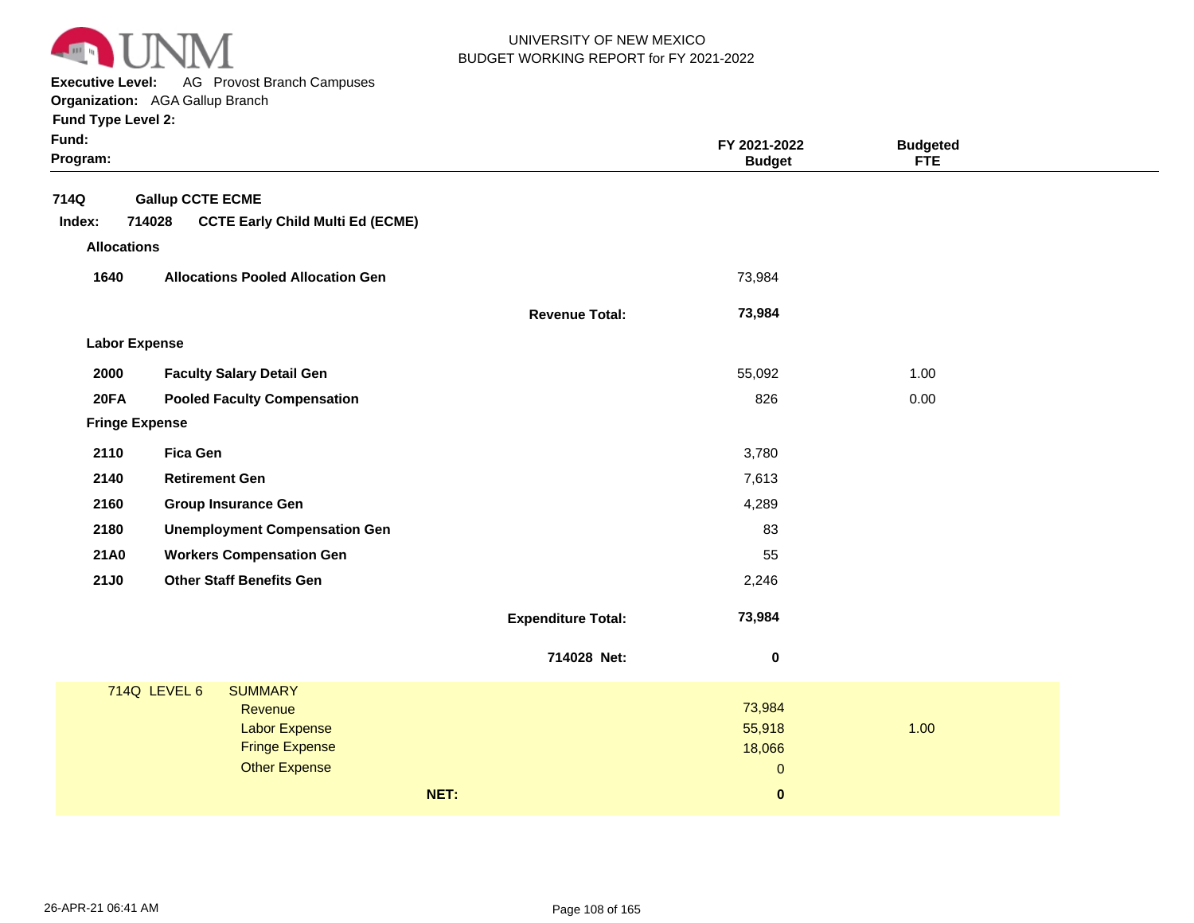UNIVERSITY OF NEW MEXICO
BUDGET WORKING REPORT for FY 2021-2022

**Executive Level:** AG Provost Branch Campuses
**Organization:** AGA Gallup Branch
**Fund Type Level 2:**
**Fund:**
**Program:**

| | | | FY 2021-2022 Budget | Budgeted FTE |
|---|---|---|---|---|
| **714Q** | **Gallup CCTE ECME** | | | |
| **Index: 714028** | **CCTE Early Child Multi Ed (ECME)** | | | |
| **Allocations** | | | | |
| **1640** | **Allocations Pooled Allocation Gen** | | 73,984 | |
| | | **Revenue Total:** | **73,984** | |
| **Labor Expense** | | | | |
| **2000** | **Faculty Salary Detail Gen** | | 55,092 | 1.00 |
| **20FA** | **Pooled Faculty Compensation** | | 826 | 0.00 |
| **Fringe Expense** | | | | |
| **2110** | **Fica Gen** | | 3,780 | |
| **2140** | **Retirement Gen** | | 7,613 | |
| **2160** | **Group Insurance Gen** | | 4,289 | |
| **2180** | **Unemployment Compensation Gen** | | 83 | |
| **21A0** | **Workers Compensation Gen** | | 55 | |
| **21J0** | **Other Staff Benefits Gen** | | 2,246 | |
| | | **Expenditure Total:** | **73,984** | |
| | | **714028 Net:** | **0** | |

| 714Q LEVEL 6 | SUMMARY | | |
|---|---|---|---|
| | Revenue | 73,984 | |
| | Labor Expense | 55,918 | 1.00 |
| | Fringe Expense | 18,066 | |
| | Other Expense | 0 | |
| | **NET:** | **0** | |

26-APR-21 06:41 AM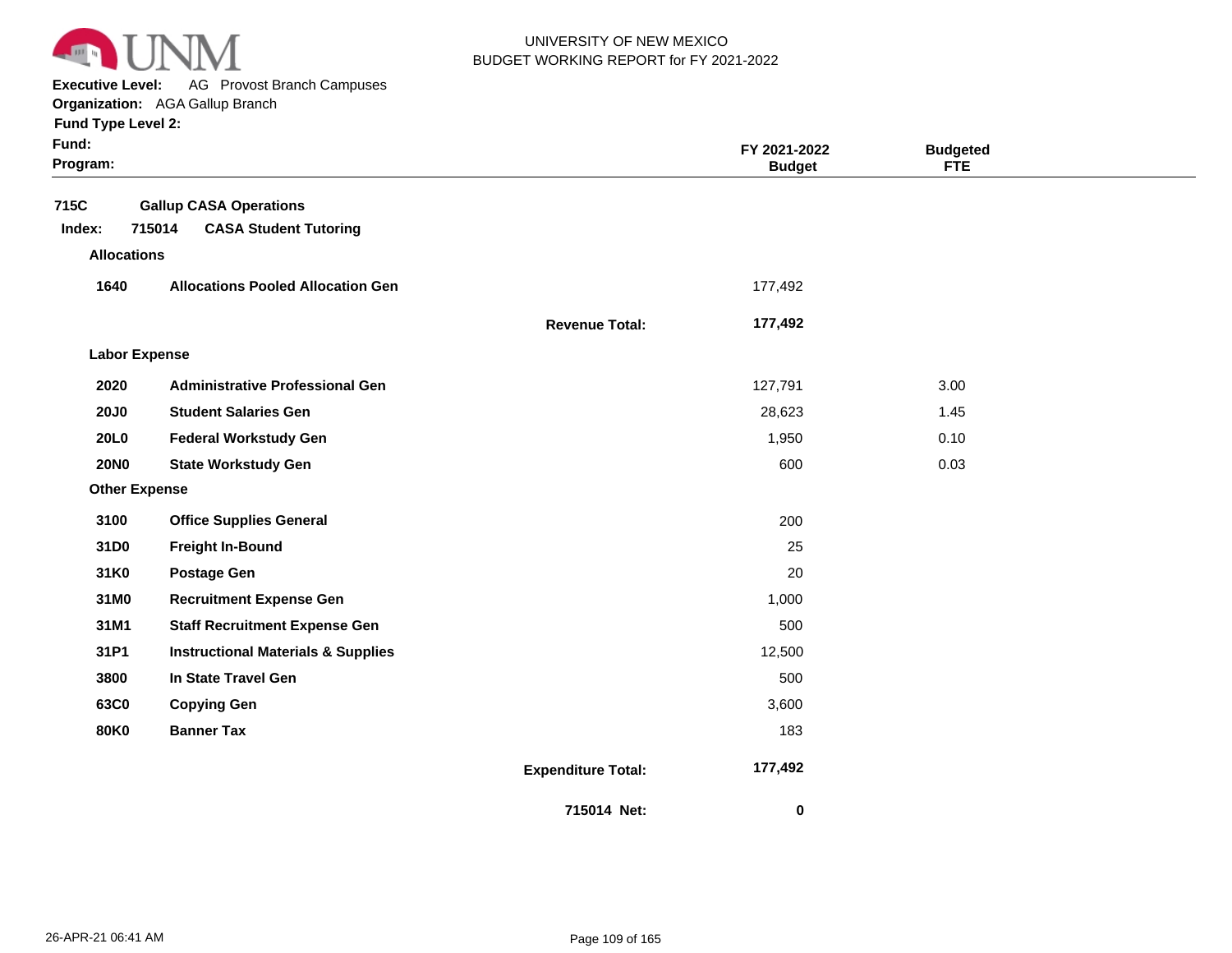UNIVERSITY OF NEW MEXICO
BUDGET WORKING REPORT for FY 2021-2022

**Executive Level:** AG Provost Branch Campuses
**Organization:** AGA Gallup Branch
**Fund Type Level 2:**
**Fund:**
**Program:**

| | | | FY 2021-2022 Budget | Budgeted FTE |
|---|---|---|---|---|
| **715C** | **Gallup CASA Operations** | | | |
| **Index: 715014** | **CASA Student Tutoring** | | | |
| **Allocations** | | | | |
| **1640** | **Allocations Pooled Allocation Gen** | | 177,492 | |
| | | **Revenue Total:** | **177,492** | |
| **Labor Expense** | | | | |
| **2020** | **Administrative Professional Gen** | | 127,791 | 3.00 |
| **20J0** | **Student Salaries Gen** | | 28,623 | 1.45 |
| **20L0** | **Federal Workstudy Gen** | | 1,950 | 0.10 |
| **20N0** | **State Workstudy Gen** | | 600 | 0.03 |
| **Other Expense** | | | | |
| **3100** | **Office Supplies General** | | 200 | |
| **31D0** | **Freight In-Bound** | | 25 | |
| **31K0** | **Postage Gen** | | 20 | |
| **31M0** | **Recruitment Expense Gen** | | 1,000 | |
| **31M1** | **Staff Recruitment Expense Gen** | | 500 | |
| **31P1** | **Instructional Materials & Supplies** | | 12,500 | |
| **3800** | **In State Travel Gen** | | 500 | |
| **63C0** | **Copying Gen** | | 3,600 | |
| **80K0** | **Banner Tax** | | 183 | |
| | | **Expenditure Total:** | **177,492** | |
| | | **715014 Net:** | **0** | |

26-APR-21 06:41 AM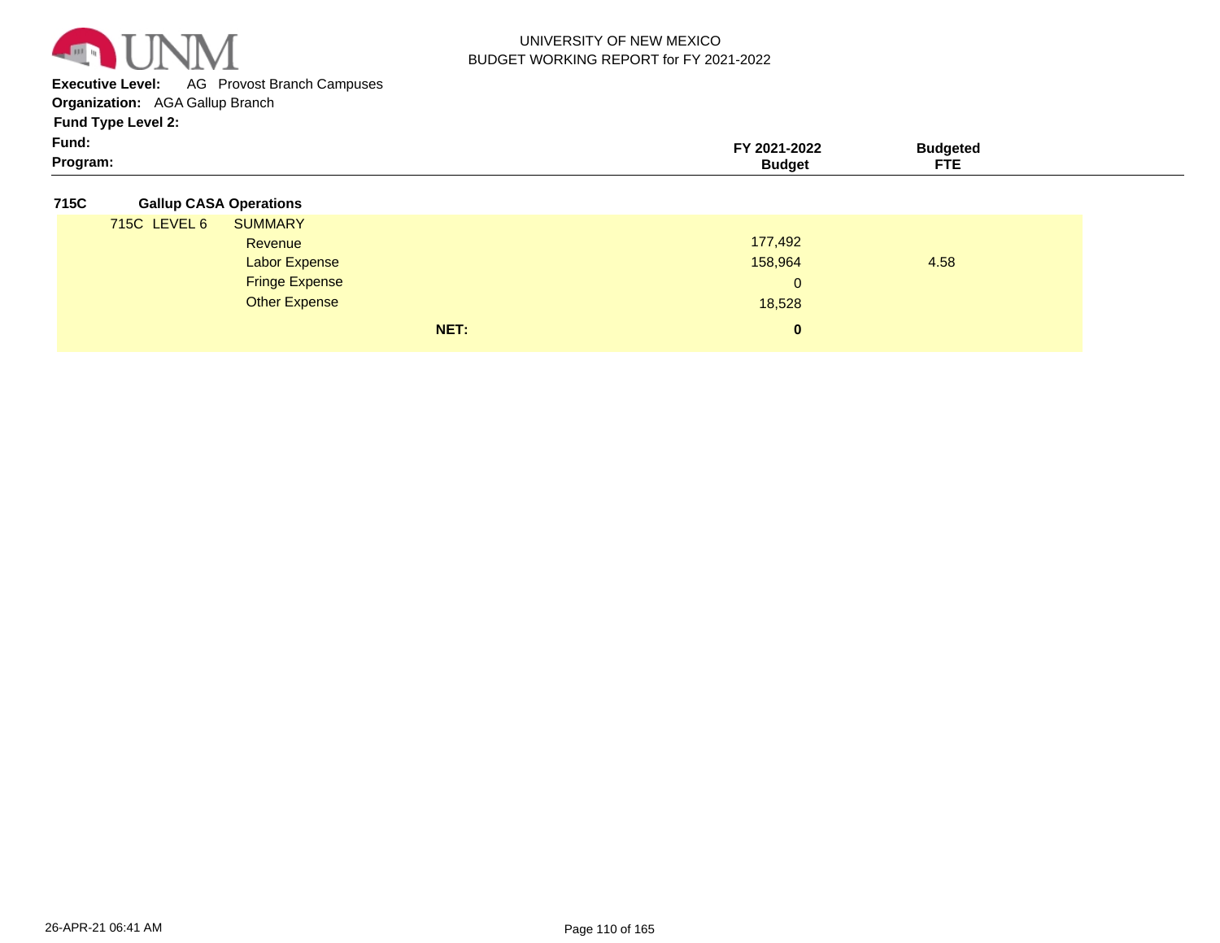UNIVERSITY OF NEW MEXICO
BUDGET WORKING REPORT for FY 2021-2022

**Executive Level:** AG Provost Branch Campuses
**Organization:** AGA Gallup Branch
**Fund Type Level 2:**
**Fund:**
**Program:**

| | | FY 2021-2022 Budget | Budgeted FTE |
|---|---|---|---|
| **715C** | **Gallup CASA Operations** | | |
| 715C LEVEL 6 | SUMMARY | | |
| | Revenue | 177,492 | |
| | Labor Expense | 158,964 | 4.58 |
| | Fringe Expense | 0 | |
| | Other Expense | 18,528 | |
| | **NET:** | **0** | |

26-APR-21 06:41 AM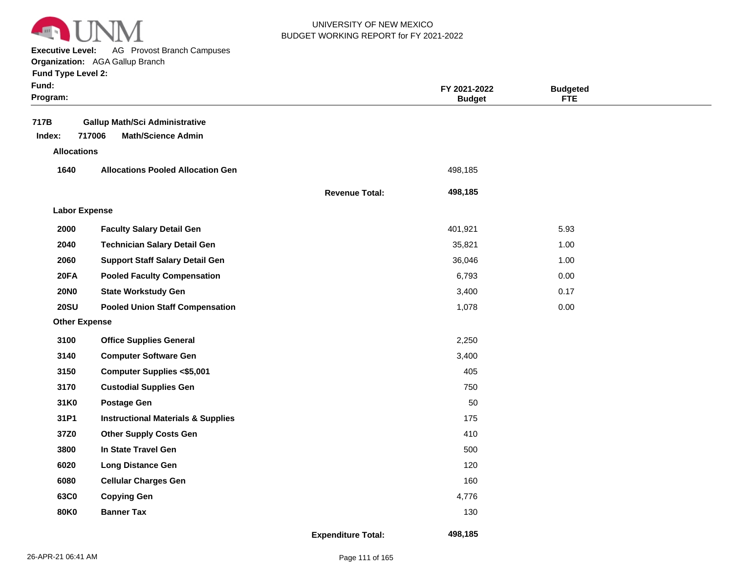UNIVERSITY OF NEW MEXICO
BUDGET WORKING REPORT for FY 2021-2022

**Executive Level:** AG Provost Branch Campuses
**Organization:** AGA Gallup Branch
**Fund Type Level 2:**
**Fund:**
**Program:**

| | | | FY 2021-2022 Budget | Budgeted FTE |
|---|---|---|---|---|
| **717B** | **Gallup Math/Sci Administrative** | | | |
| **Index: 717006** | **Math/Science Admin** | | | |
| **Allocations** | | | | |
| **1640** | **Allocations Pooled Allocation Gen** | | 498,185 | |
| | | **Revenue Total:** | **498,185** | |
| **Labor Expense** | | | | |
| **2000** | **Faculty Salary Detail Gen** | | 401,921 | 5.93 |
| **2040** | **Technician Salary Detail Gen** | | 35,821 | 1.00 |
| **2060** | **Support Staff Salary Detail Gen** | | 36,046 | 1.00 |
| **20FA** | **Pooled Faculty Compensation** | | 6,793 | 0.00 |
| **20N0** | **State Workstudy Gen** | | 3,400 | 0.17 |
| **20SU** | **Pooled Union Staff Compensation** | | 1,078 | 0.00 |
| **Other Expense** | | | | |
| **3100** | **Office Supplies General** | | 2,250 | |
| **3140** | **Computer Software Gen** | | 3,400 | |
| **3150** | **Computer Supplies <$5,001** | | 405 | |
| **3170** | **Custodial Supplies Gen** | | 750 | |
| **31K0** | **Postage Gen** | | 50 | |
| **31P1** | **Instructional Materials & Supplies** | | 175 | |
| **37Z0** | **Other Supply Costs Gen** | | 410 | |
| **3800** | **In State Travel Gen** | | 500 | |
| **6020** | **Long Distance Gen** | | 120 | |
| **6080** | **Cellular Charges Gen** | | 160 | |
| **63C0** | **Copying Gen** | | 4,776 | |
| **80K0** | **Banner Tax** | | 130 | |
| | | **Expenditure Total:** | **498,185** | |

26-APR-21 06:41 AM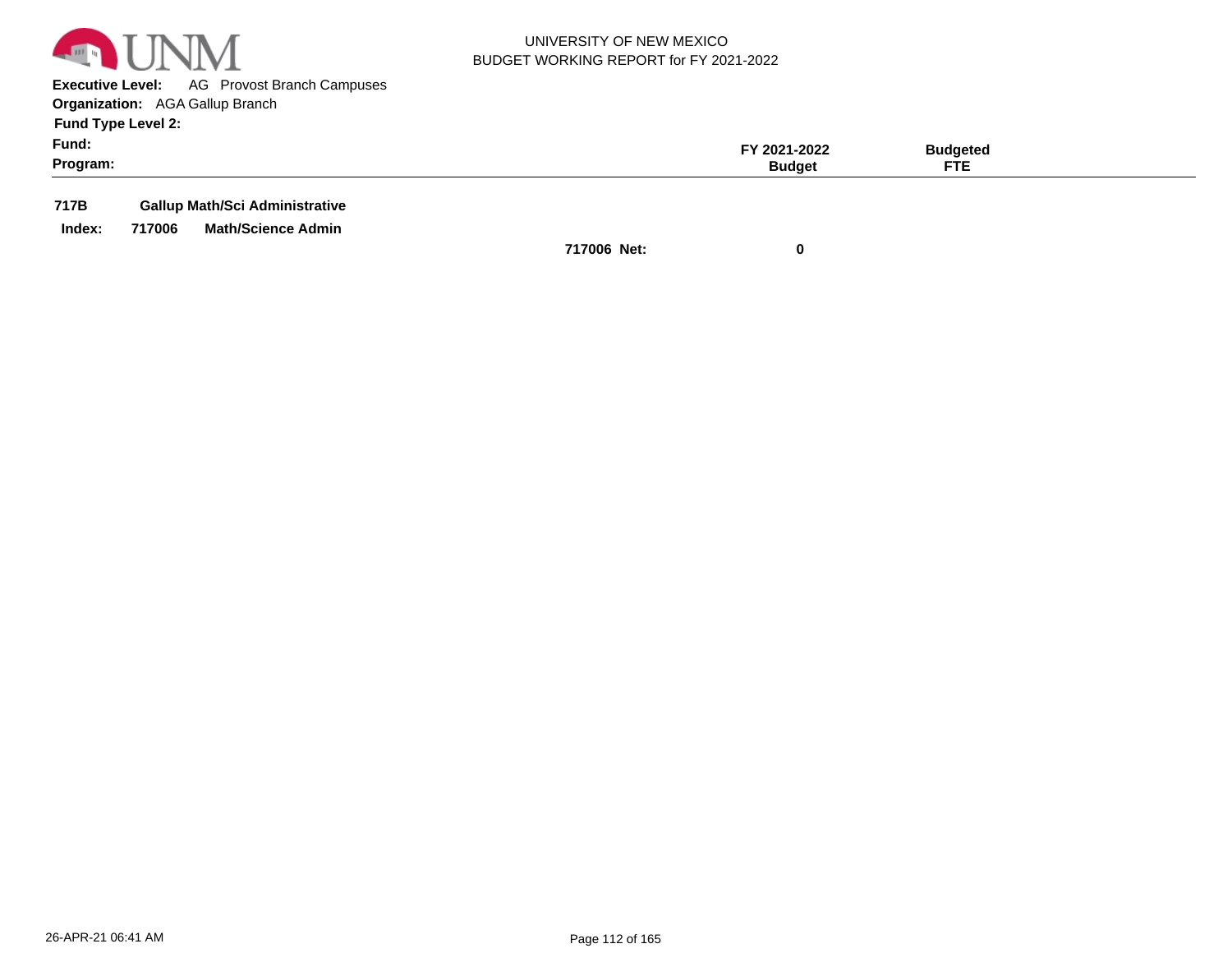UNIVERSITY OF NEW MEXICO
BUDGET WORKING REPORT for FY 2021-2022

**Executive Level:** AG Provost Branch Campuses
**Organization:** AGA Gallup Branch
**Fund Type Level 2:**
**Fund:**
**Program:**

| | | | FY 2021-2022 Budget | Budgeted FTE |
|---|---|---|---|---|
| **717B** | **Gallup Math/Sci Administrative** | | | |
| **Index: 717006** | **Math/Science Admin** | | | |
| | | **717006 Net:** | **0** | |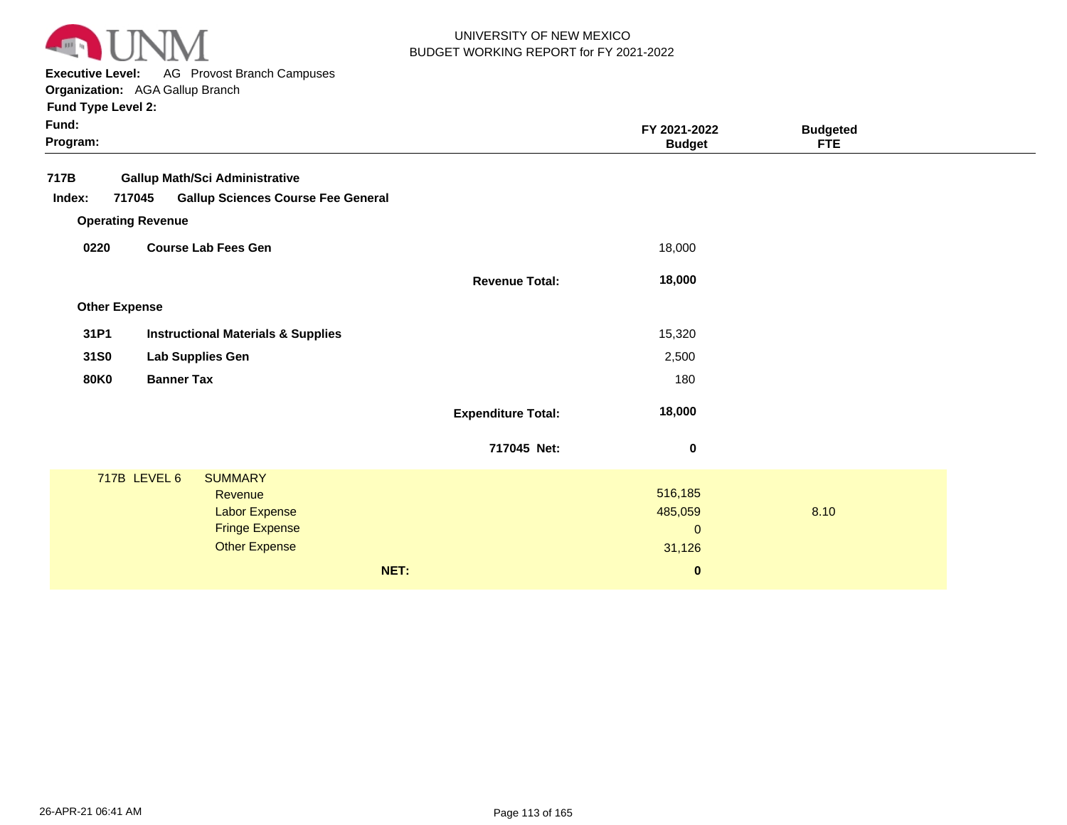UNIVERSITY OF NEW MEXICO
BUDGET WORKING REPORT for FY 2021-2022

**Executive Level:** AG Provost Branch Campuses
**Organization:** AGA Gallup Branch
**Fund Type Level 2:**
**Fund:**
**Program:**

| | | | FY 2021-2022 Budget | Budgeted FTE |
|---|---|---|---|---|
| **717B** | **Gallup Math/Sci Administrative** | | | |
| **Index: 717045** | **Gallup Sciences Course Fee General** | | | |
| **Operating Revenue** | | | | |
| **0220** | **Course Lab Fees Gen** | | 18,000 | |
| | | **Revenue Total:** | **18,000** | |
| **Other Expense** | | | | |
| **31P1** | **Instructional Materials & Supplies** | | 15,320 | |
| **31S0** | **Lab Supplies Gen** | | 2,500 | |
| **80K0** | **Banner Tax** | | 180 | |
| | | **Expenditure Total:** | **18,000** | |
| | | **717045 Net:** | **0** | |

| 717B LEVEL 6 | SUMMARY | | |
|---|---|---|---|
| | Revenue | 516,185 | |
| | Labor Expense | 485,059 | 8.10 |
| | Fringe Expense | 0 | |
| | Other Expense | 31,126 | |
| | **NET:** | **0** | |

26-APR-21 06:41 AM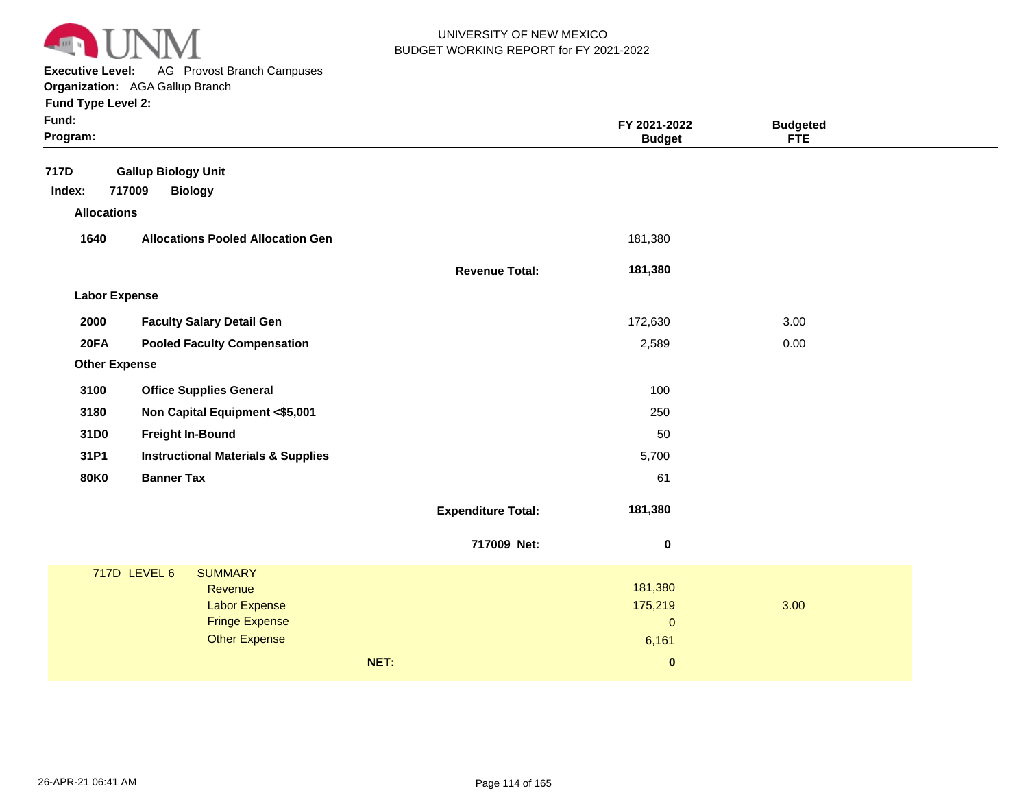UNIVERSITY OF NEW MEXICO
BUDGET WORKING REPORT for FY 2021-2022

**Executive Level:** AG Provost Branch Campuses
**Organization:** AGA Gallup Branch
**Fund Type Level 2:**
**Fund:**
**Program:**

| | | | FY 2021-2022 Budget | Budgeted FTE |
|---|---|---|---|---|
| **717D** | **Gallup Biology Unit** | | | |
| **Index: 717009** | **Biology** | | | |
| **Allocations** | | | | |
| **1640** | **Allocations Pooled Allocation Gen** | | 181,380 | |
| | | **Revenue Total:** | **181,380** | |
| **Labor Expense** | | | | |
| **2000** | **Faculty Salary Detail Gen** | | 172,630 | 3.00 |
| **20FA** | **Pooled Faculty Compensation** | | 2,589 | 0.00 |
| **Other Expense** | | | | |
| **3100** | **Office Supplies General** | | 100 | |
| **3180** | **Non Capital Equipment <$5,001** | | 250 | |
| **31D0** | **Freight In-Bound** | | 50 | |
| **31P1** | **Instructional Materials & Supplies** | | 5,700 | |
| **80K0** | **Banner Tax** | | 61 | |
| | | **Expenditure Total:** | **181,380** | |
| | | **717009 Net:** | **0** | |

| 717D LEVEL 6 | SUMMARY | | |
|---|---|---|---|
| | Revenue | 181,380 | |
| | Labor Expense | 175,219 | 3.00 |
| | Fringe Expense | 0 | |
| | Other Expense | 6,161 | |
| | **NET:** | **0** | |

26-APR-21 06:41 AM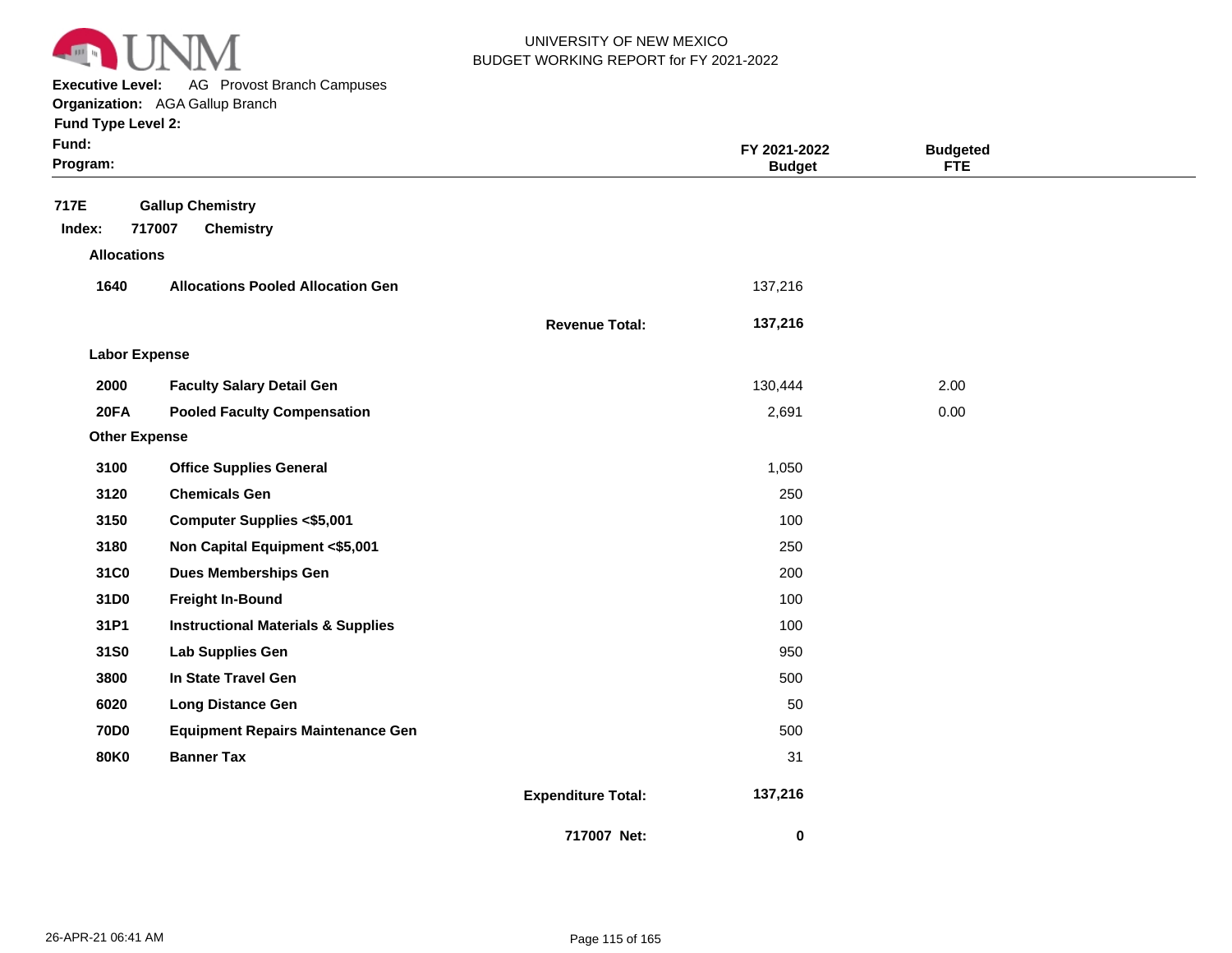UNIVERSITY OF NEW MEXICO
BUDGET WORKING REPORT for FY 2021-2022

**Executive Level:** AG Provost Branch Campuses
**Organization:** AGA Gallup Branch
**Fund Type Level 2:**
**Fund:**
**Program:**

| | | | FY 2021-2022 Budget | Budgeted FTE |
|---|---|---|---|---|
| **717E** | **Gallup Chemistry** | | | |
| **Index: 717007** | **Chemistry** | | | |
| **Allocations** | | | | |
| **1640** | **Allocations Pooled Allocation Gen** | | 137,216 | |
| | | **Revenue Total:** | **137,216** | |
| **Labor Expense** | | | | |
| **2000** | **Faculty Salary Detail Gen** | | 130,444 | 2.00 |
| **20FA** | **Pooled Faculty Compensation** | | 2,691 | 0.00 |
| **Other Expense** | | | | |
| **3100** | **Office Supplies General** | | 1,050 | |
| **3120** | **Chemicals Gen** | | 250 | |
| **3150** | **Computer Supplies <$5,001** | | 100 | |
| **3180** | **Non Capital Equipment <$5,001** | | 250 | |
| **31C0** | **Dues Memberships Gen** | | 200 | |
| **31D0** | **Freight In-Bound** | | 100 | |
| **31P1** | **Instructional Materials & Supplies** | | 100 | |
| **31S0** | **Lab Supplies Gen** | | 950 | |
| **3800** | **In State Travel Gen** | | 500 | |
| **6020** | **Long Distance Gen** | | 50 | |
| **70D0** | **Equipment Repairs Maintenance Gen** | | 500 | |
| **80K0** | **Banner Tax** | | 31 | |
| | | **Expenditure Total:** | **137,216** | |
| | | **717007 Net:** | **0** | |

26-APR-21 06:41 AM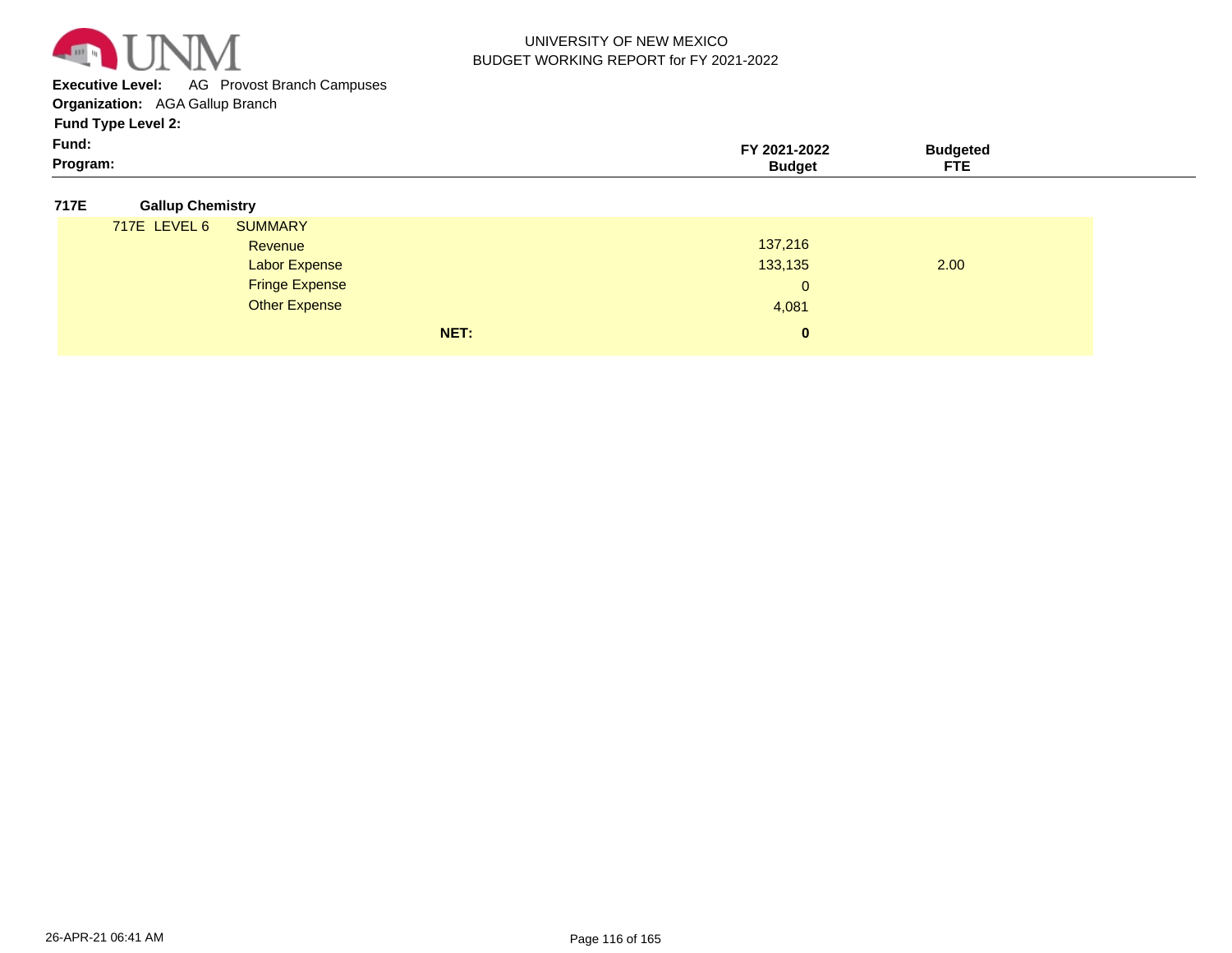UNIVERSITY OF NEW MEXICO
BUDGET WORKING REPORT for FY 2021-2022

**Executive Level:** AG Provost Branch Campuses
**Organization:** AGA Gallup Branch
**Fund Type Level 2:**
**Fund:**
**Program:**

| | | FY 2021-2022 Budget | Budgeted FTE |
|---|---|---|---|
| **717E** | **Gallup Chemistry** | | |
| 717E LEVEL 6 | SUMMARY | | |
| | Revenue | 137,216 | |
| | Labor Expense | 133,135 | 2.00 |
| | Fringe Expense | 0 | |
| | Other Expense | 4,081 | |
| | **NET:** | **0** | |

26-APR-21 06:41 AM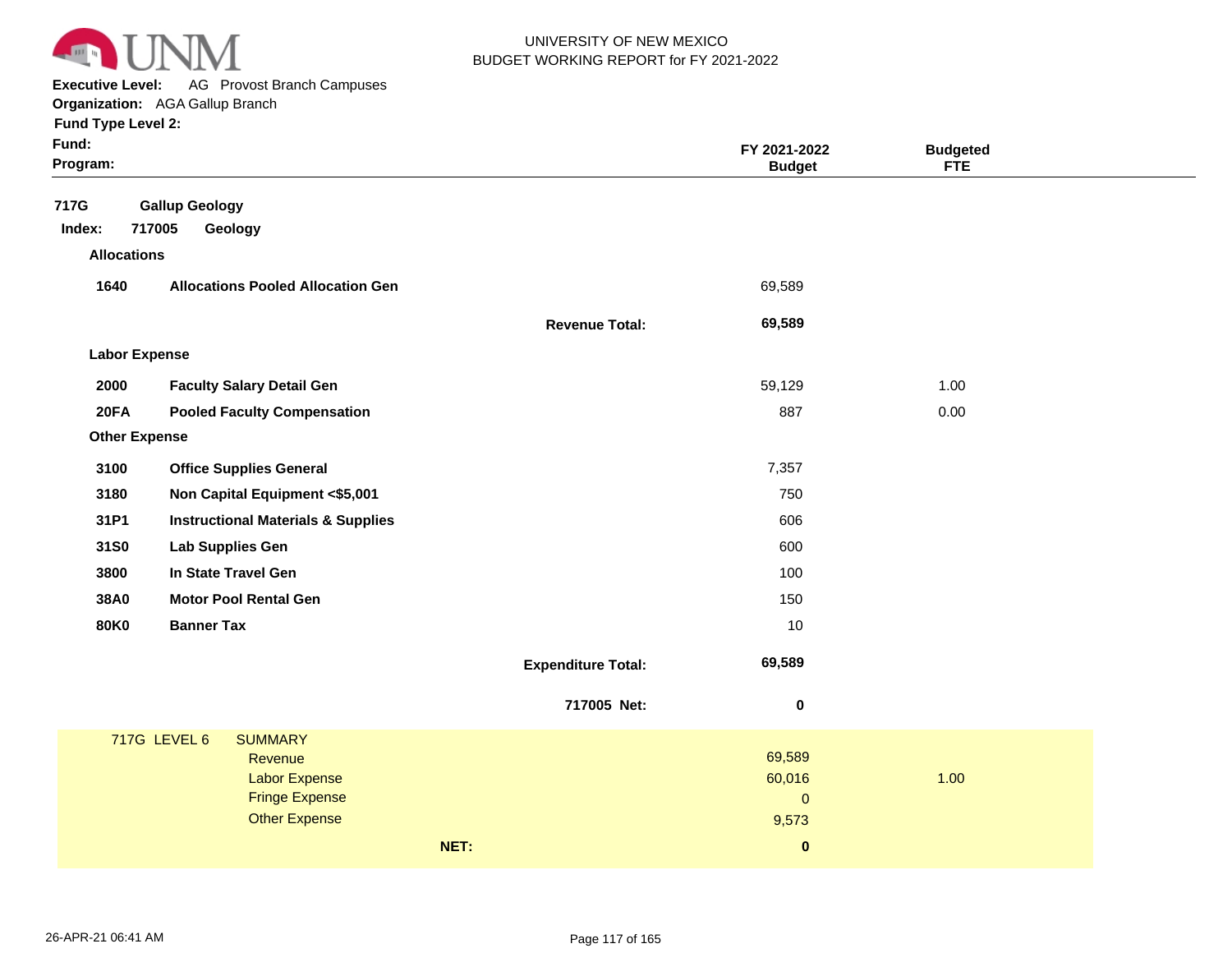UNIVERSITY OF NEW MEXICO
BUDGET WORKING REPORT for FY 2021-2022

**Executive Level:** AG Provost Branch Campuses
**Organization:** AGA Gallup Branch
**Fund Type Level 2:**
**Fund:**
**Program:**

| | | | FY 2021-2022 Budget | Budgeted FTE |
|---|---|---|---|---|
| **717G** | **Gallup Geology** | | | |
| **Index: 717005** | **Geology** | | | |
| **Allocations** | | | | |
| **1640** | **Allocations Pooled Allocation Gen** | | 69,589 | |
| | | **Revenue Total:** | **69,589** | |
| **Labor Expense** | | | | |
| **2000** | **Faculty Salary Detail Gen** | | 59,129 | 1.00 |
| **20FA** | **Pooled Faculty Compensation** | | 887 | 0.00 |
| **Other Expense** | | | | |
| **3100** | **Office Supplies General** | | 7,357 | |
| **3180** | **Non Capital Equipment <$5,001** | | 750 | |
| **31P1** | **Instructional Materials & Supplies** | | 606 | |
| **31S0** | **Lab Supplies Gen** | | 600 | |
| **3800** | **In State Travel Gen** | | 100 | |
| **38A0** | **Motor Pool Rental Gen** | | 150 | |
| **80K0** | **Banner Tax** | | 10 | |
| | | **Expenditure Total:** | **69,589** | |
| | | **717005 Net:** | **0** | |

| 717G LEVEL 6 | SUMMARY | | |
|---|---|---|---|
| | Revenue | 69,589 | |
| | Labor Expense | 60,016 | 1.00 |
| | Fringe Expense | 0 | |
| | Other Expense | 9,573 | |
| | **NET:** | **0** | |

26-APR-21 06:41 AM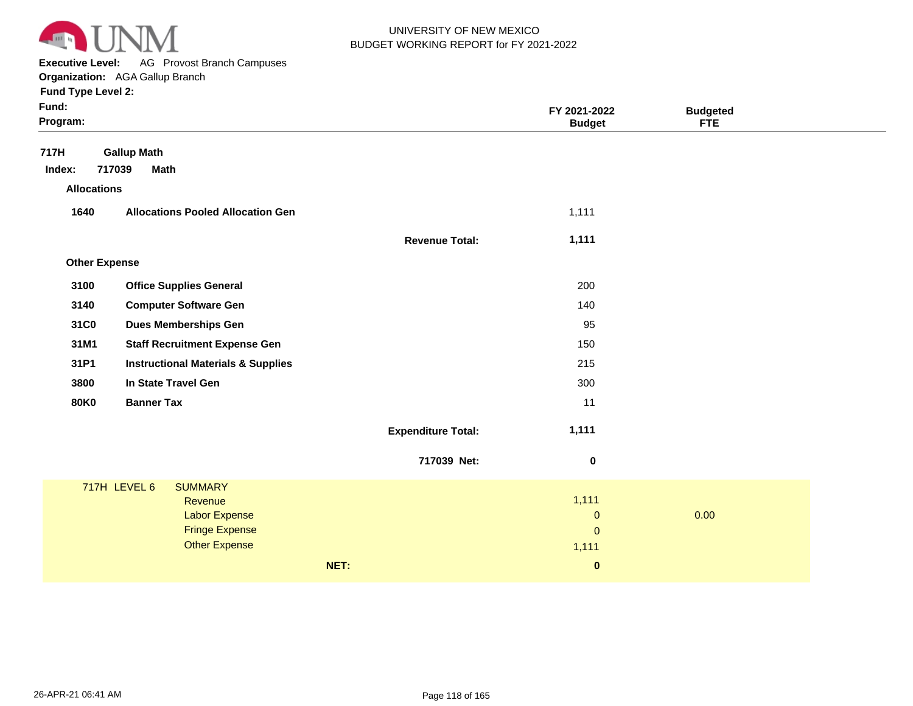UNIVERSITY OF NEW MEXICO
BUDGET WORKING REPORT for FY 2021-2022

**Executive Level:** AG Provost Branch Campuses
**Organization:** AGA Gallup Branch
**Fund Type Level 2:**
**Fund:**
**Program:**

| | | | FY 2021-2022 Budget | Budgeted FTE |
|---|---|---|---|---|
| **717H** | **Gallup Math** | | | |
| **Index: 717039** | **Math** | | | |
| **Allocations** | | | | |
| **1640** | **Allocations Pooled Allocation Gen** | | 1,111 | |
| | | **Revenue Total:** | **1,111** | |
| **Other Expense** | | | | |
| **3100** | **Office Supplies General** | | 200 | |
| **3140** | **Computer Software Gen** | | 140 | |
| **31C0** | **Dues Memberships Gen** | | 95 | |
| **31M1** | **Staff Recruitment Expense Gen** | | 150 | |
| **31P1** | **Instructional Materials & Supplies** | | 215 | |
| **3800** | **In State Travel Gen** | | 300 | |
| **80K0** | **Banner Tax** | | 11 | |
| | | **Expenditure Total:** | **1,111** | |
| | | **717039 Net:** | **0** | |

| 717H LEVEL 6 | SUMMARY | | |
|---|---|---|---|
| | Revenue | 1,111 | |
| | Labor Expense | 0 | 0.00 |
| | Fringe Expense | 0 | |
| | Other Expense | 1,111 | |
| | **NET:** | **0** | |

26-APR-21 06:41 AM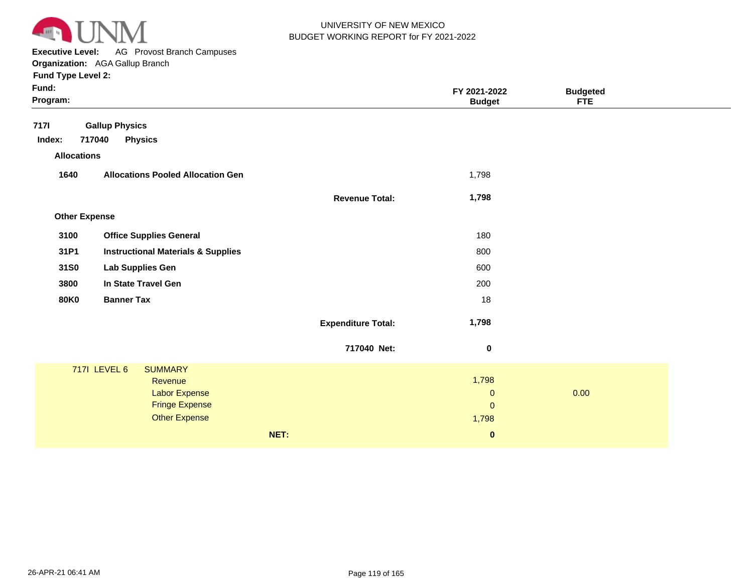UNIVERSITY OF NEW MEXICO
BUDGET WORKING REPORT for FY 2021-2022

**Executive Level:** AG Provost Branch Campuses
**Organization:** AGA Gallup Branch
**Fund Type Level 2:**
**Fund:**
**Program:**

| | | | FY 2021-2022 Budget | Budgeted FTE |
|---|---|---|---|---|
| **717I** | **Gallup Physics** | | | |
| **Index: 717040** | **Physics** | | | |
| **Allocations** | | | | |
| **1640** | **Allocations Pooled Allocation Gen** | | 1,798 | |
| | | **Revenue Total:** | **1,798** | |
| **Other Expense** | | | | |
| **3100** | **Office Supplies General** | | 180 | |
| **31P1** | **Instructional Materials & Supplies** | | 800 | |
| **31S0** | **Lab Supplies Gen** | | 600 | |
| **3800** | **In State Travel Gen** | | 200 | |
| **80K0** | **Banner Tax** | | 18 | |
| | | **Expenditure Total:** | **1,798** | |
| | | **717040 Net:** | **0** | |

| 717I LEVEL 6 | SUMMARY | | |
|---|---|---|---|
| | Revenue | 1,798 | |
| | Labor Expense | 0 | 0.00 |
| | Fringe Expense | 0 | |
| | Other Expense | 1,798 | |
| | **NET:** | **0** | |

26-APR-21 06:41 AM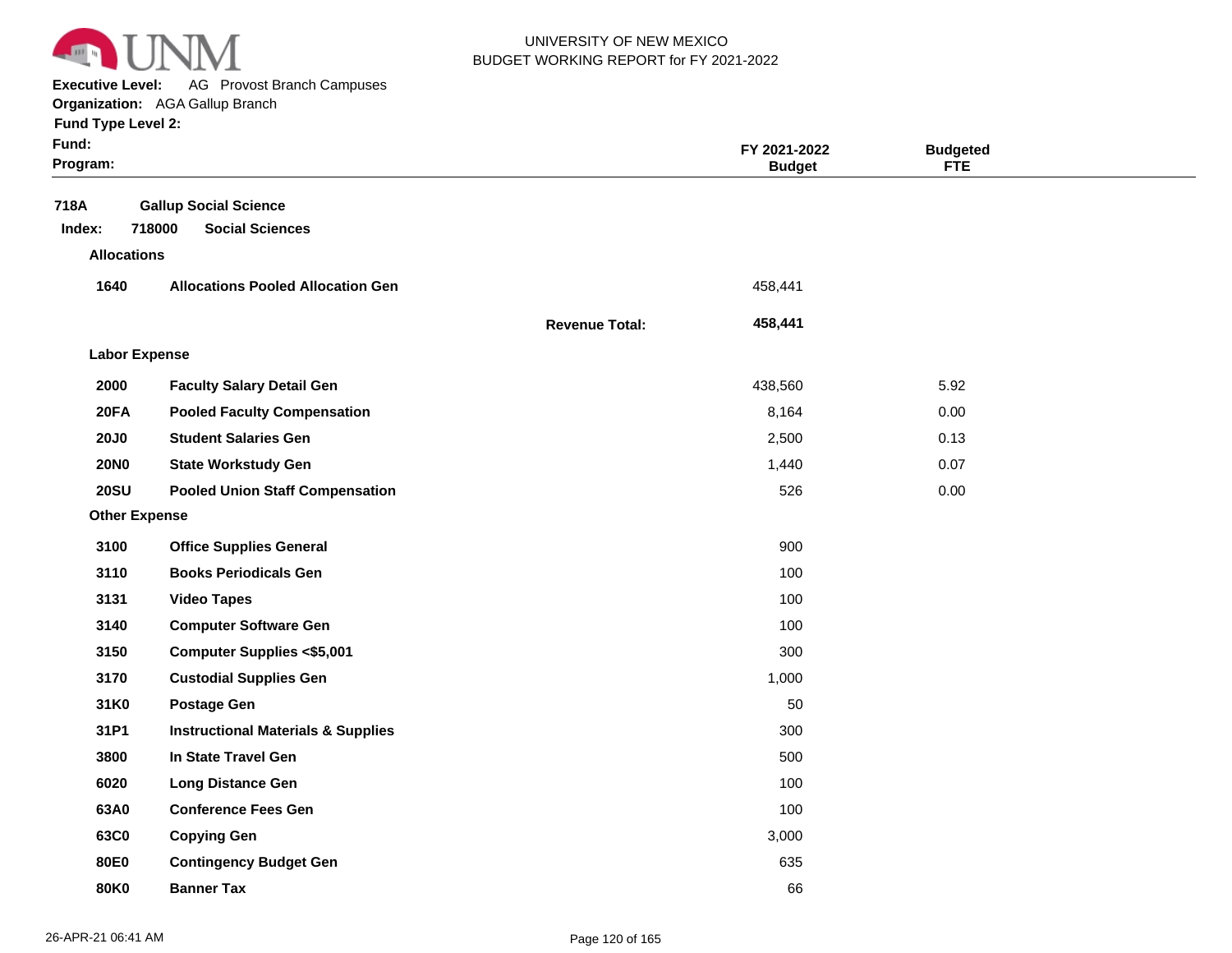UNIVERSITY OF NEW MEXICO
BUDGET WORKING REPORT for FY 2021-2022

**Executive Level:** AG Provost Branch Campuses
**Organization:** AGA Gallup Branch
**Fund Type Level 2:**
**Fund:**
**Program:**

| | | | FY 2021-2022 Budget | Budgeted FTE |
|---|---|---|---|---|
| **718A** | **Gallup Social Science** | | | |
| **Index: 718000** | **Social Sciences** | | | |
| **Allocations** | | | | |
| **1640** | **Allocations Pooled Allocation Gen** | | 458,441 | |
| | | **Revenue Total:** | **458,441** | |
| **Labor Expense** | | | | |
| **2000** | **Faculty Salary Detail Gen** | | 438,560 | 5.92 |
| **20FA** | **Pooled Faculty Compensation** | | 8,164 | 0.00 |
| **20J0** | **Student Salaries Gen** | | 2,500 | 0.13 |
| **20N0** | **State Workstudy Gen** | | 1,440 | 0.07 |
| **20SU** | **Pooled Union Staff Compensation** | | 526 | 0.00 |
| **Other Expense** | | | | |
| **3100** | **Office Supplies General** | | 900 | |
| **3110** | **Books Periodicals Gen** | | 100 | |
| **3131** | **Video Tapes** | | 100 | |
| **3140** | **Computer Software Gen** | | 100 | |
| **3150** | **Computer Supplies <$5,001** | | 300 | |
| **3170** | **Custodial Supplies Gen** | | 1,000 | |
| **31K0** | **Postage Gen** | | 50 | |
| **31P1** | **Instructional Materials & Supplies** | | 300 | |
| **3800** | **In State Travel Gen** | | 500 | |
| **6020** | **Long Distance Gen** | | 100 | |
| **63A0** | **Conference Fees Gen** | | 100 | |
| **63C0** | **Copying Gen** | | 3,000 | |
| **80E0** | **Contingency Budget Gen** | | 635 | |
| **80K0** | **Banner Tax** | | 66 | |

26-APR-21 06:41 AM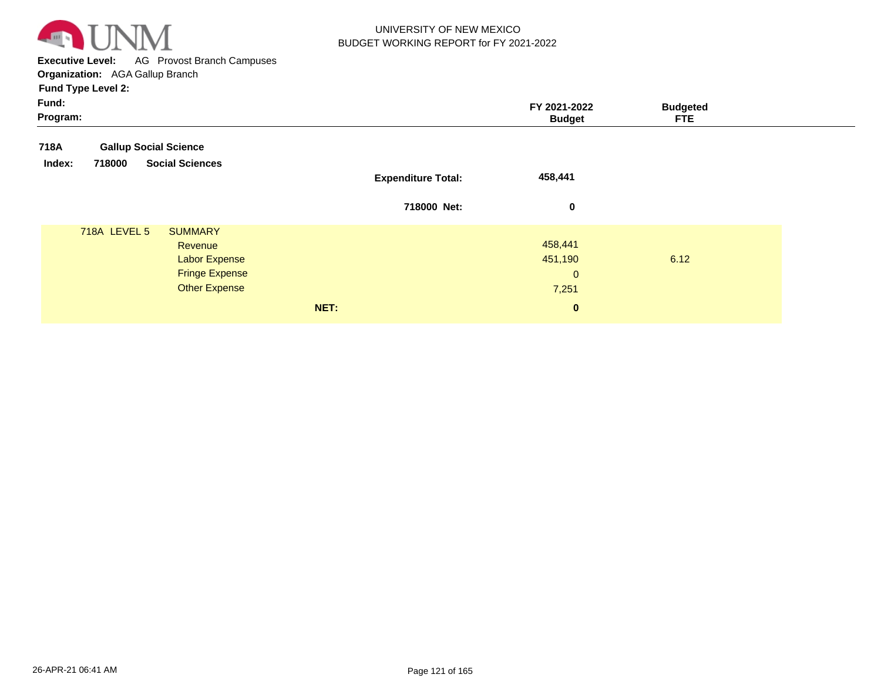UNIVERSITY OF NEW MEXICO
BUDGET WORKING REPORT for FY 2021-2022

**Executive Level:** AG Provost Branch Campuses
**Organization:** AGA Gallup Branch
**Fund Type Level 2:**
**Fund:**
**Program:**

| | | FY 2021-2022 Budget | Budgeted FTE |
|---|---|---|---|
| **718A** | **Gallup Social Science** | | |
| **Index: 718000** | **Social Sciences** | | |
| | **Expenditure Total:** | **458,441** | |
| | **718000 Net:** | **0** | |
| 718A LEVEL 5 | SUMMARY | | |
| | Revenue | 458,441 | |
| | Labor Expense | 451,190 | 6.12 |
| | Fringe Expense | 0 | |
| | Other Expense | 7,251 | |
| | **NET:** | **0** | |

26-APR-21 06:41 AM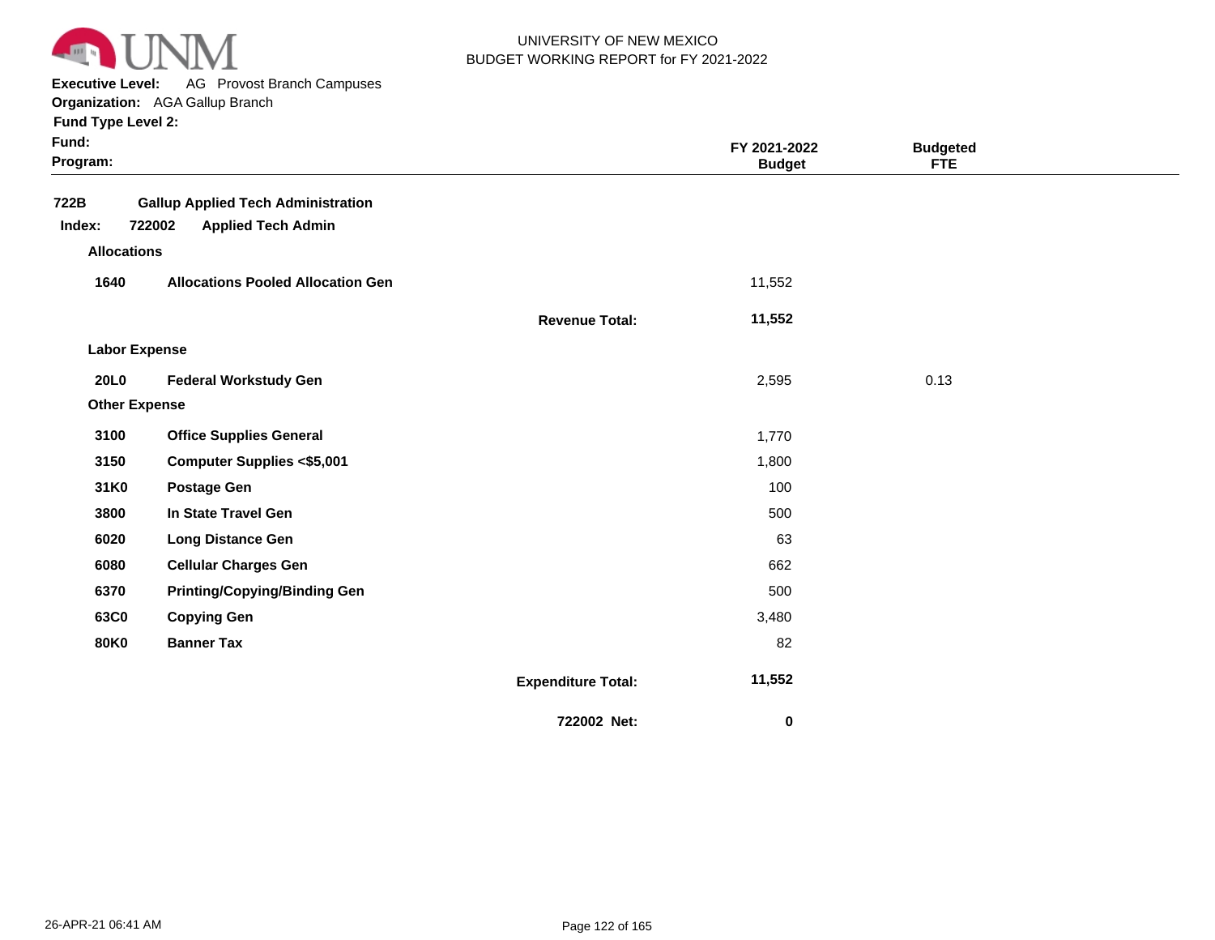UNIVERSITY OF NEW MEXICO
BUDGET WORKING REPORT for FY 2021-2022

**Executive Level:** AG Provost Branch Campuses
**Organization:** AGA Gallup Branch
**Fund Type Level 2:**
**Fund:**
**Program:**

| | | | FY 2021-2022 Budget | Budgeted FTE |
|---|---|---|---|---|
| **722B** | **Gallup Applied Tech Administration** | | | |
| **Index: 722002** | **Applied Tech Admin** | | | |
| **Allocations** | | | | |
| **1640** | **Allocations Pooled Allocation Gen** | | 11,552 | |
| | | **Revenue Total:** | **11,552** | |
| **Labor Expense** | | | | |
| **20L0** | **Federal Workstudy Gen** | | 2,595 | 0.13 |
| **Other Expense** | | | | |
| **3100** | **Office Supplies General** | | 1,770 | |
| **3150** | **Computer Supplies <$5,001** | | 1,800 | |
| **31K0** | **Postage Gen** | | 100 | |
| **3800** | **In State Travel Gen** | | 500 | |
| **6020** | **Long Distance Gen** | | 63 | |
| **6080** | **Cellular Charges Gen** | | 662 | |
| **6370** | **Printing/Copying/Binding Gen** | | 500 | |
| **63C0** | **Copying Gen** | | 3,480 | |
| **80K0** | **Banner Tax** | | 82 | |
| | | **Expenditure Total:** | **11,552** | |
| | | **722002 Net:** | **0** | |

26-APR-21 06:41 AM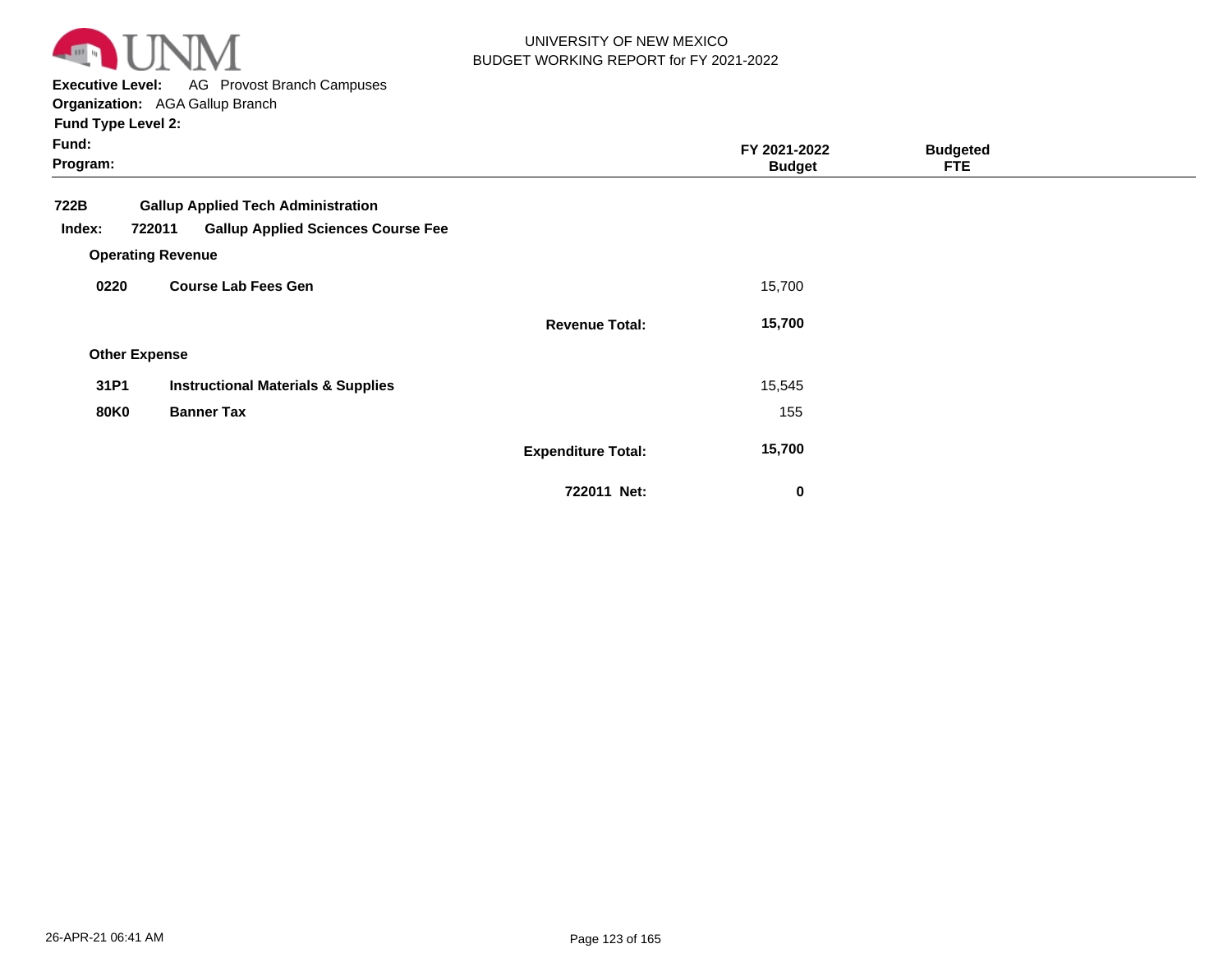UNIVERSITY OF NEW MEXICO
BUDGET WORKING REPORT for FY 2021-2022

**Executive Level:** AG Provost Branch Campuses
**Organization:** AGA Gallup Branch
**Fund Type Level 2:**
**Fund:**
**Program:**

| | | | FY 2021-2022 Budget | Budgeted FTE |
|---|---|---|---|---|
| **722B** | **Gallup Applied Tech Administration** | | | |
| **Index: 722011** | **Gallup Applied Sciences Course Fee** | | | |
| **Operating Revenue** | | | | |
| **0220** | **Course Lab Fees Gen** | | 15,700 | |
| | | **Revenue Total:** | **15,700** | |
| **Other Expense** | | | | |
| **31P1** | **Instructional Materials & Supplies** | | 15,545 | |
| **80K0** | **Banner Tax** | | 155 | |
| | | **Expenditure Total:** | **15,700** | |
| | | **722011 Net:** | **0** | |

26-APR-21 06:41 AM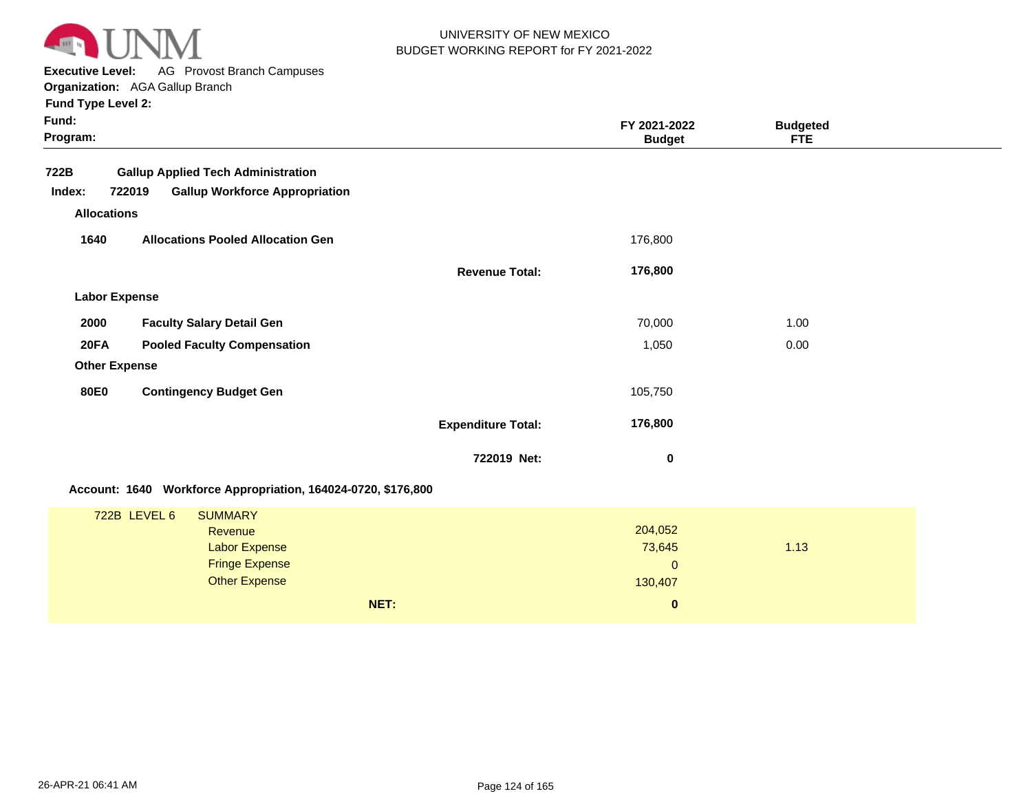UNIVERSITY OF NEW MEXICO
BUDGET WORKING REPORT for FY 2021-2022

**Executive Level:** AG Provost Branch Campuses
**Organization:** AGA Gallup Branch
**Fund Type Level 2:**
**Fund:**
**Program:**

| | | FY 2021-2022 Budget | Budgeted FTE |
|---|---|---|---|
| **722B** | **Gallup Applied Tech Administration** | | |
| **Index: 722019** | **Gallup Workforce Appropriation** | | |
| **Allocations** | | | |
| **1640** | **Allocations Pooled Allocation Gen** | 176,800 | |
| | **Revenue Total:** | **176,800** | |
| **Labor Expense** | | | |
| **2000** | **Faculty Salary Detail Gen** | 70,000 | 1.00 |
| **20FA** | **Pooled Faculty Compensation** | 1,050 | 0.00 |
| **Other Expense** | | | |
| **80E0** | **Contingency Budget Gen** | 105,750 | |
| | **Expenditure Total:** | **176,800** | |
| | **722019 Net:** | **0** | |

**Account: 1640 Workforce Appropriation, 164024-0720, $176,800**

| 722B LEVEL 6 | SUMMARY | | |
|---|---|---|---|
| | Revenue | 204,052 | |
| | Labor Expense | 73,645 | 1.13 |
| | Fringe Expense | 0 | |
| | Other Expense | 130,407 | |
| | **NET:** | **0** | |

26-APR-21 06:41 AM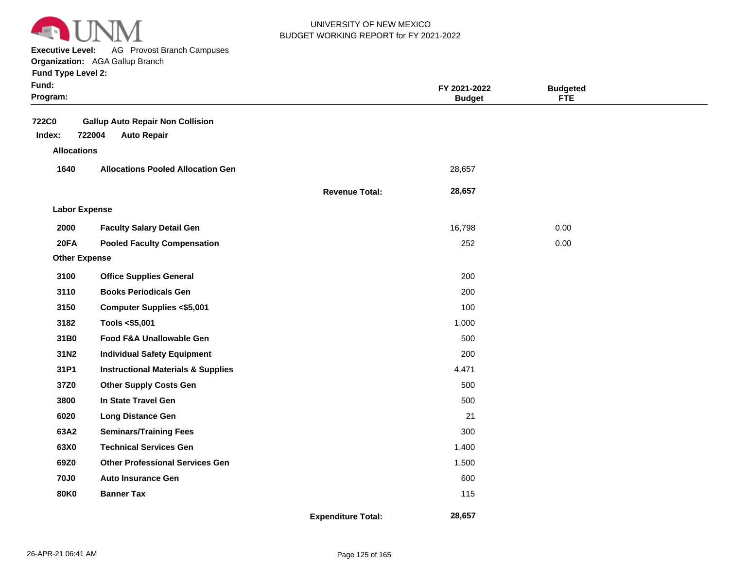UNIVERSITY OF NEW MEXICO
BUDGET WORKING REPORT for FY 2021-2022

**Executive Level:** AG Provost Branch Campuses
**Organization:** AGA Gallup Branch
**Fund Type Level 2:**
**Fund:**
**Program:**

| | | | FY 2021-2022 Budget | Budgeted FTE |
|---|---|---|---|---|
| **722C0** | **Gallup Auto Repair Non Collision** | | | |
| **Index: 722004** | **Auto Repair** | | | |
| **Allocations** | | | | |
| **1640** | **Allocations Pooled Allocation Gen** | | 28,657 | |
| | | **Revenue Total:** | **28,657** | |
| **Labor Expense** | | | | |
| **2000** | **Faculty Salary Detail Gen** | | 16,798 | 0.00 |
| **20FA** | **Pooled Faculty Compensation** | | 252 | 0.00 |
| **Other Expense** | | | | |
| **3100** | **Office Supplies General** | | 200 | |
| **3110** | **Books Periodicals Gen** | | 200 | |
| **3150** | **Computer Supplies <$5,001** | | 100 | |
| **3182** | **Tools <$5,001** | | 1,000 | |
| **31B0** | **Food F&A Unallowable Gen** | | 500 | |
| **31N2** | **Individual Safety Equipment** | | 200 | |
| **31P1** | **Instructional Materials & Supplies** | | 4,471 | |
| **37Z0** | **Other Supply Costs Gen** | | 500 | |
| **3800** | **In State Travel Gen** | | 500 | |
| **6020** | **Long Distance Gen** | | 21 | |
| **63A2** | **Seminars/Training Fees** | | 300 | |
| **63X0** | **Technical Services Gen** | | 1,400 | |
| **69Z0** | **Other Professional Services Gen** | | 1,500 | |
| **70J0** | **Auto Insurance Gen** | | 600 | |
| **80K0** | **Banner Tax** | | 115 | |
| | | **Expenditure Total:** | **28,657** | |

26-APR-21 06:41 AM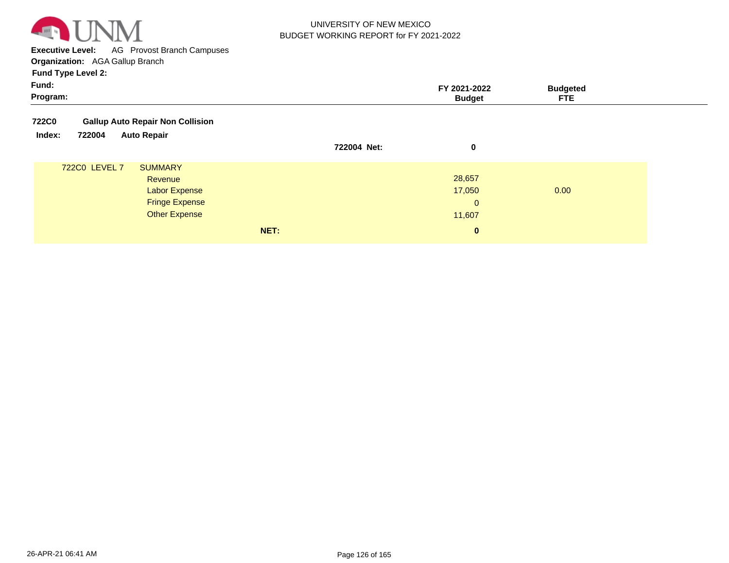**Executive Level:** AG Provost Branch Campuses
**Organization:** AGA Gallup Branch
**Fund Type Level 2:**
**Fund:**
**Program:**

| | FY 2021-2022 Budget | Budgeted FTE |
|---|---|---|
| **722C0 Gallup Auto Repair Non Collision** | | |
| **Index: 722004 Auto Repair** | | |
| **722004 Net:** | **0** | |
| 722C0 LEVEL 7 SUMMARY | | |
| Revenue | 28,657 | |
| Labor Expense | 17,050 | 0.00 |
| Fringe Expense | 0 | |
| Other Expense | 11,607 | |
| **NET:** | **0** | |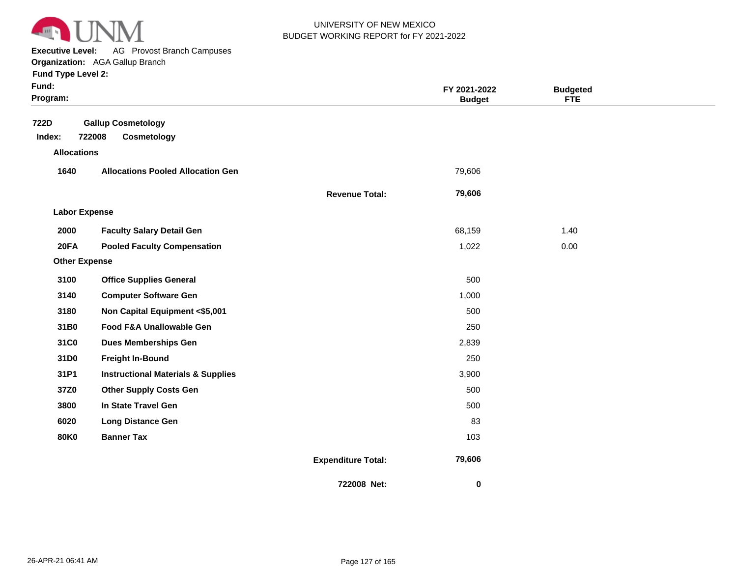UNIVERSITY OF NEW MEXICO
BUDGET WORKING REPORT for FY 2021-2022

**Executive Level:** AG Provost Branch Campuses
**Organization:** AGA Gallup Branch
**Fund Type Level 2:**
**Fund:**
**Program:**

| | | | FY 2021-2022 Budget | Budgeted FTE |
|---|---|---|---|---|
| **722D** | **Gallup Cosmetology** | | | |
| **Index: 722008** | **Cosmetology** | | | |
| **Allocations** | | | | |
| **1640** | **Allocations Pooled Allocation Gen** | | 79,606 | |
| | | **Revenue Total:** | **79,606** | |
| **Labor Expense** | | | | |
| **2000** | **Faculty Salary Detail Gen** | | 68,159 | 1.40 |
| **20FA** | **Pooled Faculty Compensation** | | 1,022 | 0.00 |
| **Other Expense** | | | | |
| **3100** | **Office Supplies General** | | 500 | |
| **3140** | **Computer Software Gen** | | 1,000 | |
| **3180** | **Non Capital Equipment <$5,001** | | 500 | |
| **31B0** | **Food F&A Unallowable Gen** | | 250 | |
| **31C0** | **Dues Memberships Gen** | | 2,839 | |
| **31D0** | **Freight In-Bound** | | 250 | |
| **31P1** | **Instructional Materials & Supplies** | | 3,900 | |
| **37Z0** | **Other Supply Costs Gen** | | 500 | |
| **3800** | **In State Travel Gen** | | 500 | |
| **6020** | **Long Distance Gen** | | 83 | |
| **80K0** | **Banner Tax** | | 103 | |
| | | **Expenditure Total:** | **79,606** | |
| | | **722008 Net:** | **0** | |

26-APR-21 06:41 AM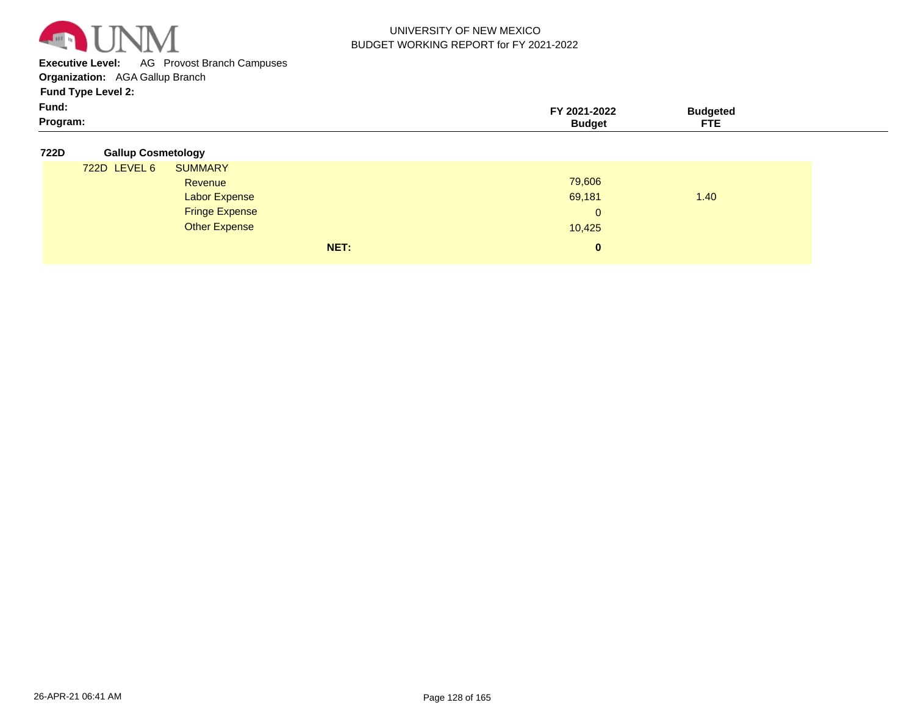UNIVERSITY OF NEW MEXICO
BUDGET WORKING REPORT for FY 2021-2022

**Executive Level:** AG Provost Branch Campuses
**Organization:** AGA Gallup Branch
**Fund Type Level 2:**
**Fund:**
**Program:**

| | | FY 2021-2022 Budget | Budgeted FTE |
|---|---|---|---|
| **722D** | **Gallup Cosmetology** | | |
| 722D LEVEL 6 | SUMMARY | | |
| | Revenue | 79,606 | |
| | Labor Expense | 69,181 | 1.40 |
| | Fringe Expense | 0 | |
| | Other Expense | 10,425 | |
| | **NET:** | **0** | |

26-APR-21 06:41 AM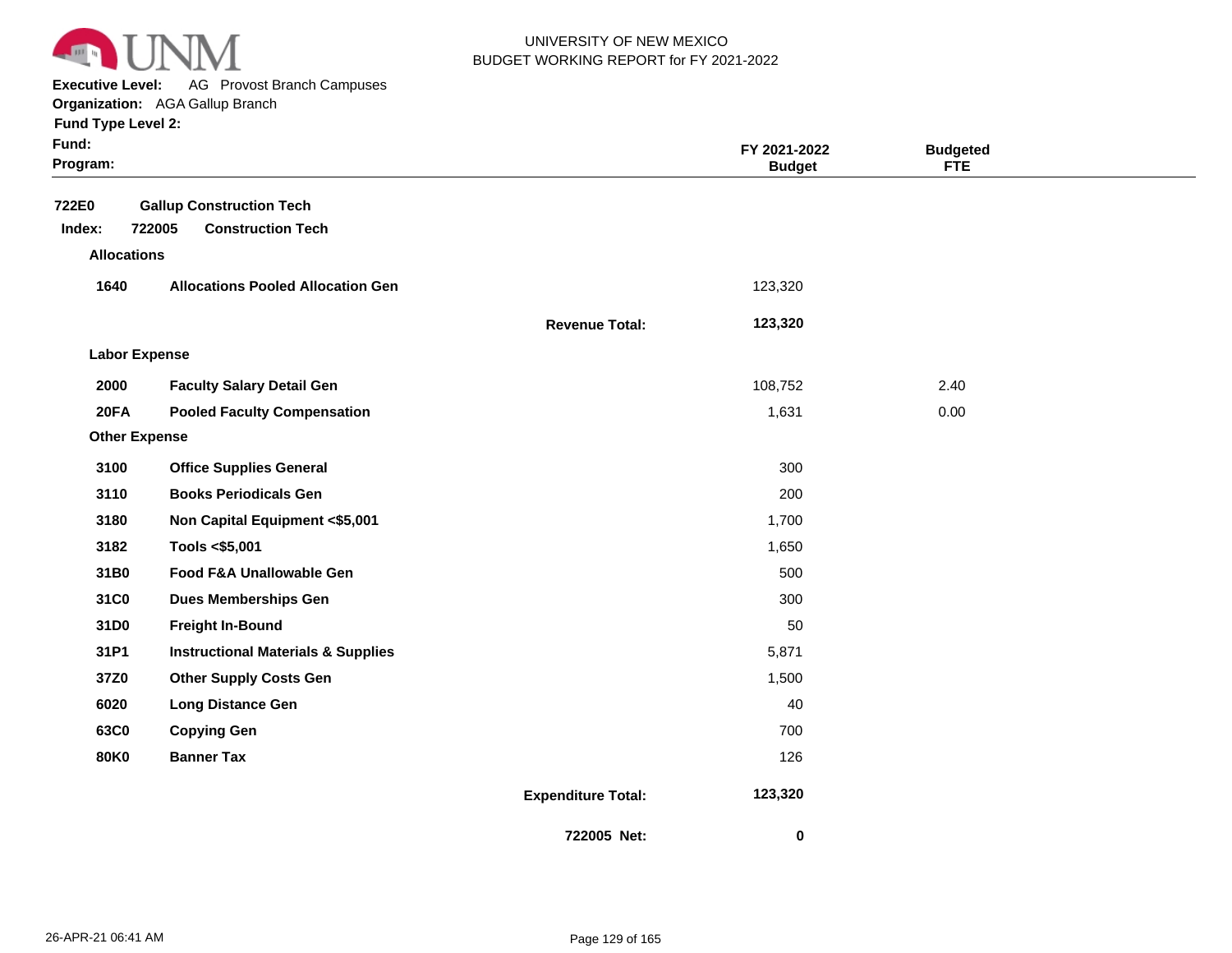UNIVERSITY OF NEW MEXICO
BUDGET WORKING REPORT for FY 2021-2022

**Executive Level:** AG Provost Branch Campuses
**Organization:** AGA Gallup Branch
**Fund Type Level 2:**
**Fund:**
**Program:**

| | | | FY 2021-2022 Budget | Budgeted FTE |
|---|---|---|---|---|
| **722E0** | **Gallup Construction Tech** | | | |
| **Index: 722005** | **Construction Tech** | | | |
| **Allocations** | | | | |
| **1640** | **Allocations Pooled Allocation Gen** | | 123,320 | |
| | | **Revenue Total:** | **123,320** | |
| **Labor Expense** | | | | |
| **2000** | **Faculty Salary Detail Gen** | | 108,752 | 2.40 |
| **20FA** | **Pooled Faculty Compensation** | | 1,631 | 0.00 |
| **Other Expense** | | | | |
| **3100** | **Office Supplies General** | | 300 | |
| **3110** | **Books Periodicals Gen** | | 200 | |
| **3180** | **Non Capital Equipment <$5,001** | | 1,700 | |
| **3182** | **Tools <$5,001** | | 1,650 | |
| **31B0** | **Food F&A Unallowable Gen** | | 500 | |
| **31C0** | **Dues Memberships Gen** | | 300 | |
| **31D0** | **Freight In-Bound** | | 50 | |
| **31P1** | **Instructional Materials & Supplies** | | 5,871 | |
| **37Z0** | **Other Supply Costs Gen** | | 1,500 | |
| **6020** | **Long Distance Gen** | | 40 | |
| **63C0** | **Copying Gen** | | 700 | |
| **80K0** | **Banner Tax** | | 126 | |
| | | **Expenditure Total:** | **123,320** | |
| | | **722005 Net:** | **0** | |

26-APR-21 06:41 AM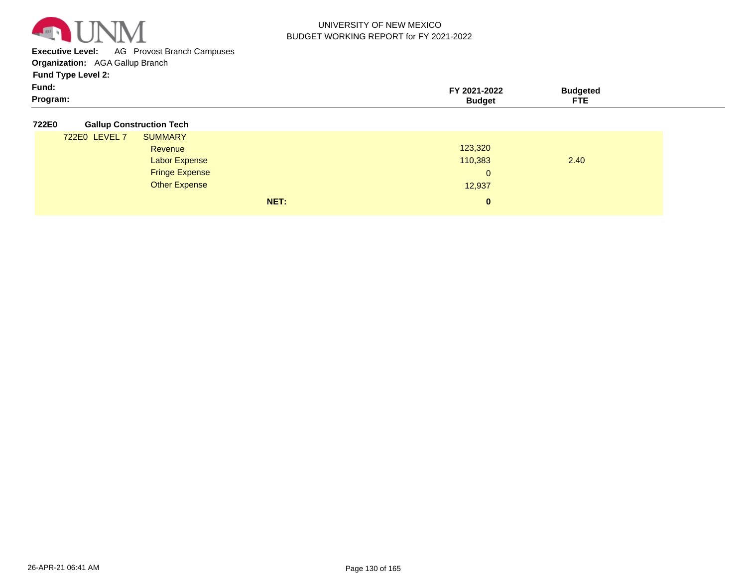UNIVERSITY OF NEW MEXICO
BUDGET WORKING REPORT for FY 2021-2022

**Executive Level:** AG Provost Branch Campuses
**Organization:** AGA Gallup Branch
**Fund Type Level 2:**
**Fund:**
**Program:**

| | | | FY 2021-2022 Budget | Budgeted FTE |
|---|---|---|---|---|
| **722E0** | **Gallup Construction Tech** | | | |
| 722E0 LEVEL 7 | SUMMARY | | | |
| | Revenue | | 123,320 | |
| | Labor Expense | | 110,383 | 2.40 |
| | Fringe Expense | | 0 | |
| | Other Expense | | 12,937 | |
| | | **NET:** | **0** | |

26-APR-21 06:41 AM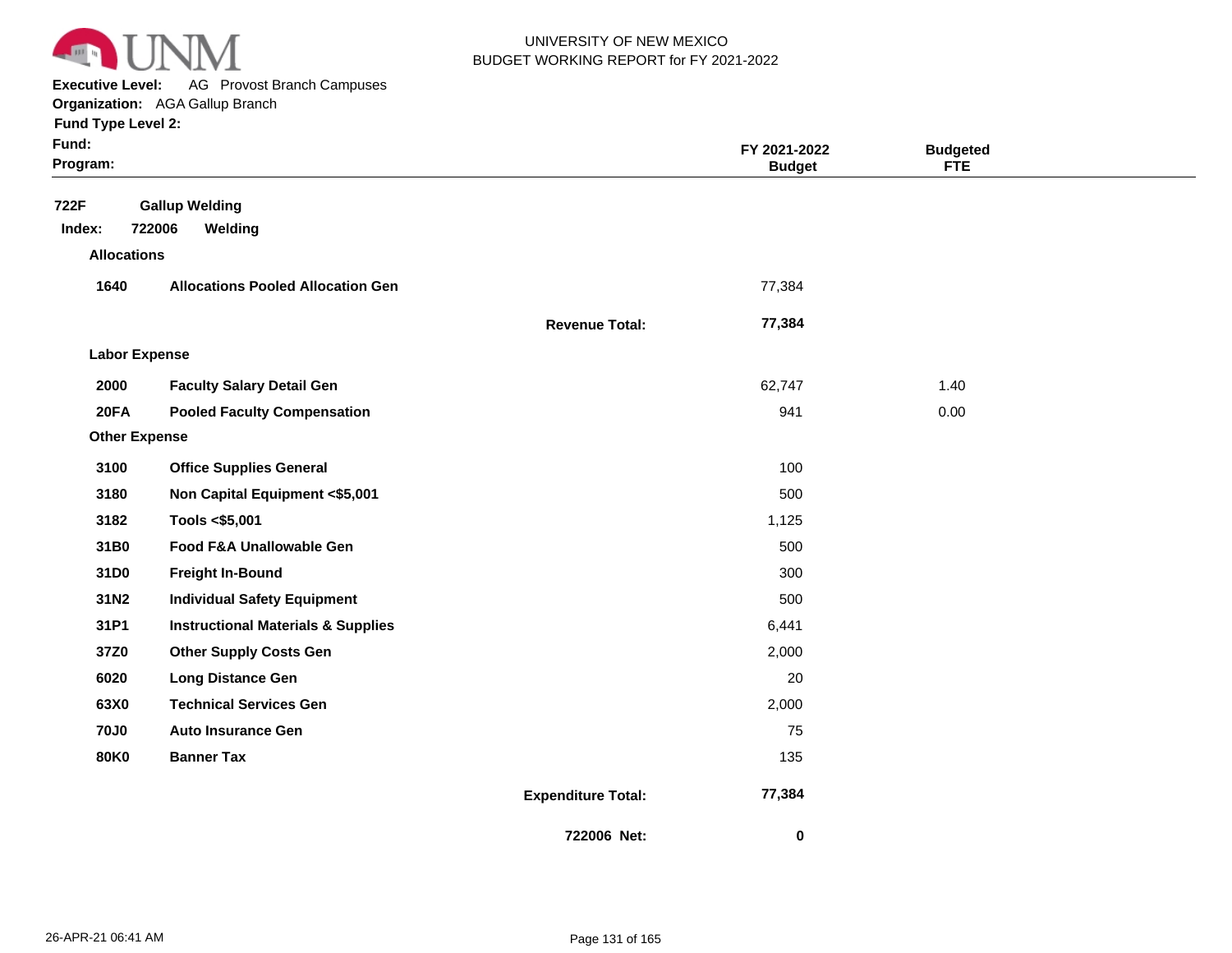UNIVERSITY OF NEW MEXICO
BUDGET WORKING REPORT for FY 2021-2022

**Executive Level:** AG Provost Branch Campuses
**Organization:** AGA Gallup Branch
**Fund Type Level 2:**
**Fund:**
**Program:**

| | | | FY 2021-2022 Budget | Budgeted FTE |
|---|---|---|---|---|
| **722F** | **Gallup Welding** | | | |
| **Index: 722006** | **Welding** | | | |
| **Allocations** | | | | |
| **1640** | **Allocations Pooled Allocation Gen** | | 77,384 | |
| | | **Revenue Total:** | **77,384** | |
| **Labor Expense** | | | | |
| **2000** | **Faculty Salary Detail Gen** | | 62,747 | 1.40 |
| **20FA** | **Pooled Faculty Compensation** | | 941 | 0.00 |
| **Other Expense** | | | | |
| **3100** | **Office Supplies General** | | 100 | |
| **3180** | **Non Capital Equipment <$5,001** | | 500 | |
| **3182** | **Tools <$5,001** | | 1,125 | |
| **31B0** | **Food F&A Unallowable Gen** | | 500 | |
| **31D0** | **Freight In-Bound** | | 300 | |
| **31N2** | **Individual Safety Equipment** | | 500 | |
| **31P1** | **Instructional Materials & Supplies** | | 6,441 | |
| **37Z0** | **Other Supply Costs Gen** | | 2,000 | |
| **6020** | **Long Distance Gen** | | 20 | |
| **63X0** | **Technical Services Gen** | | 2,000 | |
| **70J0** | **Auto Insurance Gen** | | 75 | |
| **80K0** | **Banner Tax** | | 135 | |
| | | **Expenditure Total:** | **77,384** | |
| | | **722006 Net:** | **0** | |

26-APR-21 06:41 AM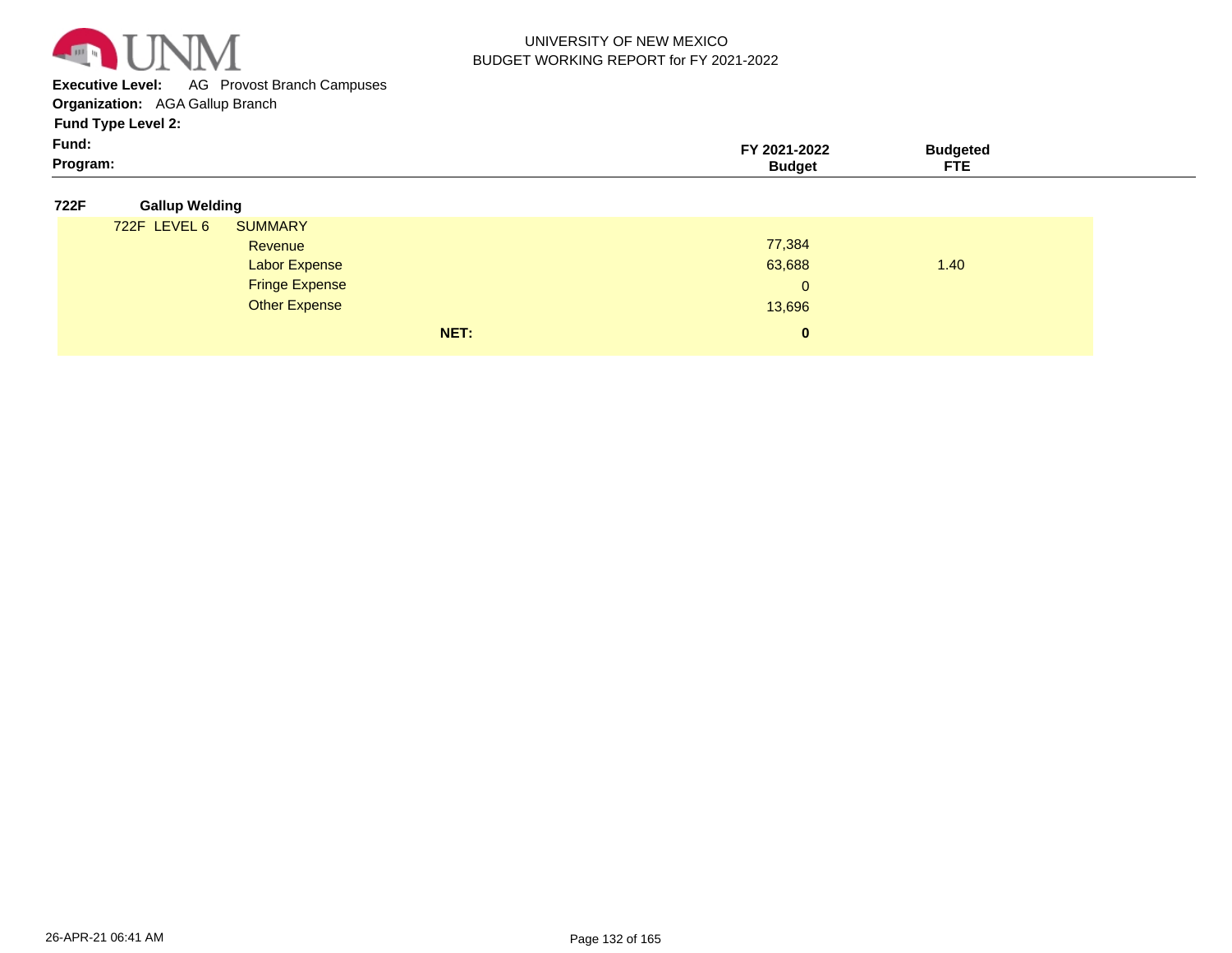UNIVERSITY OF NEW MEXICO
BUDGET WORKING REPORT for FY 2021-2022

**Executive Level:** AG Provost Branch Campuses
**Organization:** AGA Gallup Branch
**Fund Type Level 2:**
**Fund:**
**Program:**

| | | FY 2021-2022 Budget | Budgeted FTE |
|---|---|---|---|
| **722F** | **Gallup Welding** | | |
| 722F LEVEL 6 | SUMMARY | | |
| | Revenue | 77,384 | |
| | Labor Expense | 63,688 | 1.40 |
| | Fringe Expense | 0 | |
| | Other Expense | 13,696 | |
| | **NET:** | **0** | |

26-APR-21 06:41 AM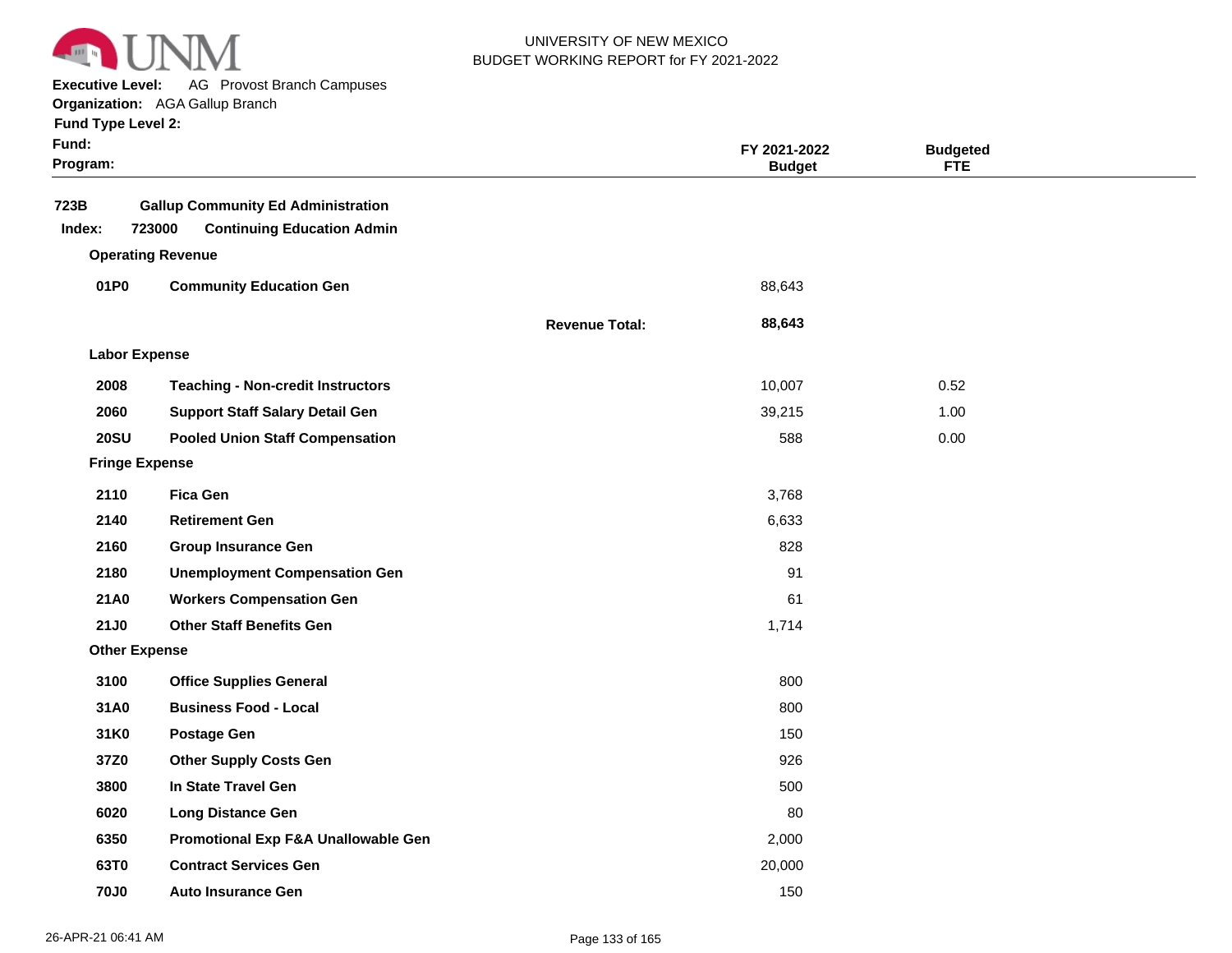UNIVERSITY OF NEW MEXICO
BUDGET WORKING REPORT for FY 2021-2022

**Executive Level:** AG Provost Branch Campuses
**Organization:** AGA Gallup Branch
**Fund Type Level 2:**
**Fund:**
**Program:**

| | | FY 2021-2022 Budget | Budgeted FTE |
|---|---|---|---|
| **723B** | **Gallup Community Ed Administration** | | |
| **Index: 723000** | **Continuing Education Admin** | | |
| **Operating Revenue** | | | |
| **01P0** | **Community Education Gen** | 88,643 | |
| | **Revenue Total:** | **88,643** | |
| **Labor Expense** | | | |
| **2008** | **Teaching - Non-credit Instructors** | 10,007 | 0.52 |
| **2060** | **Support Staff Salary Detail Gen** | 39,215 | 1.00 |
| **20SU** | **Pooled Union Staff Compensation** | 588 | 0.00 |
| **Fringe Expense** | | | |
| **2110** | **Fica Gen** | 3,768 | |
| **2140** | **Retirement Gen** | 6,633 | |
| **2160** | **Group Insurance Gen** | 828 | |
| **2180** | **Unemployment Compensation Gen** | 91 | |
| **21A0** | **Workers Compensation Gen** | 61 | |
| **21J0** | **Other Staff Benefits Gen** | 1,714 | |
| **Other Expense** | | | |
| **3100** | **Office Supplies General** | 800 | |
| **31A0** | **Business Food - Local** | 800 | |
| **31K0** | **Postage Gen** | 150 | |
| **37Z0** | **Other Supply Costs Gen** | 926 | |
| **3800** | **In State Travel Gen** | 500 | |
| **6020** | **Long Distance Gen** | 80 | |
| **6350** | **Promotional Exp F&A Unallowable Gen** | 2,000 | |
| **63T0** | **Contract Services Gen** | 20,000 | |
| **70J0** | **Auto Insurance Gen** | 150 | |

26-APR-21 06:41 AM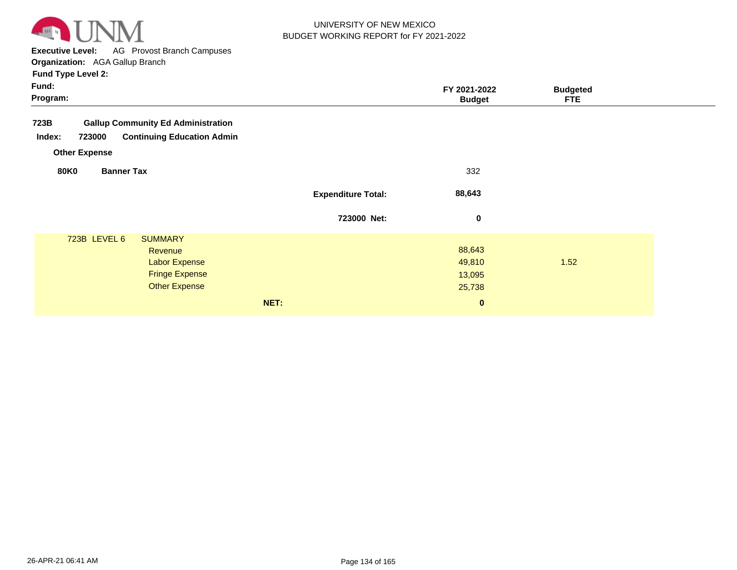UNIVERSITY OF NEW MEXICO
BUDGET WORKING REPORT for FY 2021-2022

**Executive Level:** AG Provost Branch Campuses
**Organization:** AGA Gallup Branch
**Fund Type Level 2:**
**Fund:**
**Program:**

| | | FY 2021-2022 Budget | Budgeted FTE |
|---|---|---|---|
| **723B** | **Gallup Community Ed Administration** | | |
| **Index: 723000** | **Continuing Education Admin** | | |
| **Other Expense** | | | |
| **80K0** | **Banner Tax** | 332 | |
| | **Expenditure Total:** | **88,643** | |
| | **723000 Net:** | **0** | |

| 723B LEVEL 6 | SUMMARY | | |
|---|---|---|---|
| | Revenue | 88,643 | |
| | Labor Expense | 49,810 | 1.52 |
| | Fringe Expense | 13,095 | |
| | Other Expense | 25,738 | |
| | **NET:** | **0** | |

26-APR-21 06:41 AM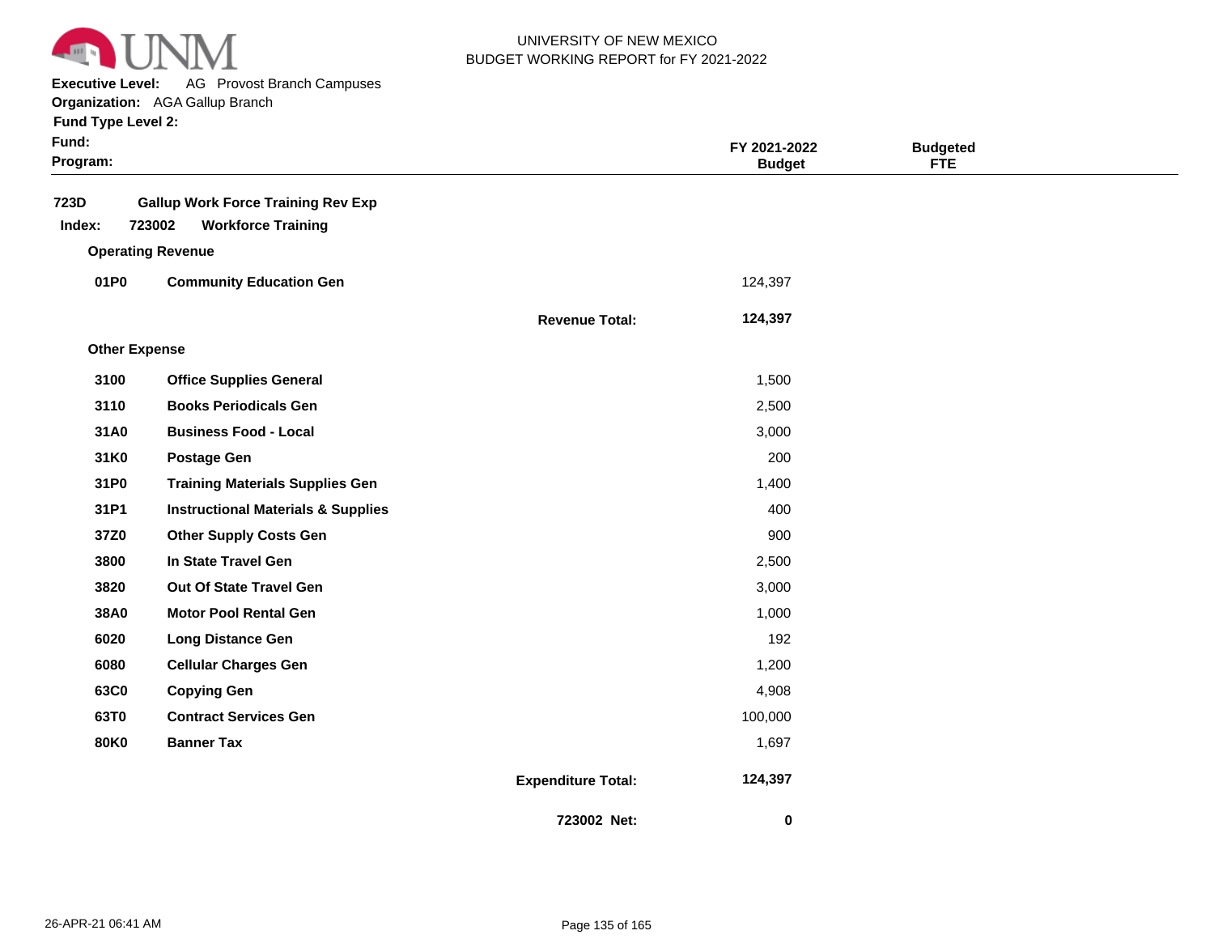UNIVERSITY OF NEW MEXICO
BUDGET WORKING REPORT for FY 2021-2022

**Executive Level:** AG Provost Branch Campuses
**Organization:** AGA Gallup Branch
**Fund Type Level 2:**
**Fund:**
**Program:**

| | | | FY 2021-2022 Budget | Budgeted FTE |
|---|---|---|---|---|
| **723D** | **Gallup Work Force Training Rev Exp** | | | |
| **Index: 723002** | **Workforce Training** | | | |
| **Operating Revenue** | | | | |
| **01P0** | **Community Education Gen** | | 124,397 | |
| | | **Revenue Total:** | **124,397** | |
| **Other Expense** | | | | |
| **3100** | **Office Supplies General** | | 1,500 | |
| **3110** | **Books Periodicals Gen** | | 2,500 | |
| **31A0** | **Business Food - Local** | | 3,000 | |
| **31K0** | **Postage Gen** | | 200 | |
| **31P0** | **Training Materials Supplies Gen** | | 1,400 | |
| **31P1** | **Instructional Materials & Supplies** | | 400 | |
| **37Z0** | **Other Supply Costs Gen** | | 900 | |
| **3800** | **In State Travel Gen** | | 2,500 | |
| **3820** | **Out Of State Travel Gen** | | 3,000 | |
| **38A0** | **Motor Pool Rental Gen** | | 1,000 | |
| **6020** | **Long Distance Gen** | | 192 | |
| **6080** | **Cellular Charges Gen** | | 1,200 | |
| **63C0** | **Copying Gen** | | 4,908 | |
| **63T0** | **Contract Services Gen** | | 100,000 | |
| **80K0** | **Banner Tax** | | 1,697 | |
| | | **Expenditure Total:** | **124,397** | |
| | | **723002 Net:** | **0** | |

26-APR-21 06:41 AM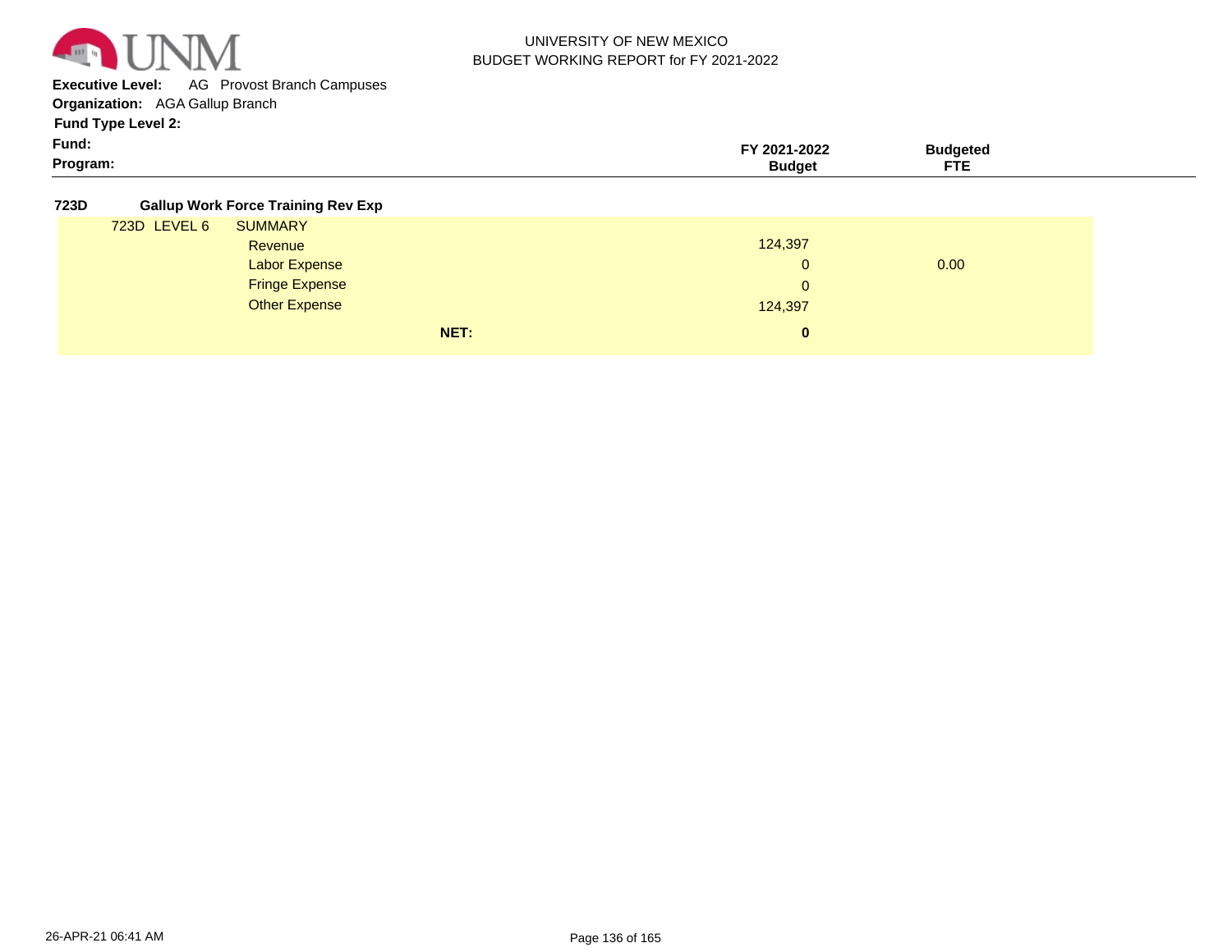UNIVERSITY OF NEW MEXICO
BUDGET WORKING REPORT for FY 2021-2022

**Executive Level:** AG Provost Branch Campuses
**Organization:** AGA Gallup Branch
**Fund Type Level 2:**
**Fund:**
**Program:**

| | | FY 2021-2022 Budget | Budgeted FTE |
|---|---|---|---|
| **723D** | **Gallup Work Force Training Rev Exp** | | |
| 723D LEVEL 6 | SUMMARY | | |
| | Revenue | 124,397 | |
| | Labor Expense | 0 | 0.00 |
| | Fringe Expense | 0 | |
| | Other Expense | 124,397 | |
| | **NET:** | **0** | |

26-APR-21 06:41 AM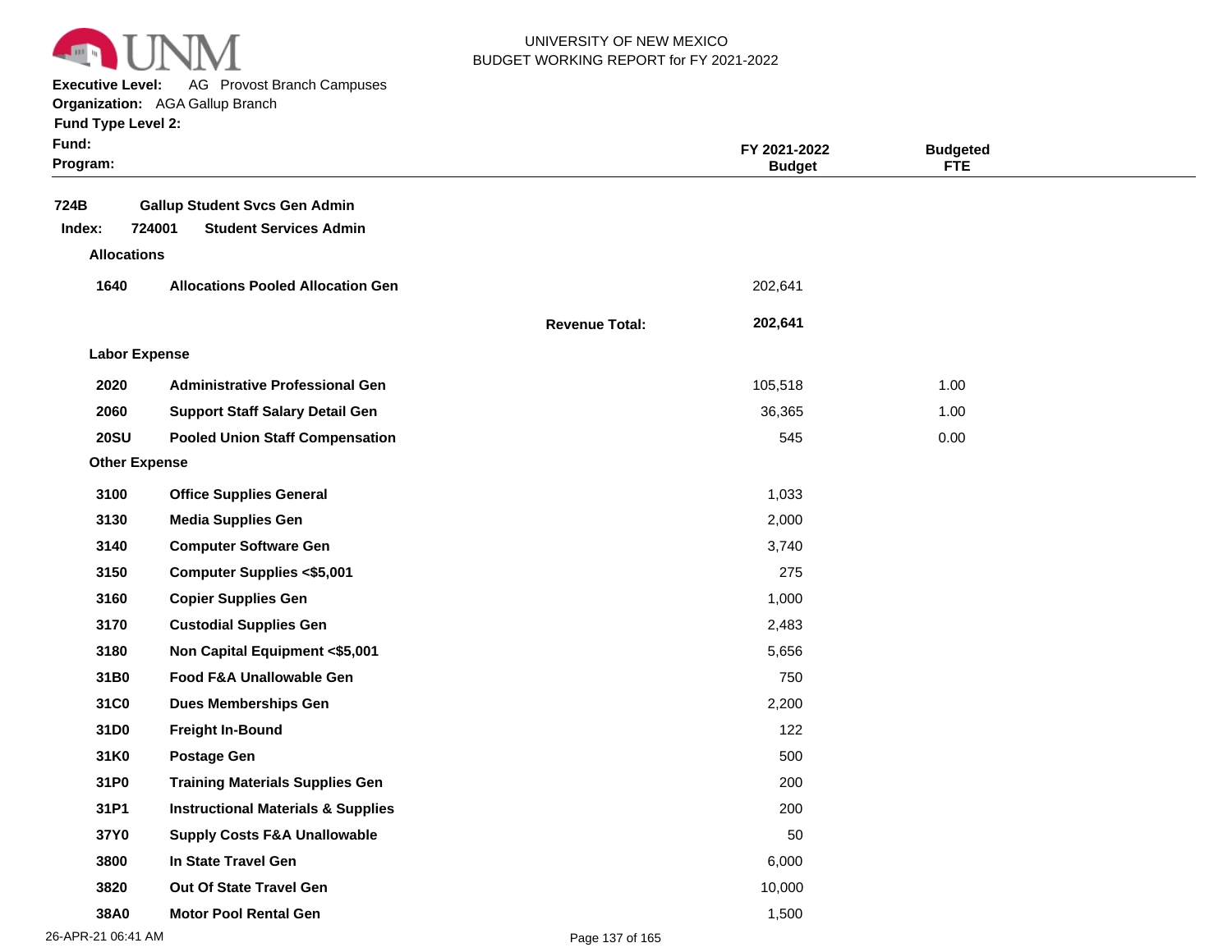UNIVERSITY OF NEW MEXICO
BUDGET WORKING REPORT for FY 2021-2022

**Executive Level:** AG Provost Branch Campuses
**Organization:** AGA Gallup Branch
**Fund Type Level 2:**
**Fund:**
**Program:**

| | | | FY 2021-2022 Budget | Budgeted FTE |
|---|---|---|---|---|
| **724B** | **Gallup Student Svcs Gen Admin** | | | |
| **Index: 724001** | **Student Services Admin** | | | |
| **Allocations** | | | | |
| **1640** | **Allocations Pooled Allocation Gen** | | 202,641 | |
| | | **Revenue Total:** | **202,641** | |
| **Labor Expense** | | | | |
| **2020** | **Administrative Professional Gen** | | 105,518 | 1.00 |
| **2060** | **Support Staff Salary Detail Gen** | | 36,365 | 1.00 |
| **20SU** | **Pooled Union Staff Compensation** | | 545 | 0.00 |
| **Other Expense** | | | | |
| **3100** | **Office Supplies General** | | 1,033 | |
| **3130** | **Media Supplies Gen** | | 2,000 | |
| **3140** | **Computer Software Gen** | | 3,740 | |
| **3150** | **Computer Supplies <$5,001** | | 275 | |
| **3160** | **Copier Supplies Gen** | | 1,000 | |
| **3170** | **Custodial Supplies Gen** | | 2,483 | |
| **3180** | **Non Capital Equipment <$5,001** | | 5,656 | |
| **31B0** | **Food F&A Unallowable Gen** | | 750 | |
| **31C0** | **Dues Memberships Gen** | | 2,200 | |
| **31D0** | **Freight In-Bound** | | 122 | |
| **31K0** | **Postage Gen** | | 500 | |
| **31P0** | **Training Materials Supplies Gen** | | 200 | |
| **31P1** | **Instructional Materials & Supplies** | | 200 | |
| **37Y0** | **Supply Costs F&A Unallowable** | | 50 | |
| **3800** | **In State Travel Gen** | | 6,000 | |
| **3820** | **Out Of State Travel Gen** | | 10,000 | |
| **38A0** | **Motor Pool Rental Gen** | | 1,500 | |

26-APR-21 06:41 AM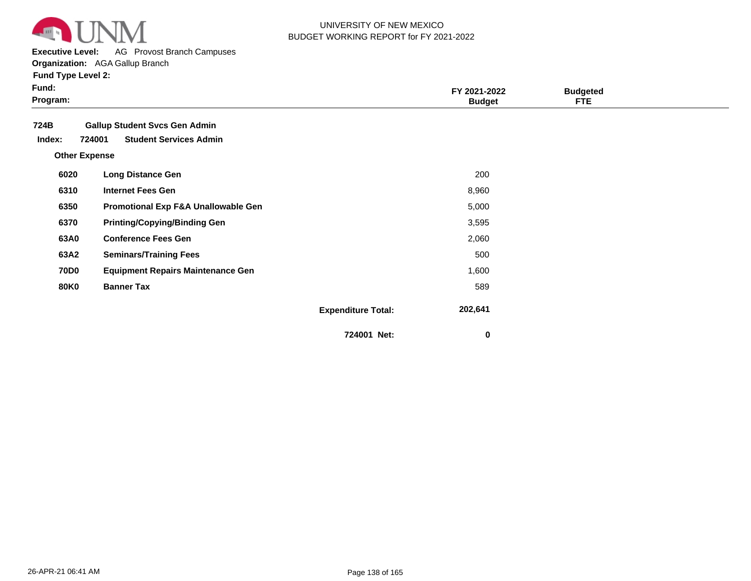UNIVERSITY OF NEW MEXICO
BUDGET WORKING REPORT for FY 2021-2022

**Executive Level:** AG Provost Branch Campuses
**Organization:** AGA Gallup Branch
**Fund Type Level 2:**
**Fund:**
**Program:**

| | | FY 2021-2022 Budget | Budgeted FTE |
|---|---|---|---|
| **724B** | **Gallup Student Svcs Gen Admin** | | |
| **Index: 724001** | **Student Services Admin** | | |
| **Other Expense** | | | |
| **6020** | **Long Distance Gen** | 200 | |
| **6310** | **Internet Fees Gen** | 8,960 | |
| **6350** | **Promotional Exp F&A Unallowable Gen** | 5,000 | |
| **6370** | **Printing/Copying/Binding Gen** | 3,595 | |
| **63A0** | **Conference Fees Gen** | 2,060 | |
| **63A2** | **Seminars/Training Fees** | 500 | |
| **70D0** | **Equipment Repairs Maintenance Gen** | 1,600 | |
| **80K0** | **Banner Tax** | 589 | |
| | **Expenditure Total:** | **202,641** | |
| | **724001 Net:** | **0** | |

26-APR-21 06:41 AM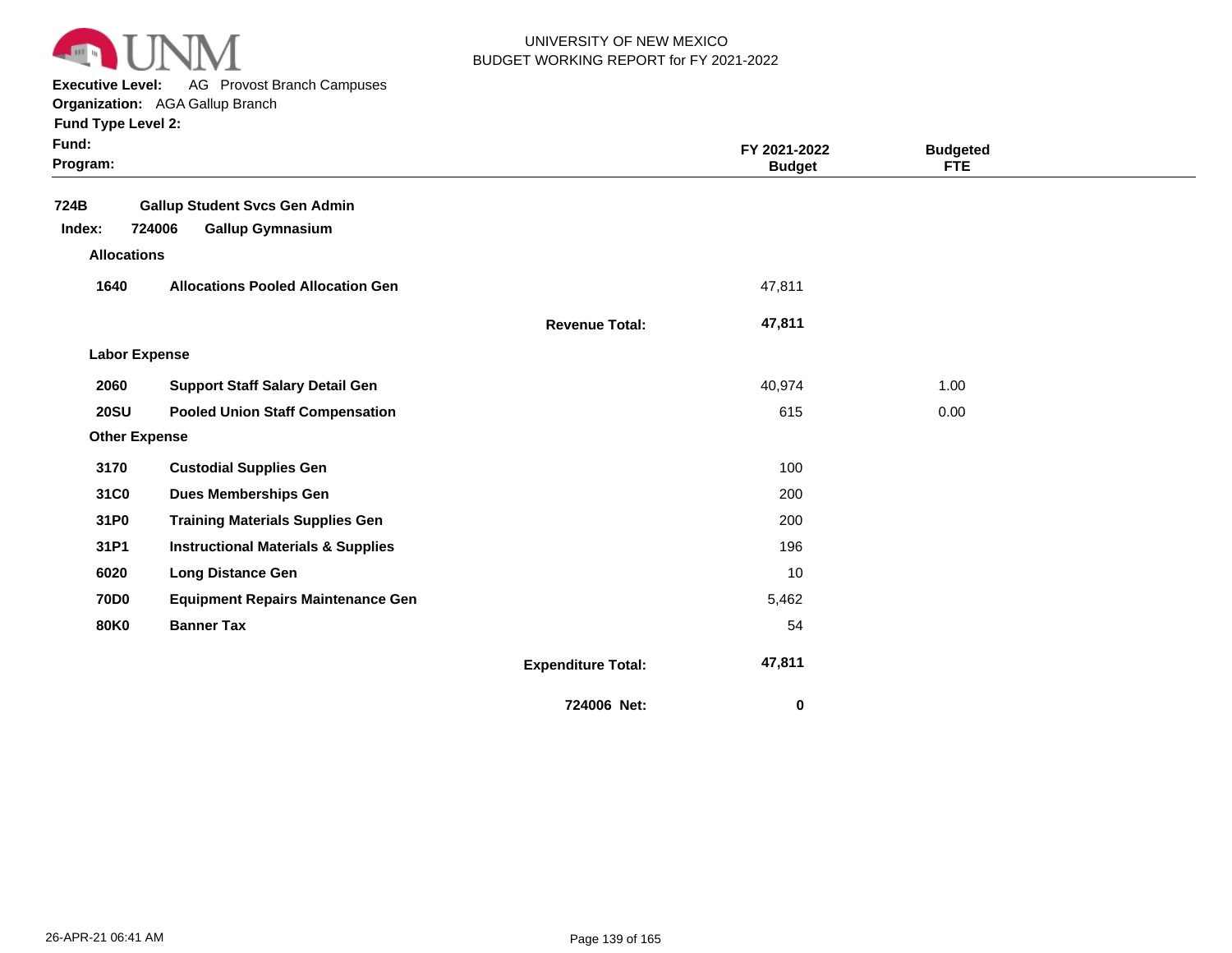UNIVERSITY OF NEW MEXICO
BUDGET WORKING REPORT for FY 2021-2022

**Executive Level:** AG Provost Branch Campuses
**Organization:** AGA Gallup Branch
**Fund Type Level 2:**
**Fund:**
**Program:**

**724B** **Gallup Student Svcs Gen Admin**

**Index: 724006 Gallup Gymnasium**

| | | FY 2021-2022 Budget | Budgeted FTE |
|---|---|---|---|
| **Allocations** | | | |
| **1640** | **Allocations Pooled Allocation Gen** | 47,811 | |
| | **Revenue Total:** | **47,811** | |
| **Labor Expense** | | | |
| **2060** | **Support Staff Salary Detail Gen** | 40,974 | 1.00 |
| **20SU** | **Pooled Union Staff Compensation** | 615 | 0.00 |
| **Other Expense** | | | |
| **3170** | **Custodial Supplies Gen** | 100 | |
| **31C0** | **Dues Memberships Gen** | 200 | |
| **31P0** | **Training Materials Supplies Gen** | 200 | |
| **31P1** | **Instructional Materials & Supplies** | 196 | |
| **6020** | **Long Distance Gen** | 10 | |
| **70D0** | **Equipment Repairs Maintenance Gen** | 5,462 | |
| **80K0** | **Banner Tax** | 54 | |
| | **Expenditure Total:** | **47,811** | |
| | **724006 Net:** | **0** | |

26-APR-21 06:41 AM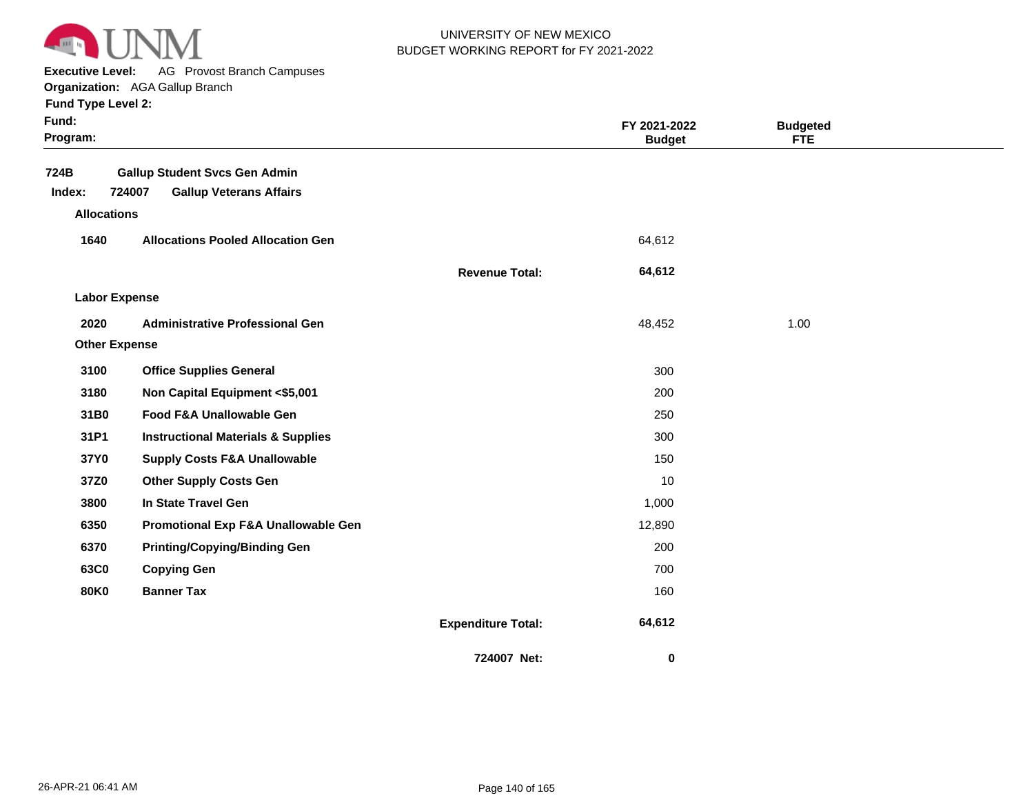UNIVERSITY OF NEW MEXICO
BUDGET WORKING REPORT for FY 2021-2022

**Executive Level:** AG Provost Branch Campuses
**Organization:** AGA Gallup Branch
**Fund Type Level 2:**
**Fund:**
**Program:**

| | | | FY 2021-2022 Budget | Budgeted FTE |
|---|---|---|---|---|
| **724B** | **Gallup Student Svcs Gen Admin** | | | |
| **Index: 724007** | **Gallup Veterans Affairs** | | | |
| **Allocations** | | | | |
| **1640** | **Allocations Pooled Allocation Gen** | | 64,612 | |
| | | **Revenue Total:** | **64,612** | |
| **Labor Expense** | | | | |
| **2020** | **Administrative Professional Gen** | | 48,452 | 1.00 |
| **Other Expense** | | | | |
| **3100** | **Office Supplies General** | | 300 | |
| **3180** | **Non Capital Equipment <$5,001** | | 200 | |
| **31B0** | **Food F&A Unallowable Gen** | | 250 | |
| **31P1** | **Instructional Materials & Supplies** | | 300 | |
| **37Y0** | **Supply Costs F&A Unallowable** | | 150 | |
| **37Z0** | **Other Supply Costs Gen** | | 10 | |
| **3800** | **In State Travel Gen** | | 1,000 | |
| **6350** | **Promotional Exp F&A Unallowable Gen** | | 12,890 | |
| **6370** | **Printing/Copying/Binding Gen** | | 200 | |
| **63C0** | **Copying Gen** | | 700 | |
| **80K0** | **Banner Tax** | | 160 | |
| | | **Expenditure Total:** | **64,612** | |
| | | **724007 Net:** | **0** | |

26-APR-21 06:41 AM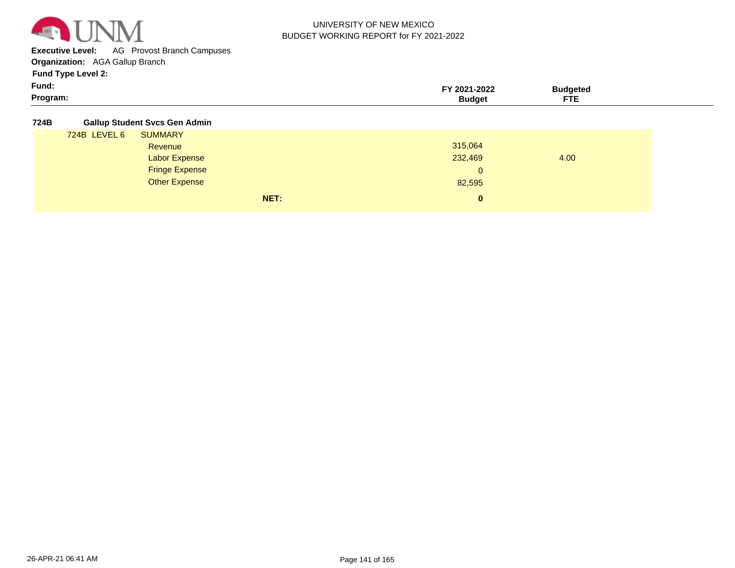UNIVERSITY OF NEW MEXICO
BUDGET WORKING REPORT for FY 2021-2022

**Executive Level:** AG Provost Branch Campuses
**Organization:** AGA Gallup Branch
**Fund Type Level 2:**
**Fund:**
**Program:**

## 724B Gallup Student Svcs Gen Admin

| 724B LEVEL 6 SUMMARY | FY 2021-2022 Budget | Budgeted FTE |
|---|---|---|
| Revenue | 315,064 | |
| Labor Expense | 232,469 | 4.00 |
| Fringe Expense | 0 | |
| Other Expense | 82,595 | |
| **NET:** | **0** | |

26-APR-21 06:41 AM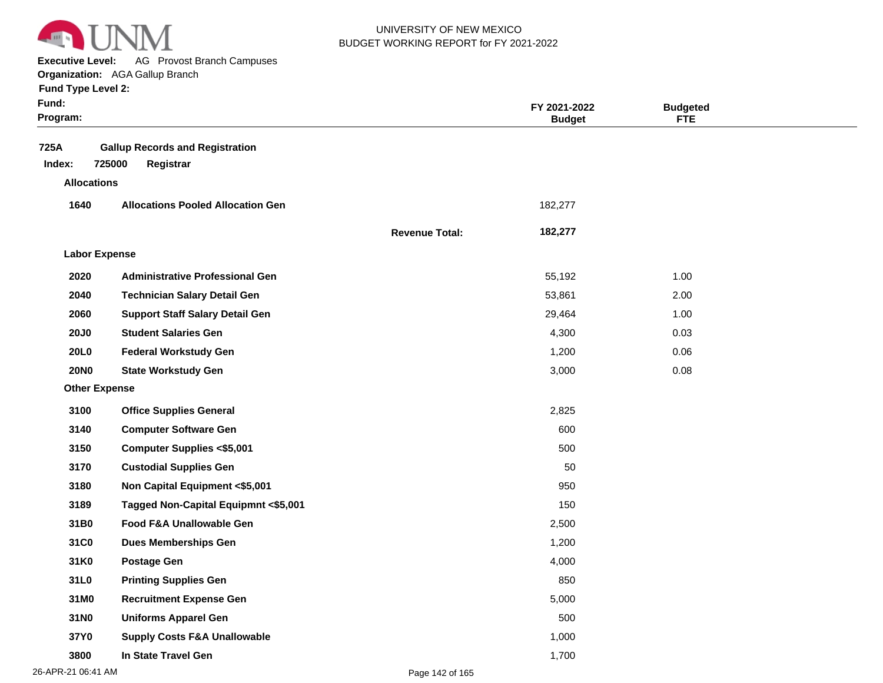UNIVERSITY OF NEW MEXICO
BUDGET WORKING REPORT for FY 2021-2022

**Executive Level:** AG Provost Branch Campuses
**Organization:** AGA Gallup Branch
**Fund Type Level 2:**
**Fund:**
**Program:**

| | | | FY 2021-2022 Budget | Budgeted FTE |
|---|---|---|---|---|
| **725A** | **Gallup Records and Registration** | | | |
| **Index: 725000** | **Registrar** | | | |
| **Allocations** | | | | |
| **1640** | **Allocations Pooled Allocation Gen** | | 182,277 | |
| | | **Revenue Total:** | **182,277** | |
| **Labor Expense** | | | | |
| **2020** | **Administrative Professional Gen** | | 55,192 | 1.00 |
| **2040** | **Technician Salary Detail Gen** | | 53,861 | 2.00 |
| **2060** | **Support Staff Salary Detail Gen** | | 29,464 | 1.00 |
| **20J0** | **Student Salaries Gen** | | 4,300 | 0.03 |
| **20L0** | **Federal Workstudy Gen** | | 1,200 | 0.06 |
| **20N0** | **State Workstudy Gen** | | 3,000 | 0.08 |
| **Other Expense** | | | | |
| **3100** | **Office Supplies General** | | 2,825 | |
| **3140** | **Computer Software Gen** | | 600 | |
| **3150** | **Computer Supplies <$5,001** | | 500 | |
| **3170** | **Custodial Supplies Gen** | | 50 | |
| **3180** | **Non Capital Equipment <$5,001** | | 950 | |
| **3189** | **Tagged Non-Capital Equipmnt <$5,001** | | 150 | |
| **31B0** | **Food F&A Unallowable Gen** | | 2,500 | |
| **31C0** | **Dues Memberships Gen** | | 1,200 | |
| **31K0** | **Postage Gen** | | 4,000 | |
| **31L0** | **Printing Supplies Gen** | | 850 | |
| **31M0** | **Recruitment Expense Gen** | | 5,000 | |
| **31N0** | **Uniforms Apparel Gen** | | 500 | |
| **37Y0** | **Supply Costs F&A Unallowable** | | 1,000 | |
| **3800** | **In State Travel Gen** | | 1,700 | |

26-APR-21 06:41 AM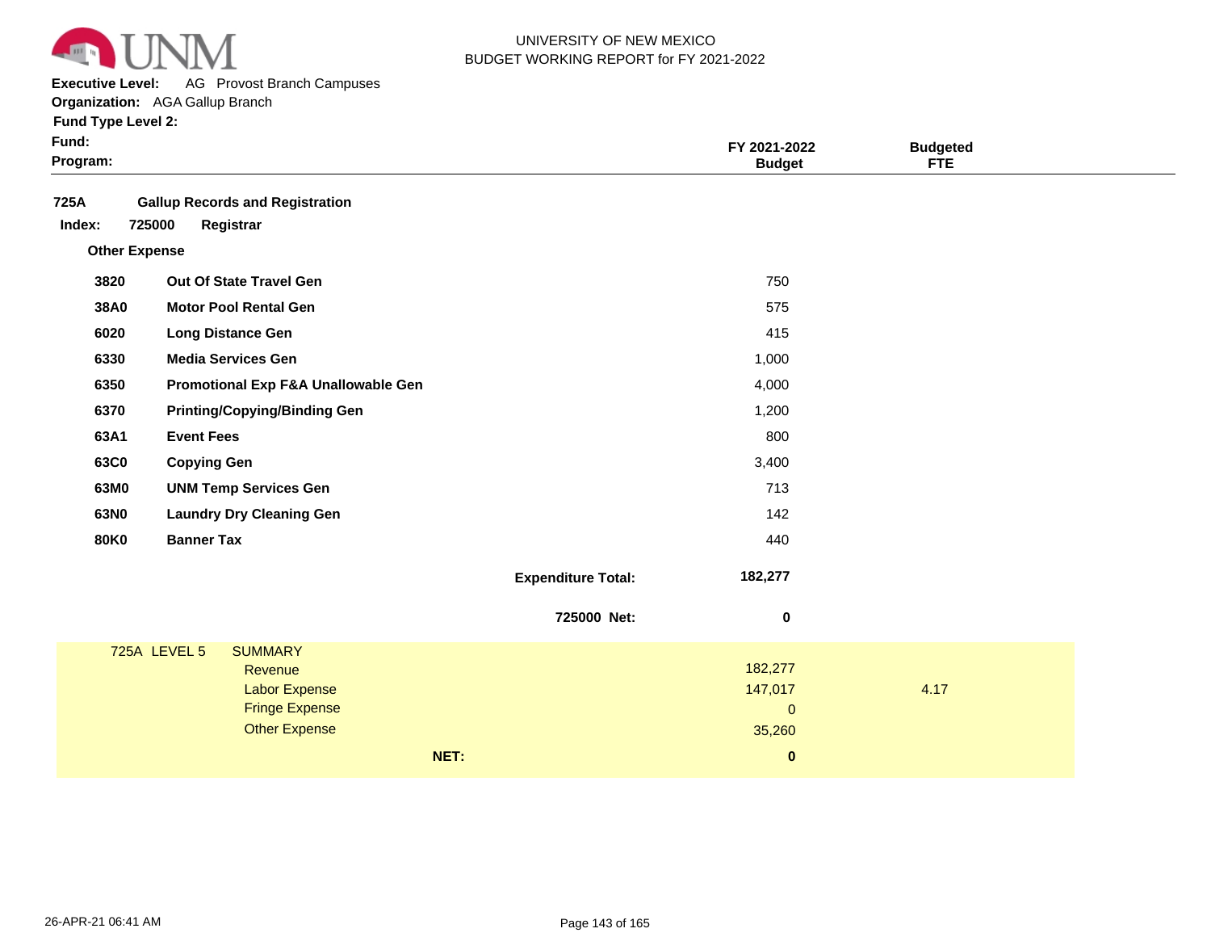UNIVERSITY OF NEW MEXICO
BUDGET WORKING REPORT for FY 2021-2022

**Executive Level:** AG Provost Branch Campuses
**Organization:** AGA Gallup Branch
**Fund Type Level 2:**
**Fund:**
**Program:**

| | | FY 2021-2022 Budget | Budgeted FTE |
|---|---|---|---|
| **725A** | **Gallup Records and Registration** | | |
| **Index: 725000** | **Registrar** | | |
| **Other Expense** | | | |
| **3820** | **Out Of State Travel Gen** | 750 | |
| **38A0** | **Motor Pool Rental Gen** | 575 | |
| **6020** | **Long Distance Gen** | 415 | |
| **6330** | **Media Services Gen** | 1,000 | |
| **6350** | **Promotional Exp F&A Unallowable Gen** | 4,000 | |
| **6370** | **Printing/Copying/Binding Gen** | 1,200 | |
| **63A1** | **Event Fees** | 800 | |
| **63C0** | **Copying Gen** | 3,400 | |
| **63M0** | **UNM Temp Services Gen** | 713 | |
| **63N0** | **Laundry Dry Cleaning Gen** | 142 | |
| **80K0** | **Banner Tax** | 440 | |
| | **Expenditure Total:** | **182,277** | |
| | **725000 Net:** | **0** | |

| 725A LEVEL 5 | SUMMARY | | |
|---|---|---|---|
| | Revenue | 182,277 | |
| | Labor Expense | 147,017 | 4.17 |
| | Fringe Expense | 0 | |
| | Other Expense | 35,260 | |
| | **NET:** | **0** | |

26-APR-21 06:41 AM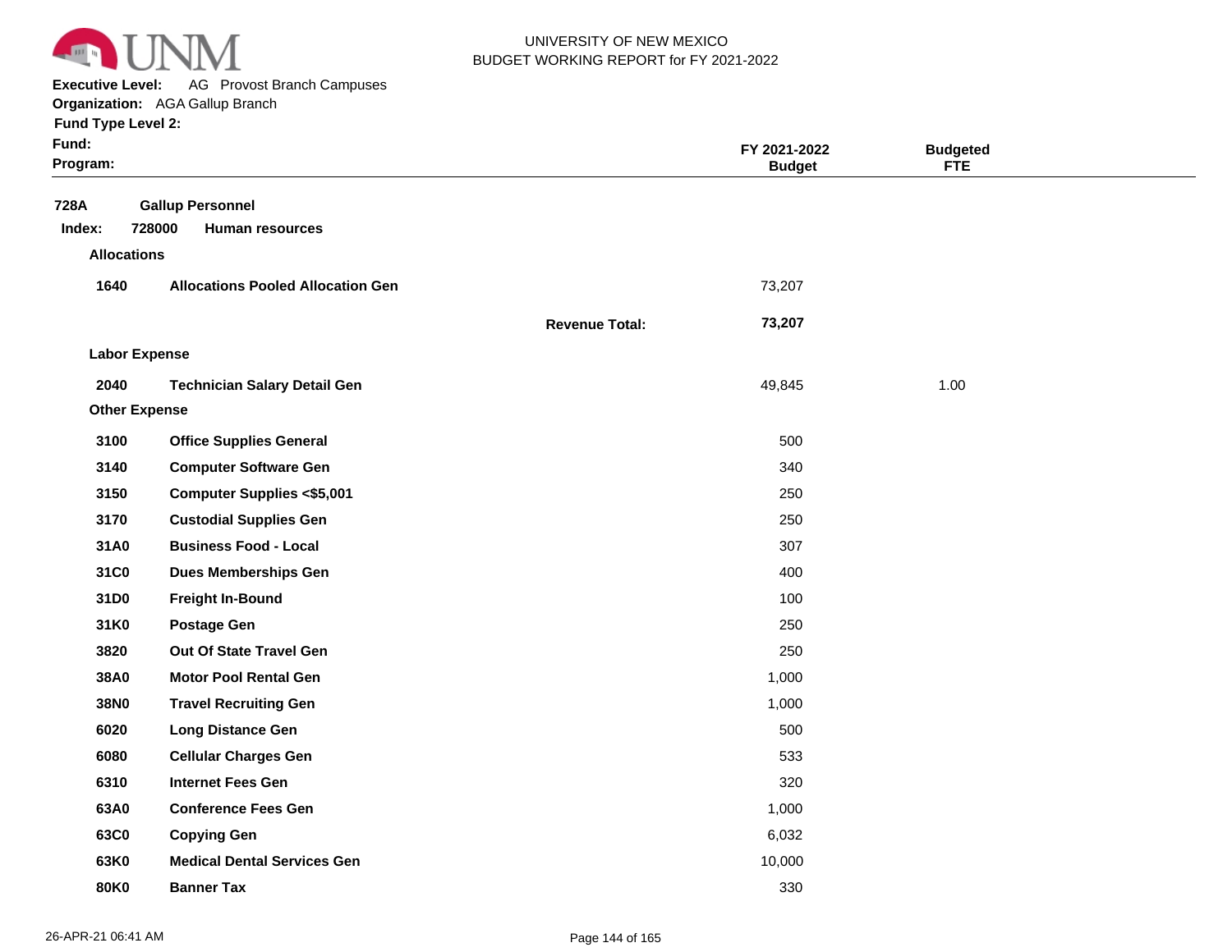UNIVERSITY OF NEW MEXICO
BUDGET WORKING REPORT for FY 2021-2022

**Executive Level:** AG Provost Branch Campuses
**Organization:** AGA Gallup Branch
**Fund Type Level 2:**
**Fund:**
**Program:**

| | | | FY 2021-2022 Budget | Budgeted FTE |
|---|---|---|---|---|
| **728A** | **Gallup Personnel** | | | |
| **Index: 728000** | **Human resources** | | | |
| **Allocations** | | | | |
| **1640** | **Allocations Pooled Allocation Gen** | | 73,207 | |
| | | **Revenue Total:** | **73,207** | |
| **Labor Expense** | | | | |
| **2040** | **Technician Salary Detail Gen** | | 49,845 | 1.00 |
| **Other Expense** | | | | |
| **3100** | **Office Supplies General** | | 500 | |
| **3140** | **Computer Software Gen** | | 340 | |
| **3150** | **Computer Supplies <$5,001** | | 250 | |
| **3170** | **Custodial Supplies Gen** | | 250 | |
| **31A0** | **Business Food - Local** | | 307 | |
| **31C0** | **Dues Memberships Gen** | | 400 | |
| **31D0** | **Freight In-Bound** | | 100 | |
| **31K0** | **Postage Gen** | | 250 | |
| **3820** | **Out Of State Travel Gen** | | 250 | |
| **38A0** | **Motor Pool Rental Gen** | | 1,000 | |
| **38N0** | **Travel Recruiting Gen** | | 1,000 | |
| **6020** | **Long Distance Gen** | | 500 | |
| **6080** | **Cellular Charges Gen** | | 533 | |
| **6310** | **Internet Fees Gen** | | 320 | |
| **63A0** | **Conference Fees Gen** | | 1,000 | |
| **63C0** | **Copying Gen** | | 6,032 | |
| **63K0** | **Medical Dental Services Gen** | | 10,000 | |
| **80K0** | **Banner Tax** | | 330 | |

26-APR-21 06:41 AM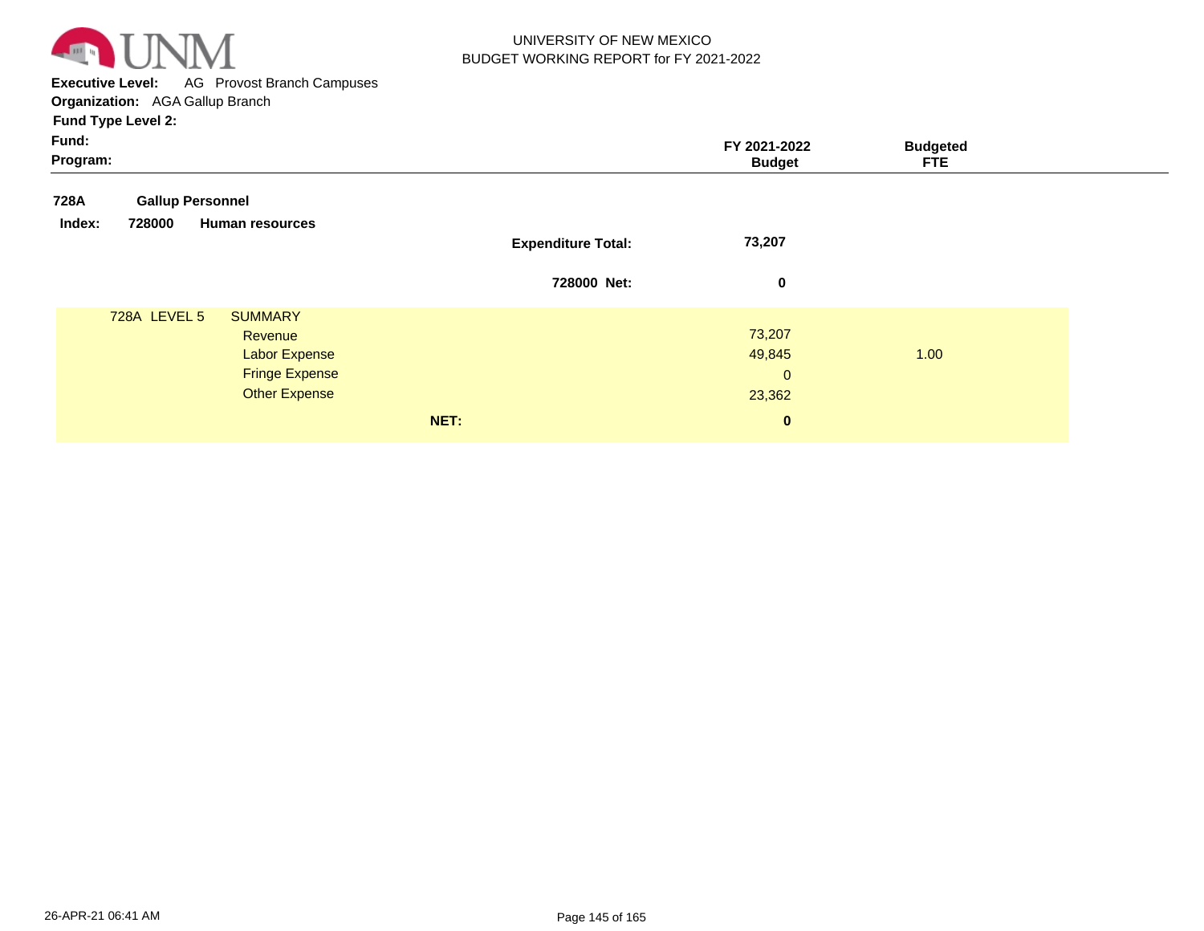UNIVERSITY OF NEW MEXICO
BUDGET WORKING REPORT for FY 2021-2022

**Executive Level:** AG Provost Branch Campuses
**Organization:** AGA Gallup Branch
**Fund Type Level 2:**
**Fund:**
**Program:**

| | FY 2021-2022 Budget | Budgeted FTE |
|---|---|---|
| **728A Gallup Personnel** | | |
| **Index: 728000 Human resources** | | |
| **Expenditure Total:** | **73,207** | |
| **728000 Net:** | **0** | |
| 728A LEVEL 5 SUMMARY | | |
| Revenue | 73,207 | |
| Labor Expense | 49,845 | 1.00 |
| Fringe Expense | 0 | |
| Other Expense | 23,362 | |
| **NET:** | **0** | |

26-APR-21 06:41 AM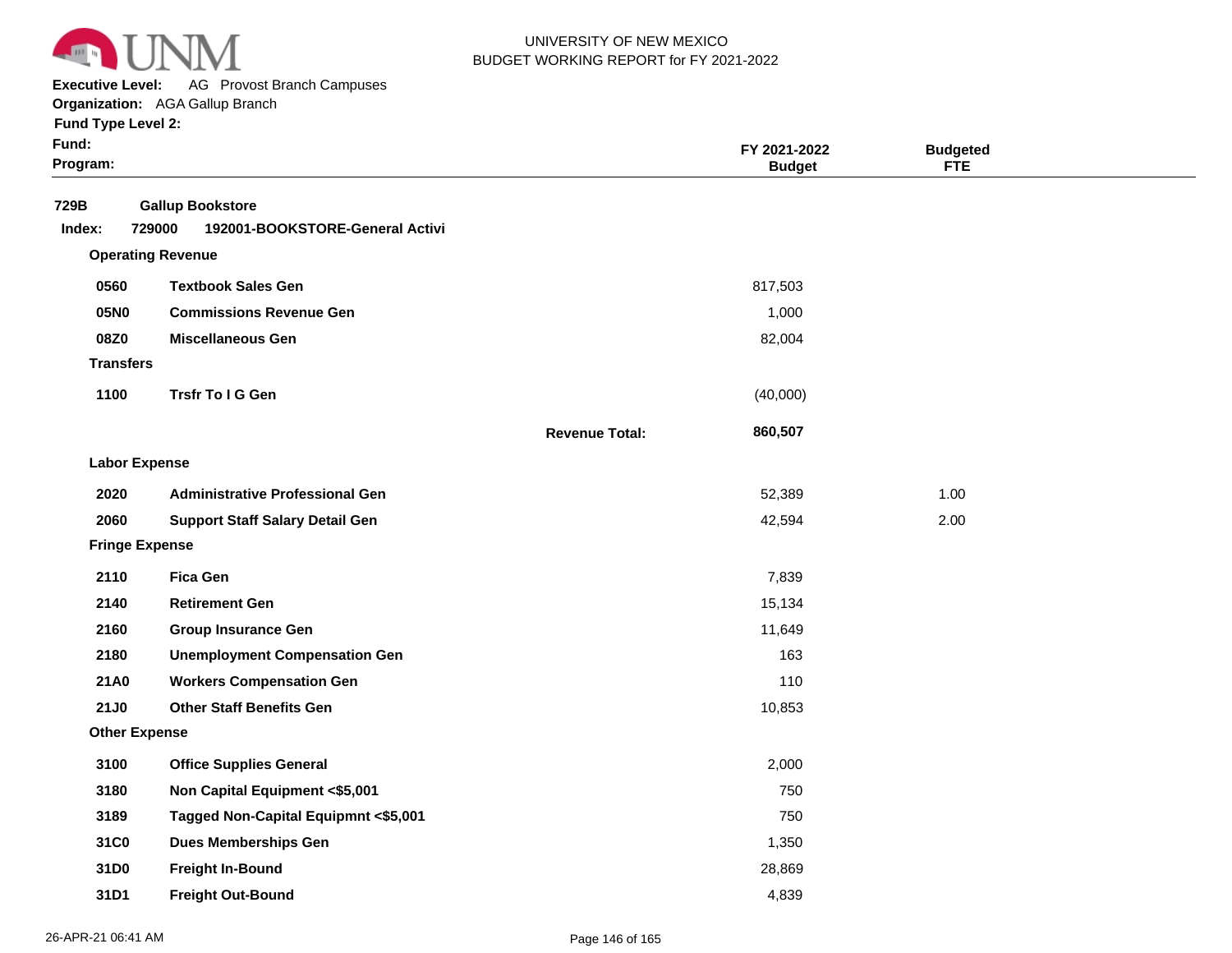UNIVERSITY OF NEW MEXICO
BUDGET WORKING REPORT for FY 2021-2022

**Executive Level:** AG Provost Branch Campuses
**Organization:** AGA Gallup Branch
**Fund Type Level 2:**
**Fund:**
**Program:**

| | | | FY 2021-2022 Budget | Budgeted FTE |
|---|---|---|---|---|
| **729B** | **Gallup Bookstore** | | | |
| **Index: 729000** | **192001-BOOKSTORE-General Activi** | | | |
| **Operating Revenue** | | | | |
| **0560** | **Textbook Sales Gen** | | 817,503 | |
| **05N0** | **Commissions Revenue Gen** | | 1,000 | |
| **08Z0** | **Miscellaneous Gen** | | 82,004 | |
| **Transfers** | | | | |
| **1100** | **Trsfr To I G Gen** | | (40,000) | |
| | | **Revenue Total:** | **860,507** | |
| **Labor Expense** | | | | |
| **2020** | **Administrative Professional Gen** | | 52,389 | 1.00 |
| **2060** | **Support Staff Salary Detail Gen** | | 42,594 | 2.00 |
| **Fringe Expense** | | | | |
| **2110** | **Fica Gen** | | 7,839 | |
| **2140** | **Retirement Gen** | | 15,134 | |
| **2160** | **Group Insurance Gen** | | 11,649 | |
| **2180** | **Unemployment Compensation Gen** | | 163 | |
| **21A0** | **Workers Compensation Gen** | | 110 | |
| **21J0** | **Other Staff Benefits Gen** | | 10,853 | |
| **Other Expense** | | | | |
| **3100** | **Office Supplies General** | | 2,000 | |
| **3180** | **Non Capital Equipment <$5,001** | | 750 | |
| **3189** | **Tagged Non-Capital Equipmnt <$5,001** | | 750 | |
| **31C0** | **Dues Memberships Gen** | | 1,350 | |
| **31D0** | **Freight In-Bound** | | 28,869 | |
| **31D1** | **Freight Out-Bound** | | 4,839 | |

26-APR-21 06:41 AM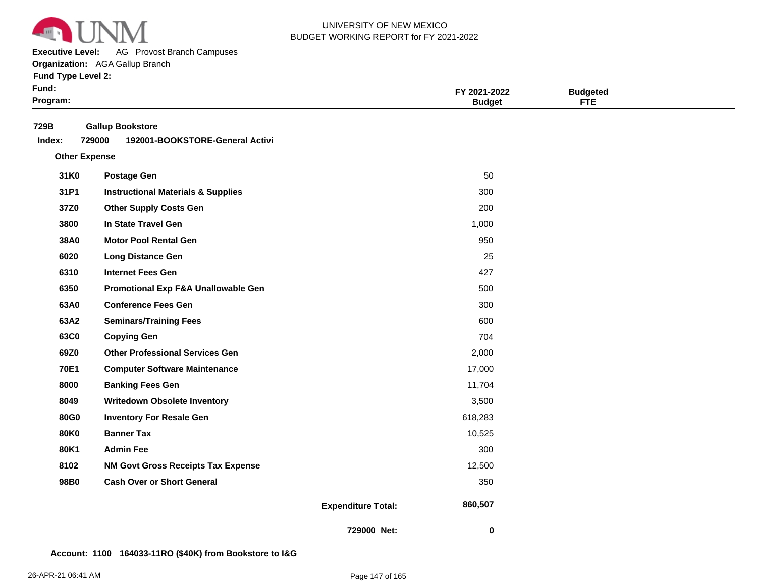UNIVERSITY OF NEW MEXICO
BUDGET WORKING REPORT for FY 2021-2022

**Executive Level:** AG Provost Branch Campuses
**Organization:** AGA Gallup Branch
**Fund Type Level 2:**
**Fund:**
**Program:**

| | | FY 2021-2022 Budget | Budgeted FTE |
|---|---|---|---|

**729B** **Gallup Bookstore**

**Index:** **729000** **192001-BOOKSTORE-General Activi**

**Other Expense**

| Code | Description | FY 2021-2022 Budget | Budgeted FTE |
|---|---|---|---|
| 31K0 | Postage Gen | 50 | |
| 31P1 | Instructional Materials & Supplies | 300 | |
| 37Z0 | Other Supply Costs Gen | 200 | |
| 3800 | In State Travel Gen | 1,000 | |
| 38A0 | Motor Pool Rental Gen | 950 | |
| 6020 | Long Distance Gen | 25 | |
| 6310 | Internet Fees Gen | 427 | |
| 6350 | Promotional Exp F&A Unallowable Gen | 500 | |
| 63A0 | Conference Fees Gen | 300 | |
| 63A2 | Seminars/Training Fees | 600 | |
| 63C0 | Copying Gen | 704 | |
| 69Z0 | Other Professional Services Gen | 2,000 | |
| 70E1 | Computer Software Maintenance | 17,000 | |
| 8000 | Banking Fees Gen | 11,704 | |
| 8049 | Writedown Obsolete Inventory | 3,500 | |
| 80G0 | Inventory For Resale Gen | 618,283 | |
| 80K0 | Banner Tax | 10,525 | |
| 80K1 | Admin Fee | 300 | |
| 8102 | NM Govt Gross Receipts Tax Expense | 12,500 | |
| 98B0 | Cash Over or Short General | 350 | |
| | **Expenditure Total:** | **860,507** | |
| | **729000 Net:** | **0** | |

**Account: 1100 164033-11RO ($40K) from Bookstore to I&G**

26-APR-21 06:41 AM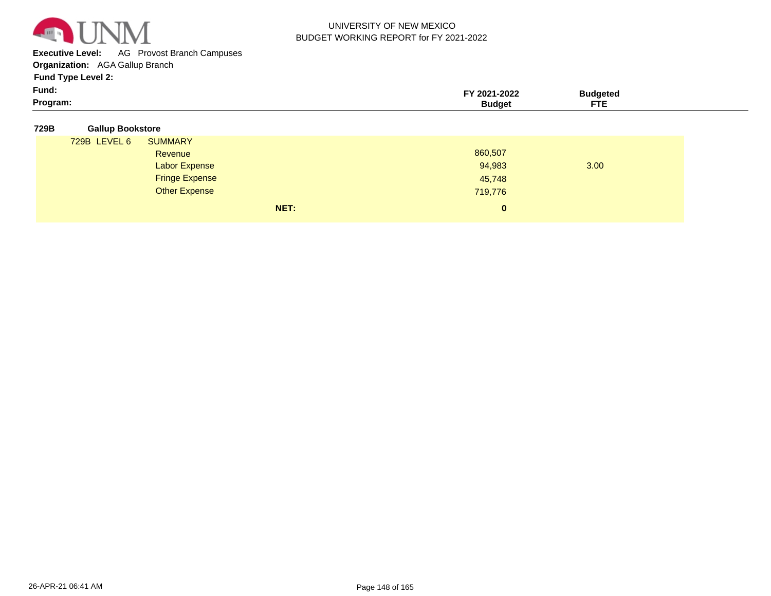UNIVERSITY OF NEW MEXICO
BUDGET WORKING REPORT for FY 2021-2022

**Executive Level:** AG Provost Branch Campuses
**Organization:** AGA Gallup Branch
**Fund Type Level 2:**
**Fund:**
**Program:**

| | | | FY 2021-2022 Budget | Budgeted FTE |
|---|---|---|---|---|
| **729B** | **Gallup Bookstore** | | | |
| 729B LEVEL 6 | SUMMARY | | | |
| | Revenue | | 860,507 | |
| | Labor Expense | | 94,983 | 3.00 |
| | Fringe Expense | | 45,748 | |
| | Other Expense | | 719,776 | |
| | | **NET:** | **0** | |

26-APR-21 06:41 AM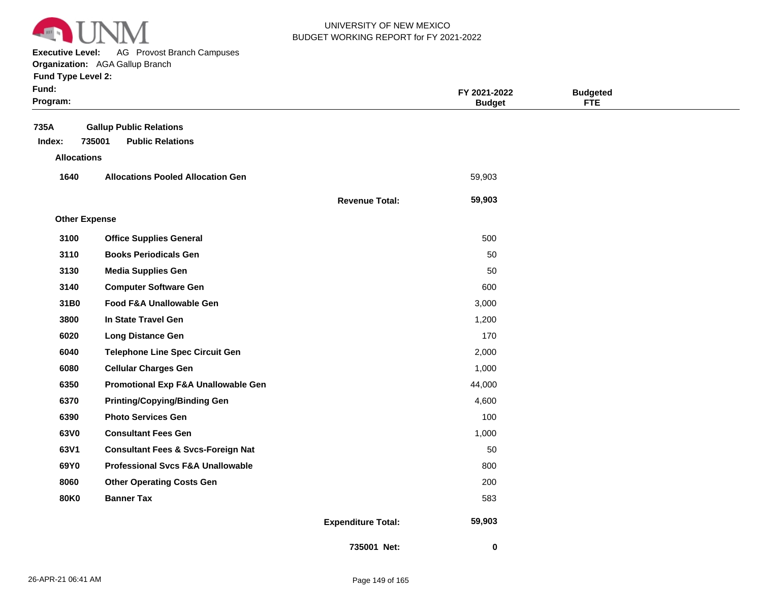UNIVERSITY OF NEW MEXICO
BUDGET WORKING REPORT for FY 2021-2022

**Executive Level:** AG Provost Branch Campuses
**Organization:** AGA Gallup Branch
**Fund Type Level 2:**
**Fund:**
**Program:**

| | | | FY 2021-2022 Budget | Budgeted FTE |
|---|---|---|---|---|
| **735A** | **Gallup Public Relations** | | | |
| **Index: 735001** | **Public Relations** | | | |
| **Allocations** | | | | |
| **1640** | **Allocations Pooled Allocation Gen** | | 59,903 | |
| | | **Revenue Total:** | **59,903** | |
| **Other Expense** | | | | |
| **3100** | **Office Supplies General** | | 500 | |
| **3110** | **Books Periodicals Gen** | | 50 | |
| **3130** | **Media Supplies Gen** | | 50 | |
| **3140** | **Computer Software Gen** | | 600 | |
| **31B0** | **Food F&A Unallowable Gen** | | 3,000 | |
| **3800** | **In State Travel Gen** | | 1,200 | |
| **6020** | **Long Distance Gen** | | 170 | |
| **6040** | **Telephone Line Spec Circuit Gen** | | 2,000 | |
| **6080** | **Cellular Charges Gen** | | 1,000 | |
| **6350** | **Promotional Exp F&A Unallowable Gen** | | 44,000 | |
| **6370** | **Printing/Copying/Binding Gen** | | 4,600 | |
| **6390** | **Photo Services Gen** | | 100 | |
| **63V0** | **Consultant Fees Gen** | | 1,000 | |
| **63V1** | **Consultant Fees & Svcs-Foreign Nat** | | 50 | |
| **69Y0** | **Professional Svcs F&A Unallowable** | | 800 | |
| **8060** | **Other Operating Costs Gen** | | 200 | |
| **80K0** | **Banner Tax** | | 583 | |
| | | **Expenditure Total:** | **59,903** | |
| | | **735001 Net:** | **0** | |

26-APR-21 06:41 AM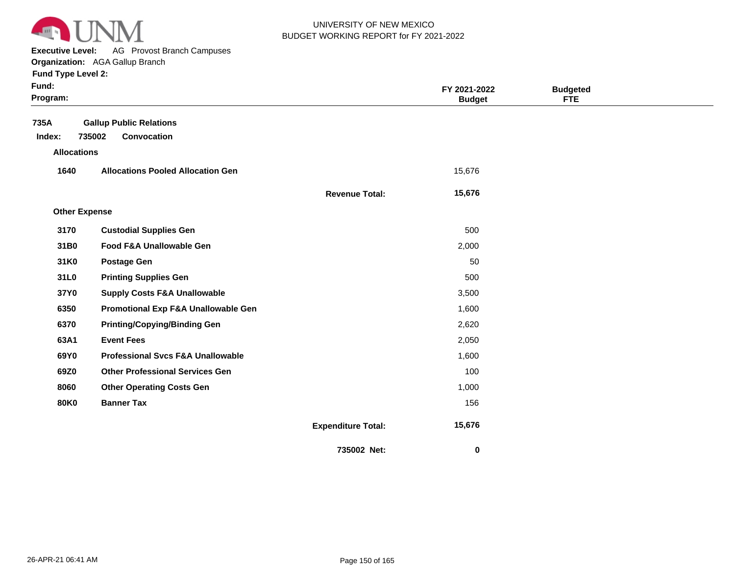UNIVERSITY OF NEW MEXICO
BUDGET WORKING REPORT for FY 2021-2022

**Executive Level:** AG Provost Branch Campuses
**Organization:** AGA Gallup Branch
**Fund Type Level 2:**
**Fund:**
**Program:**

**735A** **Gallup Public Relations**

**Index:** 735002 **Convocation**

| Code | Description | FY 2021-2022 Budget | Budgeted FTE |
|---|---|---|---|
| **Allocations** | | | |
| 1640 | Allocations Pooled Allocation Gen | 15,676 | |
| | **Revenue Total:** | **15,676** | |
| **Other Expense** | | | |
| 3170 | Custodial Supplies Gen | 500 | |
| 31B0 | Food F&A Unallowable Gen | 2,000 | |
| 31K0 | Postage Gen | 50 | |
| 31L0 | Printing Supplies Gen | 500 | |
| 37Y0 | Supply Costs F&A Unallowable | 3,500 | |
| 6350 | Promotional Exp F&A Unallowable Gen | 1,600 | |
| 6370 | Printing/Copying/Binding Gen | 2,620 | |
| 63A1 | Event Fees | 2,050 | |
| 69Y0 | Professional Svcs F&A Unallowable | 1,600 | |
| 69Z0 | Other Professional Services Gen | 100 | |
| 8060 | Other Operating Costs Gen | 1,000 | |
| 80K0 | Banner Tax | 156 | |
| | **Expenditure Total:** | **15,676** | |
| | **735002 Net:** | **0** | |

26-APR-21 06:41 AM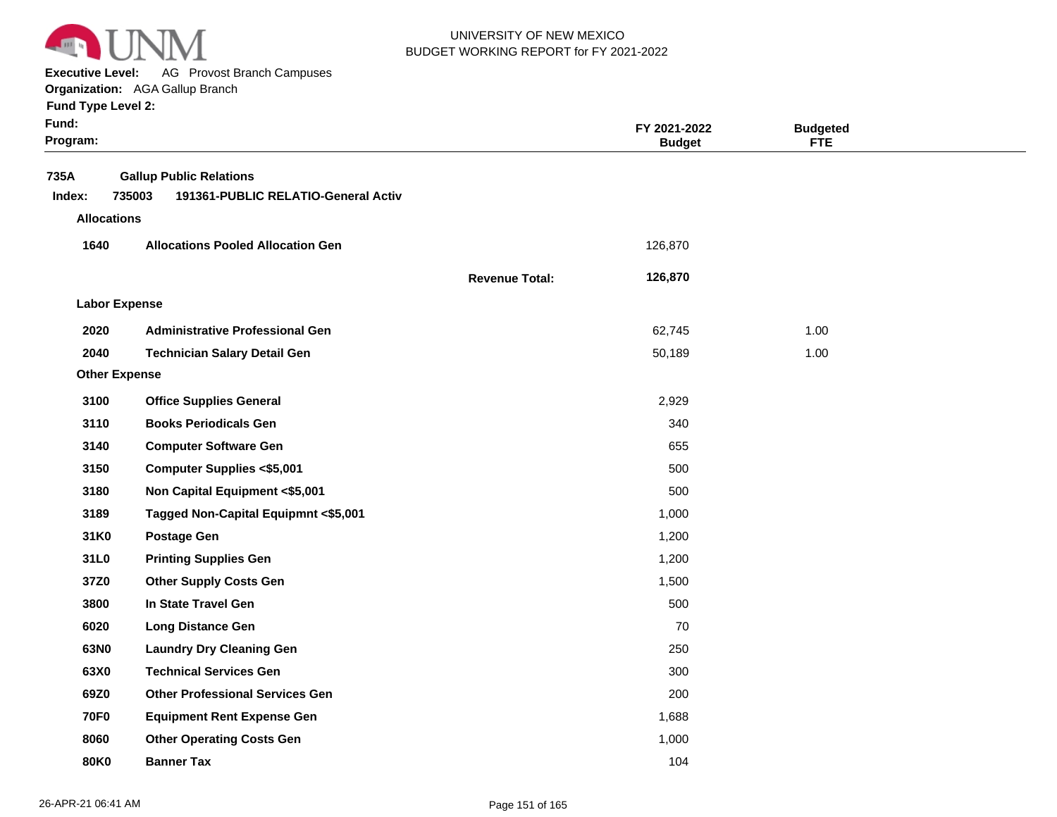UNIVERSITY OF NEW MEXICO
BUDGET WORKING REPORT for FY 2021-2022

**Executive Level:** AG Provost Branch Campuses
**Organization:** AGA Gallup Branch
**Fund Type Level 2:**
**Fund:**
**Program:**

| | | | FY 2021-2022 Budget | Budgeted FTE |
|---|---|---|---|---|
| **735A** | **Gallup Public Relations** | | | |
| **Index: 735003** | **191361-PUBLIC RELATIO-General Activ** | | | |
| **Allocations** | | | | |
| **1640** | **Allocations Pooled Allocation Gen** | | 126,870 | |
| | | **Revenue Total:** | **126,870** | |
| **Labor Expense** | | | | |
| **2020** | **Administrative Professional Gen** | | 62,745 | 1.00 |
| **2040** | **Technician Salary Detail Gen** | | 50,189 | 1.00 |
| **Other Expense** | | | | |
| **3100** | **Office Supplies General** | | 2,929 | |
| **3110** | **Books Periodicals Gen** | | 340 | |
| **3140** | **Computer Software Gen** | | 655 | |
| **3150** | **Computer Supplies <$5,001** | | 500 | |
| **3180** | **Non Capital Equipment <$5,001** | | 500 | |
| **3189** | **Tagged Non-Capital Equipmnt <$5,001** | | 1,000 | |
| **31K0** | **Postage Gen** | | 1,200 | |
| **31L0** | **Printing Supplies Gen** | | 1,200 | |
| **37Z0** | **Other Supply Costs Gen** | | 1,500 | |
| **3800** | **In State Travel Gen** | | 500 | |
| **6020** | **Long Distance Gen** | | 70 | |
| **63N0** | **Laundry Dry Cleaning Gen** | | 250 | |
| **63X0** | **Technical Services Gen** | | 300 | |
| **69Z0** | **Other Professional Services Gen** | | 200 | |
| **70F0** | **Equipment Rent Expense Gen** | | 1,688 | |
| **8060** | **Other Operating Costs Gen** | | 1,000 | |
| **80K0** | **Banner Tax** | | 104 | |

26-APR-21 06:41 AM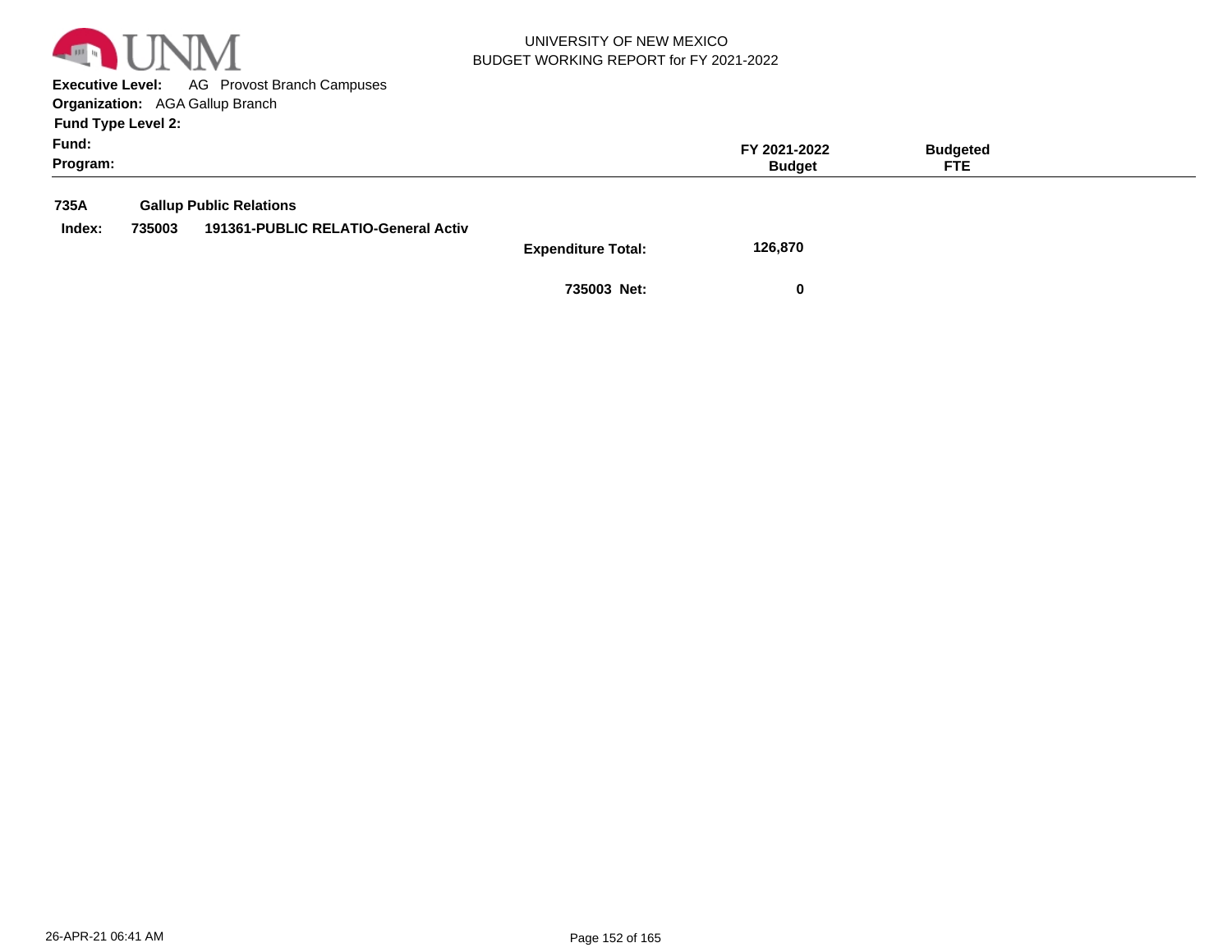UNIVERSITY OF NEW MEXICO
BUDGET WORKING REPORT for FY 2021-2022

**Executive Level:** AG Provost Branch Campuses
**Organization:** AGA Gallup Branch
**Fund Type Level 2:**
**Fund:**
**Program:**

| | | | FY 2021-2022 Budget | Budgeted FTE |
|---|---|---|---|---|
| **735A** | **Gallup Public Relations** | | | |
| **Index: 735003** | **191361-PUBLIC RELATIO-General Activ** | | | |
| | | **Expenditure Total:** | **126,870** | |
| | | **735003 Net:** | **0** | |

26-APR-21 06:41 AM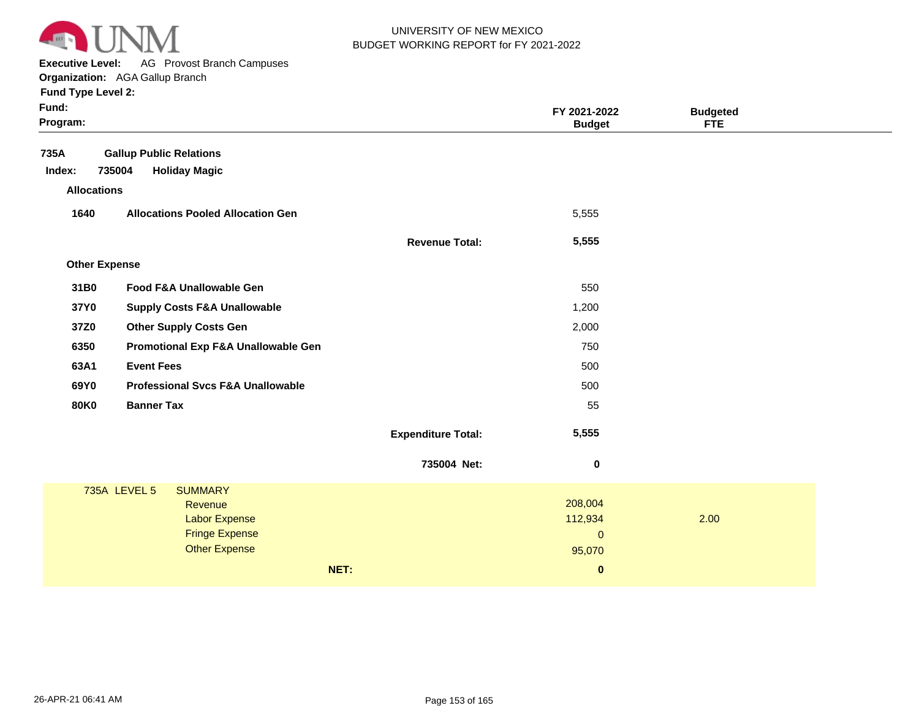UNIVERSITY OF NEW MEXICO
BUDGET WORKING REPORT for FY 2021-2022

**Executive Level:** AG Provost Branch Campuses
**Organization:** AGA Gallup Branch
**Fund Type Level 2:**
**Fund:**
**Program:**

| | | | FY 2021-2022 Budget | Budgeted FTE |
|---|---|---|---|---|
| **735A** | **Gallup Public Relations** | | | |
| **Index: 735004** | **Holiday Magic** | | | |
| **Allocations** | | | | |
| **1640** | **Allocations Pooled Allocation Gen** | | 5,555 | |
| | | **Revenue Total:** | **5,555** | |
| **Other Expense** | | | | |
| **31B0** | **Food F&A Unallowable Gen** | | 550 | |
| **37Y0** | **Supply Costs F&A Unallowable** | | 1,200 | |
| **37Z0** | **Other Supply Costs Gen** | | 2,000 | |
| **6350** | **Promotional Exp F&A Unallowable Gen** | | 750 | |
| **63A1** | **Event Fees** | | 500 | |
| **69Y0** | **Professional Svcs F&A Unallowable** | | 500 | |
| **80K0** | **Banner Tax** | | 55 | |
| | | **Expenditure Total:** | **5,555** | |
| | | **735004 Net:** | **0** | |

| 735A LEVEL 5 | SUMMARY | | |
|---|---|---|---|
| | Revenue | 208,004 | |
| | Labor Expense | 112,934 | 2.00 |
| | Fringe Expense | 0 | |
| | Other Expense | 95,070 | |
| | **NET:** | **0** | |

26-APR-21 06:41 AM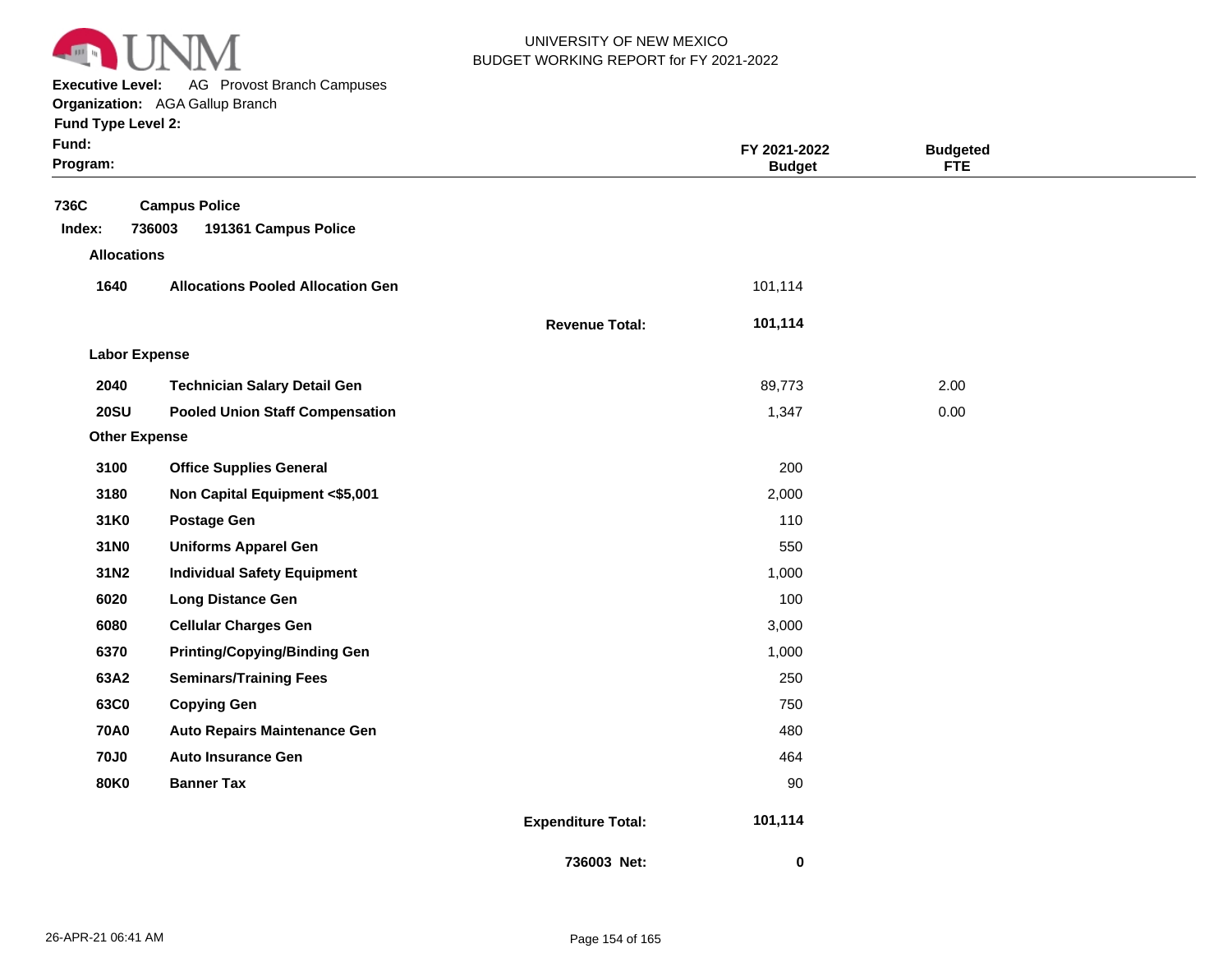UNIVERSITY OF NEW MEXICO
BUDGET WORKING REPORT for FY 2021-2022

**Executive Level:** AG Provost Branch Campuses
**Organization:** AGA Gallup Branch
**Fund Type Level 2:**
**Fund:**
**Program:**

| | | | FY 2021-2022 Budget | Budgeted FTE |
|---|---|---|---|---|
| **736C** | **Campus Police** | | | |
| **Index: 736003** | **191361 Campus Police** | | | |
| **Allocations** | | | | |
| **1640** | **Allocations Pooled Allocation Gen** | | 101,114 | |
| | | **Revenue Total:** | **101,114** | |
| **Labor Expense** | | | | |
| **2040** | **Technician Salary Detail Gen** | | 89,773 | 2.00 |
| **20SU** | **Pooled Union Staff Compensation** | | 1,347 | 0.00 |
| **Other Expense** | | | | |
| **3100** | **Office Supplies General** | | 200 | |
| **3180** | **Non Capital Equipment <$5,001** | | 2,000 | |
| **31K0** | **Postage Gen** | | 110 | |
| **31N0** | **Uniforms Apparel Gen** | | 550 | |
| **31N2** | **Individual Safety Equipment** | | 1,000 | |
| **6020** | **Long Distance Gen** | | 100 | |
| **6080** | **Cellular Charges Gen** | | 3,000 | |
| **6370** | **Printing/Copying/Binding Gen** | | 1,000 | |
| **63A2** | **Seminars/Training Fees** | | 250 | |
| **63C0** | **Copying Gen** | | 750 | |
| **70A0** | **Auto Repairs Maintenance Gen** | | 480 | |
| **70J0** | **Auto Insurance Gen** | | 464 | |
| **80K0** | **Banner Tax** | | 90 | |
| | | **Expenditure Total:** | **101,114** | |
| | | **736003 Net:** | **0** | |

26-APR-21 06:41 AM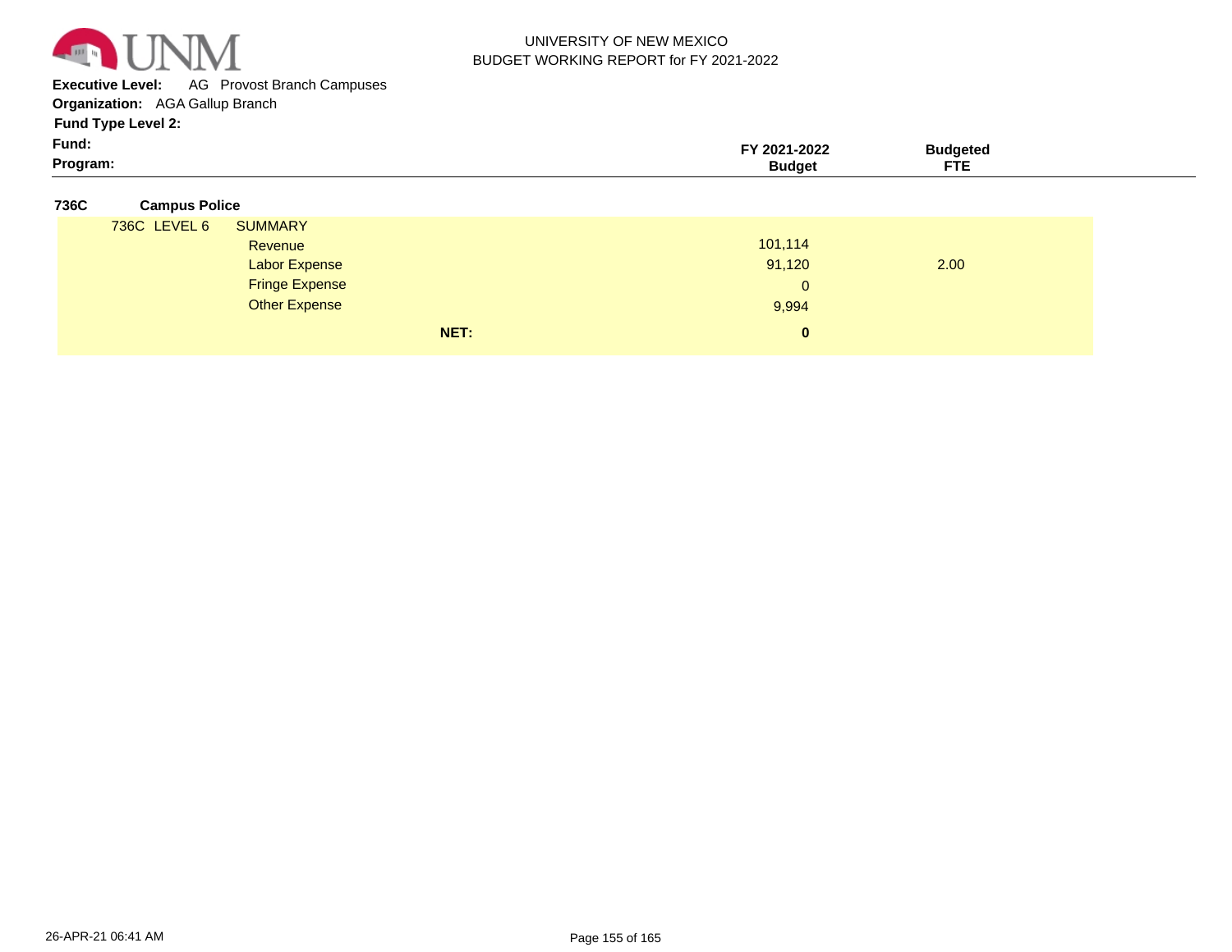UNIVERSITY OF NEW MEXICO
BUDGET WORKING REPORT for FY 2021-2022

**Executive Level:** AG Provost Branch Campuses
**Organization:** AGA Gallup Branch
**Fund Type Level 2:**
**Fund:**
**Program:**

| | | FY 2021-2022 Budget | Budgeted FTE |
|---|---|---|---|
| **736C** | **Campus Police** | | |
| 736C LEVEL 6 | SUMMARY | | |
| | Revenue | 101,114 | |
| | Labor Expense | 91,120 | 2.00 |
| | Fringe Expense | 0 | |
| | Other Expense | 9,994 | |
| | **NET:** | **0** | |

26-APR-21 06:41 AM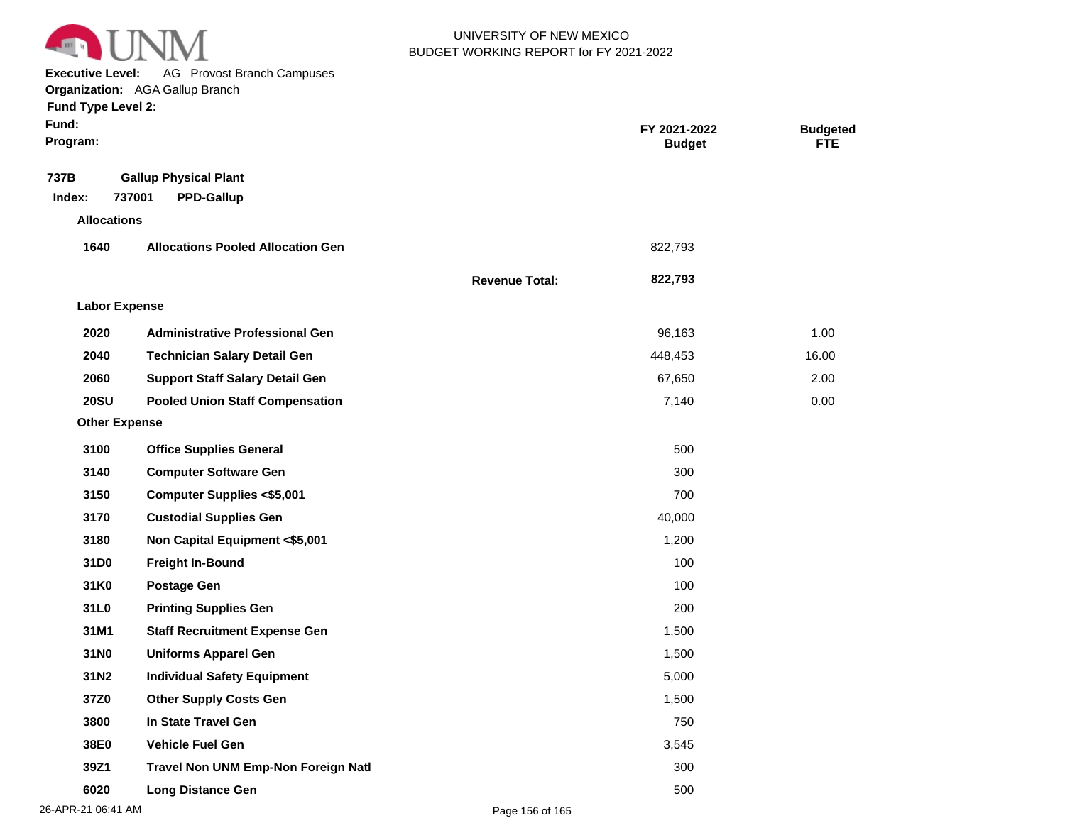UNIVERSITY OF NEW MEXICO
BUDGET WORKING REPORT for FY 2021-2022

**Executive Level:** AG Provost Branch Campuses
**Organization:** AGA Gallup Branch
**Fund Type Level 2:**
**Fund:**
**Program:**

| | | | FY 2021-2022 Budget | Budgeted FTE |
|---|---|---|---|---|
| **737B** | **Gallup Physical Plant** | | | |
| **Index: 737001** | **PPD-Gallup** | | | |
| **Allocations** | | | | |
| **1640** | **Allocations Pooled Allocation Gen** | | 822,793 | |
| | | **Revenue Total:** | **822,793** | |
| **Labor Expense** | | | | |
| **2020** | **Administrative Professional Gen** | | 96,163 | 1.00 |
| **2040** | **Technician Salary Detail Gen** | | 448,453 | 16.00 |
| **2060** | **Support Staff Salary Detail Gen** | | 67,650 | 2.00 |
| **20SU** | **Pooled Union Staff Compensation** | | 7,140 | 0.00 |
| **Other Expense** | | | | |
| **3100** | **Office Supplies General** | | 500 | |
| **3140** | **Computer Software Gen** | | 300 | |
| **3150** | **Computer Supplies <$5,001** | | 700 | |
| **3170** | **Custodial Supplies Gen** | | 40,000 | |
| **3180** | **Non Capital Equipment <$5,001** | | 1,200 | |
| **31D0** | **Freight In-Bound** | | 100 | |
| **31K0** | **Postage Gen** | | 100 | |
| **31L0** | **Printing Supplies Gen** | | 200 | |
| **31M1** | **Staff Recruitment Expense Gen** | | 1,500 | |
| **31N0** | **Uniforms Apparel Gen** | | 1,500 | |
| **31N2** | **Individual Safety Equipment** | | 5,000 | |
| **37Z0** | **Other Supply Costs Gen** | | 1,500 | |
| **3800** | **In State Travel Gen** | | 750 | |
| **38E0** | **Vehicle Fuel Gen** | | 3,545 | |
| **39Z1** | **Travel Non UNM Emp-Non Foreign Natl** | | 300 | |
| **6020** | **Long Distance Gen** | | 500 | |

26-APR-21 06:41 AM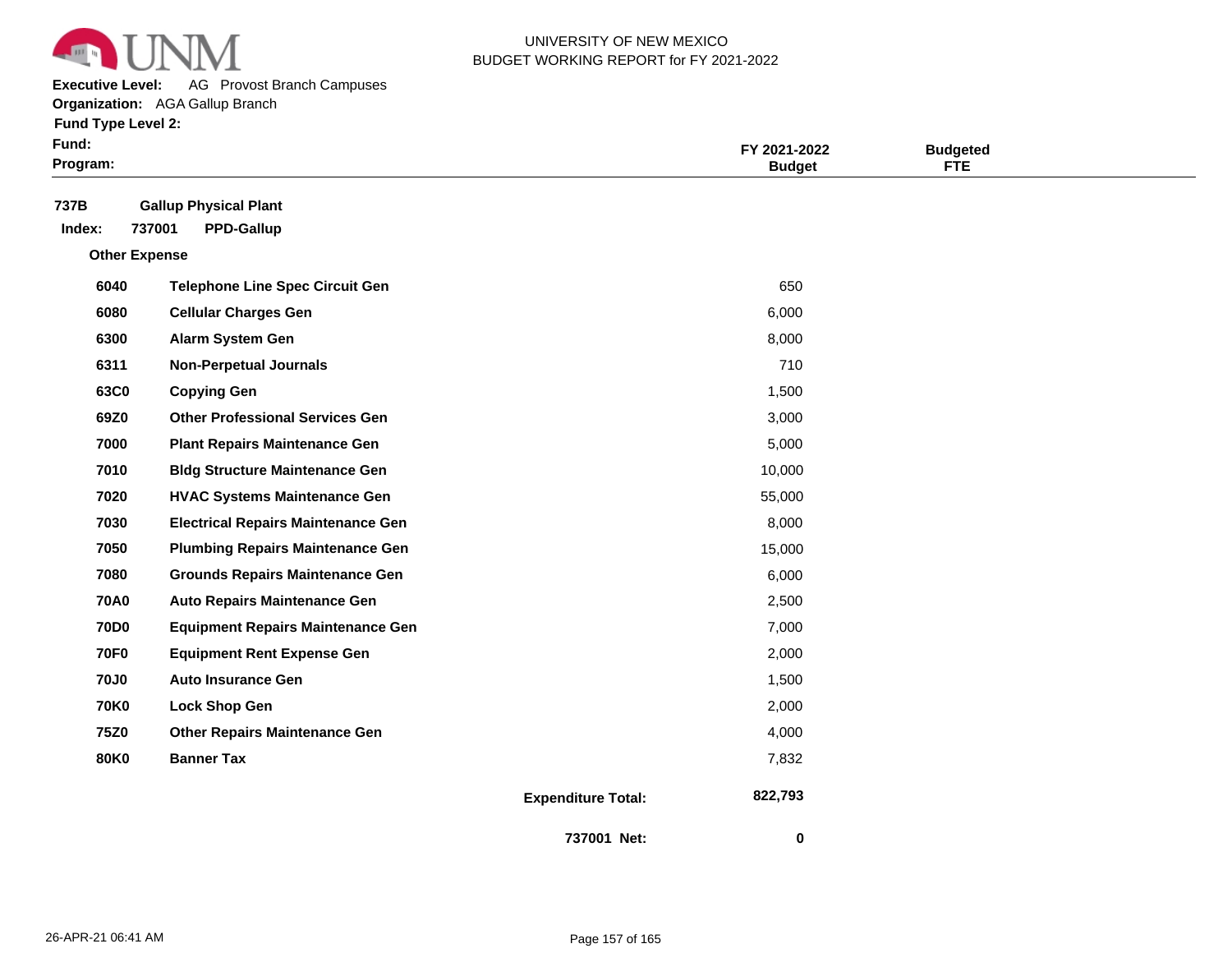UNIVERSITY OF NEW MEXICO
BUDGET WORKING REPORT for FY 2021-2022

**Executive Level:** AG Provost Branch Campuses
**Organization:** AGA Gallup Branch
**Fund Type Level 2:**
**Fund:**
**Program:**

| | | FY 2021-2022 Budget | Budgeted FTE |
|---|---|---|---|
| **737B** | **Gallup Physical Plant** | | |
| **Index: 737001** | **PPD-Gallup** | | |
| **Other Expense** | | | |
| **6040** | **Telephone Line Spec Circuit Gen** | 650 | |
| **6080** | **Cellular Charges Gen** | 6,000 | |
| **6300** | **Alarm System Gen** | 8,000 | |
| **6311** | **Non-Perpetual Journals** | 710 | |
| **63C0** | **Copying Gen** | 1,500 | |
| **69Z0** | **Other Professional Services Gen** | 3,000 | |
| **7000** | **Plant Repairs Maintenance Gen** | 5,000 | |
| **7010** | **Bldg Structure Maintenance Gen** | 10,000 | |
| **7020** | **HVAC Systems Maintenance Gen** | 55,000 | |
| **7030** | **Electrical Repairs Maintenance Gen** | 8,000 | |
| **7050** | **Plumbing Repairs Maintenance Gen** | 15,000 | |
| **7080** | **Grounds Repairs Maintenance Gen** | 6,000 | |
| **70A0** | **Auto Repairs Maintenance Gen** | 2,500 | |
| **70D0** | **Equipment Repairs Maintenance Gen** | 7,000 | |
| **70F0** | **Equipment Rent Expense Gen** | 2,000 | |
| **70J0** | **Auto Insurance Gen** | 1,500 | |
| **70K0** | **Lock Shop Gen** | 2,000 | |
| **75Z0** | **Other Repairs Maintenance Gen** | 4,000 | |
| **80K0** | **Banner Tax** | 7,832 | |
| | **Expenditure Total:** | **822,793** | |
| | **737001 Net:** | **0** | |

26-APR-21 06:41 AM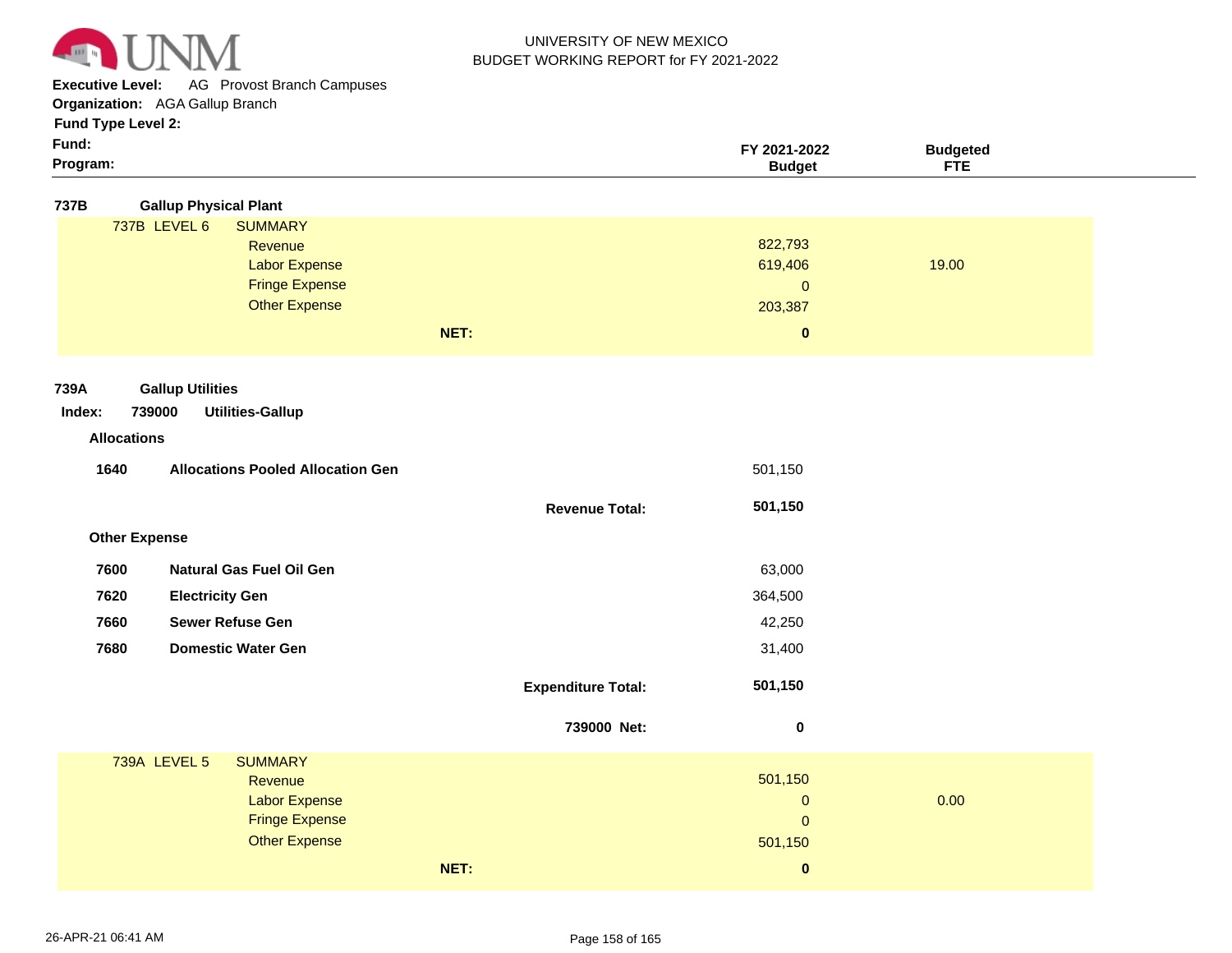UNIVERSITY OF NEW MEXICO
BUDGET WORKING REPORT for FY 2021-2022

**Executive Level:** AG Provost Branch Campuses
**Organization:** AGA Gallup Branch
**Fund Type Level 2:**
**Fund:**
**Program:**

| | | FY 2021-2022 Budget | Budgeted FTE |
|---|---|---|---|

**737B Gallup Physical Plant**

| 737B LEVEL 6 | SUMMARY | FY 2021-2022 Budget | Budgeted FTE |
|---|---|---|---|
| | Revenue | 822,793 | |
| | Labor Expense | 619,406 | 19.00 |
| | Fringe Expense | 0 | |
| | Other Expense | 203,387 | |
| | **NET:** | **0** | |

**739A Gallup Utilities**

**Index: 739000 Utilities-Gallup**

**Allocations**

| Code | Description | FY 2021-2022 Budget |
|---|---|---|
| **1640** | **Allocations Pooled Allocation Gen** | 501,150 |
| | **Revenue Total:** | **501,150** |

**Other Expense**

| Code | Description | FY 2021-2022 Budget |
|---|---|---|
| **7600** | **Natural Gas Fuel Oil Gen** | 63,000 |
| **7620** | **Electricity Gen** | 364,500 |
| **7660** | **Sewer Refuse Gen** | 42,250 |
| **7680** | **Domestic Water Gen** | 31,400 |
| | **Expenditure Total:** | **501,150** |
| | **739000 Net:** | **0** |

| 739A LEVEL 5 | SUMMARY | FY 2021-2022 Budget | Budgeted FTE |
|---|---|---|---|
| | Revenue | 501,150 | |
| | Labor Expense | 0 | 0.00 |
| | Fringe Expense | 0 | |
| | Other Expense | 501,150 | |
| | **NET:** | **0** | |

26-APR-21 06:41 AM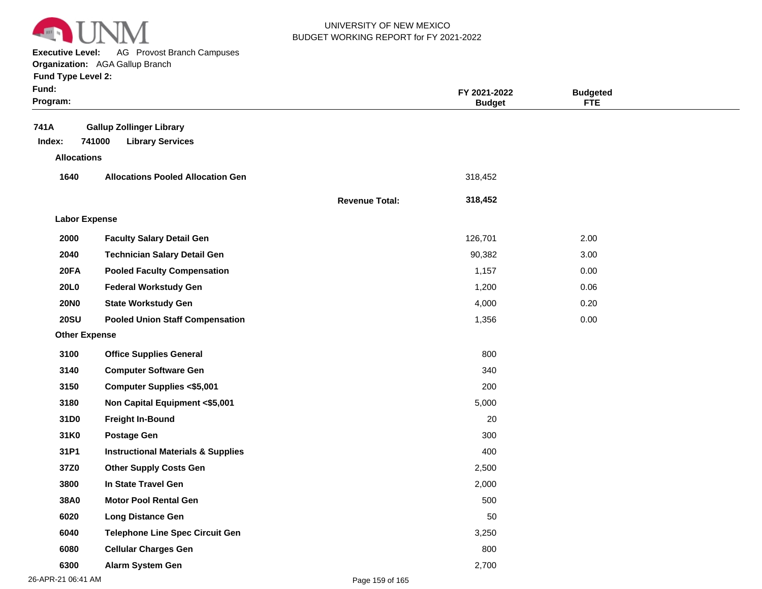UNIVERSITY OF NEW MEXICO
BUDGET WORKING REPORT for FY 2021-2022

**Executive Level:** AG Provost Branch Campuses
**Organization:** AGA Gallup Branch
**Fund Type Level 2:**
**Fund:**
**Program:**

| | | | FY 2021-2022 Budget | Budgeted FTE |
|---|---|---|---|---|
| **741A** | **Gallup Zollinger Library** | | | |
| **Index: 741000** | **Library Services** | | | |
| **Allocations** | | | | |
| **1640** | **Allocations Pooled Allocation Gen** | | 318,452 | |
| | | **Revenue Total:** | **318,452** | |
| **Labor Expense** | | | | |
| **2000** | **Faculty Salary Detail Gen** | | 126,701 | 2.00 |
| **2040** | **Technician Salary Detail Gen** | | 90,382 | 3.00 |
| **20FA** | **Pooled Faculty Compensation** | | 1,157 | 0.00 |
| **20L0** | **Federal Workstudy Gen** | | 1,200 | 0.06 |
| **20N0** | **State Workstudy Gen** | | 4,000 | 0.20 |
| **20SU** | **Pooled Union Staff Compensation** | | 1,356 | 0.00 |
| **Other Expense** | | | | |
| **3100** | **Office Supplies General** | | 800 | |
| **3140** | **Computer Software Gen** | | 340 | |
| **3150** | **Computer Supplies <$5,001** | | 200 | |
| **3180** | **Non Capital Equipment <$5,001** | | 5,000 | |
| **31D0** | **Freight In-Bound** | | 20 | |
| **31K0** | **Postage Gen** | | 300 | |
| **31P1** | **Instructional Materials & Supplies** | | 400 | |
| **37Z0** | **Other Supply Costs Gen** | | 2,500 | |
| **3800** | **In State Travel Gen** | | 2,000 | |
| **38A0** | **Motor Pool Rental Gen** | | 500 | |
| **6020** | **Long Distance Gen** | | 50 | |
| **6040** | **Telephone Line Spec Circuit Gen** | | 3,250 | |
| **6080** | **Cellular Charges Gen** | | 800 | |
| **6300** | **Alarm System Gen** | | 2,700 | |

26-APR-21 06:41 AM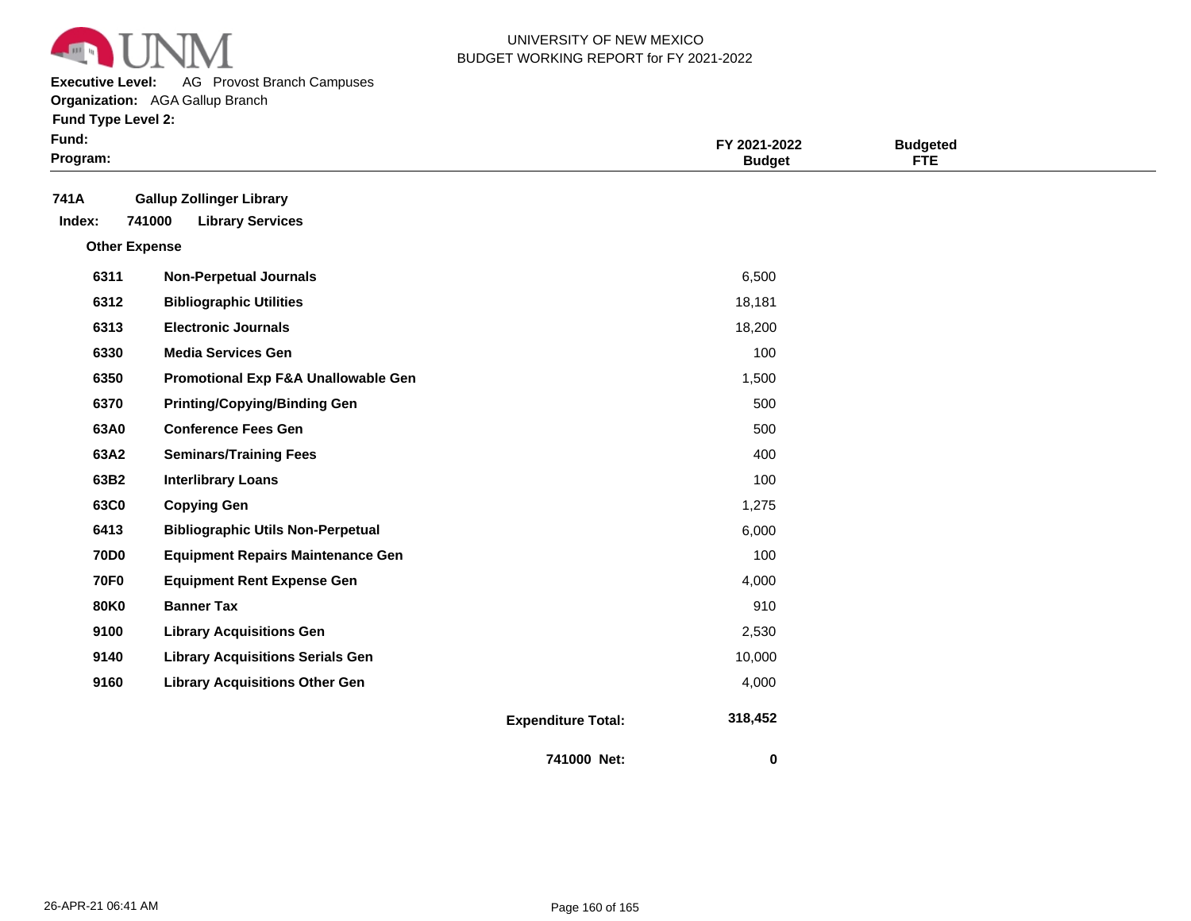UNIVERSITY OF NEW MEXICO
BUDGET WORKING REPORT for FY 2021-2022

**Executive Level:** AG Provost Branch Campuses
**Organization:** AGA Gallup Branch
**Fund Type Level 2:**
**Fund:**
**Program:**

| | | FY 2021-2022 Budget | Budgeted FTE |
|---|---|---|---|
| **741A** | **Gallup Zollinger Library** | | |
| **Index: 741000** | **Library Services** | | |
| **Other Expense** | | | |
| **6311** | **Non-Perpetual Journals** | 6,500 | |
| **6312** | **Bibliographic Utilities** | 18,181 | |
| **6313** | **Electronic Journals** | 18,200 | |
| **6330** | **Media Services Gen** | 100 | |
| **6350** | **Promotional Exp F&A Unallowable Gen** | 1,500 | |
| **6370** | **Printing/Copying/Binding Gen** | 500 | |
| **63A0** | **Conference Fees Gen** | 500 | |
| **63A2** | **Seminars/Training Fees** | 400 | |
| **63B2** | **Interlibrary Loans** | 100 | |
| **63C0** | **Copying Gen** | 1,275 | |
| **6413** | **Bibliographic Utils Non-Perpetual** | 6,000 | |
| **70D0** | **Equipment Repairs Maintenance Gen** | 100 | |
| **70F0** | **Equipment Rent Expense Gen** | 4,000 | |
| **80K0** | **Banner Tax** | 910 | |
| **9100** | **Library Acquisitions Gen** | 2,530 | |
| **9140** | **Library Acquisitions Serials Gen** | 10,000 | |
| **9160** | **Library Acquisitions Other Gen** | 4,000 | |
| | **Expenditure Total:** | **318,452** | |
| | **741000 Net:** | **0** | |

26-APR-21 06:41 AM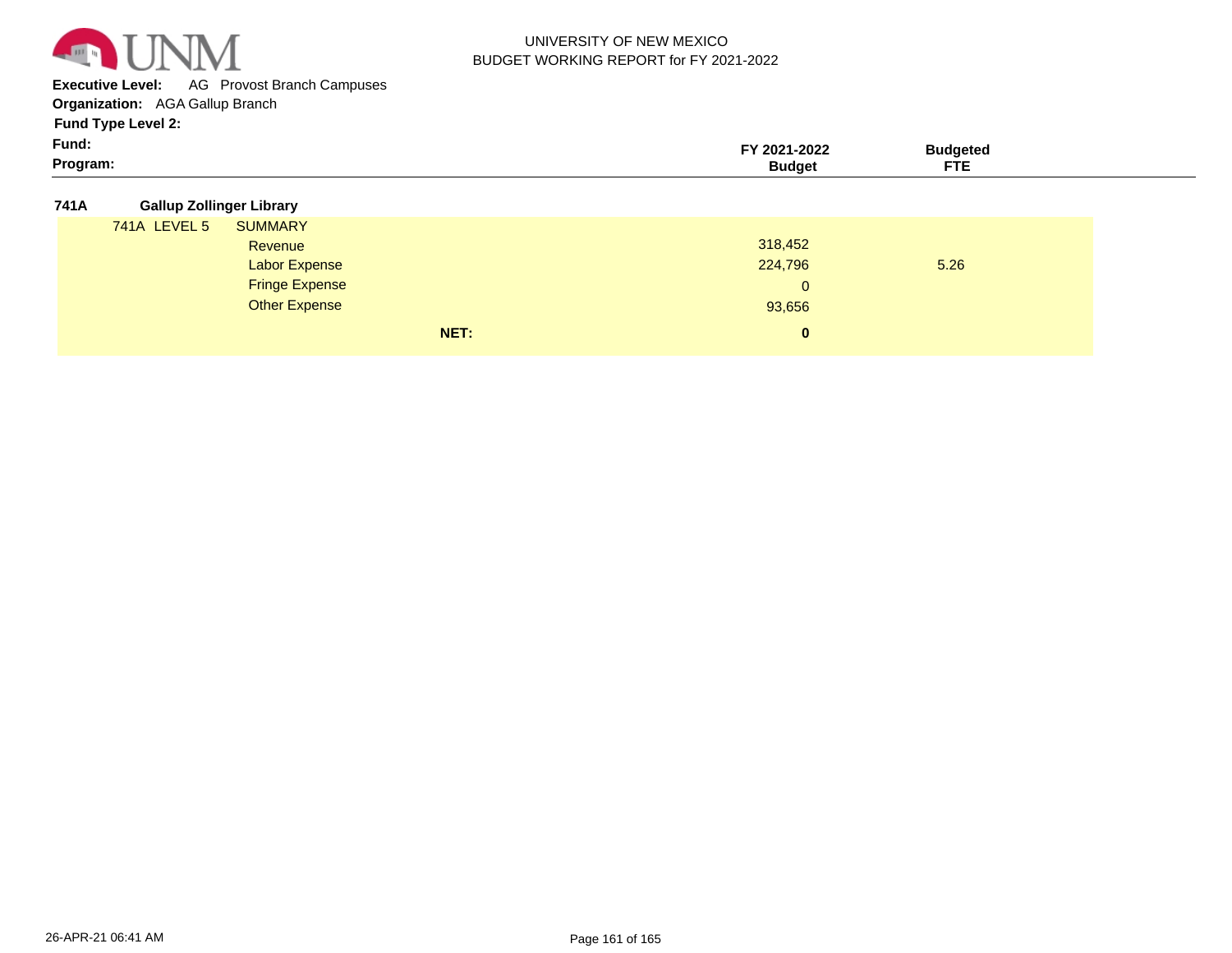UNIVERSITY OF NEW MEXICO
BUDGET WORKING REPORT for FY 2021-2022

**Executive Level:** AG Provost Branch Campuses
**Organization:** AGA Gallup Branch
**Fund Type Level 2:**
**Fund:**
**Program:**

| | | FY 2021-2022 Budget | Budgeted FTE |
|---|---|---|---|
| **741A** | **Gallup Zollinger Library** | | |
| 741A LEVEL 5 | SUMMARY | | |
| | Revenue | 318,452 | |
| | Labor Expense | 224,796 | 5.26 |
| | Fringe Expense | 0 | |
| | Other Expense | 93,656 | |
| | **NET:** | **0** | |

26-APR-21 06:41 AM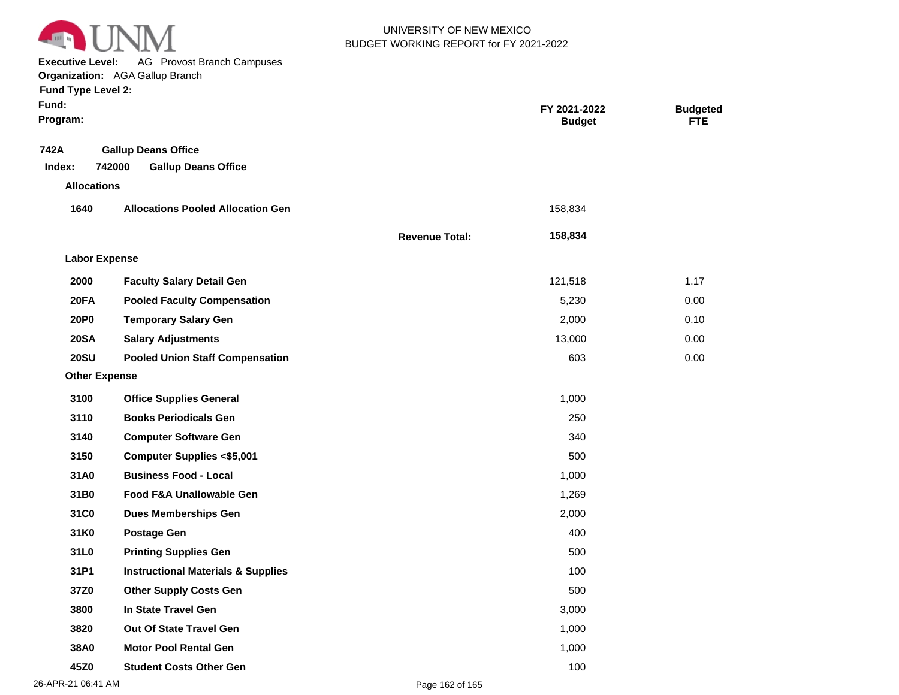UNIVERSITY OF NEW MEXICO
BUDGET WORKING REPORT for FY 2021-2022

**Executive Level:** AG Provost Branch Campuses
**Organization:** AGA Gallup Branch
**Fund Type Level 2:**
**Fund:**
**Program:**

| | | | FY 2021-2022 Budget | Budgeted FTE |
|---|---|---|---|---|
| **742A** | **Gallup Deans Office** | | | |
| **Index: 742000** | **Gallup Deans Office** | | | |
| **Allocations** | | | | |
| **1640** | **Allocations Pooled Allocation Gen** | | 158,834 | |
| | | **Revenue Total:** | **158,834** | |
| **Labor Expense** | | | | |
| **2000** | **Faculty Salary Detail Gen** | | 121,518 | 1.17 |
| **20FA** | **Pooled Faculty Compensation** | | 5,230 | 0.00 |
| **20P0** | **Temporary Salary Gen** | | 2,000 | 0.10 |
| **20SA** | **Salary Adjustments** | | 13,000 | 0.00 |
| **20SU** | **Pooled Union Staff Compensation** | | 603 | 0.00 |
| **Other Expense** | | | | |
| **3100** | **Office Supplies General** | | 1,000 | |
| **3110** | **Books Periodicals Gen** | | 250 | |
| **3140** | **Computer Software Gen** | | 340 | |
| **3150** | **Computer Supplies <$5,001** | | 500 | |
| **31A0** | **Business Food - Local** | | 1,000 | |
| **31B0** | **Food F&A Unallowable Gen** | | 1,269 | |
| **31C0** | **Dues Memberships Gen** | | 2,000 | |
| **31K0** | **Postage Gen** | | 400 | |
| **31L0** | **Printing Supplies Gen** | | 500 | |
| **31P1** | **Instructional Materials & Supplies** | | 100 | |
| **37Z0** | **Other Supply Costs Gen** | | 500 | |
| **3800** | **In State Travel Gen** | | 3,000 | |
| **3820** | **Out Of State Travel Gen** | | 1,000 | |
| **38A0** | **Motor Pool Rental Gen** | | 1,000 | |
| **45Z0** | **Student Costs Other Gen** | | 100 | |

26-APR-21 06:41 AM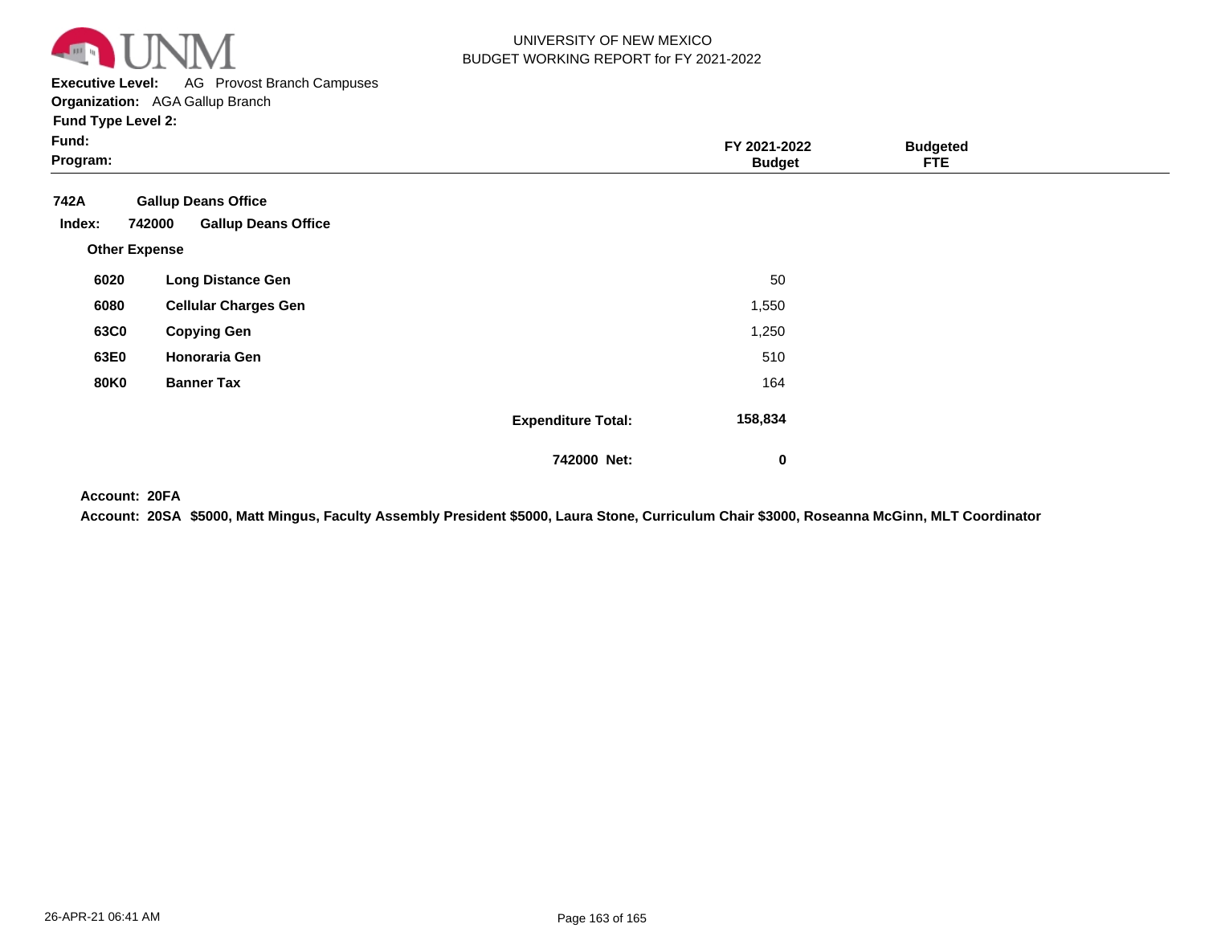UNIVERSITY OF NEW MEXICO
BUDGET WORKING REPORT for FY 2021-2022

**Executive Level:** AG Provost Branch Campuses
**Organization:** AGA Gallup Branch
**Fund Type Level 2:**
**Fund:**
**Program:**

| | | FY 2021-2022 Budget | Budgeted FTE |
|---|---|---|---|
| **742A** | **Gallup Deans Office** | | |
| **Index: 742000** | **Gallup Deans Office** | | |
| **Other Expense** | | | |
| **6020** | **Long Distance Gen** | 50 | |
| **6080** | **Cellular Charges Gen** | 1,550 | |
| **63C0** | **Copying Gen** | 1,250 | |
| **63E0** | **Honoraria Gen** | 510 | |
| **80K0** | **Banner Tax** | 164 | |
| | **Expenditure Total:** | **158,834** | |
| | **742000 Net:** | **0** | |

**Account: 20FA**

**Account: 20SA $5000, Matt Mingus, Faculty Assembly President $5000, Laura Stone, Curriculum Chair $3000, Roseanna McGinn, MLT Coordinator**

26-APR-21 06:41 AM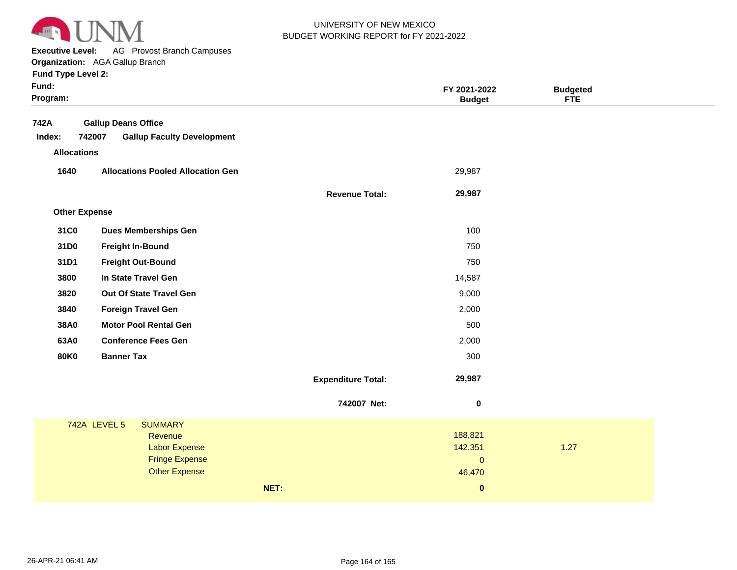UNIVERSITY OF NEW MEXICO
BUDGET WORKING REPORT for FY 2021-2022

**Executive Level:** AG Provost Branch Campuses
**Organization:** AGA Gallup Branch
**Fund Type Level 2:**
**Fund:**
**Program:**

| | | | FY 2021-2022 Budget | Budgeted FTE |
|---|---|---|---|---|
| **742A** | **Gallup Deans Office** | | | |
| **Index: 742007** | **Gallup Faculty Development** | | | |
| **Allocations** | | | | |
| **1640** | **Allocations Pooled Allocation Gen** | | 29,987 | |
| | | **Revenue Total:** | **29,987** | |
| **Other Expense** | | | | |
| **31C0** | **Dues Memberships Gen** | | 100 | |
| **31D0** | **Freight In-Bound** | | 750 | |
| **31D1** | **Freight Out-Bound** | | 750 | |
| **3800** | **In State Travel Gen** | | 14,587 | |
| **3820** | **Out Of State Travel Gen** | | 9,000 | |
| **3840** | **Foreign Travel Gen** | | 2,000 | |
| **38A0** | **Motor Pool Rental Gen** | | 500 | |
| **63A0** | **Conference Fees Gen** | | 2,000 | |
| **80K0** | **Banner Tax** | | 300 | |
| | | **Expenditure Total:** | **29,987** | |
| | | **742007 Net:** | **0** | |

| 742A LEVEL 5 | SUMMARY | | |
|---|---|---|---|
| | Revenue | 188,821 | |
| | Labor Expense | 142,351 | 1.27 |
| | Fringe Expense | 0 | |
| | Other Expense | 46,470 | |
| | **NET:** | **0** | |

26-APR-21 06:41 AM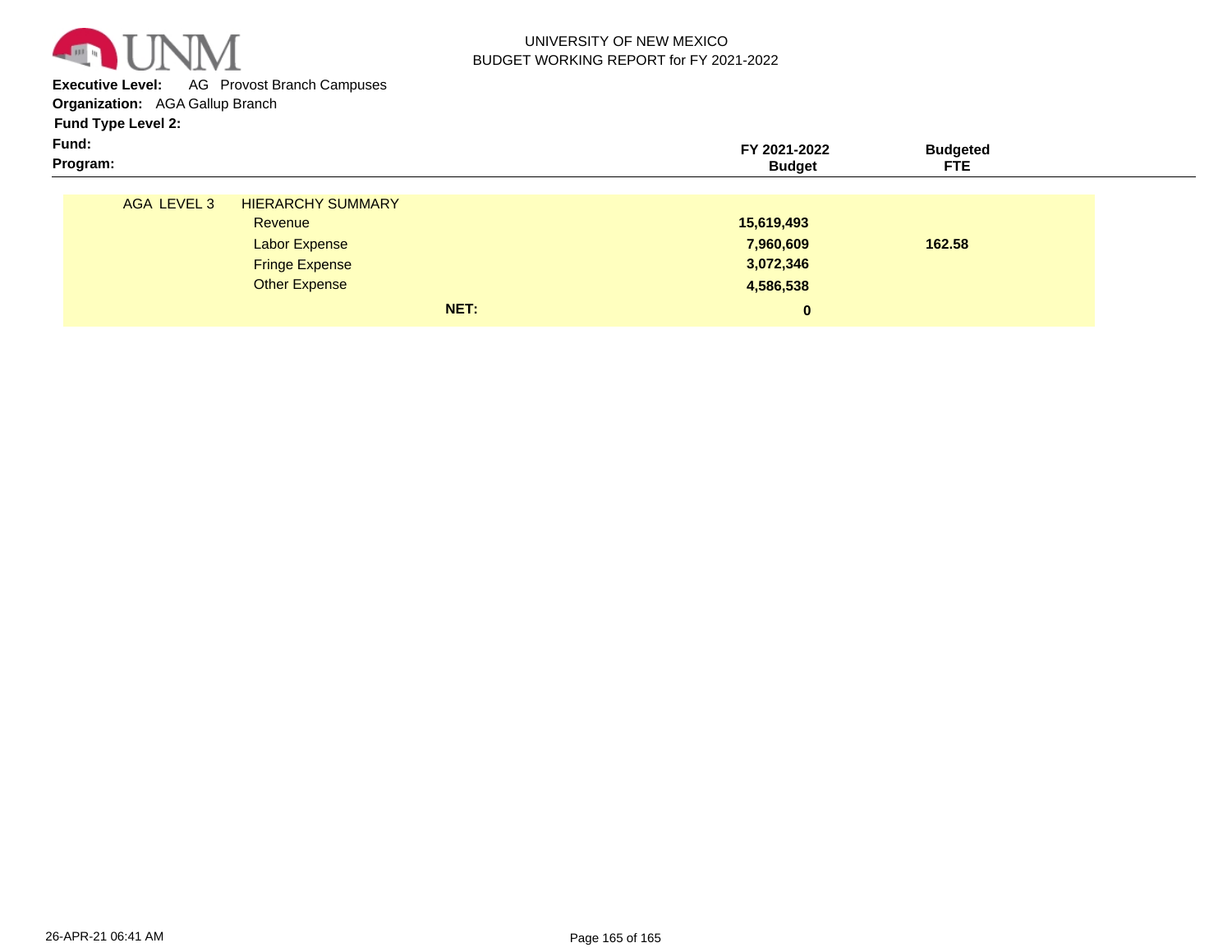UNIVERSITY OF NEW MEXICO
BUDGET WORKING REPORT for FY 2021-2022

**Executive Level:** AG Provost Branch Campuses
**Organization:** AGA Gallup Branch
**Fund Type Level 2:**
**Fund:**
**Program:**

| | | FY 2021-2022 Budget | Budgeted FTE |
|---|---|---|---|
| AGA LEVEL 3 | HIERARCHY SUMMARY | | |
| | Revenue | 15,619,493 | |
| | Labor Expense | 7,960,609 | 162.58 |
| | Fringe Expense | 3,072,346 | |
| | Other Expense | 4,586,538 | |
| | NET: | 0 | |

26-APR-21 06:41 AM